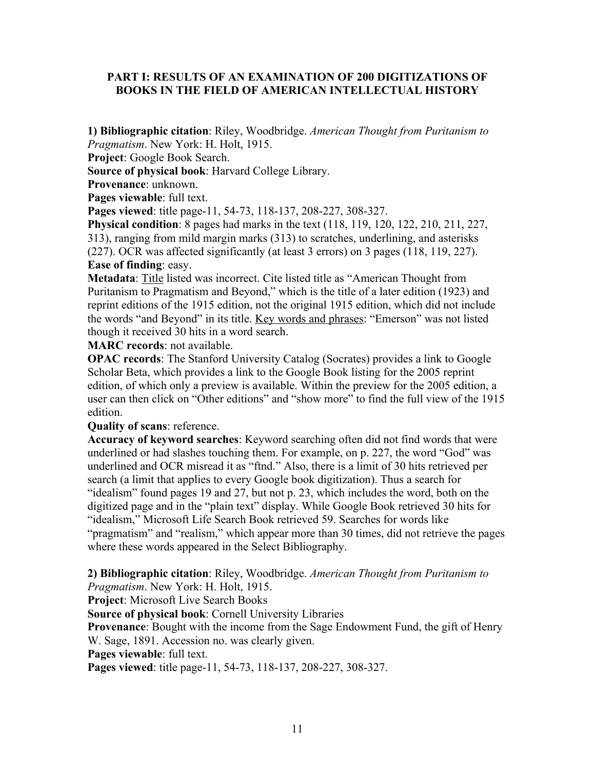## PART I: RESULTS OF AN EXAMINATION OF 200 DIGITIZATIONS OF BOOKS IN THE FIELD OF AMERICAN INTELLECTUAL HISTORY

**1) Bibliographic citation**: Riley, Woodbridge. *American Thought from Puritanism to Pragmatism*. New York: H. Holt, 1915.
**Project**: Google Book Search.
**Source of physical book**: Harvard College Library.
**Provenance**: unknown.
**Pages viewable**: full text.
**Pages viewed**: title page-11, 54-73, 118-137, 208-227, 308-327.
**Physical condition**: 8 pages had marks in the text (118, 119, 120, 122, 210, 211, 227, 313), ranging from mild margin marks (313) to scratches, underlining, and asterisks (227). OCR was affected significantly (at least 3 errors) on 3 pages (118, 119, 227).
**Ease of finding**: easy.
**Metadata**: <u>Title</u> listed was incorrect. Cite listed title as "American Thought from Puritanism to Pragmatism and Beyond," which is the title of a later edition (1923) and reprint editions of the 1915 edition, not the original 1915 edition, which did not include the words "and Beyond" in its title. <u>Key words and phrases</u>: "Emerson" was not listed though it received 30 hits in a word search.
**MARC records**: not available.
**OPAC records**: The Stanford University Catalog (Socrates) provides a link to Google Scholar Beta, which provides a link to the Google Book listing for the 2005 reprint edition, of which only a preview is available. Within the preview for the 2005 edition, a user can then click on "Other editions" and "show more" to find the full view of the 1915 edition.
**Quality of scans**: reference.
**Accuracy of keyword searches**: Keyword searching often did not find words that were underlined or had slashes touching them. For example, on p. 227, the word "God" was underlined and OCR misread it as "ftnd." Also, there is a limit of 30 hits retrieved per search (a limit that applies to every Google book digitization). Thus a search for "idealism" found pages 19 and 27, but not p. 23, which includes the word, both on the digitized page and in the "plain text" display. While Google Book retrieved 30 hits for "idealism," Microsoft Life Search Book retrieved 59. Searches for words like "pragmatism" and "realism," which appear more than 30 times, did not retrieve the pages where these words appeared in the Select Bibliography.

**2) Bibliographic citation**: Riley, Woodbridge. *American Thought from Puritanism to Pragmatism*. New York: H. Holt, 1915.
**Project**: Microsoft Live Search Books
**Source of physical book**: Cornell University Libraries
**Provenance**: Bought with the income from the Sage Endowment Fund, the gift of Henry W. Sage, 1891. Accession no. was clearly given.
**Pages viewable**: full text.
**Pages viewed**: title page-11, 54-73, 118-137, 208-227, 308-327.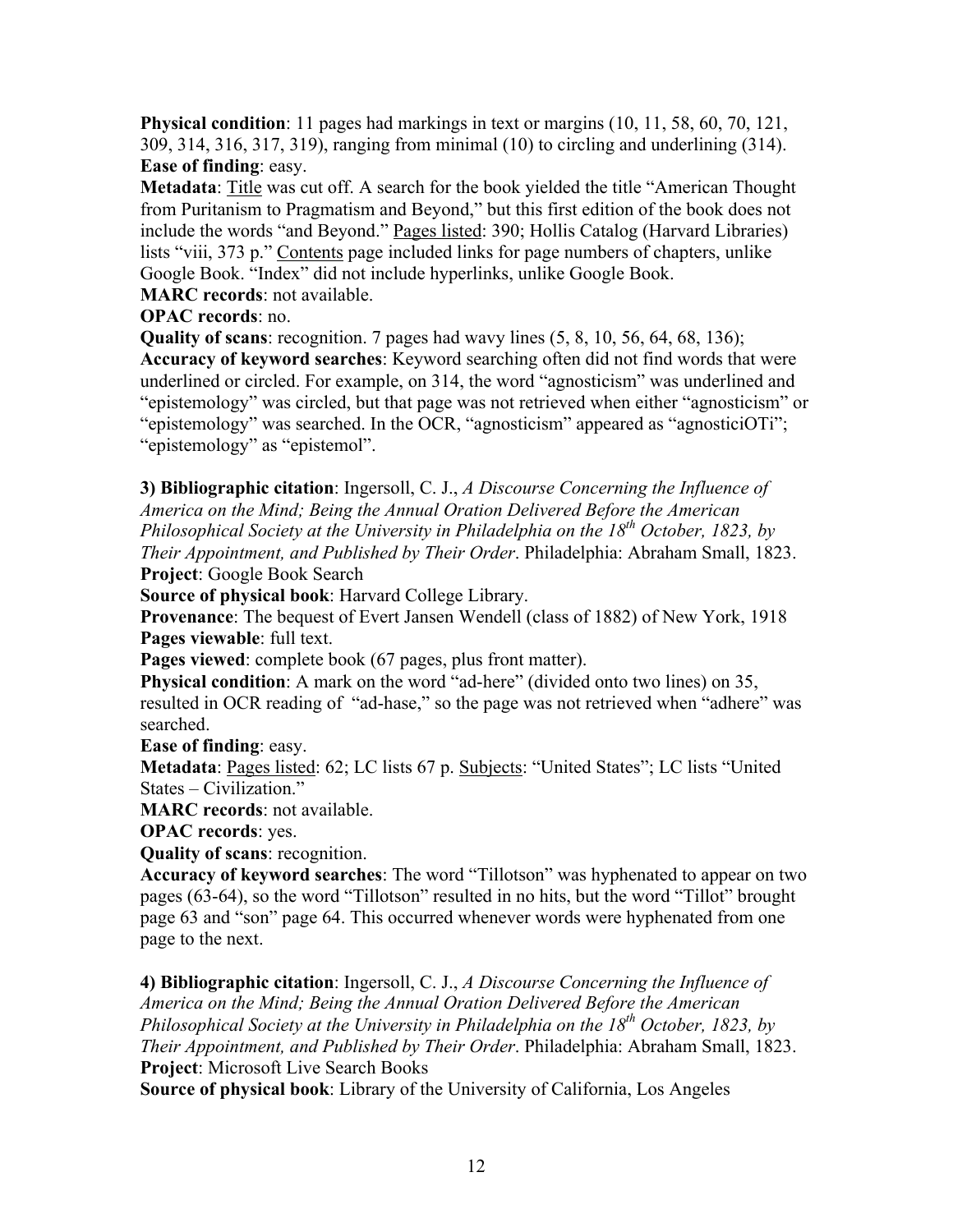**Physical condition**: 11 pages had markings in text or margins (10, 11, 58, 60, 70, 121, 309, 314, 316, 317, 319), ranging from minimal (10) to circling and underlining (314).
**Ease of finding**: easy.
**Metadata**: <u>Title</u> was cut off. A search for the book yielded the title "American Thought from Puritanism to Pragmatism and Beyond," but this first edition of the book does not include the words "and Beyond." <u>Pages listed</u>: 390; Hollis Catalog (Harvard Libraries) lists "viii, 373 p." <u>Contents</u> page included links for page numbers of chapters, unlike Google Book. "Index" did not include hyperlinks, unlike Google Book.
**MARC records**: not available.
**OPAC records**: no.
**Quality of scans**: recognition. 7 pages had wavy lines (5, 8, 10, 56, 64, 68, 136);
**Accuracy of keyword searches**: Keyword searching often did not find words that were underlined or circled. For example, on 314, the word "agnosticism" was underlined and "epistemology" was circled, but that page was not retrieved when either "agnosticism" or "epistemology" was searched. In the OCR, "agnosticism" appeared as "agnosticiOTi"; "epistemology" as "epistemol".

**3) Bibliographic citation**: Ingersoll, C. J., *A Discourse Concerning the Influence of America on the Mind; Being the Annual Oration Delivered Before the American Philosophical Society at the University in Philadelphia on the 18th October, 1823, by Their Appointment, and Published by Their Order*. Philadelphia: Abraham Small, 1823.
**Project**: Google Book Search
**Source of physical book**: Harvard College Library.
**Provenance**: The bequest of Evert Jansen Wendell (class of 1882) of New York, 1918
**Pages viewable**: full text.
**Pages viewed**: complete book (67 pages, plus front matter).
**Physical condition**: A mark on the word "ad-here" (divided onto two lines) on 35, resulted in OCR reading of "ad-hase," so the page was not retrieved when "adhere" was searched.
**Ease of finding**: easy.
**Metadata**: <u>Pages listed</u>: 62; LC lists 67 p. <u>Subjects</u>: "United States"; LC lists "United States – Civilization."
**MARC records**: not available.
**OPAC records**: yes.
**Quality of scans**: recognition.
**Accuracy of keyword searches**: The word "Tillotson" was hyphenated to appear on two pages (63-64), so the word "Tillotson" resulted in no hits, but the word "Tillot" brought page 63 and "son" page 64. This occurred whenever words were hyphenated from one page to the next.

**4) Bibliographic citation**: Ingersoll, C. J., *A Discourse Concerning the Influence of America on the Mind; Being the Annual Oration Delivered Before the American Philosophical Society at the University in Philadelphia on the 18th October, 1823, by Their Appointment, and Published by Their Order*. Philadelphia: Abraham Small, 1823.
**Project**: Microsoft Live Search Books
**Source of physical book**: Library of the University of California, Los Angeles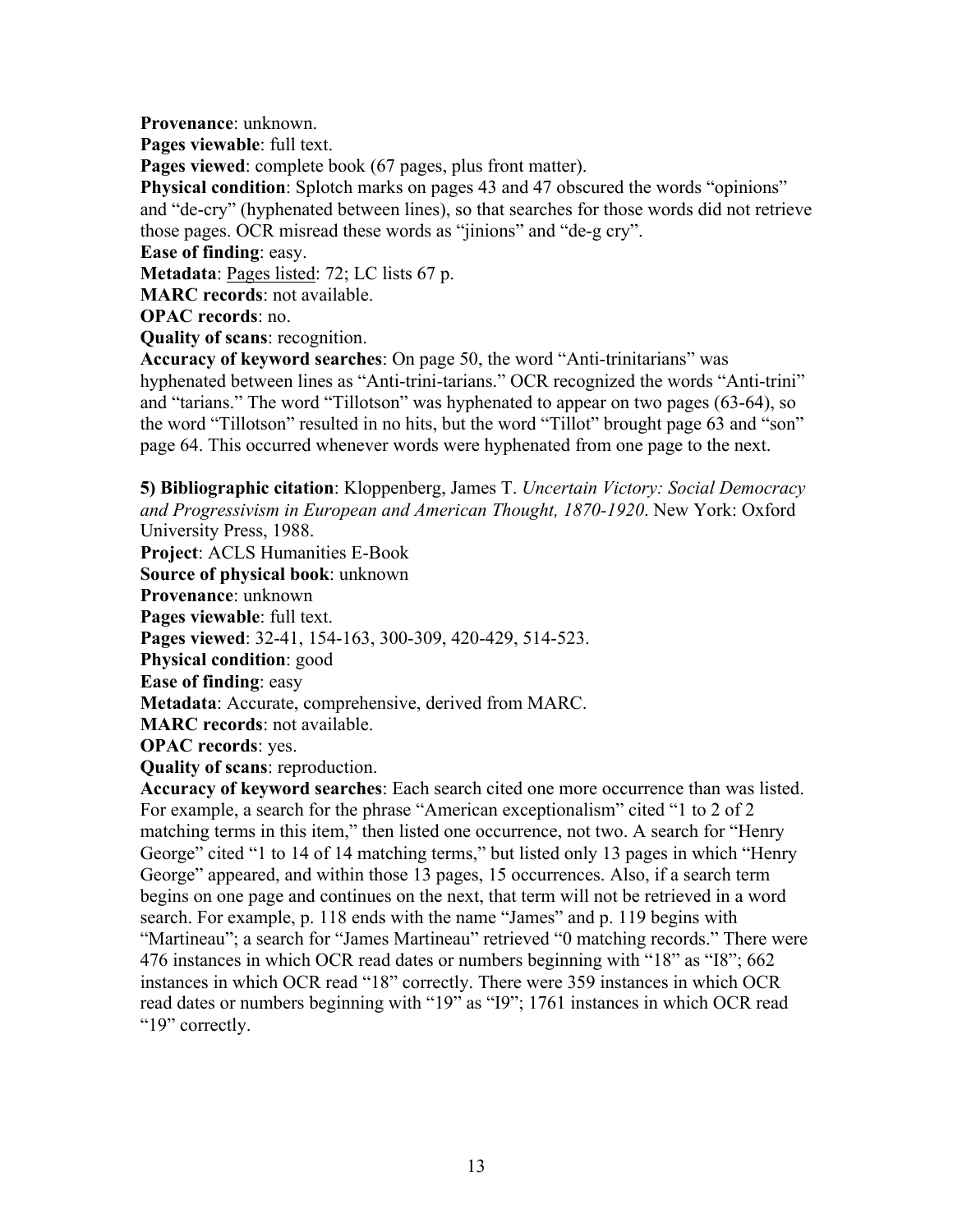**Provenance**: unknown.
**Pages viewable**: full text.
**Pages viewed**: complete book (67 pages, plus front matter).
**Physical condition**: Splotch marks on pages 43 and 47 obscured the words "opinions" and "de-cry" (hyphenated between lines), so that searches for those words did not retrieve those pages. OCR misread these words as "jinions" and "de-g cry".
**Ease of finding**: easy.
**Metadata**: Pages listed: 72; LC lists 67 p.
**MARC records**: not available.
**OPAC records**: no.
**Quality of scans**: recognition.
**Accuracy of keyword searches**: On page 50, the word "Anti-trinitarians" was hyphenated between lines as "Anti-trini-tarians." OCR recognized the words "Anti-trini" and "tarians." The word "Tillotson" was hyphenated to appear on two pages (63-64), so the word "Tillotson" resulted in no hits, but the word "Tillot" brought page 63 and "son" page 64. This occurred whenever words were hyphenated from one page to the next.

**5) Bibliographic citation**: Kloppenberg, James T. *Uncertain Victory: Social Democracy and Progressivism in European and American Thought, 1870-1920*. New York: Oxford University Press, 1988.
**Project**: ACLS Humanities E-Book
**Source of physical book**: unknown
**Provenance**: unknown
**Pages viewable**: full text.
**Pages viewed**: 32-41, 154-163, 300-309, 420-429, 514-523.
**Physical condition**: good
**Ease of finding**: easy
**Metadata**: Accurate, comprehensive, derived from MARC.
**MARC records**: not available.
**OPAC records**: yes.
**Quality of scans**: reproduction.
**Accuracy of keyword searches**: Each search cited one more occurrence than was listed. For example, a search for the phrase "American exceptionalism" cited "1 to 2 of 2 matching terms in this item," then listed one occurrence, not two. A search for "Henry George" cited "1 to 14 of 14 matching terms," but listed only 13 pages in which "Henry George" appeared, and within those 13 pages, 15 occurrences. Also, if a search term begins on one page and continues on the next, that term will not be retrieved in a word search. For example, p. 118 ends with the name "James" and p. 119 begins with "Martineau"; a search for "James Martineau" retrieved "0 matching records." There were 476 instances in which OCR read dates or numbers beginning with "18" as "I8"; 662 instances in which OCR read "18" correctly. There were 359 instances in which OCR read dates or numbers beginning with "19" as "I9"; 1761 instances in which OCR read "19" correctly.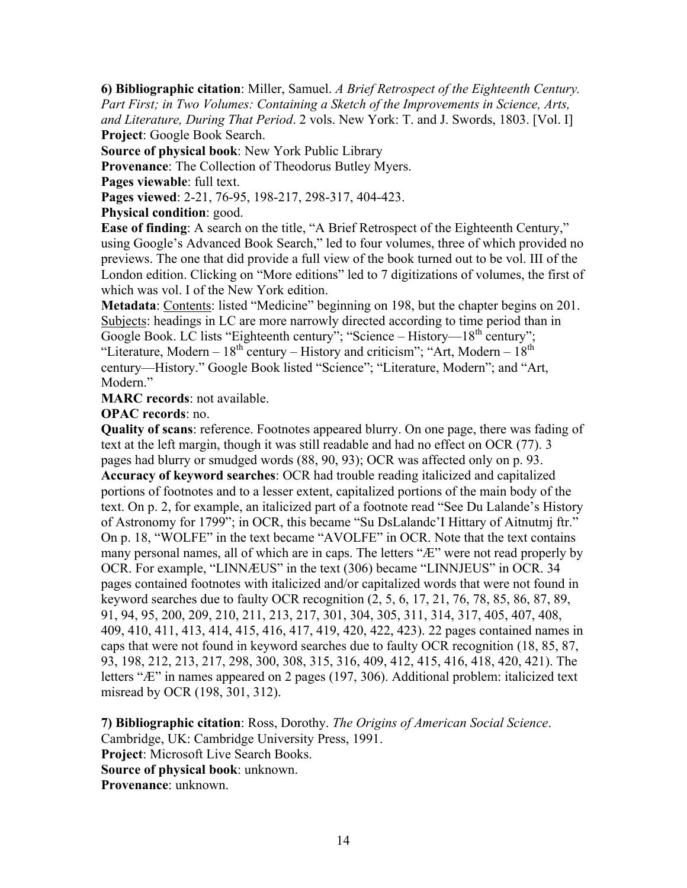**6) Bibliographic citation**: Miller, Samuel. *A Brief Retrospect of the Eighteenth Century. Part First; in Two Volumes: Containing a Sketch of the Improvements in Science, Arts, and Literature, During That Period*. 2 vols. New York: T. and J. Swords, 1803. [Vol. I]
**Project**: Google Book Search.
**Source of physical book**: New York Public Library
**Provenance**: The Collection of Theodorus Butley Myers.
**Pages viewable**: full text.
**Pages viewed**: 2-21, 76-95, 198-217, 298-317, 404-423.
**Physical condition**: good.
**Ease of finding**: A search on the title, "A Brief Retrospect of the Eighteenth Century," using Google's Advanced Book Search," led to four volumes, three of which provided no previews. The one that did provide a full view of the book turned out to be vol. III of the London edition. Clicking on "More editions" led to 7 digitizations of volumes, the first of which was vol. I of the New York edition.
**Metadata**: Contents: listed "Medicine" beginning on 198, but the chapter begins on 201. Subjects: headings in LC are more narrowly directed according to time period than in Google Book. LC lists "Eighteenth century"; "Science – History—18th century"; "Literature, Modern – 18th century – History and criticism"; "Art, Modern – 18th century—History." Google Book listed "Science"; "Literature, Modern"; and "Art, Modern."
**MARC records**: not available.
**OPAC records**: no.
**Quality of scans**: reference. Footnotes appeared blurry. On one page, there was fading of text at the left margin, though it was still readable and had no effect on OCR (77). 3 pages had blurry or smudged words (88, 90, 93); OCR was affected only on p. 93.
**Accuracy of keyword searches**: OCR had trouble reading italicized and capitalized portions of footnotes and to a lesser extent, capitalized portions of the main body of the text. On p. 2, for example, an italicized part of a footnote read "See Du Lalande's History of Astronomy for 1799"; in OCR, this became "Su DsLalandc'I Hittary of Aitnutmj ftr." On p. 18, "WOLFE" in the text became "AVOLFE" in OCR. Note that the text contains many personal names, all of which are in caps. The letters "Æ" were not read properly by OCR. For example, "LINNÆUS" in the text (306) became "LINNJEUS" in OCR. 34 pages contained footnotes with italicized and/or capitalized words that were not found in keyword searches due to faulty OCR recognition (2, 5, 6, 17, 21, 76, 78, 85, 86, 87, 89, 91, 94, 95, 200, 209, 210, 211, 213, 217, 301, 304, 305, 311, 314, 317, 405, 407, 408, 409, 410, 411, 413, 414, 415, 416, 417, 419, 420, 422, 423). 22 pages contained names in caps that were not found in keyword searches due to faulty OCR recognition (18, 85, 87, 93, 198, 212, 213, 217, 298, 300, 308, 315, 316, 409, 412, 415, 416, 418, 420, 421). The letters "Æ" in names appeared on 2 pages (197, 306). Additional problem: italicized text misread by OCR (198, 301, 312).

**7) Bibliographic citation**: Ross, Dorothy. *The Origins of American Social Science*. Cambridge, UK: Cambridge University Press, 1991.
**Project**: Microsoft Live Search Books.
**Source of physical book**: unknown.
**Provenance**: unknown.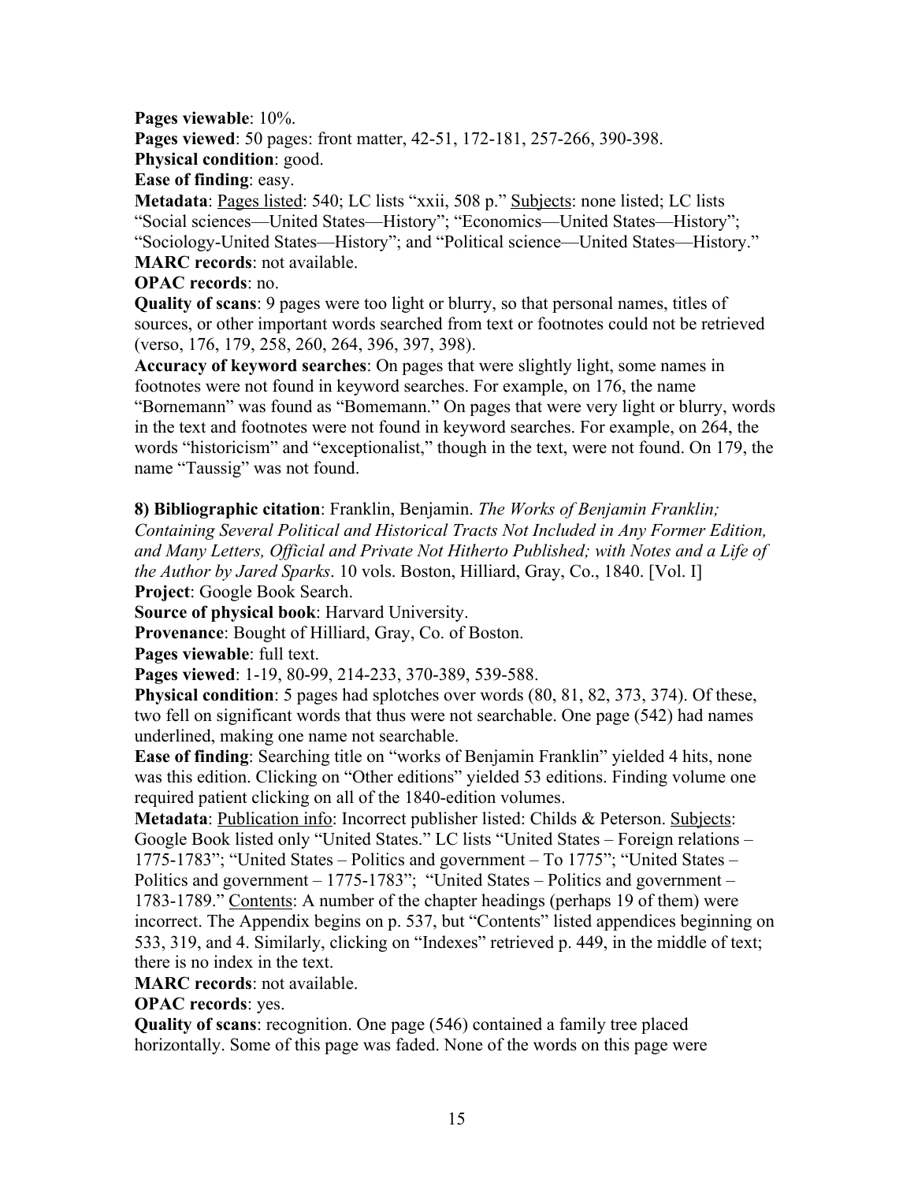**Pages viewable**: 10%.
**Pages viewed**: 50 pages: front matter, 42-51, 172-181, 257-266, 390-398.
**Physical condition**: good.
**Ease of finding**: easy.
**Metadata**: Pages listed: 540; LC lists "xxii, 508 p." Subjects: none listed; LC lists "Social sciences—United States—History"; "Economics—United States—History"; "Sociology-United States—History"; and "Political science—United States—History."
**MARC records**: not available.
**OPAC records**: no.
**Quality of scans**: 9 pages were too light or blurry, so that personal names, titles of sources, or other important words searched from text or footnotes could not be retrieved (verso, 176, 179, 258, 260, 264, 396, 397, 398).
**Accuracy of keyword searches**: On pages that were slightly light, some names in footnotes were not found in keyword searches. For example, on 176, the name "Bornemann" was found as "Bomemann." On pages that were very light or blurry, words in the text and footnotes were not found in keyword searches. For example, on 264, the words "historicism" and "exceptionalist," though in the text, were not found. On 179, the name "Taussig" was not found.

**8) Bibliographic citation**: Franklin, Benjamin. *The Works of Benjamin Franklin; Containing Several Political and Historical Tracts Not Included in Any Former Edition, and Many Letters, Official and Private Not Hitherto Published; with Notes and a Life of the Author by Jared Sparks*. 10 vols. Boston, Hilliard, Gray, Co., 1840. [Vol. I]
**Project**: Google Book Search.
**Source of physical book**: Harvard University.
**Provenance**: Bought of Hilliard, Gray, Co. of Boston.
**Pages viewable**: full text.
**Pages viewed**: 1-19, 80-99, 214-233, 370-389, 539-588.
**Physical condition**: 5 pages had splotches over words (80, 81, 82, 373, 374). Of these, two fell on significant words that thus were not searchable. One page (542) had names underlined, making one name not searchable.
**Ease of finding**: Searching title on "works of Benjamin Franklin" yielded 4 hits, none was this edition. Clicking on "Other editions" yielded 53 editions. Finding volume one required patient clicking on all of the 1840-edition volumes.
**Metadata**: Publication info: Incorrect publisher listed: Childs & Peterson. Subjects: Google Book listed only "United States." LC lists "United States – Foreign relations – 1775-1783"; "United States – Politics and government – To 1775"; "United States – Politics and government – 1775-1783"; "United States – Politics and government – 1783-1789." Contents: A number of the chapter headings (perhaps 19 of them) were incorrect. The Appendix begins on p. 537, but "Contents" listed appendices beginning on 533, 319, and 4. Similarly, clicking on "Indexes" retrieved p. 449, in the middle of text; there is no index in the text.
**MARC records**: not available.
**OPAC records**: yes.
**Quality of scans**: recognition. One page (546) contained a family tree placed horizontally. Some of this page was faded. None of the words on this page were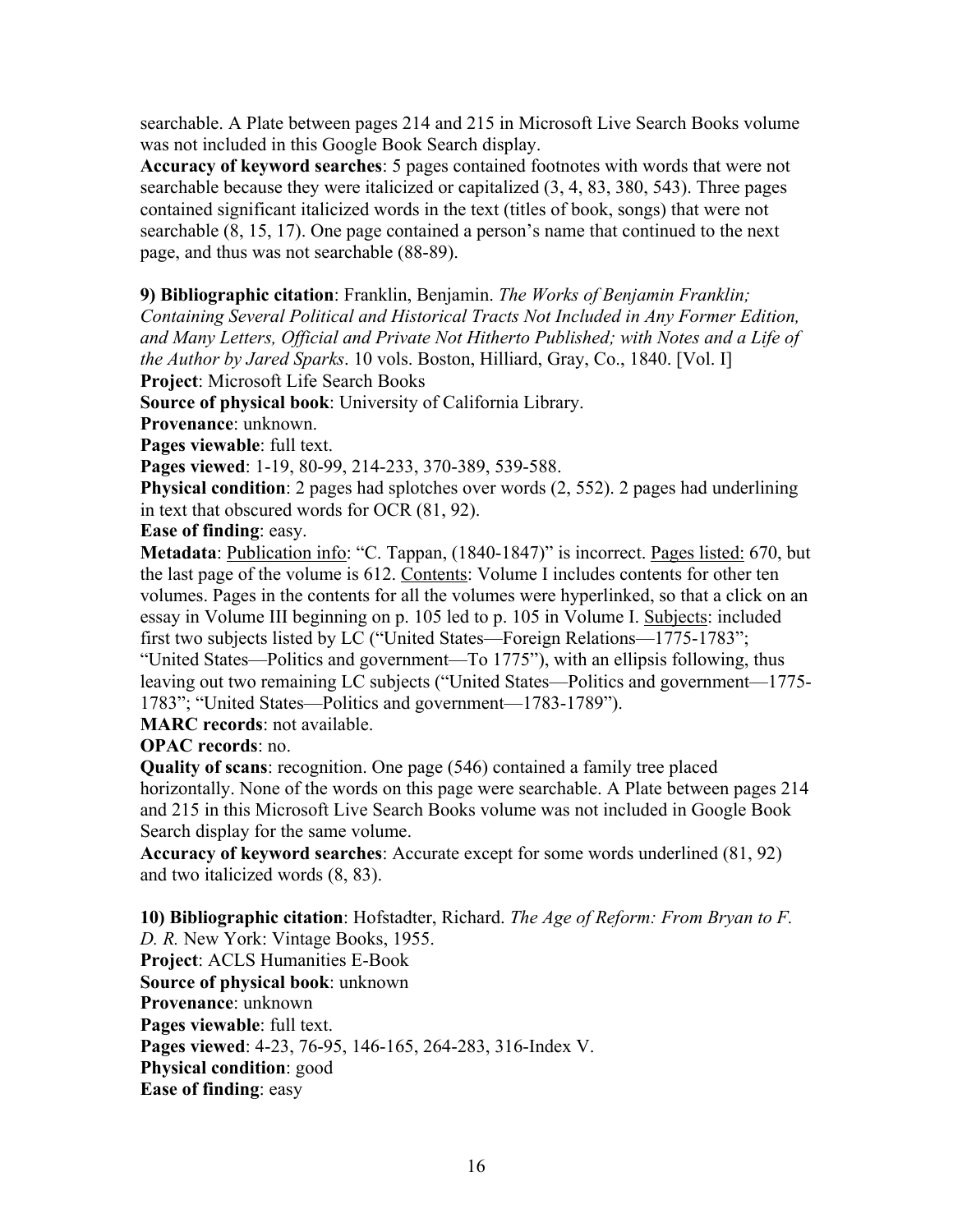searchable. A Plate between pages 214 and 215 in Microsoft Live Search Books volume was not included in this Google Book Search display.

**Accuracy of keyword searches**: 5 pages contained footnotes with words that were not searchable because they were italicized or capitalized (3, 4, 83, 380, 543). Three pages contained significant italicized words in the text (titles of book, songs) that were not searchable (8, 15, 17). One page contained a person's name that continued to the next page, and thus was not searchable (88-89).

**9) Bibliographic citation**: Franklin, Benjamin. *The Works of Benjamin Franklin; Containing Several Political and Historical Tracts Not Included in Any Former Edition, and Many Letters, Official and Private Not Hitherto Published; with Notes and a Life of the Author by Jared Sparks*. 10 vols. Boston, Hilliard, Gray, Co., 1840. [Vol. I]

**Project**: Microsoft Life Search Books

**Source of physical book**: University of California Library.

**Provenance**: unknown.

**Pages viewable**: full text.

**Pages viewed**: 1-19, 80-99, 214-233, 370-389, 539-588.

**Physical condition**: 2 pages had splotches over words (2, 552). 2 pages had underlining in text that obscured words for OCR (81, 92).

**Ease of finding**: easy.

**Metadata**: Publication info: "C. Tappan, (1840-1847)" is incorrect. Pages listed: 670, but the last page of the volume is 612. Contents: Volume I includes contents for other ten volumes. Pages in the contents for all the volumes were hyperlinked, so that a click on an essay in Volume III beginning on p. 105 led to p. 105 in Volume I. Subjects: included first two subjects listed by LC ("United States—Foreign Relations—1775-1783"; "United States—Politics and government—To 1775"), with an ellipsis following, thus leaving out two remaining LC subjects ("United States—Politics and government—1775-1783"; "United States—Politics and government—1783-1789").

**MARC records**: not available.

**OPAC records**: no.

**Quality of scans**: recognition. One page (546) contained a family tree placed horizontally. None of the words on this page were searchable. A Plate between pages 214 and 215 in this Microsoft Live Search Books volume was not included in Google Book Search display for the same volume.

**Accuracy of keyword searches**: Accurate except for some words underlined (81, 92) and two italicized words (8, 83).

**10) Bibliographic citation**: Hofstadter, Richard. *The Age of Reform: From Bryan to F. D. R.* New York: Vintage Books, 1955.

**Project**: ACLS Humanities E-Book

**Source of physical book**: unknown

**Provenance**: unknown

**Pages viewable**: full text.

**Pages viewed**: 4-23, 76-95, 146-165, 264-283, 316-Index V.

**Physical condition**: good

**Ease of finding**: easy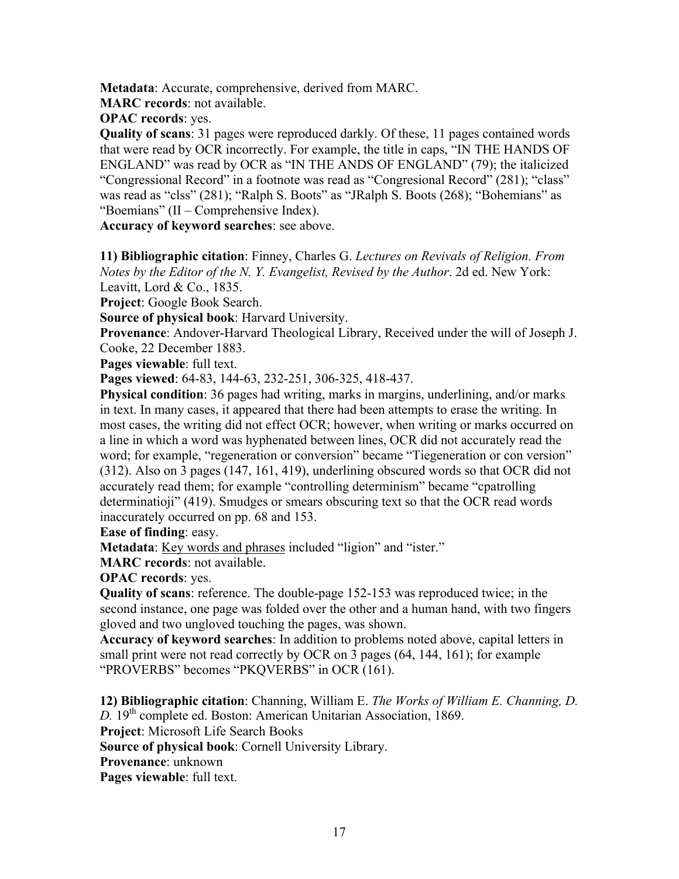**Metadata**: Accurate, comprehensive, derived from MARC.

**MARC records**: not available.

**OPAC records**: yes.

**Quality of scans**: 31 pages were reproduced darkly. Of these, 11 pages contained words that were read by OCR incorrectly. For example, the title in caps, "IN THE HANDS OF ENGLAND" was read by OCR as "IN THE ANDS OF ENGLAND" (79); the italicized "Congressional Record" in a footnote was read as "Congresional Record" (281); "class" was read as "clss" (281); "Ralph S. Boots" as "JRalph S. Boots (268); "Bohemians" as "Boemians" (II – Comprehensive Index).

**Accuracy of keyword searches**: see above.

**11) Bibliographic citation**: Finney, Charles G. *Lectures on Revivals of Religion. From Notes by the Editor of the N. Y. Evangelist, Revised by the Author*. 2d ed. New York: Leavitt, Lord & Co., 1835.

**Project**: Google Book Search.

**Source of physical book**: Harvard University.

**Provenance**: Andover-Harvard Theological Library, Received under the will of Joseph J. Cooke, 22 December 1883.

**Pages viewable**: full text.

**Pages viewed**: 64-83, 144-63, 232-251, 306-325, 418-437.

**Physical condition**: 36 pages had writing, marks in margins, underlining, and/or marks in text. In many cases, it appeared that there had been attempts to erase the writing. In most cases, the writing did not effect OCR; however, when writing or marks occurred on a line in which a word was hyphenated between lines, OCR did not accurately read the word; for example, "regeneration or conversion" became "Tiegeneration or con version" (312). Also on 3 pages (147, 161, 419), underlining obscured words so that OCR did not accurately read them; for example "controlling determinism" became "cpatrolling determinatioji" (419). Smudges or smears obscuring text so that the OCR read words inaccurately occurred on pp. 68 and 153.

**Ease of finding**: easy.

**Metadata**: <u>Key words and phrases</u> included "ligion" and "ister."

**MARC records**: not available.

**OPAC records**: yes.

**Quality of scans**: reference. The double-page 152-153 was reproduced twice; in the second instance, one page was folded over the other and a human hand, with two fingers gloved and two ungloved touching the pages, was shown.

**Accuracy of keyword searches**: In addition to problems noted above, capital letters in small print were not read correctly by OCR on 3 pages (64, 144, 161); for example "PROVERBS" becomes "PKQVERBS" in OCR (161).

**12) Bibliographic citation**: Channing, William E. *The Works of William E. Channing, D. D.* 19th complete ed. Boston: American Unitarian Association, 1869.

**Project**: Microsoft Life Search Books

**Source of physical book**: Cornell University Library.

**Provenance**: unknown

**Pages viewable**: full text.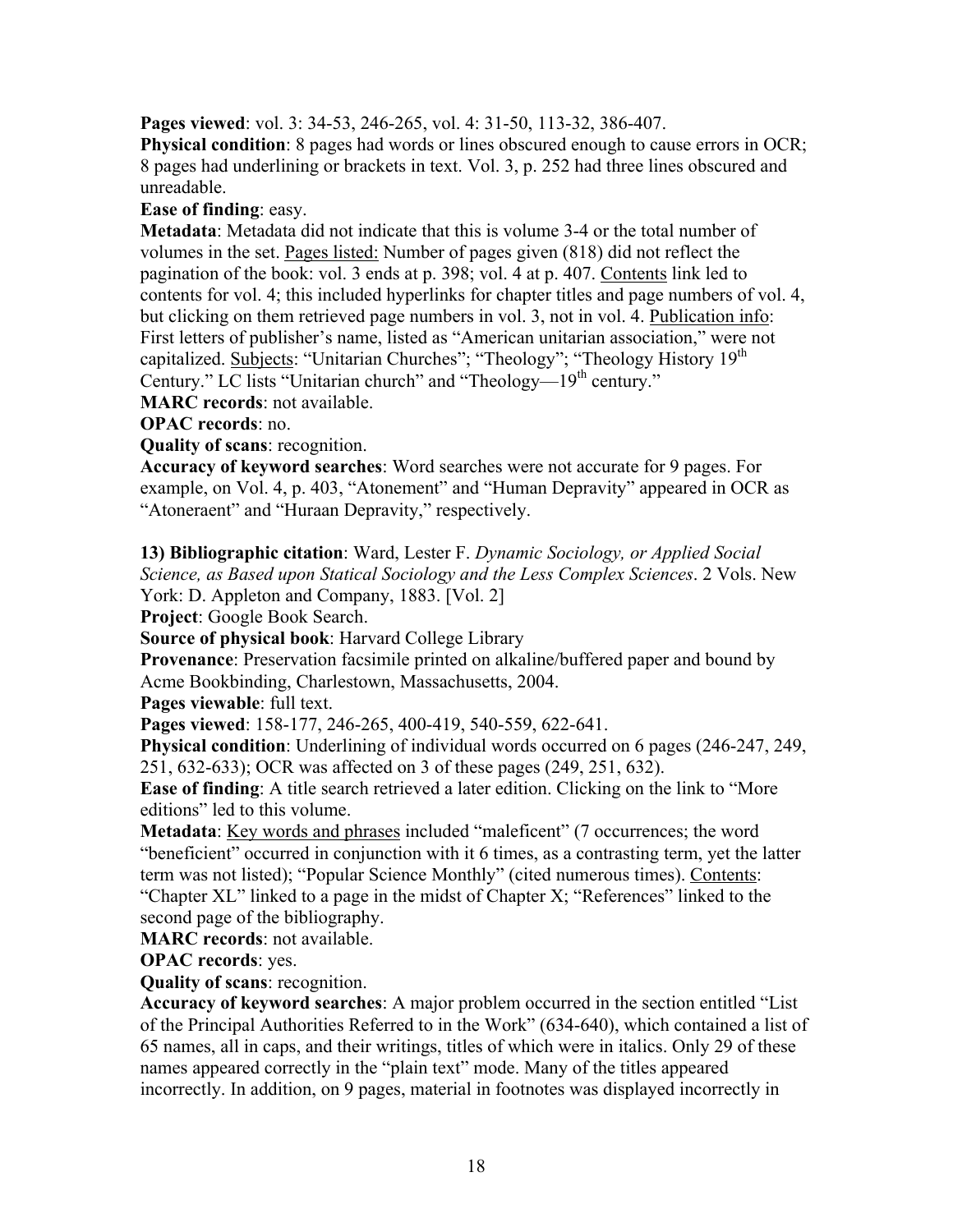**Pages viewed**: vol. 3: 34-53, 246-265, vol. 4: 31-50, 113-32, 386-407.
**Physical condition**: 8 pages had words or lines obscured enough to cause errors in OCR; 8 pages had underlining or brackets in text. Vol. 3, p. 252 had three lines obscured and unreadable.
**Ease of finding**: easy.
**Metadata**: Metadata did not indicate that this is volume 3-4 or the total number of volumes in the set. Pages listed: Number of pages given (818) did not reflect the pagination of the book: vol. 3 ends at p. 398; vol. 4 at p. 407. Contents link led to contents for vol. 4; this included hyperlinks for chapter titles and page numbers of vol. 4, but clicking on them retrieved page numbers in vol. 3, not in vol. 4. Publication info: First letters of publisher's name, listed as "American unitarian association," were not capitalized. Subjects: "Unitarian Churches"; "Theology"; "Theology History 19th Century." LC lists "Unitarian church" and "Theology—19th century."
**MARC records**: not available.
**OPAC records**: no.
**Quality of scans**: recognition.
**Accuracy of keyword searches**: Word searches were not accurate for 9 pages. For example, on Vol. 4, p. 403, "Atonement" and "Human Depravity" appeared in OCR as "Atoneraent" and "Huraan Depravity," respectively.

**13) Bibliographic citation**: Ward, Lester F. *Dynamic Sociology, or Applied Social Science, as Based upon Statical Sociology and the Less Complex Sciences*. 2 Vols. New York: D. Appleton and Company, 1883. [Vol. 2]
**Project**: Google Book Search.
**Source of physical book**: Harvard College Library
**Provenance**: Preservation facsimile printed on alkaline/buffered paper and bound by Acme Bookbinding, Charlestown, Massachusetts, 2004.
**Pages viewable**: full text.
**Pages viewed**: 158-177, 246-265, 400-419, 540-559, 622-641.
**Physical condition**: Underlining of individual words occurred on 6 pages (246-247, 249, 251, 632-633); OCR was affected on 3 of these pages (249, 251, 632).
**Ease of finding**: A title search retrieved a later edition. Clicking on the link to "More editions" led to this volume.
**Metadata**: Key words and phrases included "maleficent" (7 occurrences; the word "beneficient" occurred in conjunction with it 6 times, as a contrasting term, yet the latter term was not listed); "Popular Science Monthly" (cited numerous times). Contents: "Chapter XL" linked to a page in the midst of Chapter X; "References" linked to the second page of the bibliography.
**MARC records**: not available.
**OPAC records**: yes.
**Quality of scans**: recognition.
**Accuracy of keyword searches**: A major problem occurred in the section entitled "List of the Principal Authorities Referred to in the Work" (634-640), which contained a list of 65 names, all in caps, and their writings, titles of which were in italics. Only 29 of these names appeared correctly in the "plain text" mode. Many of the titles appeared incorrectly. In addition, on 9 pages, material in footnotes was displayed incorrectly in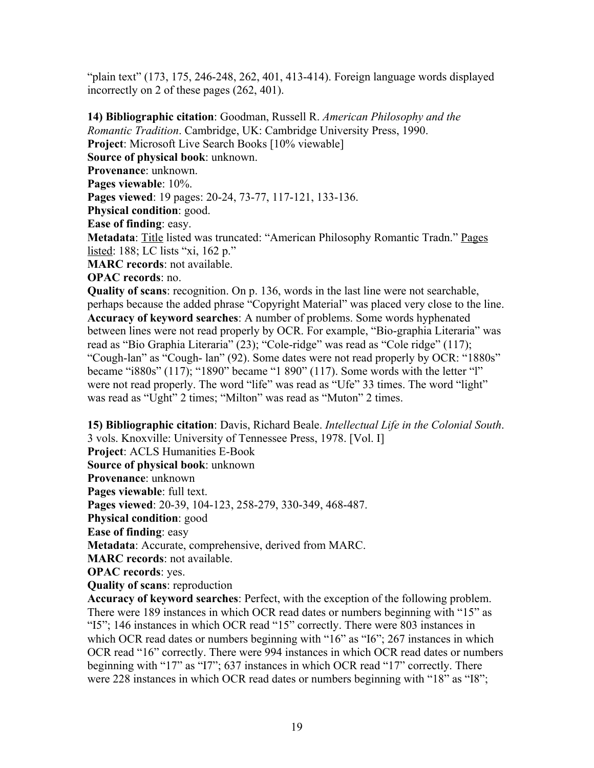"plain text" (173, 175, 246-248, 262, 401, 413-414). Foreign language words displayed incorrectly on 2 of these pages (262, 401).

**14) Bibliographic citation**: Goodman, Russell R. *American Philosophy and the Romantic Tradition*. Cambridge, UK: Cambridge University Press, 1990.
**Project**: Microsoft Live Search Books [10% viewable]
**Source of physical book**: unknown.
**Provenance**: unknown.
**Pages viewable**: 10%.
**Pages viewed**: 19 pages: 20-24, 73-77, 117-121, 133-136.
**Physical condition**: good.
**Ease of finding**: easy.
**Metadata**: Title listed was truncated: "American Philosophy Romantic Tradn." Pages listed: 188; LC lists "xi, 162 p."
**MARC records**: not available.
**OPAC records**: no.
**Quality of scans**: recognition. On p. 136, words in the last line were not searchable, perhaps because the added phrase "Copyright Material" was placed very close to the line.
**Accuracy of keyword searches**: A number of problems. Some words hyphenated between lines were not read properly by OCR. For example, "Bio-graphia Literaria" was read as "Bio Graphia Literaria" (23); "Cole-ridge" was read as "Cole ridge" (117); "Cough-lan" as "Cough- lan" (92). Some dates were not read properly by OCR: "1880s" became "i880s" (117); "1890" became "1 890" (117). Some words with the letter "l" were not read properly. The word "life" was read as "Ufe" 33 times. The word "light" was read as "Ught" 2 times; "Milton" was read as "Muton" 2 times.

**15) Bibliographic citation**: Davis, Richard Beale. *Intellectual Life in the Colonial South*. 3 vols. Knoxville: University of Tennessee Press, 1978. [Vol. I]
**Project**: ACLS Humanities E-Book
**Source of physical book**: unknown
**Provenance**: unknown
**Pages viewable**: full text.
**Pages viewed**: 20-39, 104-123, 258-279, 330-349, 468-487.
**Physical condition**: good
**Ease of finding**: easy
**Metadata**: Accurate, comprehensive, derived from MARC.
**MARC records**: not available.
**OPAC records**: yes.
**Quality of scans**: reproduction
**Accuracy of keyword searches**: Perfect, with the exception of the following problem. There were 189 instances in which OCR read dates or numbers beginning with "15" as "I5"; 146 instances in which OCR read "15" correctly. There were 803 instances in which OCR read dates or numbers beginning with "16" as "I6"; 267 instances in which OCR read "16" correctly. There were 994 instances in which OCR read dates or numbers beginning with "17" as "I7"; 637 instances in which OCR read "17" correctly. There were 228 instances in which OCR read dates or numbers beginning with "18" as "I8";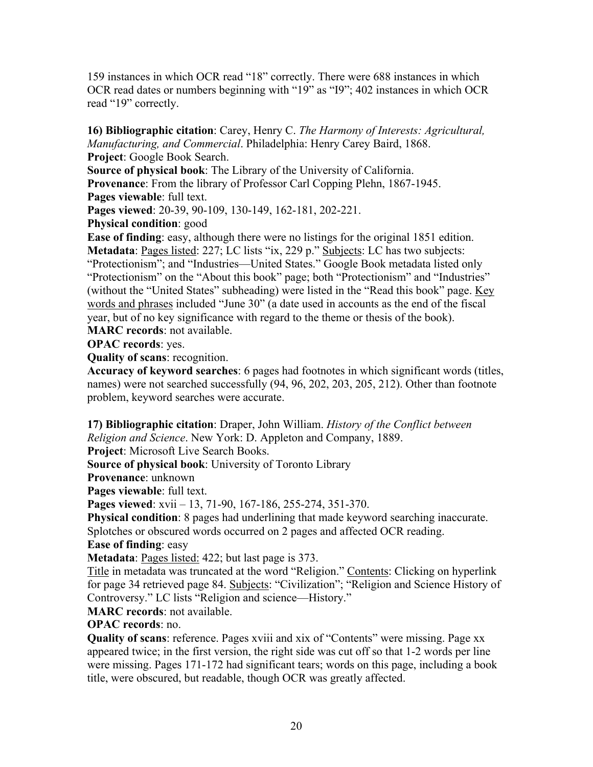159 instances in which OCR read "18" correctly. There were 688 instances in which OCR read dates or numbers beginning with "19" as "I9"; 402 instances in which OCR read "19" correctly.

**16) Bibliographic citation**: Carey, Henry C. *The Harmony of Interests: Agricultural, Manufacturing, and Commercial*. Philadelphia: Henry Carey Baird, 1868.
**Project**: Google Book Search.
**Source of physical book**: The Library of the University of California.
**Provenance**: From the library of Professor Carl Copping Plehn, 1867-1945.
**Pages viewable**: full text.
**Pages viewed**: 20-39, 90-109, 130-149, 162-181, 202-221.
**Physical condition**: good
**Ease of finding**: easy, although there were no listings for the original 1851 edition.
**Metadata**: <u>Pages listed</u>: 227; LC lists "ix, 229 p." <u>Subjects</u>: LC has two subjects: "Protectionism"; and "Industries—United States." Google Book metadata listed only "Protectionism" on the "About this book" page; both "Protectionism" and "Industries" (without the "United States" subheading) were listed in the "Read this book" page. <u>Key words and phrases</u> included "June 30" (a date used in accounts as the end of the fiscal year, but of no key significance with regard to the theme or thesis of the book).
**MARC records**: not available.
**OPAC records**: yes.
**Quality of scans**: recognition.
**Accuracy of keyword searches**: 6 pages had footnotes in which significant words (titles, names) were not searched successfully (94, 96, 202, 203, 205, 212). Other than footnote problem, keyword searches were accurate.

**17) Bibliographic citation**: Draper, John William. *History of the Conflict between Religion and Science*. New York: D. Appleton and Company, 1889.
**Project**: Microsoft Live Search Books.
**Source of physical book**: University of Toronto Library
**Provenance**: unknown
**Pages viewable**: full text.
**Pages viewed**: xvii – 13, 71-90, 167-186, 255-274, 351-370.
**Physical condition**: 8 pages had underlining that made keyword searching inaccurate. Splotches or obscured words occurred on 2 pages and affected OCR reading.
**Ease of finding**: easy
**Metadata**: <u>Pages listed:</u> 422; but last page is 373.
<u>Title</u> in metadata was truncated at the word "Religion." <u>Contents</u>: Clicking on hyperlink for page 34 retrieved page 84. <u>Subjects</u>: "Civilization"; "Religion and Science History of Controversy." LC lists "Religion and science—History."
**MARC records**: not available.
**OPAC records**: no.
**Quality of scans**: reference. Pages xviii and xix of "Contents" were missing. Page xx appeared twice; in the first version, the right side was cut off so that 1-2 words per line were missing. Pages 171-172 had significant tears; words on this page, including a book title, were obscured, but readable, though OCR was greatly affected.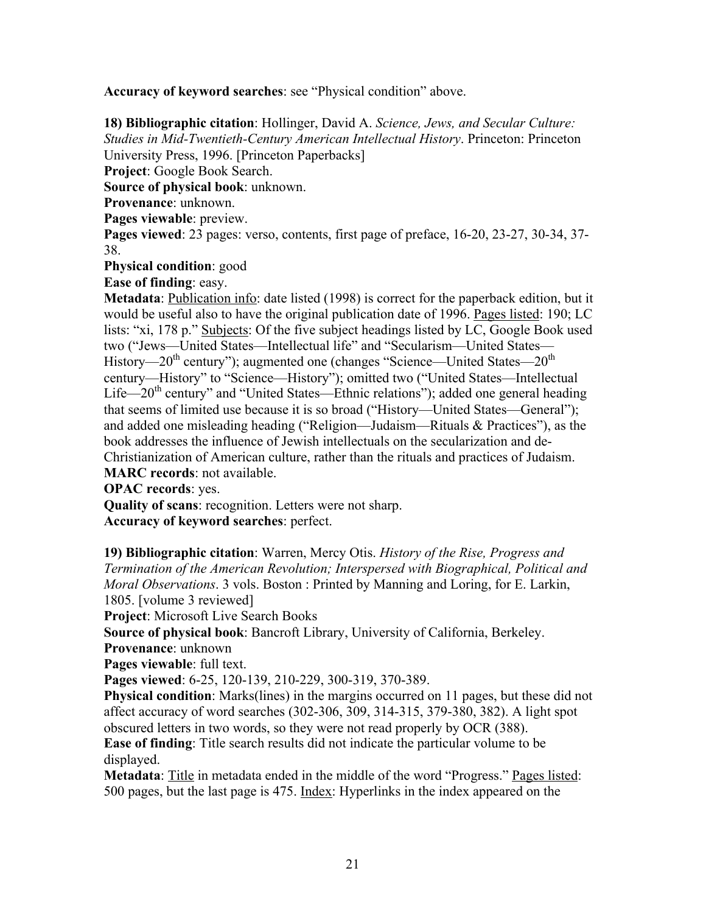**Accuracy of keyword searches**: see "Physical condition" above.

**18) Bibliographic citation**: Hollinger, David A. *Science, Jews, and Secular Culture: Studies in Mid-Twentieth-Century American Intellectual History*. Princeton: Princeton University Press, 1996. [Princeton Paperbacks]
**Project**: Google Book Search.
**Source of physical book**: unknown.
**Provenance**: unknown.
**Pages viewable**: preview.
**Pages viewed**: 23 pages: verso, contents, first page of preface, 16-20, 23-27, 30-34, 37-38.
**Physical condition**: good
**Ease of finding**: easy.
**Metadata**: Publication info: date listed (1998) is correct for the paperback edition, but it would be useful also to have the original publication date of 1996. Pages listed: 190; LC lists: "xi, 178 p." Subjects: Of the five subject headings listed by LC, Google Book used two ("Jews—United States—Intellectual life" and "Secularism—United States—History—20th century"); augmented one (changes "Science—United States—20th century—History" to "Science—History"); omitted two ("United States—Intellectual Life—20th century" and "United States—Ethnic relations"); added one general heading that seems of limited use because it is so broad ("History—United States—General"); and added one misleading heading ("Religion—Judaism—Rituals & Practices"), as the book addresses the influence of Jewish intellectuals on the secularization and de-Christianization of American culture, rather than the rituals and practices of Judaism.
**MARC records**: not available.
**OPAC records**: yes.
**Quality of scans**: recognition. Letters were not sharp.
**Accuracy of keyword searches**: perfect.

**19) Bibliographic citation**: Warren, Mercy Otis. *History of the Rise, Progress and Termination of the American Revolution; Interspersed with Biographical, Political and Moral Observations*. 3 vols. Boston : Printed by Manning and Loring, for E. Larkin, 1805. [volume 3 reviewed]
**Project**: Microsoft Live Search Books
**Source of physical book**: Bancroft Library, University of California, Berkeley.
**Provenance**: unknown
**Pages viewable**: full text.
**Pages viewed**: 6-25, 120-139, 210-229, 300-319, 370-389.
**Physical condition**: Marks(lines) in the margins occurred on 11 pages, but these did not affect accuracy of word searches (302-306, 309, 314-315, 379-380, 382). A light spot obscured letters in two words, so they were not read properly by OCR (388).
**Ease of finding**: Title search results did not indicate the particular volume to be displayed.
**Metadata**: Title in metadata ended in the middle of the word "Progress." Pages listed: 500 pages, but the last page is 475. Index: Hyperlinks in the index appeared on the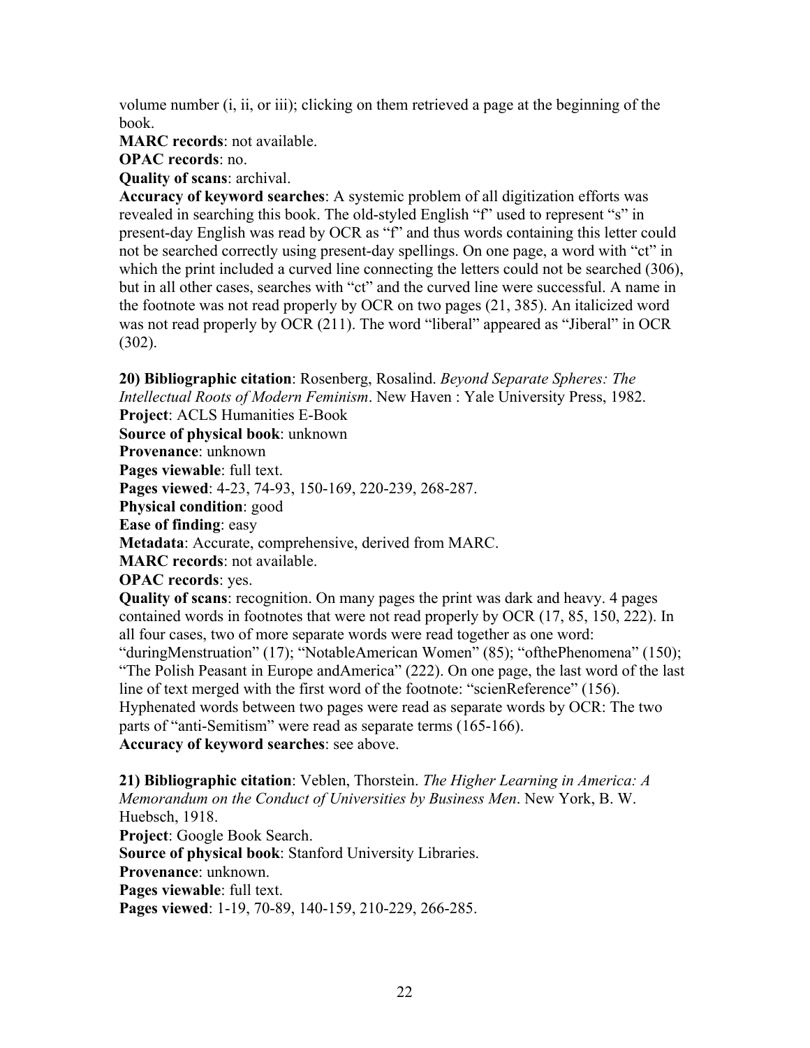volume number (i, ii, or iii); clicking on them retrieved a page at the beginning of the book.

**MARC records**: not available.

**OPAC records**: no.

**Quality of scans**: archival.

**Accuracy of keyword searches**: A systemic problem of all digitization efforts was revealed in searching this book. The old-styled English "f" used to represent "s" in present-day English was read by OCR as "f" and thus words containing this letter could not be searched correctly using present-day spellings. On one page, a word with "ct" in which the print included a curved line connecting the letters could not be searched (306), but in all other cases, searches with "ct" and the curved line were successful. A name in the footnote was not read properly by OCR on two pages (21, 385). An italicized word was not read properly by OCR (211). The word "liberal" appeared as "Jiberal" in OCR (302).

**20) Bibliographic citation**: Rosenberg, Rosalind. *Beyond Separate Spheres: The Intellectual Roots of Modern Feminism*. New Haven : Yale University Press, 1982.

**Project**: ACLS Humanities E-Book

**Source of physical book**: unknown

**Provenance**: unknown

**Pages viewable**: full text.

**Pages viewed**: 4-23, 74-93, 150-169, 220-239, 268-287.

**Physical condition**: good

**Ease of finding**: easy

**Metadata**: Accurate, comprehensive, derived from MARC.

**MARC records**: not available.

**OPAC records**: yes.

**Quality of scans**: recognition. On many pages the print was dark and heavy. 4 pages contained words in footnotes that were not read properly by OCR (17, 85, 150, 222). In all four cases, two of more separate words were read together as one word: "duringMenstruation" (17); "NotableAmerican Women" (85); "ofthePhenomena" (150); "The Polish Peasant in Europe andAmerica" (222). On one page, the last word of the last line of text merged with the first word of the footnote: "scienReference" (156). Hyphenated words between two pages were read as separate words by OCR: The two parts of "anti-Semitism" were read as separate terms (165-166).

**Accuracy of keyword searches**: see above.

**21) Bibliographic citation**: Veblen, Thorstein. *The Higher Learning in America: A Memorandum on the Conduct of Universities by Business Men*. New York, B. W. Huebsch, 1918.

**Project**: Google Book Search.

**Source of physical book**: Stanford University Libraries.

**Provenance**: unknown.

**Pages viewable**: full text.

**Pages viewed**: 1-19, 70-89, 140-159, 210-229, 266-285.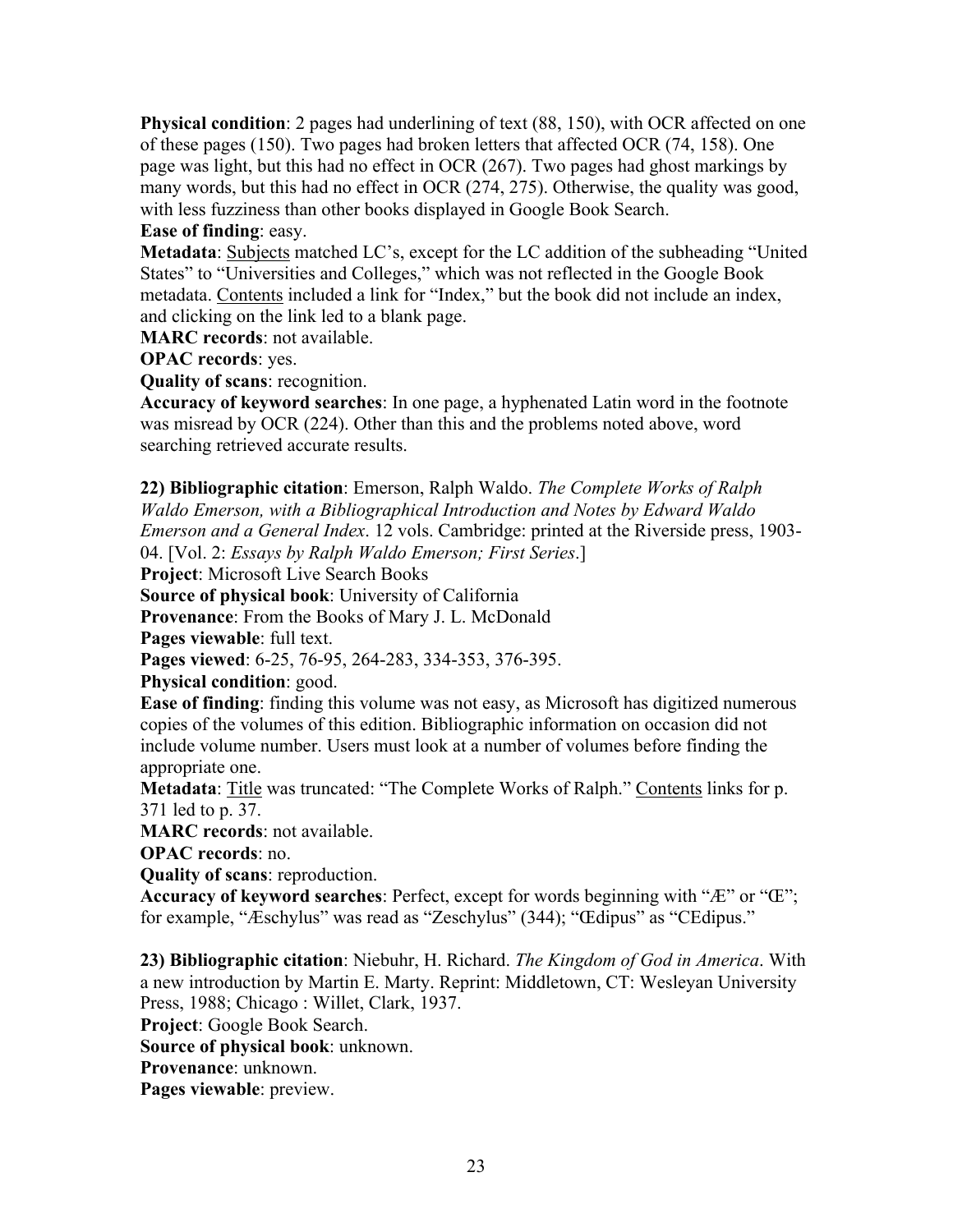**Physical condition**: 2 pages had underlining of text (88, 150), with OCR affected on one of these pages (150). Two pages had broken letters that affected OCR (74, 158). One page was light, but this had no effect in OCR (267). Two pages had ghost markings by many words, but this had no effect in OCR (274, 275). Otherwise, the quality was good, with less fuzziness than other books displayed in Google Book Search.

**Ease of finding**: easy.

**Metadata**: Subjects matched LC's, except for the LC addition of the subheading "United States" to "Universities and Colleges," which was not reflected in the Google Book metadata. Contents included a link for "Index," but the book did not include an index, and clicking on the link led to a blank page.

**MARC records**: not available.

**OPAC records**: yes.

**Quality of scans**: recognition.

**Accuracy of keyword searches**: In one page, a hyphenated Latin word in the footnote was misread by OCR (224). Other than this and the problems noted above, word searching retrieved accurate results.

**22) Bibliographic citation**: Emerson, Ralph Waldo. *The Complete Works of Ralph Waldo Emerson, with a Bibliographical Introduction and Notes by Edward Waldo Emerson and a General Index*. 12 vols. Cambridge: printed at the Riverside press, 1903-04. [Vol. 2: *Essays by Ralph Waldo Emerson; First Series*.]

**Project**: Microsoft Live Search Books

**Source of physical book**: University of California

**Provenance**: From the Books of Mary J. L. McDonald

**Pages viewable**: full text.

**Pages viewed**: 6-25, 76-95, 264-283, 334-353, 376-395.

**Physical condition**: good.

**Ease of finding**: finding this volume was not easy, as Microsoft has digitized numerous copies of the volumes of this edition. Bibliographic information on occasion did not include volume number. Users must look at a number of volumes before finding the appropriate one.

**Metadata**: Title was truncated: "The Complete Works of Ralph." Contents links for p. 371 led to p. 37.

**MARC records**: not available.

**OPAC records**: no.

**Quality of scans**: reproduction.

**Accuracy of keyword searches**: Perfect, except for words beginning with "Æ" or "Œ"; for example, "Æschylus" was read as "Zeschylus" (344); "Œdipus" as "CEdipus."

**23) Bibliographic citation**: Niebuhr, H. Richard. *The Kingdom of God in America*. With a new introduction by Martin E. Marty. Reprint: Middletown, CT: Wesleyan University Press, 1988; Chicago : Willet, Clark, 1937.

**Project**: Google Book Search.

**Source of physical book**: unknown.

**Provenance**: unknown.

**Pages viewable**: preview.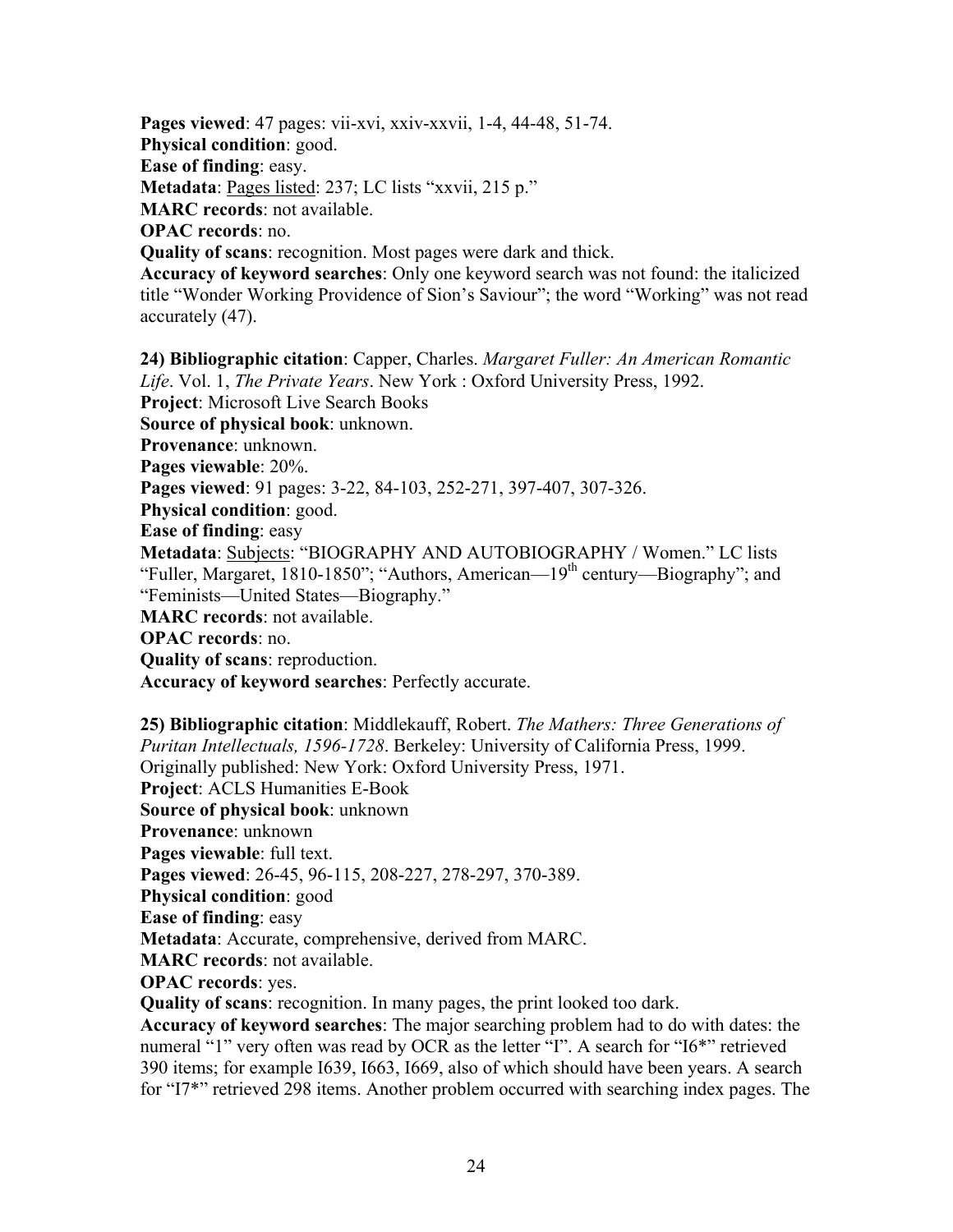**Pages viewed**: 47 pages: vii-xvi, xxiv-xxvii, 1-4, 44-48, 51-74.
**Physical condition**: good.
**Ease of finding**: easy.
**Metadata**: Pages listed: 237; LC lists "xxvii, 215 p."
**MARC records**: not available.
**OPAC records**: no.
**Quality of scans**: recognition. Most pages were dark and thick.
**Accuracy of keyword searches**: Only one keyword search was not found: the italicized title "Wonder Working Providence of Sion's Saviour"; the word "Working" was not read accurately (47).

**24) Bibliographic citation**: Capper, Charles. *Margaret Fuller: An American Romantic Life*. Vol. 1, *The Private Years*. New York : Oxford University Press, 1992.
**Project**: Microsoft Live Search Books
**Source of physical book**: unknown.
**Provenance**: unknown.
**Pages viewable**: 20%.
**Pages viewed**: 91 pages: 3-22, 84-103, 252-271, 397-407, 307-326.
**Physical condition**: good.
**Ease of finding**: easy
**Metadata**: Subjects: "BIOGRAPHY AND AUTOBIOGRAPHY / Women." LC lists "Fuller, Margaret, 1810-1850"; "Authors, American—19th century—Biography"; and "Feminists—United States—Biography."
**MARC records**: not available.
**OPAC records**: no.
**Quality of scans**: reproduction.
**Accuracy of keyword searches**: Perfectly accurate.

**25) Bibliographic citation**: Middlekauff, Robert. *The Mathers: Three Generations of Puritan Intellectuals, 1596-1728*. Berkeley: University of California Press, 1999. Originally published: New York: Oxford University Press, 1971.
**Project**: ACLS Humanities E-Book
**Source of physical book**: unknown
**Provenance**: unknown
**Pages viewable**: full text.
**Pages viewed**: 26-45, 96-115, 208-227, 278-297, 370-389.
**Physical condition**: good
**Ease of finding**: easy
**Metadata**: Accurate, comprehensive, derived from MARC.
**MARC records**: not available.
**OPAC records**: yes.
**Quality of scans**: recognition. In many pages, the print looked too dark.
**Accuracy of keyword searches**: The major searching problem had to do with dates: the numeral "1" very often was read by OCR as the letter "I". A search for "I6*" retrieved 390 items; for example I639, I663, I669, also of which should have been years. A search for "I7*" retrieved 298 items. Another problem occurred with searching index pages. The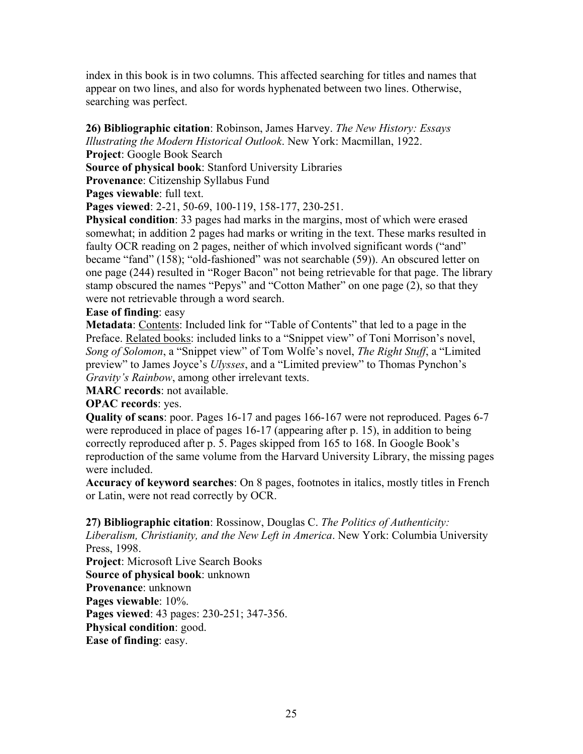index in this book is in two columns. This affected searching for titles and names that appear on two lines, and also for words hyphenated between two lines. Otherwise, searching was perfect.

**26) Bibliographic citation**: Robinson, James Harvey. *The New History: Essays Illustrating the Modern Historical Outlook*. New York: Macmillan, 1922.
**Project**: Google Book Search
**Source of physical book**: Stanford University Libraries
**Provenance**: Citizenship Syllabus Fund
**Pages viewable**: full text.
**Pages viewed**: 2-21, 50-69, 100-119, 158-177, 230-251.
**Physical condition**: 33 pages had marks in the margins, most of which were erased somewhat; in addition 2 pages had marks or writing in the text. These marks resulted in faulty OCR reading on 2 pages, neither of which involved significant words ("and" became "fand" (158); "old-fashioned" was not searchable (59)). An obscured letter on one page (244) resulted in "Roger Bacon" not being retrievable for that page. The library stamp obscured the names "Pepys" and "Cotton Mather" on one page (2), so that they were not retrievable through a word search.
**Ease of finding**: easy
**Metadata**: <u>Contents</u>: Included link for "Table of Contents" that led to a page in the Preface. <u>Related books</u>: included links to a "Snippet view" of Toni Morrison's novel, *Song of Solomon*, a "Snippet view" of Tom Wolfe's novel, *The Right Stuff*, a "Limited preview" to James Joyce's *Ulysses*, and a "Limited preview" to Thomas Pynchon's *Gravity's Rainbow*, among other irrelevant texts.
**MARC records**: not available.
**OPAC records**: yes.
**Quality of scans**: poor. Pages 16-17 and pages 166-167 were not reproduced. Pages 6-7 were reproduced in place of pages 16-17 (appearing after p. 15), in addition to being correctly reproduced after p. 5. Pages skipped from 165 to 168. In Google Book's reproduction of the same volume from the Harvard University Library, the missing pages were included.
**Accuracy of keyword searches**: On 8 pages, footnotes in italics, mostly titles in French or Latin, were not read correctly by OCR.

**27) Bibliographic citation**: Rossinow, Douglas C. *The Politics of Authenticity: Liberalism, Christianity, and the New Left in America*. New York: Columbia University Press, 1998.
**Project**: Microsoft Live Search Books
**Source of physical book**: unknown
**Provenance**: unknown
**Pages viewable**: 10%.
**Pages viewed**: 43 pages: 230-251; 347-356.
**Physical condition**: good.
**Ease of finding**: easy.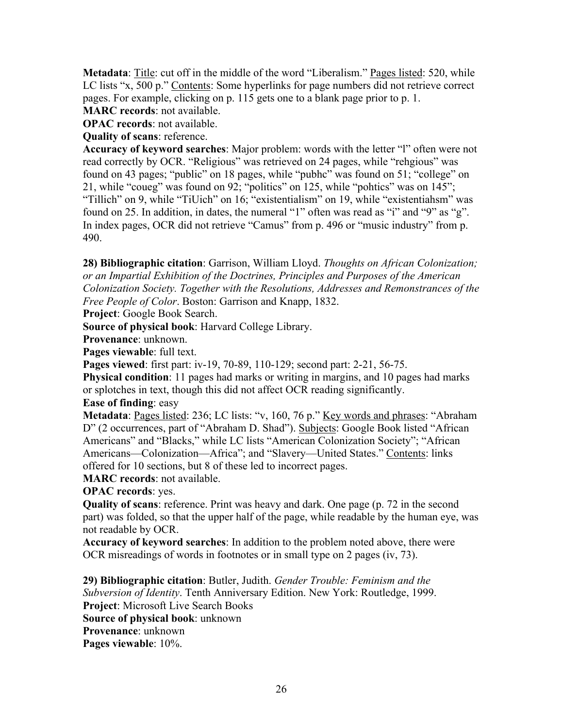**Metadata**: Title: cut off in the middle of the word "Liberalism." Pages listed: 520, while LC lists "x, 500 p." Contents: Some hyperlinks for page numbers did not retrieve correct pages. For example, clicking on p. 115 gets one to a blank page prior to p. 1.
**MARC records**: not available.
**OPAC records**: not available.
**Quality of scans**: reference.
**Accuracy of keyword searches**: Major problem: words with the letter "l" often were not read correctly by OCR. "Religious" was retrieved on 24 pages, while "rehgious" was found on 43 pages; "public" on 18 pages, while "pubhc" was found on 51; "college" on 21, while "coueg" was found on 92; "politics" on 125, while "pohtics" was on 145"; "Tillich" on 9, while "TiUich" on 16; "existentialism" on 19, while "existentiahsm" was found on 25. In addition, in dates, the numeral "1" often was read as "i" and "9" as "g". In index pages, OCR did not retrieve "Camus" from p. 496 or "music industry" from p. 490.

**28) Bibliographic citation**: Garrison, William Lloyd. *Thoughts on African Colonization; or an Impartial Exhibition of the Doctrines, Principles and Purposes of the American Colonization Society. Together with the Resolutions, Addresses and Remonstrances of the Free People of Color*. Boston: Garrison and Knapp, 1832.
**Project**: Google Book Search.
**Source of physical book**: Harvard College Library.
**Provenance**: unknown.
**Pages viewable**: full text.
**Pages viewed**: first part: iv-19, 70-89, 110-129; second part: 2-21, 56-75.
**Physical condition**: 11 pages had marks or writing in margins, and 10 pages had marks or splotches in text, though this did not affect OCR reading significantly.
**Ease of finding**: easy
**Metadata**: Pages listed: 236; LC lists: "v, 160, 76 p." Key words and phrases: "Abraham D" (2 occurrences, part of "Abraham D. Shad"). Subjects: Google Book listed "African Americans" and "Blacks," while LC lists "American Colonization Society"; "African Americans—Colonization—Africa"; and "Slavery—United States." Contents: links offered for 10 sections, but 8 of these led to incorrect pages.
**MARC records**: not available.
**OPAC records**: yes.
**Quality of scans**: reference. Print was heavy and dark. One page (p. 72 in the second part) was folded, so that the upper half of the page, while readable by the human eye, was not readable by OCR.
**Accuracy of keyword searches**: In addition to the problem noted above, there were OCR misreadings of words in footnotes or in small type on 2 pages (iv, 73).

**29) Bibliographic citation**: Butler, Judith. *Gender Trouble: Feminism and the Subversion of Identity*. Tenth Anniversary Edition. New York: Routledge, 1999.
**Project**: Microsoft Live Search Books
**Source of physical book**: unknown
**Provenance**: unknown
**Pages viewable**: 10%.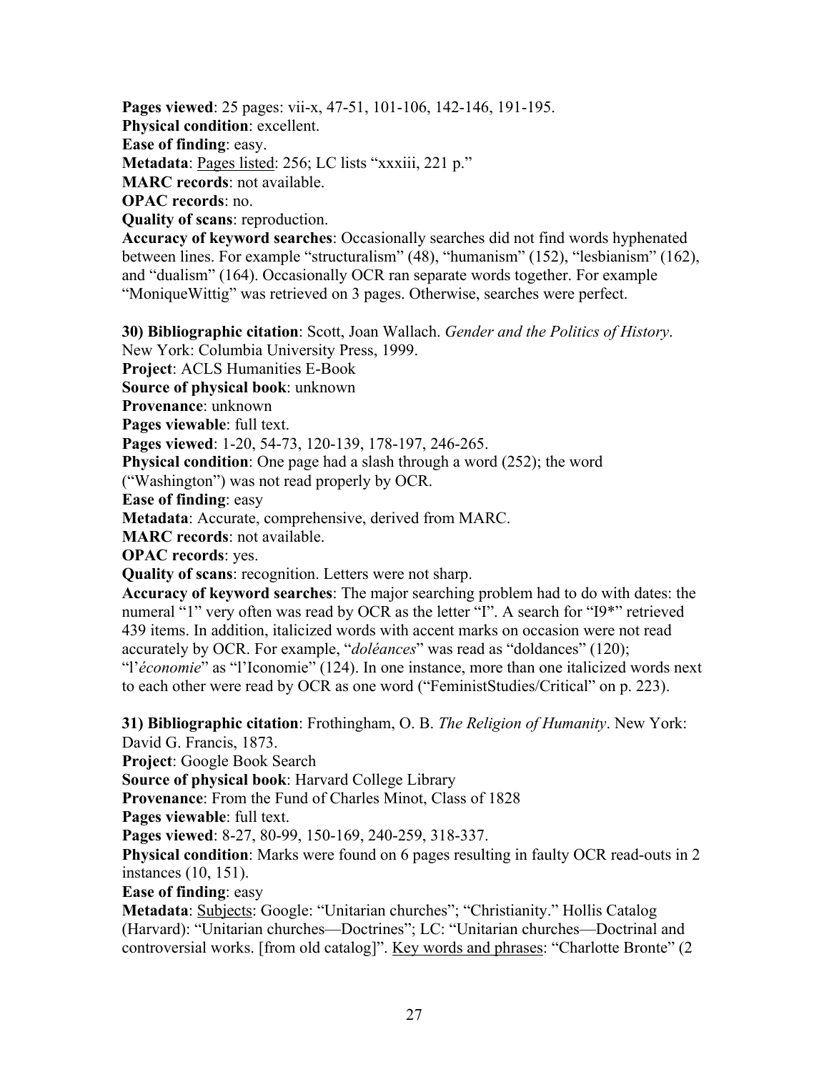**Pages viewed**: 25 pages: vii-x, 47-51, 101-106, 142-146, 191-195.
**Physical condition**: excellent.
**Ease of finding**: easy.
**Metadata**: Pages listed: 256; LC lists "xxxiii, 221 p."
**MARC records**: not available.
**OPAC records**: no.
**Quality of scans**: reproduction.
**Accuracy of keyword searches**: Occasionally searches did not find words hyphenated between lines. For example "structuralism" (48), "humanism" (152), "lesbianism" (162), and "dualism" (164). Occasionally OCR ran separate words together. For example "MoniqueWittig" was retrieved on 3 pages. Otherwise, searches were perfect.

**30) Bibliographic citation**: Scott, Joan Wallach. *Gender and the Politics of History*. New York: Columbia University Press, 1999.
**Project**: ACLS Humanities E-Book
**Source of physical book**: unknown
**Provenance**: unknown
**Pages viewable**: full text.
**Pages viewed**: 1-20, 54-73, 120-139, 178-197, 246-265.
**Physical condition**: One page had a slash through a word (252); the word ("Washington") was not read properly by OCR.
**Ease of finding**: easy
**Metadata**: Accurate, comprehensive, derived from MARC.
**MARC records**: not available.
**OPAC records**: yes.
**Quality of scans**: recognition. Letters were not sharp.
**Accuracy of keyword searches**: The major searching problem had to do with dates: the numeral "1" very often was read by OCR as the letter "I". A search for "I9*" retrieved 439 items. In addition, italicized words with accent marks on occasion were not read accurately by OCR. For example, "*doléances*" was read as "doldances" (120); "l'*économie*" as "l'Iconomie" (124). In one instance, more than one italicized words next to each other were read by OCR as one word ("FeministStudies/Critical" on p. 223).

**31) Bibliographic citation**: Frothingham, O. B. *The Religion of Humanity*. New York: David G. Francis, 1873.
**Project**: Google Book Search
**Source of physical book**: Harvard College Library
**Provenance**: From the Fund of Charles Minot, Class of 1828
**Pages viewable**: full text.
**Pages viewed**: 8-27, 80-99, 150-169, 240-259, 318-337.
**Physical condition**: Marks were found on 6 pages resulting in faulty OCR read-outs in 2 instances (10, 151).
**Ease of finding**: easy
**Metadata**: Subjects: Google: "Unitarian churches"; "Christianity." Hollis Catalog (Harvard): "Unitarian churches—Doctrines"; LC: "Unitarian churches—Doctrinal and controversial works. [from old catalog]". Key words and phrases: "Charlotte Bronte" (2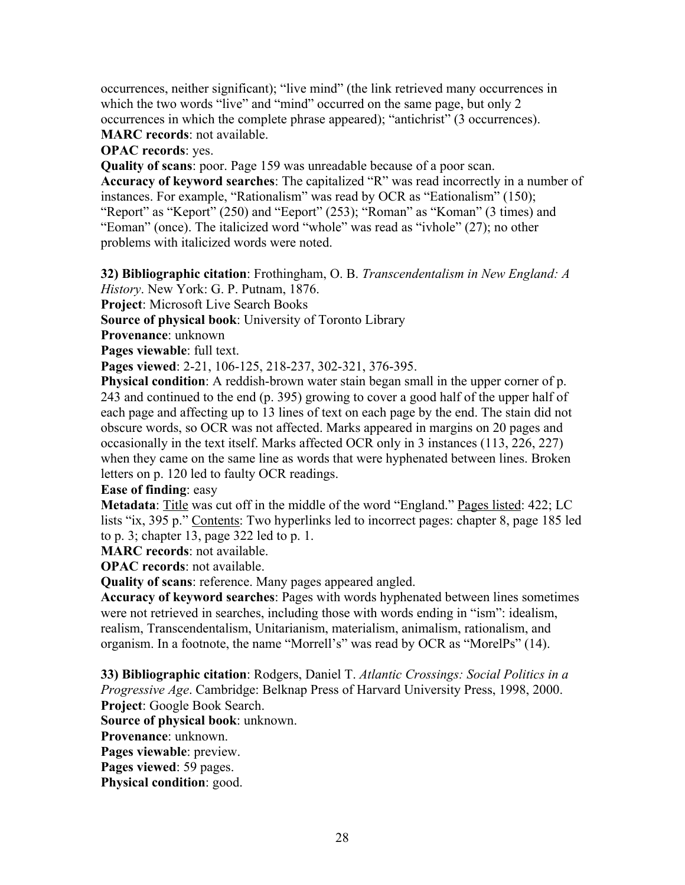occurrences, neither significant); "live mind" (the link retrieved many occurrences in which the two words "live" and "mind" occurred on the same page, but only 2 occurrences in which the complete phrase appeared); "antichrist" (3 occurrences).
**MARC records**: not available.
**OPAC records**: yes.
**Quality of scans**: poor. Page 159 was unreadable because of a poor scan.
**Accuracy of keyword searches**: The capitalized "R" was read incorrectly in a number of instances. For example, "Rationalism" was read by OCR as "Eationalism" (150); "Report" as "Keport" (250) and "Eeport" (253); "Roman" as "Koman" (3 times) and "Eoman" (once). The italicized word "whole" was read as "ivhole" (27); no other problems with italicized words were noted.

**32) Bibliographic citation**: Frothingham, O. B. *Transcendentalism in New England: A History*. New York: G. P. Putnam, 1876.
**Project**: Microsoft Live Search Books
**Source of physical book**: University of Toronto Library
**Provenance**: unknown
**Pages viewable**: full text.
**Pages viewed**: 2-21, 106-125, 218-237, 302-321, 376-395.
**Physical condition**: A reddish-brown water stain began small in the upper corner of p. 243 and continued to the end (p. 395) growing to cover a good half of the upper half of each page and affecting up to 13 lines of text on each page by the end. The stain did not obscure words, so OCR was not affected. Marks appeared in margins on 20 pages and occasionally in the text itself. Marks affected OCR only in 3 instances (113, 226, 227) when they came on the same line as words that were hyphenated between lines. Broken letters on p. 120 led to faulty OCR readings.
**Ease of finding**: easy
**Metadata**: <u>Title</u> was cut off in the middle of the word "England." <u>Pages listed</u>: 422; LC lists "ix, 395 p." <u>Contents</u>: Two hyperlinks led to incorrect pages: chapter 8, page 185 led to p. 3; chapter 13, page 322 led to p. 1.
**MARC records**: not available.
**OPAC records**: not available.
**Quality of scans**: reference. Many pages appeared angled.
**Accuracy of keyword searches**: Pages with words hyphenated between lines sometimes were not retrieved in searches, including those with words ending in "ism": idealism, realism, Transcendentalism, Unitarianism, materialism, animalism, rationalism, and organism. In a footnote, the name "Morrell's" was read by OCR as "MorelPs" (14).

**33) Bibliographic citation**: Rodgers, Daniel T. *Atlantic Crossings: Social Politics in a Progressive Age*. Cambridge: Belknap Press of Harvard University Press, 1998, 2000.
**Project**: Google Book Search.
**Source of physical book**: unknown.
**Provenance**: unknown.
**Pages viewable**: preview.
**Pages viewed**: 59 pages.
**Physical condition**: good.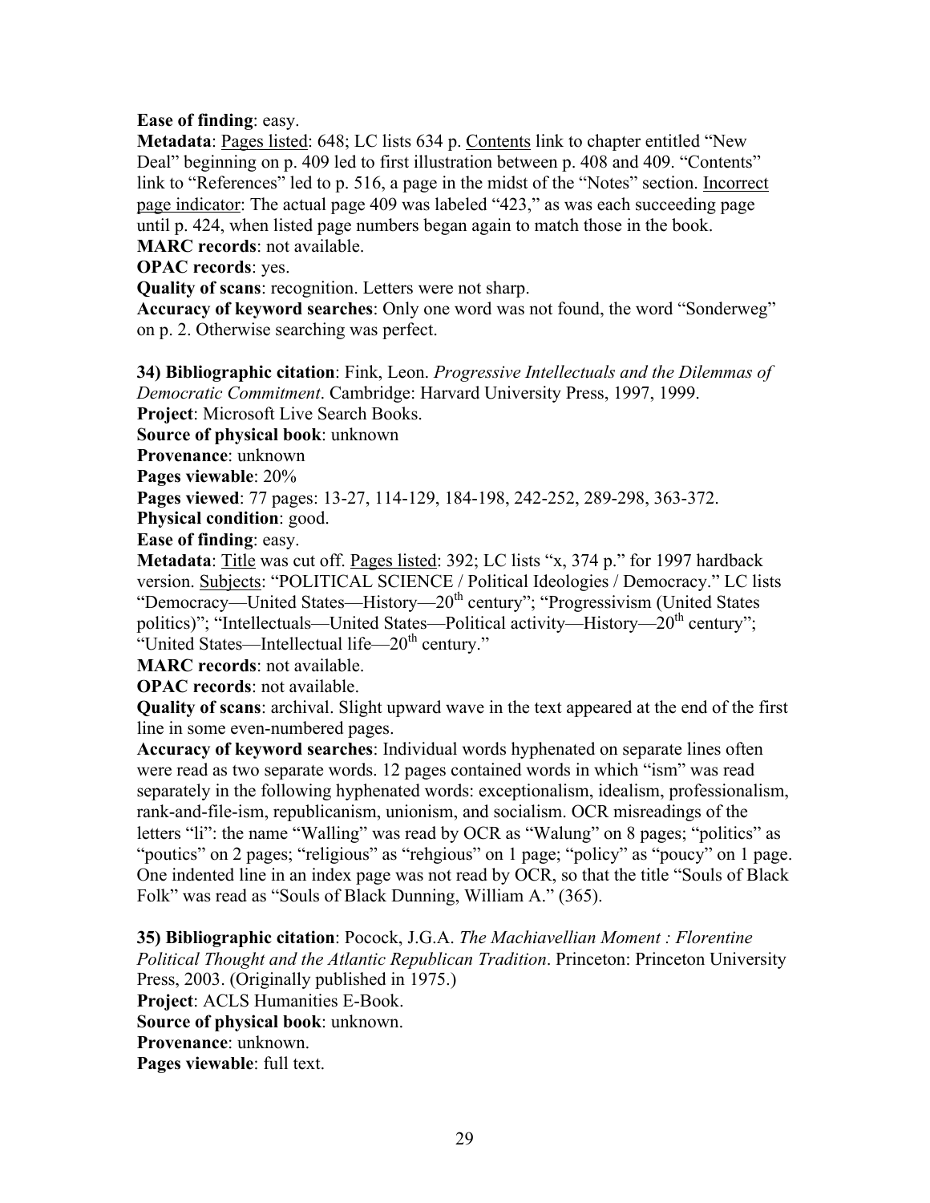**Ease of finding**: easy.
**Metadata**: Pages listed: 648; LC lists 634 p. Contents link to chapter entitled "New Deal" beginning on p. 409 led to first illustration between p. 408 and 409. "Contents" link to "References" led to p. 516, a page in the midst of the "Notes" section. Incorrect page indicator: The actual page 409 was labeled "423," as was each succeeding page until p. 424, when listed page numbers began again to match those in the book.
**MARC records**: not available.
**OPAC records**: yes.
**Quality of scans**: recognition. Letters were not sharp.
**Accuracy of keyword searches**: Only one word was not found, the word "Sonderweg" on p. 2. Otherwise searching was perfect.

**34) Bibliographic citation**: Fink, Leon. *Progressive Intellectuals and the Dilemmas of Democratic Commitment*. Cambridge: Harvard University Press, 1997, 1999.
**Project**: Microsoft Live Search Books.
**Source of physical book**: unknown
**Provenance**: unknown
**Pages viewable**: 20%
**Pages viewed**: 77 pages: 13-27, 114-129, 184-198, 242-252, 289-298, 363-372.
**Physical condition**: good.
**Ease of finding**: easy.
**Metadata**: Title was cut off. Pages listed: 392; LC lists "x, 374 p." for 1997 hardback version. Subjects: "POLITICAL SCIENCE / Political Ideologies / Democracy." LC lists "Democracy—United States—History—20th century"; "Progressivism (United States politics)"; "Intellectuals—United States—Political activity—History—20th century"; "United States—Intellectual life—20th century."
**MARC records**: not available.
**OPAC records**: not available.
**Quality of scans**: archival. Slight upward wave in the text appeared at the end of the first line in some even-numbered pages.
**Accuracy of keyword searches**: Individual words hyphenated on separate lines often were read as two separate words. 12 pages contained words in which "ism" was read separately in the following hyphenated words: exceptionalism, idealism, professionalism, rank-and-file-ism, republicanism, unionism, and socialism. OCR misreadings of the letters "li": the name "Walling" was read by OCR as "Walung" on 8 pages; "politics" as "poutics" on 2 pages; "religious" as "rehgious" on 1 page; "policy" as "poucy" on 1 page. One indented line in an index page was not read by OCR, so that the title "Souls of Black Folk" was read as "Souls of Black Dunning, William A." (365).

**35) Bibliographic citation**: Pocock, J.G.A. *The Machiavellian Moment : Florentine Political Thought and the Atlantic Republican Tradition*. Princeton: Princeton University Press, 2003. (Originally published in 1975.)
**Project**: ACLS Humanities E-Book.
**Source of physical book**: unknown.
**Provenance**: unknown.
**Pages viewable**: full text.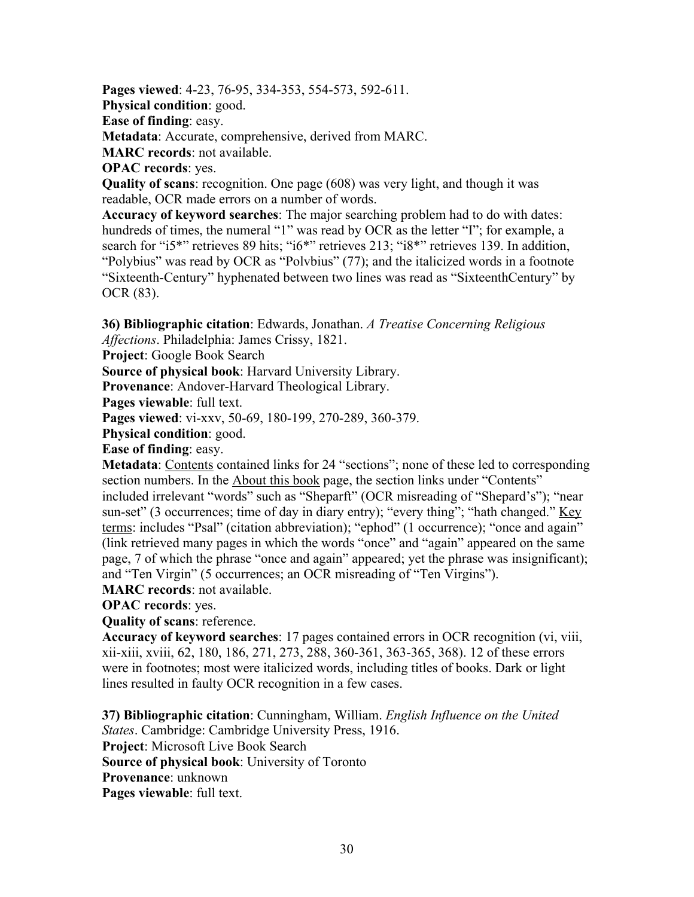**Pages viewed**: 4-23, 76-95, 334-353, 554-573, 592-611.
**Physical condition**: good.
**Ease of finding**: easy.
**Metadata**: Accurate, comprehensive, derived from MARC.
**MARC records**: not available.
**OPAC records**: yes.
**Quality of scans**: recognition. One page (608) was very light, and though it was readable, OCR made errors on a number of words.
**Accuracy of keyword searches**: The major searching problem had to do with dates: hundreds of times, the numeral "1" was read by OCR as the letter "I"; for example, a search for "i5*" retrieves 89 hits; "i6*" retrieves 213; "i8*" retrieves 139. In addition, "Polybius" was read by OCR as "Polvbius" (77); and the italicized words in a footnote "Sixteenth-Century" hyphenated between two lines was read as "SixteenthCentury" by OCR (83).

**36) Bibliographic citation**: Edwards, Jonathan. *A Treatise Concerning Religious Affections*. Philadelphia: James Crissy, 1821.
**Project**: Google Book Search
**Source of physical book**: Harvard University Library.
**Provenance**: Andover-Harvard Theological Library.
**Pages viewable**: full text.
**Pages viewed**: vi-xxv, 50-69, 180-199, 270-289, 360-379.
**Physical condition**: good.
**Ease of finding**: easy.
**Metadata**: <u>Contents</u> contained links for 24 "sections"; none of these led to corresponding section numbers. In the <u>About this book</u> page, the section links under "Contents" included irrelevant "words" such as "Sheparft" (OCR misreading of "Shepard's"); "near sun-set" (3 occurrences; time of day in diary entry); "every thing"; "hath changed." <u>Key terms</u>: includes "Psal" (citation abbreviation); "ephod" (1 occurrence); "once and again" (link retrieved many pages in which the words "once" and "again" appeared on the same page, 7 of which the phrase "once and again" appeared; yet the phrase was insignificant); and "Ten Virgin" (5 occurrences; an OCR misreading of "Ten Virgins").
**MARC records**: not available.
**OPAC records**: yes.
**Quality of scans**: reference.
**Accuracy of keyword searches**: 17 pages contained errors in OCR recognition (vi, viii, xii-xiii, xviii, 62, 180, 186, 271, 273, 288, 360-361, 363-365, 368). 12 of these errors were in footnotes; most were italicized words, including titles of books. Dark or light lines resulted in faulty OCR recognition in a few cases.

**37) Bibliographic citation**: Cunningham, William. *English Influence on the United States*. Cambridge: Cambridge University Press, 1916.
**Project**: Microsoft Live Book Search
**Source of physical book**: University of Toronto
**Provenance**: unknown
**Pages viewable**: full text.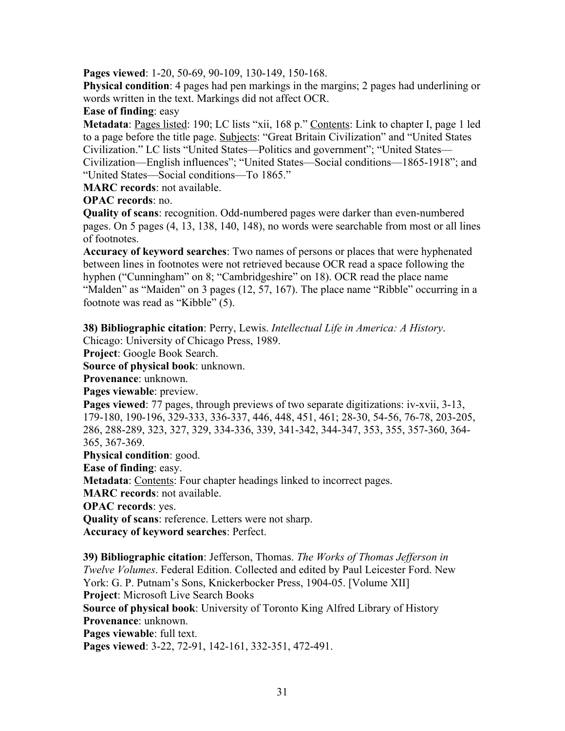**Pages viewed**: 1-20, 50-69, 90-109, 130-149, 150-168.
**Physical condition**: 4 pages had pen markings in the margins; 2 pages had underlining or words written in the text. Markings did not affect OCR.
**Ease of finding**: easy
**Metadata**: Pages listed: 190; LC lists "xii, 168 p." Contents: Link to chapter I, page 1 led to a page before the title page. Subjects: "Great Britain Civilization" and "United States Civilization." LC lists "United States—Politics and government"; "United States—Civilization—English influences"; "United States—Social conditions—1865-1918"; and "United States—Social conditions—To 1865."
**MARC records**: not available.
**OPAC records**: no.
**Quality of scans**: recognition. Odd-numbered pages were darker than even-numbered pages. On 5 pages (4, 13, 138, 140, 148), no words were searchable from most or all lines of footnotes.
**Accuracy of keyword searches**: Two names of persons or places that were hyphenated between lines in footnotes were not retrieved because OCR read a space following the hyphen ("Cunningham" on 8; "Cambridgeshire" on 18). OCR read the place name "Malden" as "Maiden" on 3 pages (12, 57, 167). The place name "Ribble" occurring in a footnote was read as "Kibble" (5).

**38) Bibliographic citation**: Perry, Lewis. *Intellectual Life in America: A History*. Chicago: University of Chicago Press, 1989.
**Project**: Google Book Search.
**Source of physical book**: unknown.
**Provenance**: unknown.
**Pages viewable**: preview.
**Pages viewed**: 77 pages, through previews of two separate digitizations: iv-xvii, 3-13, 179-180, 190-196, 329-333, 336-337, 446, 448, 451, 461; 28-30, 54-56, 76-78, 203-205, 286, 288-289, 323, 327, 329, 334-336, 339, 341-342, 344-347, 353, 355, 357-360, 364-365, 367-369.
**Physical condition**: good.
**Ease of finding**: easy.
**Metadata**: Contents: Four chapter headings linked to incorrect pages.
**MARC records**: not available.
**OPAC records**: yes.
**Quality of scans**: reference. Letters were not sharp.
**Accuracy of keyword searches**: Perfect.

**39) Bibliographic citation**: Jefferson, Thomas. *The Works of Thomas Jefferson in Twelve Volumes*. Federal Edition. Collected and edited by Paul Leicester Ford. New York: G. P. Putnam's Sons, Knickerbocker Press, 1904-05. [Volume XII]
**Project**: Microsoft Live Search Books
**Source of physical book**: University of Toronto King Alfred Library of History
**Provenance**: unknown.
**Pages viewable**: full text.
**Pages viewed**: 3-22, 72-91, 142-161, 332-351, 472-491.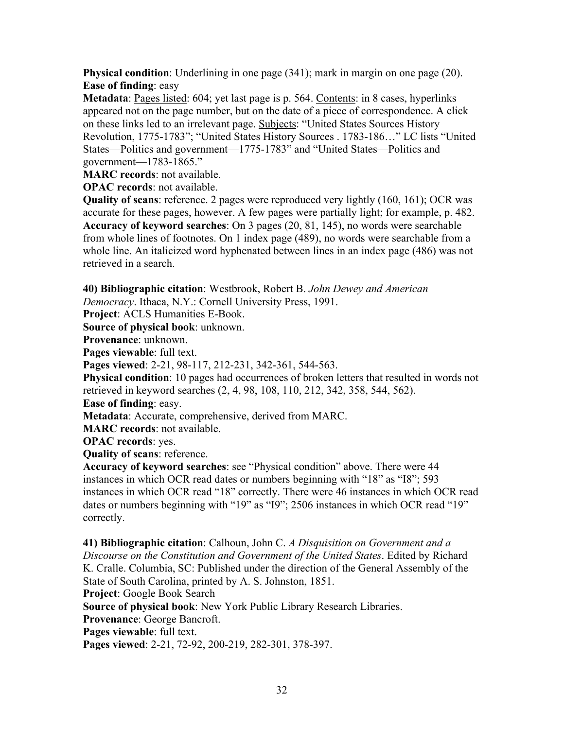**Physical condition**: Underlining in one page (341); mark in margin on one page (20).
**Ease of finding**: easy
**Metadata**: Pages listed: 604; yet last page is p. 564. Contents: in 8 cases, hyperlinks appeared not on the page number, but on the date of a piece of correspondence. A click on these links led to an irrelevant page. Subjects: "United States Sources History Revolution, 1775-1783"; "United States History Sources . 1783-186…" LC lists "United States—Politics and government—1775-1783" and "United States—Politics and government—1783-1865."
**MARC records**: not available.
**OPAC records**: not available.
**Quality of scans**: reference. 2 pages were reproduced very lightly (160, 161); OCR was accurate for these pages, however. A few pages were partially light; for example, p. 482.
**Accuracy of keyword searches**: On 3 pages (20, 81, 145), no words were searchable from whole lines of footnotes. On 1 index page (489), no words were searchable from a whole line. An italicized word hyphenated between lines in an index page (486) was not retrieved in a search.

**40) Bibliographic citation**: Westbrook, Robert B. *John Dewey and American Democracy*. Ithaca, N.Y.: Cornell University Press, 1991.
**Project**: ACLS Humanities E-Book.
**Source of physical book**: unknown.
**Provenance**: unknown.
**Pages viewable**: full text.
**Pages viewed**: 2-21, 98-117, 212-231, 342-361, 544-563.
**Physical condition**: 10 pages had occurrences of broken letters that resulted in words not retrieved in keyword searches (2, 4, 98, 108, 110, 212, 342, 358, 544, 562).
**Ease of finding**: easy.
**Metadata**: Accurate, comprehensive, derived from MARC.
**MARC records**: not available.
**OPAC records**: yes.
**Quality of scans**: reference.
**Accuracy of keyword searches**: see "Physical condition" above. There were 44 instances in which OCR read dates or numbers beginning with "18" as "I8"; 593 instances in which OCR read "18" correctly. There were 46 instances in which OCR read dates or numbers beginning with "19" as "I9"; 2506 instances in which OCR read "19" correctly.

**41) Bibliographic citation**: Calhoun, John C. *A Disquisition on Government and a Discourse on the Constitution and Government of the United States*. Edited by Richard K. Cralle. Columbia, SC: Published under the direction of the General Assembly of the State of South Carolina, printed by A. S. Johnston, 1851.
**Project**: Google Book Search
**Source of physical book**: New York Public Library Research Libraries.
**Provenance**: George Bancroft.
**Pages viewable**: full text.
**Pages viewed**: 2-21, 72-92, 200-219, 282-301, 378-397.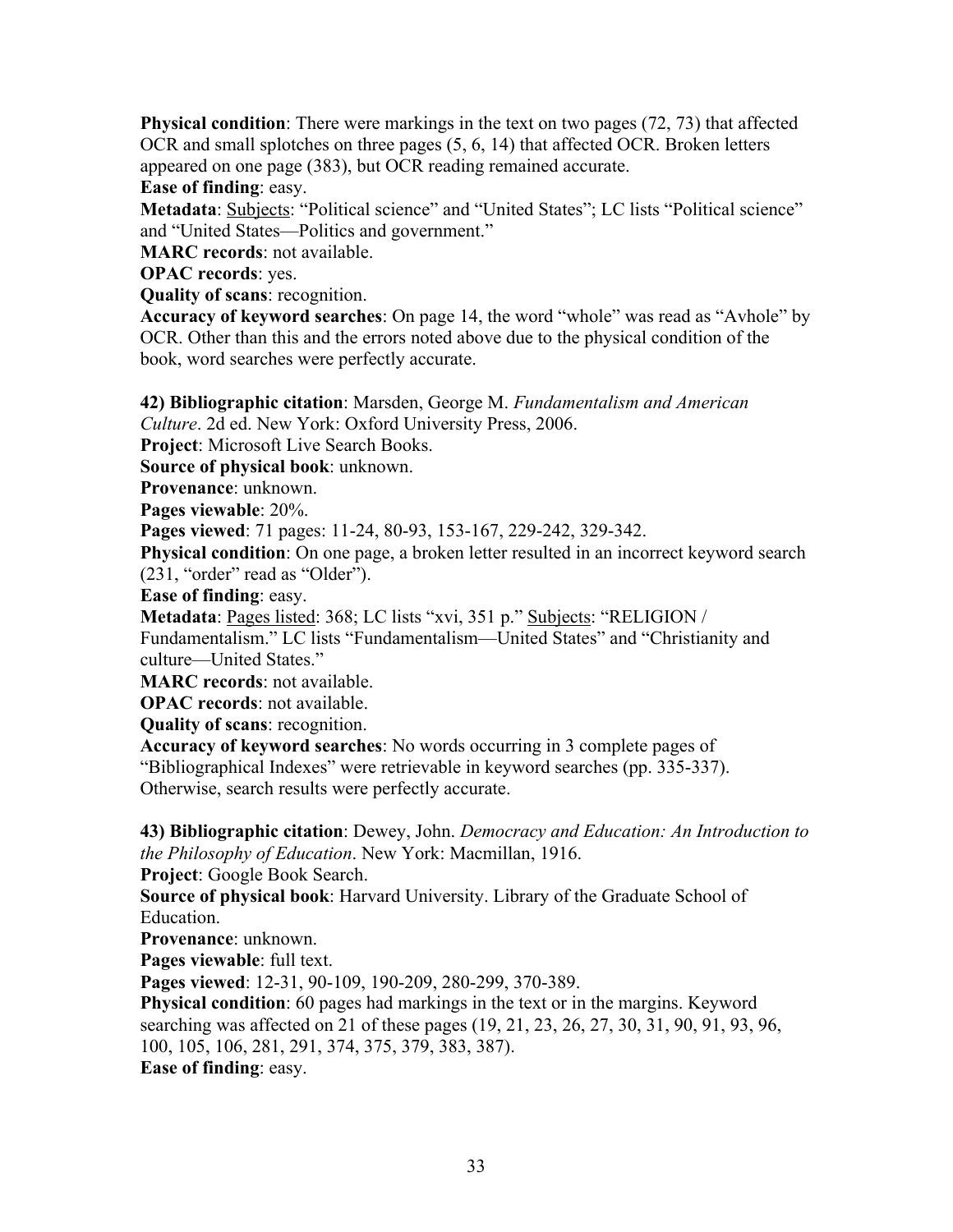**Physical condition**: There were markings in the text on two pages (72, 73) that affected OCR and small splotches on three pages (5, 6, 14) that affected OCR. Broken letters appeared on one page (383), but OCR reading remained accurate.
**Ease of finding**: easy.
**Metadata**: <u>Subjects</u>: "Political science" and "United States"; LC lists "Political science" and "United States—Politics and government."
**MARC records**: not available.
**OPAC records**: yes.
**Quality of scans**: recognition.
**Accuracy of keyword searches**: On page 14, the word "whole" was read as "Avhole" by OCR. Other than this and the errors noted above due to the physical condition of the book, word searches were perfectly accurate.

**42) Bibliographic citation**: Marsden, George M. *Fundamentalism and American Culture*. 2d ed. New York: Oxford University Press, 2006.
**Project**: Microsoft Live Search Books.
**Source of physical book**: unknown.
**Provenance**: unknown.
**Pages viewable**: 20%.
**Pages viewed**: 71 pages: 11-24, 80-93, 153-167, 229-242, 329-342.
**Physical condition**: On one page, a broken letter resulted in an incorrect keyword search (231, "order" read as "Older").
**Ease of finding**: easy.
**Metadata**: <u>Pages listed</u>: 368; LC lists "xvi, 351 p." <u>Subjects</u>: "RELIGION / Fundamentalism." LC lists "Fundamentalism—United States" and "Christianity and culture—United States."
**MARC records**: not available.
**OPAC records**: not available.
**Quality of scans**: recognition.
**Accuracy of keyword searches**: No words occurring in 3 complete pages of "Bibliographical Indexes" were retrievable in keyword searches (pp. 335-337). Otherwise, search results were perfectly accurate.

**43) Bibliographic citation**: Dewey, John. *Democracy and Education: An Introduction to the Philosophy of Education*. New York: Macmillan, 1916.
**Project**: Google Book Search.
**Source of physical book**: Harvard University. Library of the Graduate School of Education.
**Provenance**: unknown.
**Pages viewable**: full text.
**Pages viewed**: 12-31, 90-109, 190-209, 280-299, 370-389.
**Physical condition**: 60 pages had markings in the text or in the margins. Keyword searching was affected on 21 of these pages (19, 21, 23, 26, 27, 30, 31, 90, 91, 93, 96, 100, 105, 106, 281, 291, 374, 375, 379, 383, 387).
**Ease of finding**: easy.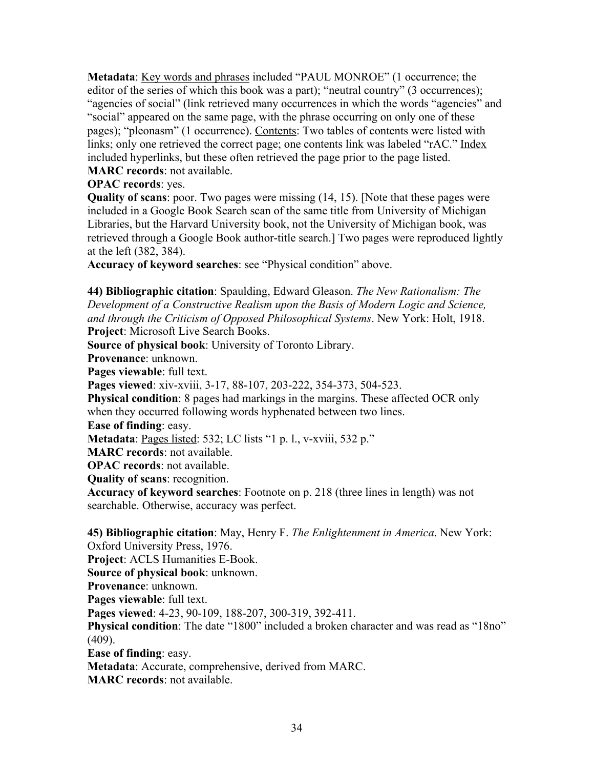**Metadata**: Key words and phrases included "PAUL MONROE" (1 occurrence; the editor of the series of which this book was a part); "neutral country" (3 occurrences); "agencies of social" (link retrieved many occurrences in which the words "agencies" and "social" appeared on the same page, with the phrase occurring on only one of these pages); "pleonasm" (1 occurrence). Contents: Two tables of contents were listed with links; only one retrieved the correct page; one contents link was labeled "rAC." Index included hyperlinks, but these often retrieved the page prior to the page listed.
**MARC records**: not available.
**OPAC records**: yes.
**Quality of scans**: poor. Two pages were missing (14, 15). [Note that these pages were included in a Google Book Search scan of the same title from University of Michigan Libraries, but the Harvard University book, not the University of Michigan book, was retrieved through a Google Book author-title search.] Two pages were reproduced lightly at the left (382, 384).
**Accuracy of keyword searches**: see "Physical condition" above.

**44) Bibliographic citation**: Spaulding, Edward Gleason. *The New Rationalism: The Development of a Constructive Realism upon the Basis of Modern Logic and Science, and through the Criticism of Opposed Philosophical Systems*. New York: Holt, 1918.
**Project**: Microsoft Live Search Books.
**Source of physical book**: University of Toronto Library.
**Provenance**: unknown.
**Pages viewable**: full text.
**Pages viewed**: xiv-xviii, 3-17, 88-107, 203-222, 354-373, 504-523.
**Physical condition**: 8 pages had markings in the margins. These affected OCR only when they occurred following words hyphenated between two lines.
**Ease of finding**: easy.
**Metadata**: Pages listed: 532; LC lists "1 p. l., v-xviii, 532 p."
**MARC records**: not available.
**OPAC records**: not available.
**Quality of scans**: recognition.
**Accuracy of keyword searches**: Footnote on p. 218 (three lines in length) was not searchable. Otherwise, accuracy was perfect.

**45) Bibliographic citation**: May, Henry F. *The Enlightenment in America*. New York: Oxford University Press, 1976.
**Project**: ACLS Humanities E-Book.
**Source of physical book**: unknown.
**Provenance**: unknown.
**Pages viewable**: full text.
**Pages viewed**: 4-23, 90-109, 188-207, 300-319, 392-411.
**Physical condition**: The date "1800" included a broken character and was read as "18no" (409).
**Ease of finding**: easy.
**Metadata**: Accurate, comprehensive, derived from MARC.
**MARC records**: not available.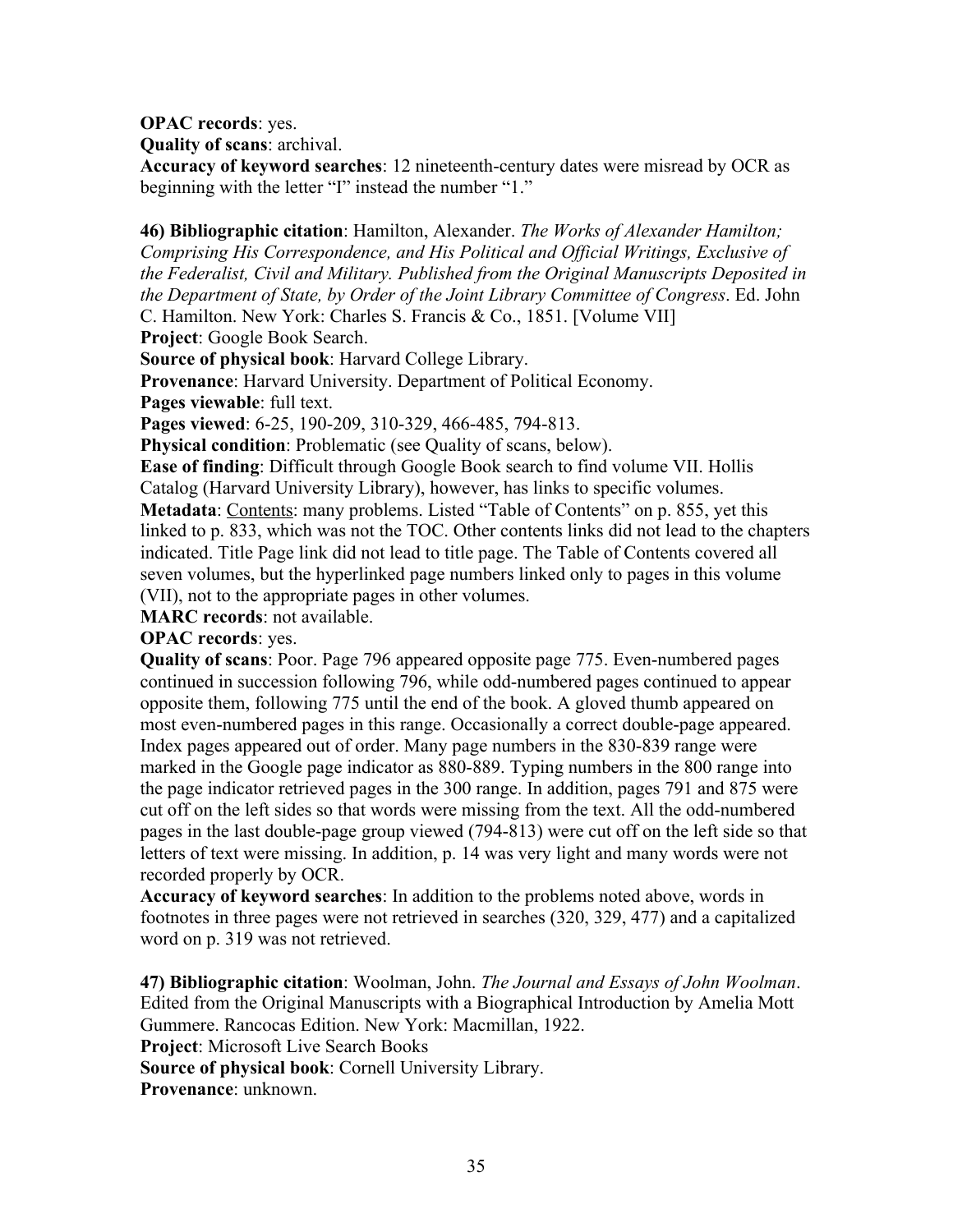**OPAC records**: yes.

**Quality of scans**: archival.

**Accuracy of keyword searches**: 12 nineteenth-century dates were misread by OCR as beginning with the letter "I" instead the number "1."

**46) Bibliographic citation**: Hamilton, Alexander. *The Works of Alexander Hamilton; Comprising His Correspondence, and His Political and Official Writings, Exclusive of the Federalist, Civil and Military. Published from the Original Manuscripts Deposited in the Department of State, by Order of the Joint Library Committee of Congress*. Ed. John C. Hamilton. New York: Charles S. Francis & Co., 1851. [Volume VII]

**Project**: Google Book Search.

**Source of physical book**: Harvard College Library.

**Provenance**: Harvard University. Department of Political Economy.

**Pages viewable**: full text.

**Pages viewed**: 6-25, 190-209, 310-329, 466-485, 794-813.

**Physical condition**: Problematic (see Quality of scans, below).

**Ease of finding**: Difficult through Google Book search to find volume VII. Hollis Catalog (Harvard University Library), however, has links to specific volumes.

**Metadata**: <u>Contents</u>: many problems. Listed "Table of Contents" on p. 855, yet this linked to p. 833, which was not the TOC. Other contents links did not lead to the chapters indicated. Title Page link did not lead to title page. The Table of Contents covered all seven volumes, but the hyperlinked page numbers linked only to pages in this volume (VII), not to the appropriate pages in other volumes.

**MARC records**: not available.

**OPAC records**: yes.

**Quality of scans**: Poor. Page 796 appeared opposite page 775. Even-numbered pages continued in succession following 796, while odd-numbered pages continued to appear opposite them, following 775 until the end of the book. A gloved thumb appeared on most even-numbered pages in this range. Occasionally a correct double-page appeared. Index pages appeared out of order. Many page numbers in the 830-839 range were marked in the Google page indicator as 880-889. Typing numbers in the 800 range into the page indicator retrieved pages in the 300 range. In addition, pages 791 and 875 were cut off on the left sides so that words were missing from the text. All the odd-numbered pages in the last double-page group viewed (794-813) were cut off on the left side so that letters of text were missing. In addition, p. 14 was very light and many words were not recorded properly by OCR.

**Accuracy of keyword searches**: In addition to the problems noted above, words in footnotes in three pages were not retrieved in searches (320, 329, 477) and a capitalized word on p. 319 was not retrieved.

**47) Bibliographic citation**: Woolman, John. *The Journal and Essays of John Woolman*. Edited from the Original Manuscripts with a Biographical Introduction by Amelia Mott Gummere. Rancocas Edition. New York: Macmillan, 1922.

**Project**: Microsoft Live Search Books

**Source of physical book**: Cornell University Library.

**Provenance**: unknown.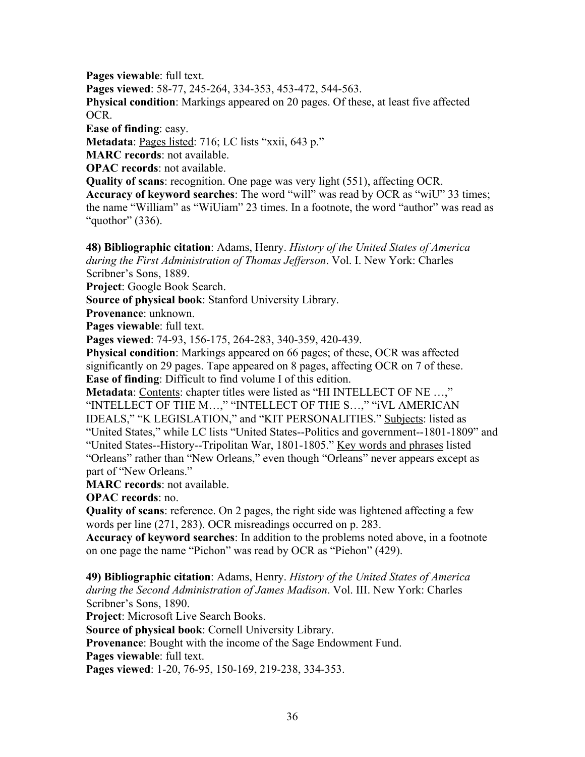**Pages viewable**: full text.
**Pages viewed**: 58-77, 245-264, 334-353, 453-472, 544-563.
**Physical condition**: Markings appeared on 20 pages. Of these, at least five affected OCR.
**Ease of finding**: easy.
**Metadata**: <u>Pages listed</u>: 716; LC lists "xxii, 643 p."
**MARC records**: not available.
**OPAC records**: not available.
**Quality of scans**: recognition. One page was very light (551), affecting OCR.
**Accuracy of keyword searches**: The word "will" was read by OCR as "wiU" 33 times; the name "William" as "WiUiam" 23 times. In a footnote, the word "author" was read as "quothor" (336).

**48) Bibliographic citation**: Adams, Henry. *History of the United States of America during the First Administration of Thomas Jefferson*. Vol. I. New York: Charles Scribner's Sons, 1889.
**Project**: Google Book Search.
**Source of physical book**: Stanford University Library.
**Provenance**: unknown.
**Pages viewable**: full text.
**Pages viewed**: 74-93, 156-175, 264-283, 340-359, 420-439.
**Physical condition**: Markings appeared on 66 pages; of these, OCR was affected significantly on 29 pages. Tape appeared on 8 pages, affecting OCR on 7 of these.
**Ease of finding**: Difficult to find volume I of this edition.
**Metadata**: <u>Contents</u>: chapter titles were listed as "HI INTELLECT OF NE …," "INTELLECT OF THE M…," "INTELLECT OF THE S…," "iVL AMERICAN IDEALS," "K LEGISLATION," and "KIT PERSONALITIES." <u>Subjects</u>: listed as "United States," while LC lists "United States--Politics and government--1801-1809" and "United States--History--Tripolitan War, 1801-1805." <u>Key words and phrases</u> listed "Orleans" rather than "New Orleans," even though "Orleans" never appears except as part of "New Orleans."
**MARC records**: not available.
**OPAC records**: no.
**Quality of scans**: reference. On 2 pages, the right side was lightened affecting a few words per line (271, 283). OCR misreadings occurred on p. 283.
**Accuracy of keyword searches**: In addition to the problems noted above, in a footnote on one page the name "Pichon" was read by OCR as "Piehon" (429).

**49) Bibliographic citation**: Adams, Henry. *History of the United States of America during the Second Administration of James Madison*. Vol. III. New York: Charles Scribner's Sons, 1890.
**Project**: Microsoft Live Search Books.
**Source of physical book**: Cornell University Library.
**Provenance**: Bought with the income of the Sage Endowment Fund.
**Pages viewable**: full text.
**Pages viewed**: 1-20, 76-95, 150-169, 219-238, 334-353.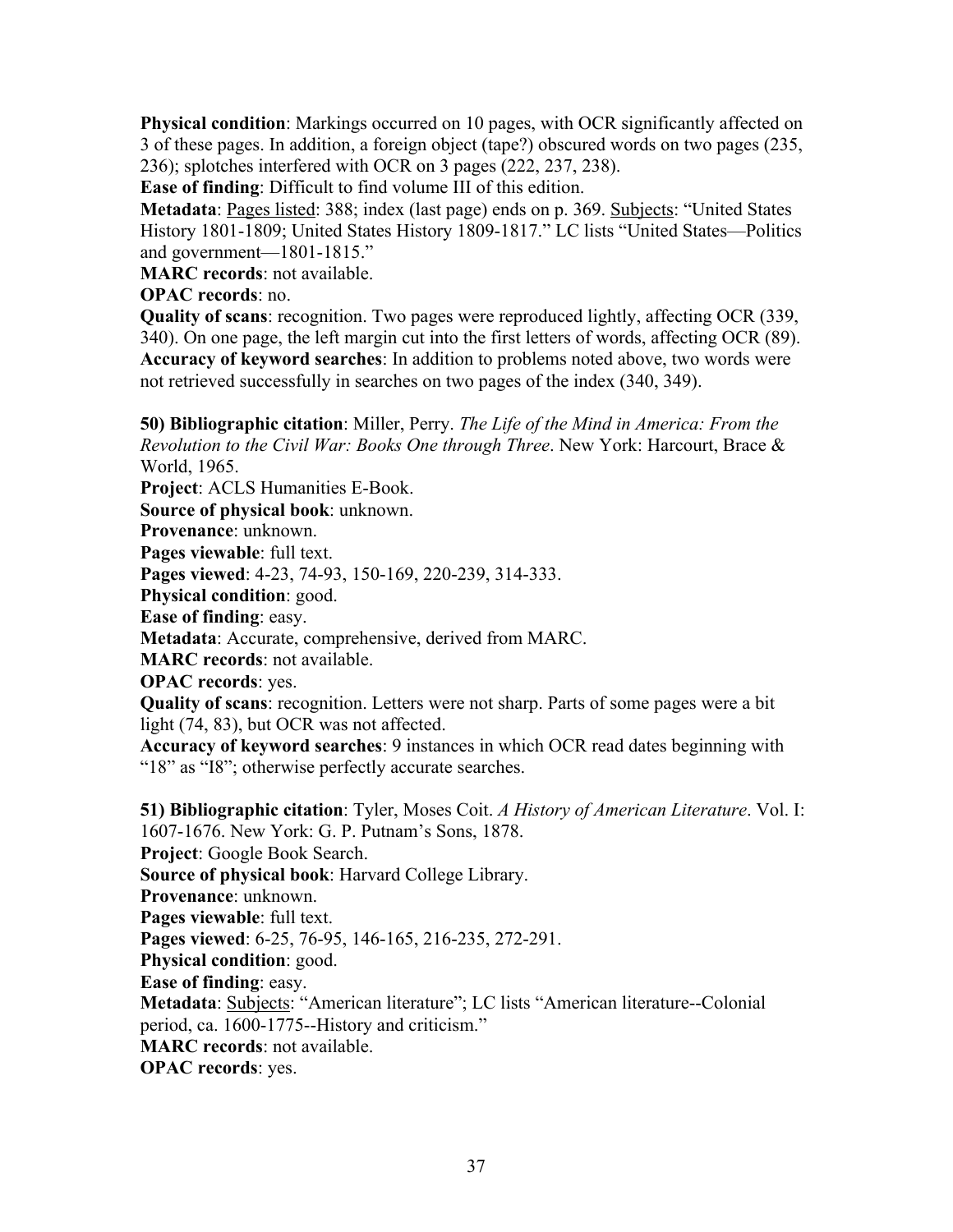**Physical condition**: Markings occurred on 10 pages, with OCR significantly affected on 3 of these pages. In addition, a foreign object (tape?) obscured words on two pages (235, 236); splotches interfered with OCR on 3 pages (222, 237, 238).
**Ease of finding**: Difficult to find volume III of this edition.
**Metadata**: Pages listed: 388; index (last page) ends on p. 369. Subjects: "United States History 1801-1809; United States History 1809-1817." LC lists "United States—Politics and government—1801-1815."
**MARC records**: not available.
**OPAC records**: no.
**Quality of scans**: recognition. Two pages were reproduced lightly, affecting OCR (339, 340). On one page, the left margin cut into the first letters of words, affecting OCR (89).
**Accuracy of keyword searches**: In addition to problems noted above, two words were not retrieved successfully in searches on two pages of the index (340, 349).

**50) Bibliographic citation**: Miller, Perry. *The Life of the Mind in America: From the Revolution to the Civil War: Books One through Three*. New York: Harcourt, Brace & World, 1965.
**Project**: ACLS Humanities E-Book.
**Source of physical book**: unknown.
**Provenance**: unknown.
**Pages viewable**: full text.
**Pages viewed**: 4-23, 74-93, 150-169, 220-239, 314-333.
**Physical condition**: good.
**Ease of finding**: easy.
**Metadata**: Accurate, comprehensive, derived from MARC.
**MARC records**: not available.
**OPAC records**: yes.
**Quality of scans**: recognition. Letters were not sharp. Parts of some pages were a bit light (74, 83), but OCR was not affected.
**Accuracy of keyword searches**: 9 instances in which OCR read dates beginning with "18" as "I8"; otherwise perfectly accurate searches.

**51) Bibliographic citation**: Tyler, Moses Coit. *A History of American Literature*. Vol. I: 1607-1676. New York: G. P. Putnam's Sons, 1878.
**Project**: Google Book Search.
**Source of physical book**: Harvard College Library.
**Provenance**: unknown.
**Pages viewable**: full text.
**Pages viewed**: 6-25, 76-95, 146-165, 216-235, 272-291.
**Physical condition**: good.
**Ease of finding**: easy.
**Metadata**: Subjects: "American literature"; LC lists "American literature--Colonial period, ca. 1600-1775--History and criticism."
**MARC records**: not available.
**OPAC records**: yes.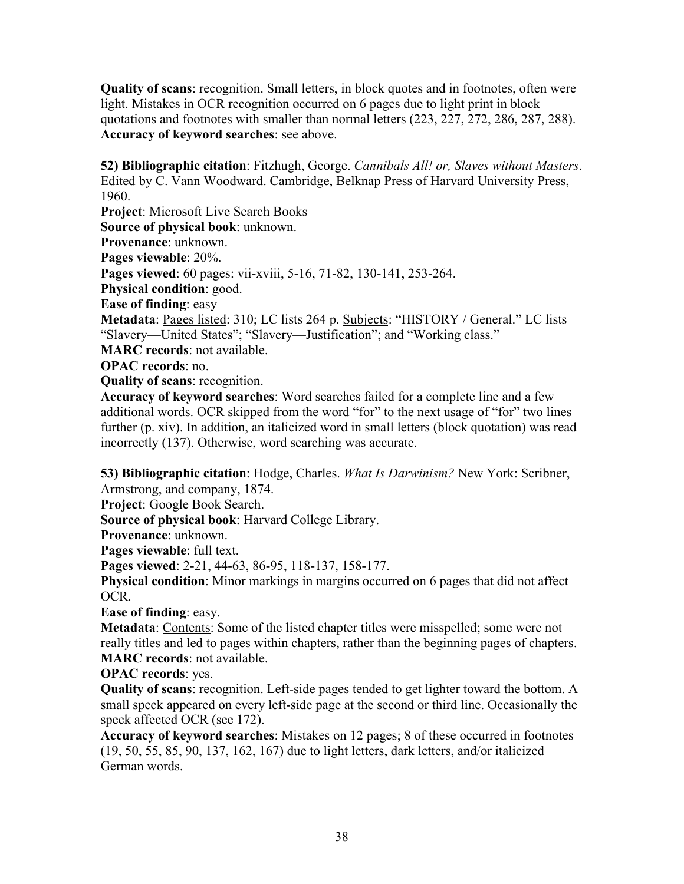**Quality of scans**: recognition. Small letters, in block quotes and in footnotes, often were light. Mistakes in OCR recognition occurred on 6 pages due to light print in block quotations and footnotes with smaller than normal letters (223, 227, 272, 286, 287, 288).
**Accuracy of keyword searches**: see above.

**52) Bibliographic citation**: Fitzhugh, George. *Cannibals All! or, Slaves without Masters*. Edited by C. Vann Woodward. Cambridge, Belknap Press of Harvard University Press, 1960.
**Project**: Microsoft Live Search Books
**Source of physical book**: unknown.
**Provenance**: unknown.
**Pages viewable**: 20%.
**Pages viewed**: 60 pages: vii-xviii, 5-16, 71-82, 130-141, 253-264.
**Physical condition**: good.
**Ease of finding**: easy
**Metadata**: <u>Pages listed</u>: 310; LC lists 264 p. <u>Subjects</u>: "HISTORY / General." LC lists "Slavery—United States"; "Slavery—Justification"; and "Working class."
**MARC records**: not available.
**OPAC records**: no.
**Quality of scans**: recognition.
**Accuracy of keyword searches**: Word searches failed for a complete line and a few additional words. OCR skipped from the word "for" to the next usage of "for" two lines further (p. xiv). In addition, an italicized word in small letters (block quotation) was read incorrectly (137). Otherwise, word searching was accurate.

**53) Bibliographic citation**: Hodge, Charles. *What Is Darwinism?* New York: Scribner, Armstrong, and company, 1874.
**Project**: Google Book Search.
**Source of physical book**: Harvard College Library.
**Provenance**: unknown.
**Pages viewable**: full text.
**Pages viewed**: 2-21, 44-63, 86-95, 118-137, 158-177.
**Physical condition**: Minor markings in margins occurred on 6 pages that did not affect OCR.
**Ease of finding**: easy.
**Metadata**: <u>Contents</u>: Some of the listed chapter titles were misspelled; some were not really titles and led to pages within chapters, rather than the beginning pages of chapters.
**MARC records**: not available.
**OPAC records**: yes.
**Quality of scans**: recognition. Left-side pages tended to get lighter toward the bottom. A small speck appeared on every left-side page at the second or third line. Occasionally the speck affected OCR (see 172).
**Accuracy of keyword searches**: Mistakes on 12 pages; 8 of these occurred in footnotes (19, 50, 55, 85, 90, 137, 162, 167) due to light letters, dark letters, and/or italicized German words.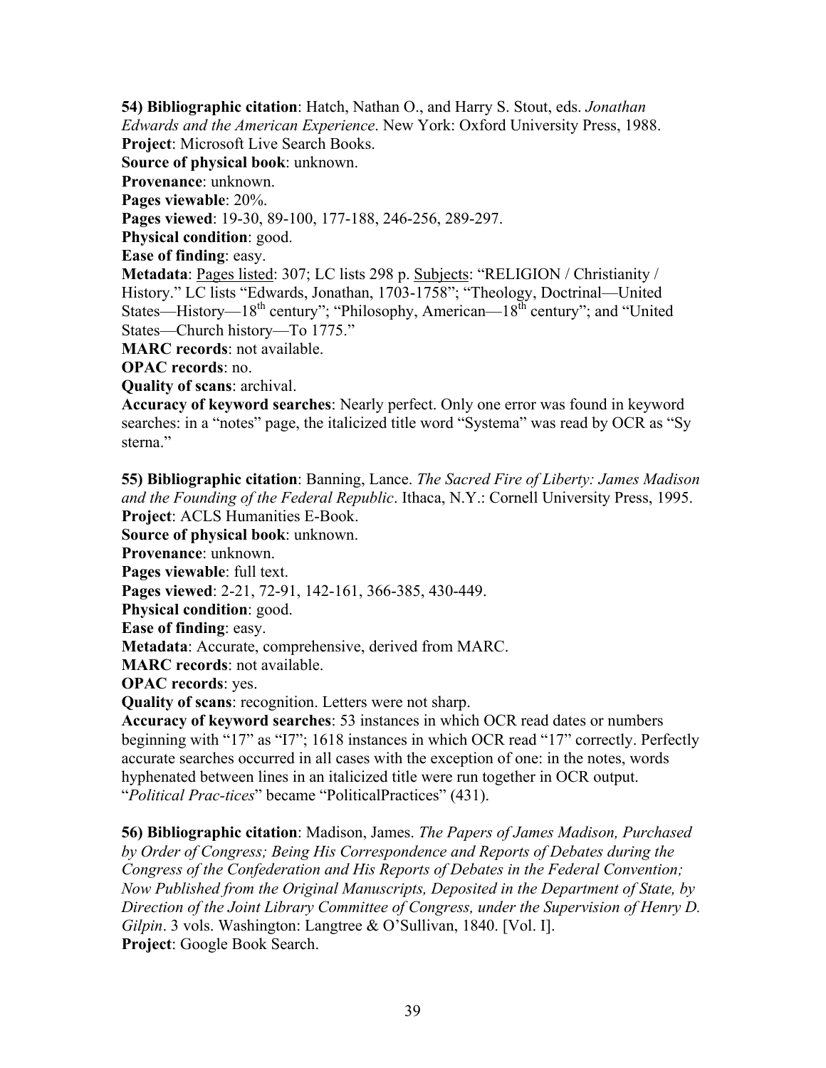**54) Bibliographic citation**: Hatch, Nathan O., and Harry S. Stout, eds. *Jonathan Edwards and the American Experience*. New York: Oxford University Press, 1988.
**Project**: Microsoft Live Search Books.
**Source of physical book**: unknown.
**Provenance**: unknown.
**Pages viewable**: 20%.
**Pages viewed**: 19-30, 89-100, 177-188, 246-256, 289-297.
**Physical condition**: good.
**Ease of finding**: easy.
**Metadata**: Pages listed: 307; LC lists 298 p. Subjects: "RELIGION / Christianity / History." LC lists "Edwards, Jonathan, 1703-1758"; "Theology, Doctrinal—United States—History—18th century"; "Philosophy, American—18th century"; and "United States—Church history—To 1775."
**MARC records**: not available.
**OPAC records**: no.
**Quality of scans**: archival.
**Accuracy of keyword searches**: Nearly perfect. Only one error was found in keyword searches: in a "notes" page, the italicized title word "Systema" was read by OCR as "Sy sterna."

**55) Bibliographic citation**: Banning, Lance. *The Sacred Fire of Liberty: James Madison and the Founding of the Federal Republic*. Ithaca, N.Y.: Cornell University Press, 1995.
**Project**: ACLS Humanities E-Book.
**Source of physical book**: unknown.
**Provenance**: unknown.
**Pages viewable**: full text.
**Pages viewed**: 2-21, 72-91, 142-161, 366-385, 430-449.
**Physical condition**: good.
**Ease of finding**: easy.
**Metadata**: Accurate, comprehensive, derived from MARC.
**MARC records**: not available.
**OPAC records**: yes.
**Quality of scans**: recognition. Letters were not sharp.
**Accuracy of keyword searches**: 53 instances in which OCR read dates or numbers beginning with "17" as "I7"; 1618 instances in which OCR read "17" correctly. Perfectly accurate searches occurred in all cases with the exception of one: in the notes, words hyphenated between lines in an italicized title were run together in OCR output. "*Political Prac-tices*" became "PoliticalPractices" (431).

**56) Bibliographic citation**: Madison, James. *The Papers of James Madison, Purchased by Order of Congress; Being His Correspondence and Reports of Debates during the Congress of the Confederation and His Reports of Debates in the Federal Convention; Now Published from the Original Manuscripts, Deposited in the Department of State, by Direction of the Joint Library Committee of Congress, under the Supervision of Henry D. Gilpin*. 3 vols. Washington: Langtree & O'Sullivan, 1840. [Vol. I].
**Project**: Google Book Search.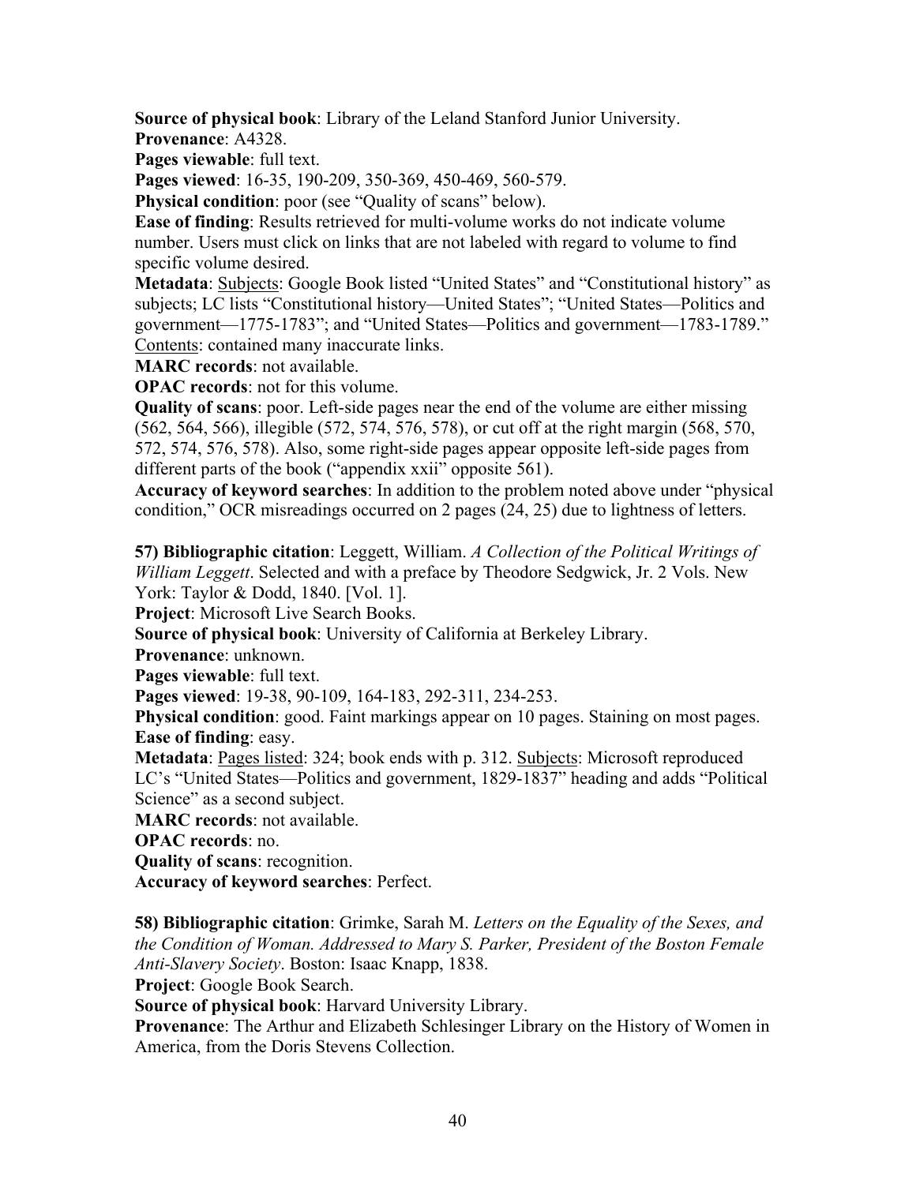**Source of physical book**: Library of the Leland Stanford Junior University.
**Provenance**: A4328.
**Pages viewable**: full text.
**Pages viewed**: 16-35, 190-209, 350-369, 450-469, 560-579.
**Physical condition**: poor (see "Quality of scans" below).
**Ease of finding**: Results retrieved for multi-volume works do not indicate volume number. Users must click on links that are not labeled with regard to volume to find specific volume desired.
**Metadata**: <u>Subjects</u>: Google Book listed "United States" and "Constitutional history" as subjects; LC lists "Constitutional history—United States"; "United States—Politics and government—1775-1783"; and "United States—Politics and government—1783-1789." <u>Contents</u>: contained many inaccurate links.
**MARC records**: not available.
**OPAC records**: not for this volume.
**Quality of scans**: poor. Left-side pages near the end of the volume are either missing (562, 564, 566), illegible (572, 574, 576, 578), or cut off at the right margin (568, 570, 572, 574, 576, 578). Also, some right-side pages appear opposite left-side pages from different parts of the book ("appendix xxii" opposite 561).
**Accuracy of keyword searches**: In addition to the problem noted above under "physical condition," OCR misreadings occurred on 2 pages (24, 25) due to lightness of letters.

**57) Bibliographic citation**: Leggett, William. *A Collection of the Political Writings of William Leggett*. Selected and with a preface by Theodore Sedgwick, Jr. 2 Vols. New York: Taylor & Dodd, 1840. [Vol. 1].
**Project**: Microsoft Live Search Books.
**Source of physical book**: University of California at Berkeley Library.
**Provenance**: unknown.
**Pages viewable**: full text.
**Pages viewed**: 19-38, 90-109, 164-183, 292-311, 234-253.
**Physical condition**: good. Faint markings appear on 10 pages. Staining on most pages.
**Ease of finding**: easy.
**Metadata**: <u>Pages listed</u>: 324; book ends with p. 312. <u>Subjects</u>: Microsoft reproduced LC's "United States—Politics and government, 1829-1837" heading and adds "Political Science" as a second subject.
**MARC records**: not available.
**OPAC records**: no.
**Quality of scans**: recognition.
**Accuracy of keyword searches**: Perfect.

**58) Bibliographic citation**: Grimke, Sarah M. *Letters on the Equality of the Sexes, and the Condition of Woman. Addressed to Mary S. Parker, President of the Boston Female Anti-Slavery Society*. Boston: Isaac Knapp, 1838.
**Project**: Google Book Search.
**Source of physical book**: Harvard University Library.
**Provenance**: The Arthur and Elizabeth Schlesinger Library on the History of Women in America, from the Doris Stevens Collection.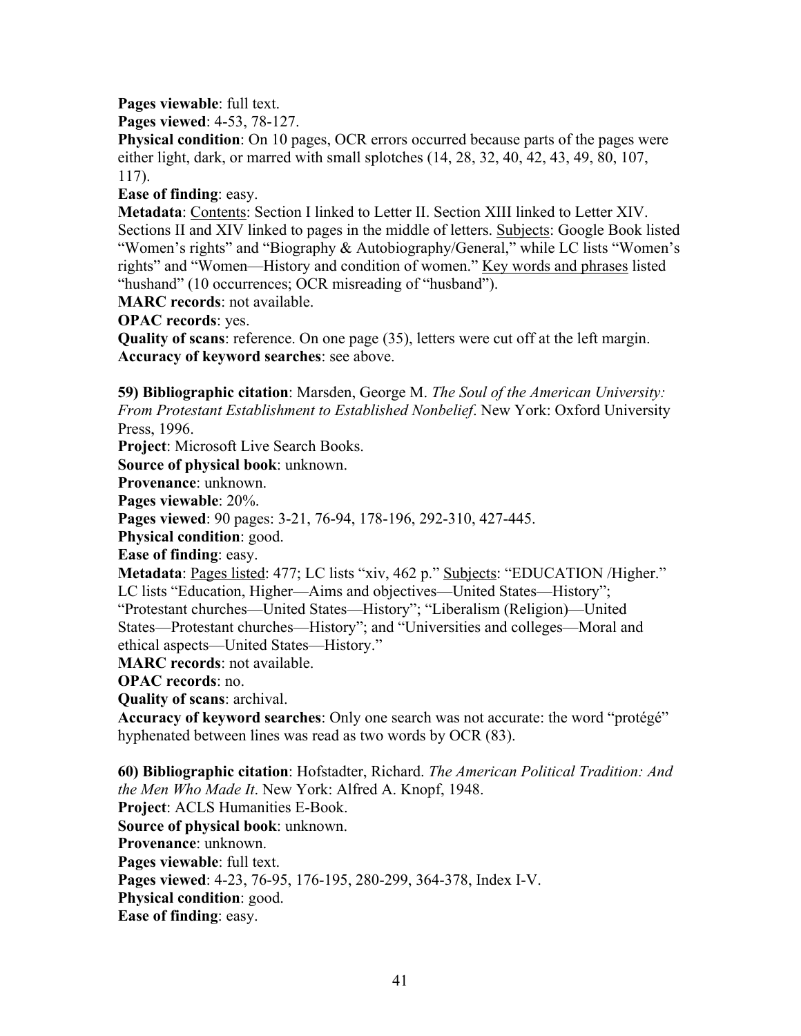**Pages viewable**: full text.
**Pages viewed**: 4-53, 78-127.
**Physical condition**: On 10 pages, OCR errors occurred because parts of the pages were either light, dark, or marred with small splotches (14, 28, 32, 40, 42, 43, 49, 80, 107, 117).
**Ease of finding**: easy.
**Metadata**: <u>Contents</u>: Section I linked to Letter II. Section XIII linked to Letter XIV. Sections II and XIV linked to pages in the middle of letters. <u>Subjects</u>: Google Book listed "Women's rights" and "Biography & Autobiography/General," while LC lists "Women's rights" and "Women—History and condition of women." <u>Key words and phrases</u> listed "hushand" (10 occurrences; OCR misreading of "husband").
**MARC records**: not available.
**OPAC records**: yes.
**Quality of scans**: reference. On one page (35), letters were cut off at the left margin.
**Accuracy of keyword searches**: see above.

**59) Bibliographic citation**: Marsden, George M. *The Soul of the American University: From Protestant Establishment to Established Nonbelief*. New York: Oxford University Press, 1996.
**Project**: Microsoft Live Search Books.
**Source of physical book**: unknown.
**Provenance**: unknown.
**Pages viewable**: 20%.
**Pages viewed**: 90 pages: 3-21, 76-94, 178-196, 292-310, 427-445.
**Physical condition**: good.
**Ease of finding**: easy.
**Metadata**: <u>Pages listed</u>: 477; LC lists "xiv, 462 p." <u>Subjects</u>: "EDUCATION /Higher." LC lists "Education, Higher—Aims and objectives—United States—History"; "Protestant churches—United States—History"; "Liberalism (Religion)—United States—Protestant churches—History"; and "Universities and colleges—Moral and ethical aspects—United States—History."
**MARC records**: not available.
**OPAC records**: no.
**Quality of scans**: archival.
**Accuracy of keyword searches**: Only one search was not accurate: the word "protégé" hyphenated between lines was read as two words by OCR (83).

**60) Bibliographic citation**: Hofstadter, Richard. *The American Political Tradition: And the Men Who Made It*. New York: Alfred A. Knopf, 1948.
**Project**: ACLS Humanities E-Book.
**Source of physical book**: unknown.
**Provenance**: unknown.
**Pages viewable**: full text.
**Pages viewed**: 4-23, 76-95, 176-195, 280-299, 364-378, Index I-V.
**Physical condition**: good.
**Ease of finding**: easy.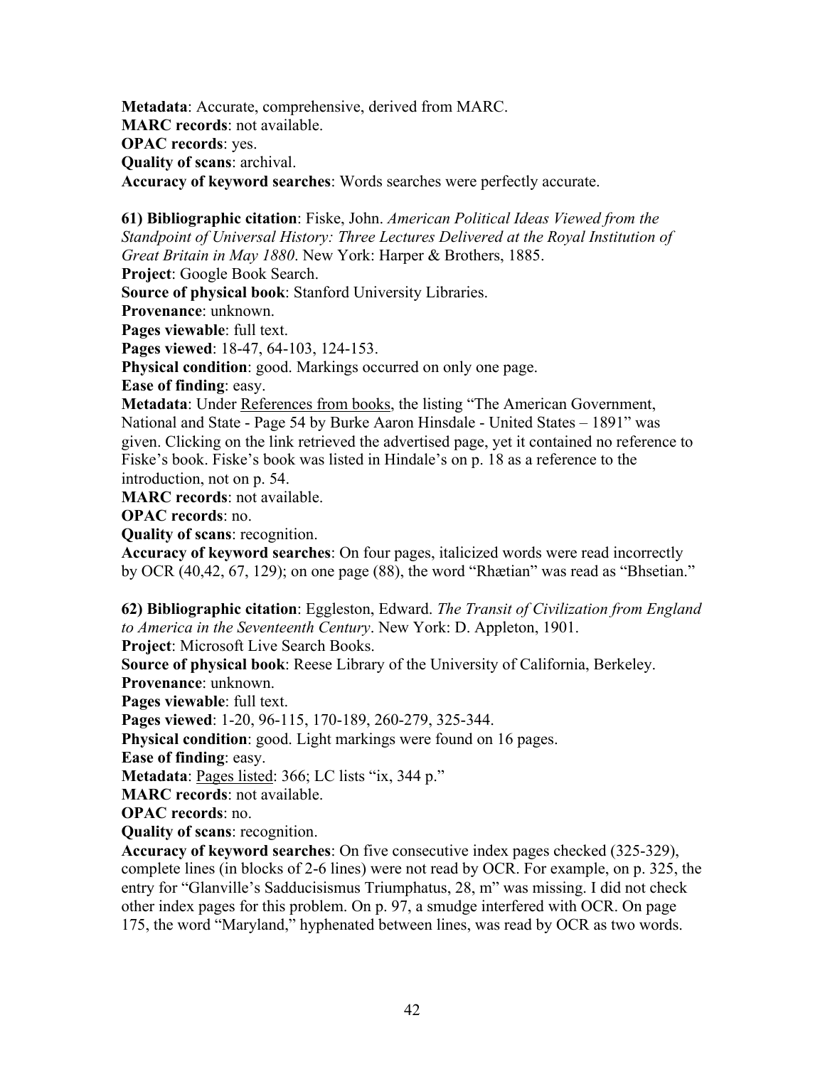**Metadata**: Accurate, comprehensive, derived from MARC.
**MARC records**: not available.
**OPAC records**: yes.
**Quality of scans**: archival.
**Accuracy of keyword searches**: Words searches were perfectly accurate.

**61) Bibliographic citation**: Fiske, John. *American Political Ideas Viewed from the Standpoint of Universal History: Three Lectures Delivered at the Royal Institution of Great Britain in May 1880*. New York: Harper & Brothers, 1885.
**Project**: Google Book Search.
**Source of physical book**: Stanford University Libraries.
**Provenance**: unknown.
**Pages viewable**: full text.
**Pages viewed**: 18-47, 64-103, 124-153.
**Physical condition**: good. Markings occurred on only one page.
**Ease of finding**: easy.
**Metadata**: Under References from books, the listing "The American Government, National and State - Page 54 by Burke Aaron Hinsdale - United States – 1891" was given. Clicking on the link retrieved the advertised page, yet it contained no reference to Fiske's book. Fiske's book was listed in Hindale's on p. 18 as a reference to the introduction, not on p. 54.
**MARC records**: not available.
**OPAC records**: no.
**Quality of scans**: recognition.
**Accuracy of keyword searches**: On four pages, italicized words were read incorrectly by OCR (40,42, 67, 129); on one page (88), the word "Rhætian" was read as "Bhsetian."

**62) Bibliographic citation**: Eggleston, Edward. *The Transit of Civilization from England to America in the Seventeenth Century*. New York: D. Appleton, 1901.
**Project**: Microsoft Live Search Books.
**Source of physical book**: Reese Library of the University of California, Berkeley.
**Provenance**: unknown.
**Pages viewable**: full text.
**Pages viewed**: 1-20, 96-115, 170-189, 260-279, 325-344.
**Physical condition**: good. Light markings were found on 16 pages.
**Ease of finding**: easy.
**Metadata**: Pages listed: 366; LC lists "ix, 344 p."
**MARC records**: not available.
**OPAC records**: no.
**Quality of scans**: recognition.
**Accuracy of keyword searches**: On five consecutive index pages checked (325-329), complete lines (in blocks of 2-6 lines) were not read by OCR. For example, on p. 325, the entry for "Glanville's Sadducisismus Triumphatus, 28, m" was missing. I did not check other index pages for this problem. On p. 97, a smudge interfered with OCR. On page 175, the word "Maryland," hyphenated between lines, was read by OCR as two words.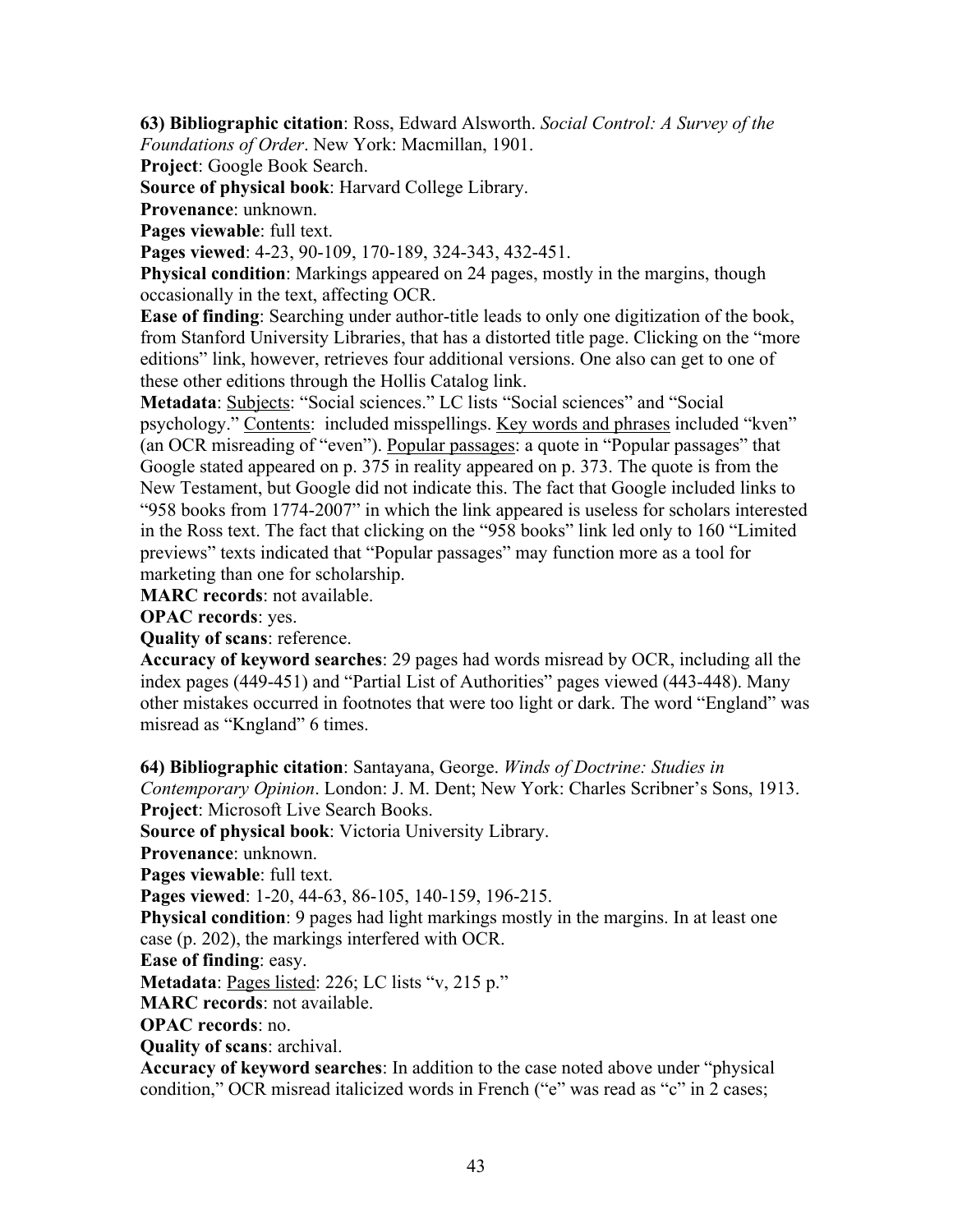**63) Bibliographic citation**: Ross, Edward Alsworth. *Social Control: A Survey of the Foundations of Order*. New York: Macmillan, 1901.
**Project**: Google Book Search.
**Source of physical book**: Harvard College Library.
**Provenance**: unknown.
**Pages viewable**: full text.
**Pages viewed**: 4-23, 90-109, 170-189, 324-343, 432-451.
**Physical condition**: Markings appeared on 24 pages, mostly in the margins, though occasionally in the text, affecting OCR.
**Ease of finding**: Searching under author-title leads to only one digitization of the book, from Stanford University Libraries, that has a distorted title page. Clicking on the "more editions" link, however, retrieves four additional versions. One also can get to one of these other editions through the Hollis Catalog link.
**Metadata**: <u>Subjects</u>: "Social sciences." LC lists "Social sciences" and "Social psychology." <u>Contents</u>: included misspellings. <u>Key words and phrases</u> included "kven" (an OCR misreading of "even"). <u>Popular passages</u>: a quote in "Popular passages" that Google stated appeared on p. 375 in reality appeared on p. 373. The quote is from the New Testament, but Google did not indicate this. The fact that Google included links to "958 books from 1774-2007" in which the link appeared is useless for scholars interested in the Ross text. The fact that clicking on the "958 books" link led only to 160 "Limited previews" texts indicated that "Popular passages" may function more as a tool for marketing than one for scholarship.
**MARC records**: not available.
**OPAC records**: yes.
**Quality of scans**: reference.
**Accuracy of keyword searches**: 29 pages had words misread by OCR, including all the index pages (449-451) and "Partial List of Authorities" pages viewed (443-448). Many other mistakes occurred in footnotes that were too light or dark. The word "England" was misread as "Kngland" 6 times.

**64) Bibliographic citation**: Santayana, George. *Winds of Doctrine: Studies in Contemporary Opinion*. London: J. M. Dent; New York: Charles Scribner's Sons, 1913.
**Project**: Microsoft Live Search Books.
**Source of physical book**: Victoria University Library.
**Provenance**: unknown.
**Pages viewable**: full text.
**Pages viewed**: 1-20, 44-63, 86-105, 140-159, 196-215.
**Physical condition**: 9 pages had light markings mostly in the margins. In at least one case (p. 202), the markings interfered with OCR.
**Ease of finding**: easy.
**Metadata**: <u>Pages listed</u>: 226; LC lists "v, 215 p."
**MARC records**: not available.
**OPAC records**: no.
**Quality of scans**: archival.
**Accuracy of keyword searches**: In addition to the case noted above under "physical condition," OCR misread italicized words in French ("e" was read as "c" in 2 cases;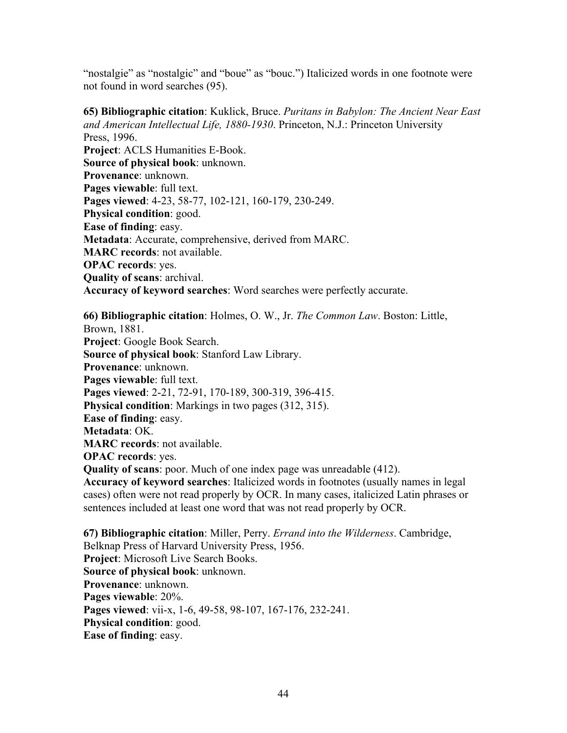"nostalgie" as "nostalgic" and "boue" as "bouc.") Italicized words in one footnote were not found in word searches (95).

**65) Bibliographic citation**: Kuklick, Bruce. *Puritans in Babylon: The Ancient Near East and American Intellectual Life, 1880-1930*. Princeton, N.J.: Princeton University Press, 1996.
**Project**: ACLS Humanities E-Book.
**Source of physical book**: unknown.
**Provenance**: unknown.
**Pages viewable**: full text.
**Pages viewed**: 4-23, 58-77, 102-121, 160-179, 230-249.
**Physical condition**: good.
**Ease of finding**: easy.
**Metadata**: Accurate, comprehensive, derived from MARC.
**MARC records**: not available.
**OPAC records**: yes.
**Quality of scans**: archival.
**Accuracy of keyword searches**: Word searches were perfectly accurate.

**66) Bibliographic citation**: Holmes, O. W., Jr. *The Common Law*. Boston: Little, Brown, 1881.
**Project**: Google Book Search.
**Source of physical book**: Stanford Law Library.
**Provenance**: unknown.
**Pages viewable**: full text.
**Pages viewed**: 2-21, 72-91, 170-189, 300-319, 396-415.
**Physical condition**: Markings in two pages (312, 315).
**Ease of finding**: easy.
**Metadata**: OK.
**MARC records**: not available.
**OPAC records**: yes.
**Quality of scans**: poor. Much of one index page was unreadable (412).
**Accuracy of keyword searches**: Italicized words in footnotes (usually names in legal cases) often were not read properly by OCR. In many cases, italicized Latin phrases or sentences included at least one word that was not read properly by OCR.

**67) Bibliographic citation**: Miller, Perry. *Errand into the Wilderness*. Cambridge, Belknap Press of Harvard University Press, 1956.
**Project**: Microsoft Live Search Books.
**Source of physical book**: unknown.
**Provenance**: unknown.
**Pages viewable**: 20%.
**Pages viewed**: vii-x, 1-6, 49-58, 98-107, 167-176, 232-241.
**Physical condition**: good.
**Ease of finding**: easy.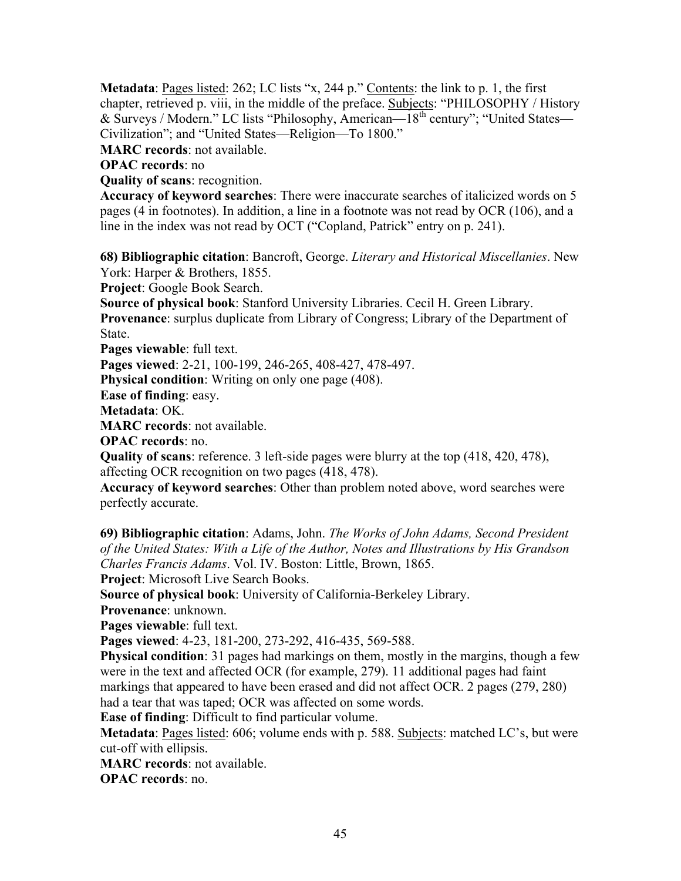**Metadata**: Pages listed: 262; LC lists "x, 244 p." Contents: the link to p. 1, the first chapter, retrieved p. viii, in the middle of the preface. Subjects: "PHILOSOPHY / History & Surveys / Modern." LC lists "Philosophy, American—18th century"; "United States—Civilization"; and "United States—Religion—To 1800."

**MARC records**: not available.

**OPAC records**: no

**Quality of scans**: recognition.

**Accuracy of keyword searches**: There were inaccurate searches of italicized words on 5 pages (4 in footnotes). In addition, a line in a footnote was not read by OCR (106), and a line in the index was not read by OCT ("Copland, Patrick" entry on p. 241).

**68) Bibliographic citation**: Bancroft, George. *Literary and Historical Miscellanies*. New York: Harper & Brothers, 1855.

**Project**: Google Book Search.

**Source of physical book**: Stanford University Libraries. Cecil H. Green Library.

**Provenance**: surplus duplicate from Library of Congress; Library of the Department of State.

**Pages viewable**: full text.

**Pages viewed**: 2-21, 100-199, 246-265, 408-427, 478-497.

**Physical condition**: Writing on only one page (408).

**Ease of finding**: easy.

**Metadata**: OK.

**MARC records**: not available.

**OPAC records**: no.

**Quality of scans**: reference. 3 left-side pages were blurry at the top (418, 420, 478), affecting OCR recognition on two pages (418, 478).

**Accuracy of keyword searches**: Other than problem noted above, word searches were perfectly accurate.

**69) Bibliographic citation**: Adams, John. *The Works of John Adams, Second President of the United States: With a Life of the Author, Notes and Illustrations by His Grandson Charles Francis Adams*. Vol. IV. Boston: Little, Brown, 1865.

**Project**: Microsoft Live Search Books.

**Source of physical book**: University of California-Berkeley Library.

**Provenance**: unknown.

**Pages viewable**: full text.

**Pages viewed**: 4-23, 181-200, 273-292, 416-435, 569-588.

**Physical condition**: 31 pages had markings on them, mostly in the margins, though a few were in the text and affected OCR (for example, 279). 11 additional pages had faint markings that appeared to have been erased and did not affect OCR. 2 pages (279, 280) had a tear that was taped; OCR was affected on some words.

**Ease of finding**: Difficult to find particular volume.

**Metadata**: Pages listed: 606; volume ends with p. 588. Subjects: matched LC's, but were cut-off with ellipsis.

**MARC records**: not available.

**OPAC records**: no.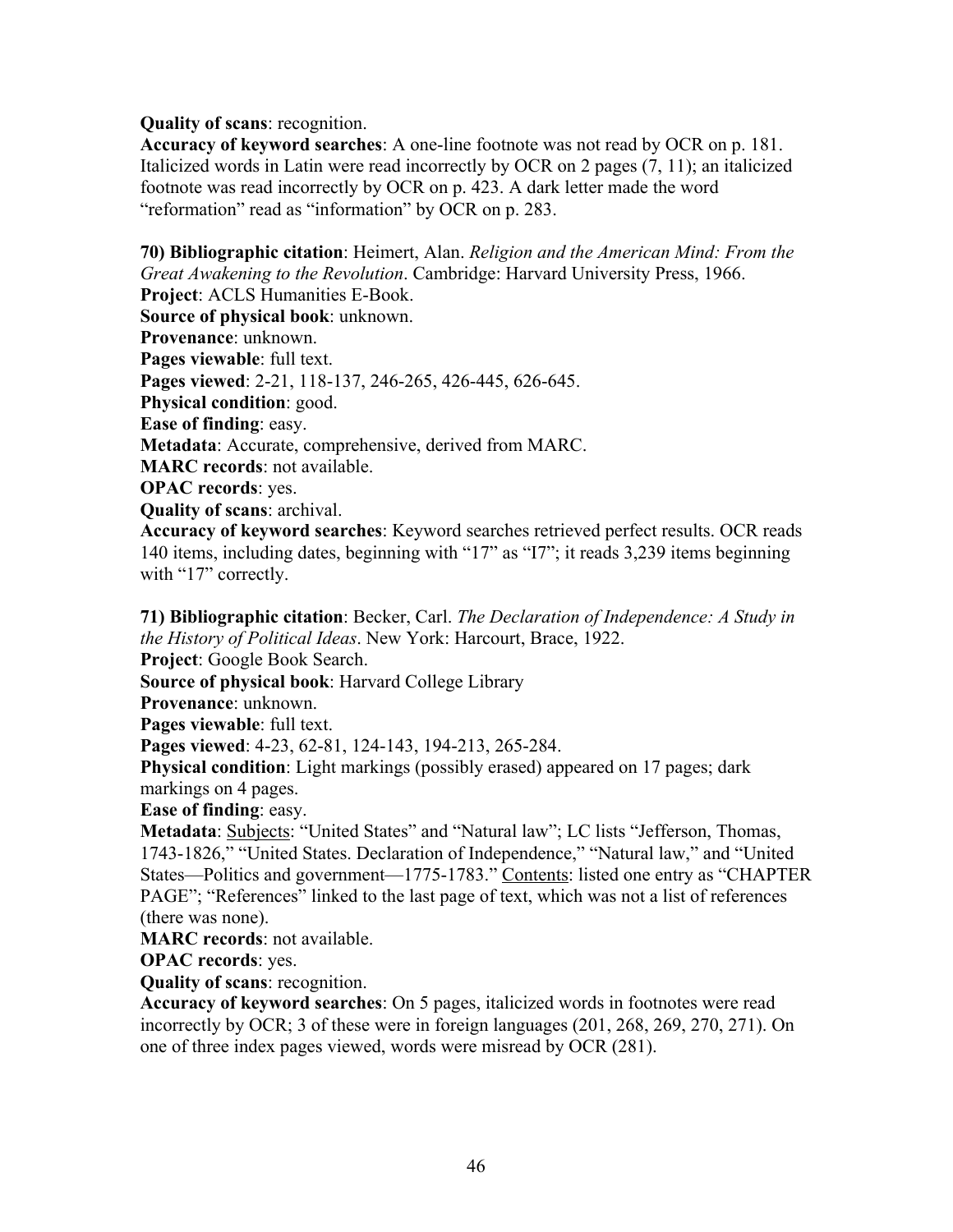**Quality of scans**: recognition.
**Accuracy of keyword searches**: A one-line footnote was not read by OCR on p. 181. Italicized words in Latin were read incorrectly by OCR on 2 pages (7, 11); an italicized footnote was read incorrectly by OCR on p. 423. A dark letter made the word "reformation" read as "information" by OCR on p. 283.

**70) Bibliographic citation**: Heimert, Alan. *Religion and the American Mind: From the Great Awakening to the Revolution*. Cambridge: Harvard University Press, 1966.
**Project**: ACLS Humanities E-Book.
**Source of physical book**: unknown.
**Provenance**: unknown.
**Pages viewable**: full text.
**Pages viewed**: 2-21, 118-137, 246-265, 426-445, 626-645.
**Physical condition**: good.
**Ease of finding**: easy.
**Metadata**: Accurate, comprehensive, derived from MARC.
**MARC records**: not available.
**OPAC records**: yes.
**Quality of scans**: archival.
**Accuracy of keyword searches**: Keyword searches retrieved perfect results. OCR reads 140 items, including dates, beginning with "17" as "I7"; it reads 3,239 items beginning with "17" correctly.

**71) Bibliographic citation**: Becker, Carl. *The Declaration of Independence: A Study in the History of Political Ideas*. New York: Harcourt, Brace, 1922.
**Project**: Google Book Search.
**Source of physical book**: Harvard College Library
**Provenance**: unknown.
**Pages viewable**: full text.
**Pages viewed**: 4-23, 62-81, 124-143, 194-213, 265-284.
**Physical condition**: Light markings (possibly erased) appeared on 17 pages; dark markings on 4 pages.
**Ease of finding**: easy.
**Metadata**: Subjects: "United States" and "Natural law"; LC lists "Jefferson, Thomas, 1743-1826," "United States. Declaration of Independence," "Natural law," and "United States—Politics and government—1775-1783." Contents: listed one entry as "CHAPTER PAGE"; "References" linked to the last page of text, which was not a list of references (there was none).
**MARC records**: not available.
**OPAC records**: yes.
**Quality of scans**: recognition.
**Accuracy of keyword searches**: On 5 pages, italicized words in footnotes were read incorrectly by OCR; 3 of these were in foreign languages (201, 268, 269, 270, 271). On one of three index pages viewed, words were misread by OCR (281).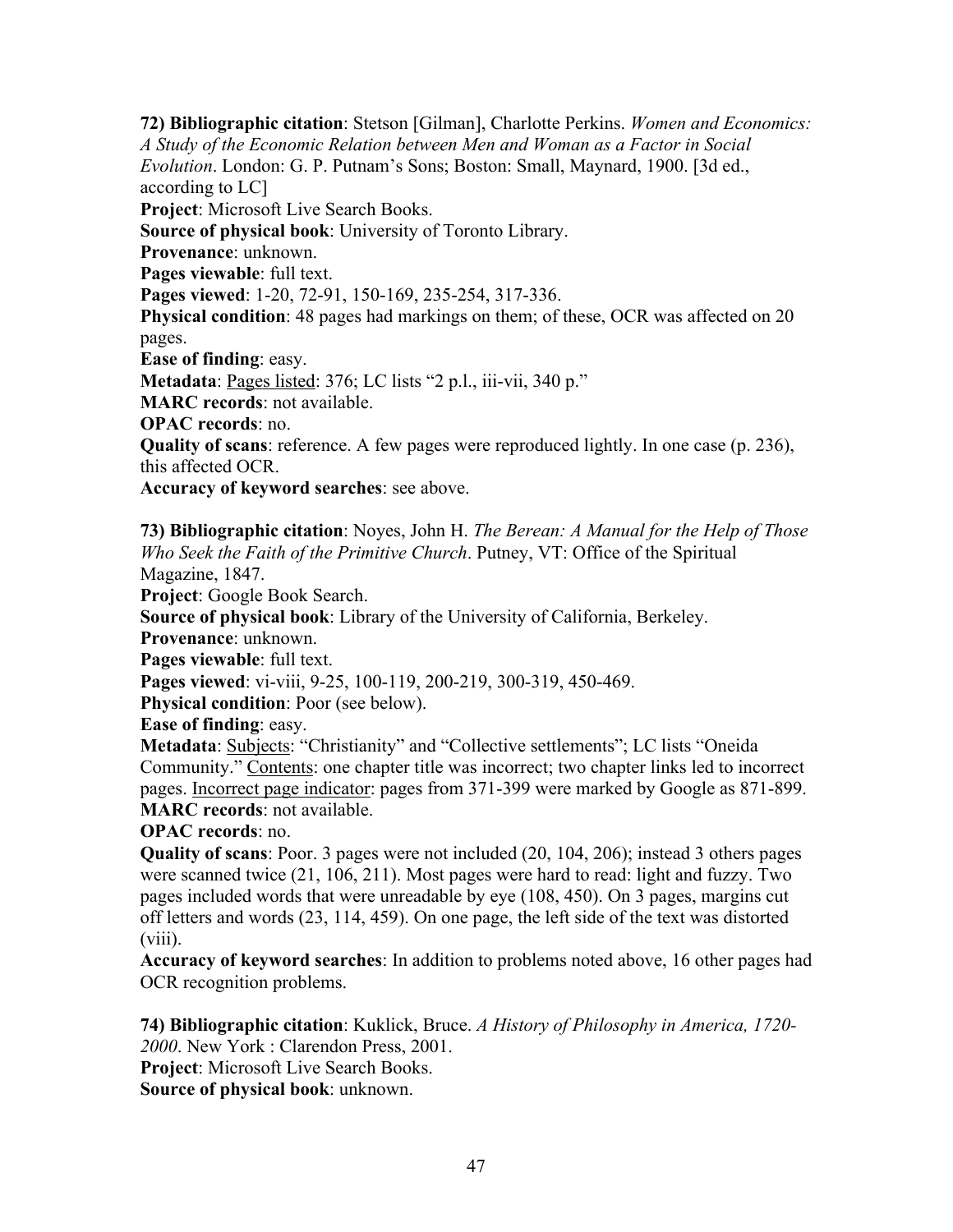**72) Bibliographic citation**: Stetson [Gilman], Charlotte Perkins. *Women and Economics: A Study of the Economic Relation between Men and Woman as a Factor in Social Evolution*. London: G. P. Putnam's Sons; Boston: Small, Maynard, 1900. [3d ed., according to LC]
**Project**: Microsoft Live Search Books.
**Source of physical book**: University of Toronto Library.
**Provenance**: unknown.
**Pages viewable**: full text.
**Pages viewed**: 1-20, 72-91, 150-169, 235-254, 317-336.
**Physical condition**: 48 pages had markings on them; of these, OCR was affected on 20 pages.
**Ease of finding**: easy.
**Metadata**: <u>Pages listed</u>: 376; LC lists "2 p.l., iii-vii, 340 p."
**MARC records**: not available.
**OPAC records**: no.
**Quality of scans**: reference. A few pages were reproduced lightly. In one case (p. 236), this affected OCR.
**Accuracy of keyword searches**: see above.

**73) Bibliographic citation**: Noyes, John H. *The Berean: A Manual for the Help of Those Who Seek the Faith of the Primitive Church*. Putney, VT: Office of the Spiritual Magazine, 1847.
**Project**: Google Book Search.
**Source of physical book**: Library of the University of California, Berkeley.
**Provenance**: unknown.
**Pages viewable**: full text.
**Pages viewed**: vi-viii, 9-25, 100-119, 200-219, 300-319, 450-469.
**Physical condition**: Poor (see below).
**Ease of finding**: easy.
**Metadata**: <u>Subjects</u>: "Christianity" and "Collective settlements"; LC lists "Oneida Community." <u>Contents</u>: one chapter title was incorrect; two chapter links led to incorrect pages. <u>Incorrect page indicator</u>: pages from 371-399 were marked by Google as 871-899.
**MARC records**: not available.
**OPAC records**: no.
**Quality of scans**: Poor. 3 pages were not included (20, 104, 206); instead 3 others pages were scanned twice (21, 106, 211). Most pages were hard to read: light and fuzzy. Two pages included words that were unreadable by eye (108, 450). On 3 pages, margins cut off letters and words (23, 114, 459). On one page, the left side of the text was distorted (viii).
**Accuracy of keyword searches**: In addition to problems noted above, 16 other pages had OCR recognition problems.

**74) Bibliographic citation**: Kuklick, Bruce. *A History of Philosophy in America, 1720-2000*. New York : Clarendon Press, 2001.
**Project**: Microsoft Live Search Books.
**Source of physical book**: unknown.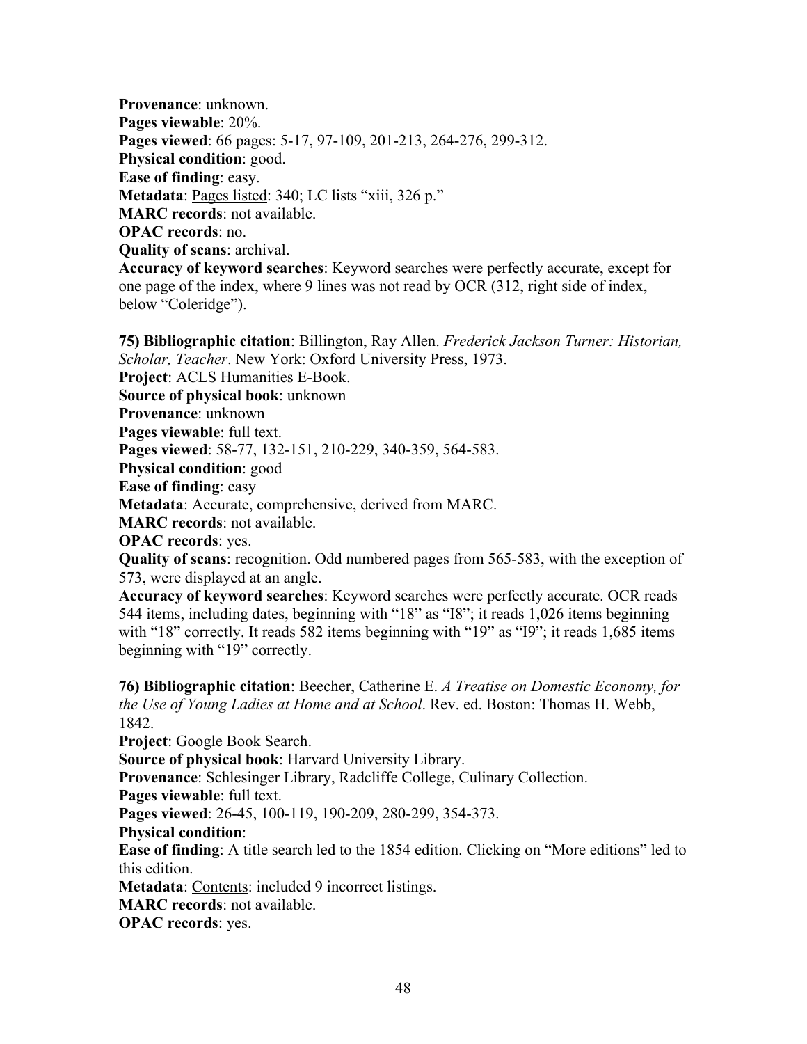**Provenance**: unknown.
**Pages viewable**: 20%.
**Pages viewed**: 66 pages: 5-17, 97-109, 201-213, 264-276, 299-312.
**Physical condition**: good.
**Ease of finding**: easy.
**Metadata**: Pages listed: 340; LC lists "xiii, 326 p."
**MARC records**: not available.
**OPAC records**: no.
**Quality of scans**: archival.
**Accuracy of keyword searches**: Keyword searches were perfectly accurate, except for one page of the index, where 9 lines was not read by OCR (312, right side of index, below "Coleridge").

**75) Bibliographic citation**: Billington, Ray Allen. *Frederick Jackson Turner: Historian, Scholar, Teacher*. New York: Oxford University Press, 1973.
**Project**: ACLS Humanities E-Book.
**Source of physical book**: unknown
**Provenance**: unknown
**Pages viewable**: full text.
**Pages viewed**: 58-77, 132-151, 210-229, 340-359, 564-583.
**Physical condition**: good
**Ease of finding**: easy
**Metadata**: Accurate, comprehensive, derived from MARC.
**MARC records**: not available.
**OPAC records**: yes.
**Quality of scans**: recognition. Odd numbered pages from 565-583, with the exception of 573, were displayed at an angle.
**Accuracy of keyword searches**: Keyword searches were perfectly accurate. OCR reads 544 items, including dates, beginning with "18" as "I8"; it reads 1,026 items beginning with "18" correctly. It reads 582 items beginning with "19" as "I9"; it reads 1,685 items beginning with "19" correctly.

**76) Bibliographic citation**: Beecher, Catherine E. *A Treatise on Domestic Economy, for the Use of Young Ladies at Home and at School*. Rev. ed. Boston: Thomas H. Webb, 1842.
**Project**: Google Book Search.
**Source of physical book**: Harvard University Library.
**Provenance**: Schlesinger Library, Radcliffe College, Culinary Collection.
**Pages viewable**: full text.
**Pages viewed**: 26-45, 100-119, 190-209, 280-299, 354-373.
**Physical condition**:
**Ease of finding**: A title search led to the 1854 edition. Clicking on "More editions" led to this edition.
**Metadata**: Contents: included 9 incorrect listings.
**MARC records**: not available.
**OPAC records**: yes.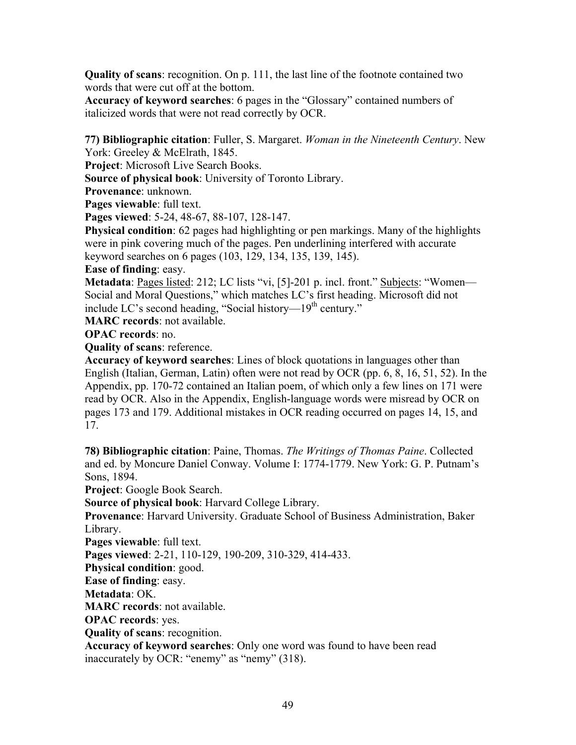**Quality of scans**: recognition. On p. 111, the last line of the footnote contained two words that were cut off at the bottom.
**Accuracy of keyword searches**: 6 pages in the "Glossary" contained numbers of italicized words that were not read correctly by OCR.

**77) Bibliographic citation**: Fuller, S. Margaret. *Woman in the Nineteenth Century*. New York: Greeley & McElrath, 1845.
**Project**: Microsoft Live Search Books.
**Source of physical book**: University of Toronto Library.
**Provenance**: unknown.
**Pages viewable**: full text.
**Pages viewed**: 5-24, 48-67, 88-107, 128-147.
**Physical condition**: 62 pages had highlighting or pen markings. Many of the highlights were in pink covering much of the pages. Pen underlining interfered with accurate keyword searches on 6 pages (103, 129, 134, 135, 139, 145).
**Ease of finding**: easy.
**Metadata**: Pages listed: 212; LC lists "vi, [5]-201 p. incl. front." Subjects: "Women—Social and Moral Questions," which matches LC's first heading. Microsoft did not include LC's second heading, "Social history—19th century."
**MARC records**: not available.
**OPAC records**: no.
**Quality of scans**: reference.
**Accuracy of keyword searches**: Lines of block quotations in languages other than English (Italian, German, Latin) often were not read by OCR (pp. 6, 8, 16, 51, 52). In the Appendix, pp. 170-72 contained an Italian poem, of which only a few lines on 171 were read by OCR. Also in the Appendix, English-language words were misread by OCR on pages 173 and 179. Additional mistakes in OCR reading occurred on pages 14, 15, and 17.

**78) Bibliographic citation**: Paine, Thomas. *The Writings of Thomas Paine*. Collected and ed. by Moncure Daniel Conway. Volume I: 1774-1779. New York: G. P. Putnam's Sons, 1894.
**Project**: Google Book Search.
**Source of physical book**: Harvard College Library.
**Provenance**: Harvard University. Graduate School of Business Administration, Baker Library.
**Pages viewable**: full text.
**Pages viewed**: 2-21, 110-129, 190-209, 310-329, 414-433.
**Physical condition**: good.
**Ease of finding**: easy.
**Metadata**: OK.
**MARC records**: not available.
**OPAC records**: yes.
**Quality of scans**: recognition.
**Accuracy of keyword searches**: Only one word was found to have been read inaccurately by OCR: "enemy" as "nemy" (318).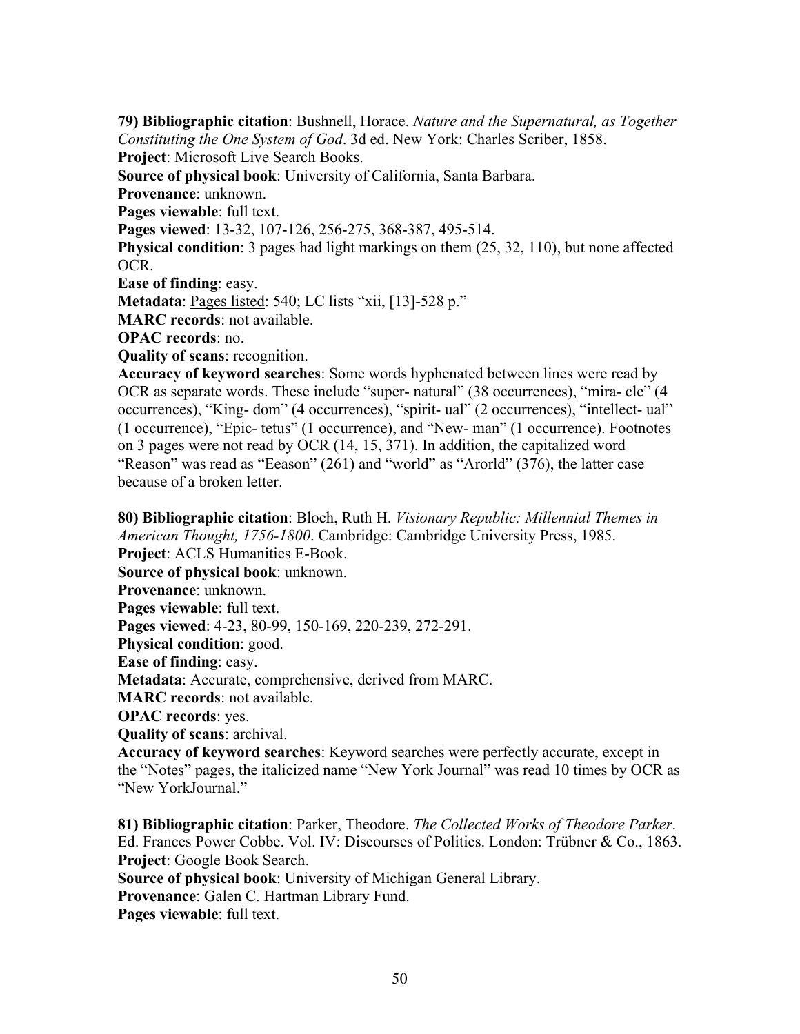**79) Bibliographic citation**: Bushnell, Horace. *Nature and the Supernatural, as Together Constituting the One System of God*. 3d ed. New York: Charles Scriber, 1858.
**Project**: Microsoft Live Search Books.
**Source of physical book**: University of California, Santa Barbara.
**Provenance**: unknown.
**Pages viewable**: full text.
**Pages viewed**: 13-32, 107-126, 256-275, 368-387, 495-514.
**Physical condition**: 3 pages had light markings on them (25, 32, 110), but none affected OCR.
**Ease of finding**: easy.
**Metadata**: Pages listed: 540; LC lists "xii, [13]-528 p."
**MARC records**: not available.
**OPAC records**: no.
**Quality of scans**: recognition.
**Accuracy of keyword searches**: Some words hyphenated between lines were read by OCR as separate words. These include "super- natural" (38 occurrences), "mira- cle" (4 occurrences), "King- dom" (4 occurrences), "spirit- ual" (2 occurrences), "intellect- ual" (1 occurrence), "Epic- tetus" (1 occurrence), and "New- man" (1 occurrence). Footnotes on 3 pages were not read by OCR (14, 15, 371). In addition, the capitalized word "Reason" was read as "Eeason" (261) and "world" as "Arorld" (376), the latter case because of a broken letter.

**80) Bibliographic citation**: Bloch, Ruth H. *Visionary Republic: Millennial Themes in American Thought, 1756-1800*. Cambridge: Cambridge University Press, 1985.
**Project**: ACLS Humanities E-Book.
**Source of physical book**: unknown.
**Provenance**: unknown.
**Pages viewable**: full text.
**Pages viewed**: 4-23, 80-99, 150-169, 220-239, 272-291.
**Physical condition**: good.
**Ease of finding**: easy.
**Metadata**: Accurate, comprehensive, derived from MARC.
**MARC records**: not available.
**OPAC records**: yes.
**Quality of scans**: archival.
**Accuracy of keyword searches**: Keyword searches were perfectly accurate, except in the "Notes" pages, the italicized name "New York Journal" was read 10 times by OCR as "New YorkJournal."

**81) Bibliographic citation**: Parker, Theodore. *The Collected Works of Theodore Parker*. Ed. Frances Power Cobbe. Vol. IV: Discourses of Politics. London: Trübner & Co., 1863.
**Project**: Google Book Search.
**Source of physical book**: University of Michigan General Library.
**Provenance**: Galen C. Hartman Library Fund.
**Pages viewable**: full text.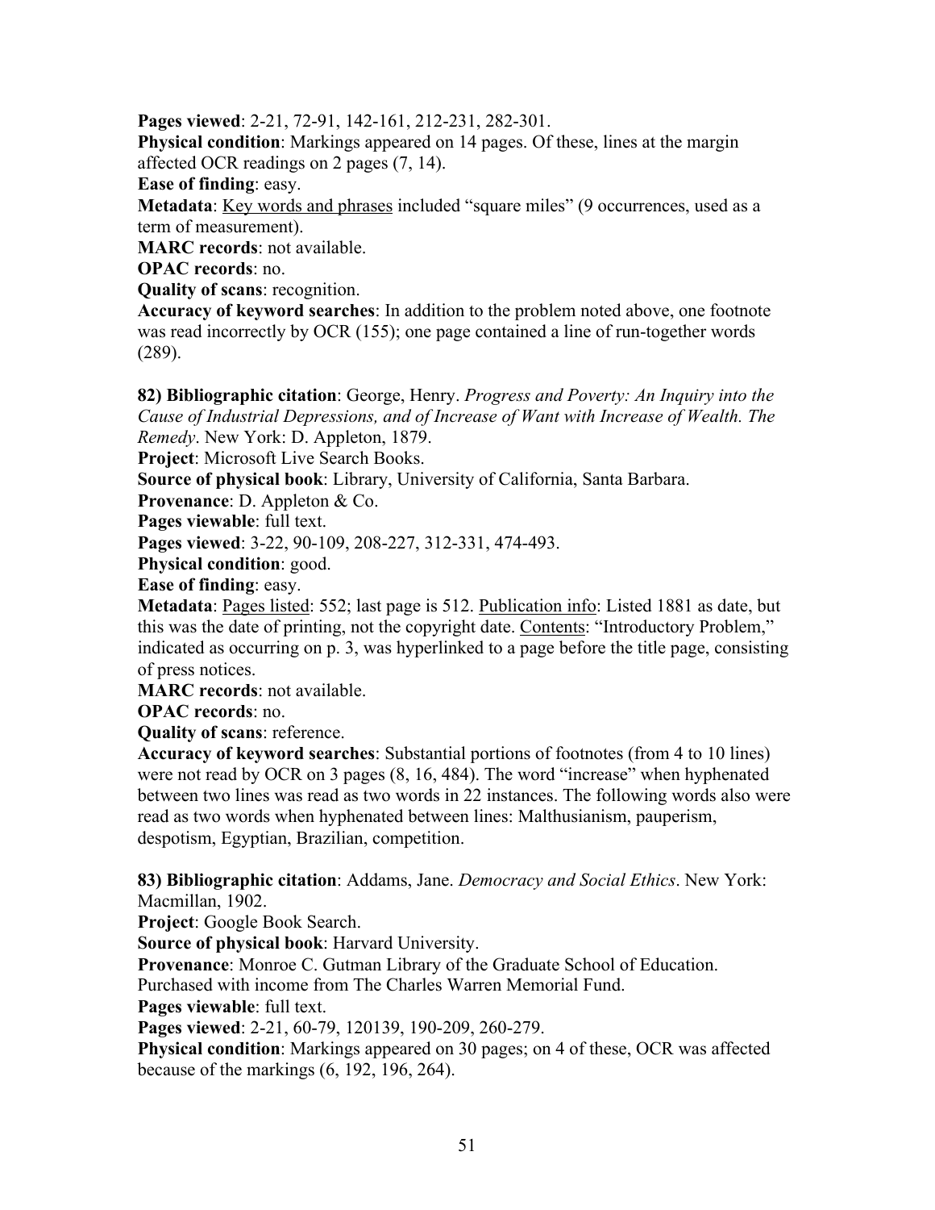**Pages viewed**: 2-21, 72-91, 142-161, 212-231, 282-301.
**Physical condition**: Markings appeared on 14 pages. Of these, lines at the margin affected OCR readings on 2 pages (7, 14).
**Ease of finding**: easy.
**Metadata**: <u>Key words and phrases</u> included "square miles" (9 occurrences, used as a term of measurement).
**MARC records**: not available.
**OPAC records**: no.
**Quality of scans**: recognition.
**Accuracy of keyword searches**: In addition to the problem noted above, one footnote was read incorrectly by OCR (155); one page contained a line of run-together words (289).

**82) Bibliographic citation**: George, Henry. *Progress and Poverty: An Inquiry into the Cause of Industrial Depressions, and of Increase of Want with Increase of Wealth. The Remedy*. New York: D. Appleton, 1879.
**Project**: Microsoft Live Search Books.
**Source of physical book**: Library, University of California, Santa Barbara.
**Provenance**: D. Appleton & Co.
**Pages viewable**: full text.
**Pages viewed**: 3-22, 90-109, 208-227, 312-331, 474-493.
**Physical condition**: good.
**Ease of finding**: easy.
**Metadata**: <u>Pages listed</u>: 552; last page is 512. <u>Publication info</u>: Listed 1881 as date, but this was the date of printing, not the copyright date. <u>Contents</u>: "Introductory Problem," indicated as occurring on p. 3, was hyperlinked to a page before the title page, consisting of press notices.
**MARC records**: not available.
**OPAC records**: no.
**Quality of scans**: reference.
**Accuracy of keyword searches**: Substantial portions of footnotes (from 4 to 10 lines) were not read by OCR on 3 pages (8, 16, 484). The word "increase" when hyphenated between two lines was read as two words in 22 instances. The following words also were read as two words when hyphenated between lines: Malthusianism, pauperism, despotism, Egyptian, Brazilian, competition.

**83) Bibliographic citation**: Addams, Jane. *Democracy and Social Ethics*. New York: Macmillan, 1902.
**Project**: Google Book Search.
**Source of physical book**: Harvard University.
**Provenance**: Monroe C. Gutman Library of the Graduate School of Education. Purchased with income from The Charles Warren Memorial Fund.
**Pages viewable**: full text.
**Pages viewed**: 2-21, 60-79, 120139, 190-209, 260-279.
**Physical condition**: Markings appeared on 30 pages; on 4 of these, OCR was affected because of the markings (6, 192, 196, 264).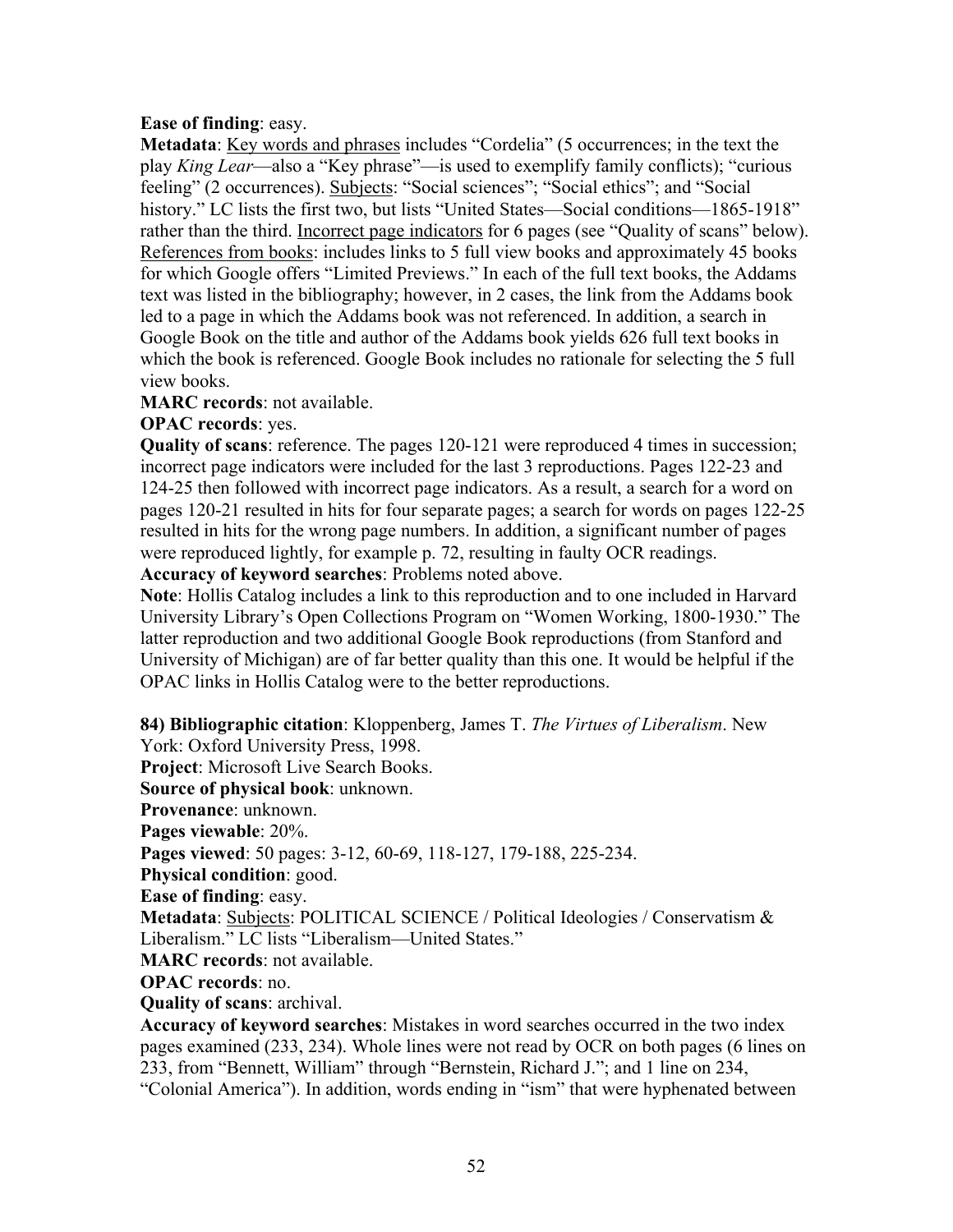**Ease of finding**: easy.

**Metadata**: Key words and phrases includes "Cordelia" (5 occurrences; in the text the play *King Lear*—also a "Key phrase"—is used to exemplify family conflicts); "curious feeling" (2 occurrences). Subjects: "Social sciences"; "Social ethics"; and "Social history." LC lists the first two, but lists "United States—Social conditions—1865-1918" rather than the third. Incorrect page indicators for 6 pages (see "Quality of scans" below). References from books: includes links to 5 full view books and approximately 45 books for which Google offers "Limited Previews." In each of the full text books, the Addams text was listed in the bibliography; however, in 2 cases, the link from the Addams book led to a page in which the Addams book was not referenced. In addition, a search in Google Book on the title and author of the Addams book yields 626 full text books in which the book is referenced. Google Book includes no rationale for selecting the 5 full view books.

**MARC records**: not available.

**OPAC records**: yes.

**Quality of scans**: reference. The pages 120-121 were reproduced 4 times in succession; incorrect page indicators were included for the last 3 reproductions. Pages 122-23 and 124-25 then followed with incorrect page indicators. As a result, a search for a word on pages 120-21 resulted in hits for four separate pages; a search for words on pages 122-25 resulted in hits for the wrong page numbers. In addition, a significant number of pages were reproduced lightly, for example p. 72, resulting in faulty OCR readings.

**Accuracy of keyword searches**: Problems noted above.

**Note**: Hollis Catalog includes a link to this reproduction and to one included in Harvard University Library's Open Collections Program on "Women Working, 1800-1930." The latter reproduction and two additional Google Book reproductions (from Stanford and University of Michigan) are of far better quality than this one. It would be helpful if the OPAC links in Hollis Catalog were to the better reproductions.

**84) Bibliographic citation**: Kloppenberg, James T. *The Virtues of Liberalism*. New York: Oxford University Press, 1998.

**Project**: Microsoft Live Search Books.

**Source of physical book**: unknown.

**Provenance**: unknown.

**Pages viewable**: 20%.

**Pages viewed**: 50 pages: 3-12, 60-69, 118-127, 179-188, 225-234.

**Physical condition**: good.

**Ease of finding**: easy.

**Metadata**: Subjects: POLITICAL SCIENCE / Political Ideologies / Conservatism & Liberalism." LC lists "Liberalism—United States."

**MARC records**: not available.

**OPAC records**: no.

**Quality of scans**: archival.

**Accuracy of keyword searches**: Mistakes in word searches occurred in the two index pages examined (233, 234). Whole lines were not read by OCR on both pages (6 lines on 233, from "Bennett, William" through "Bernstein, Richard J."; and 1 line on 234, "Colonial America"). In addition, words ending in "ism" that were hyphenated between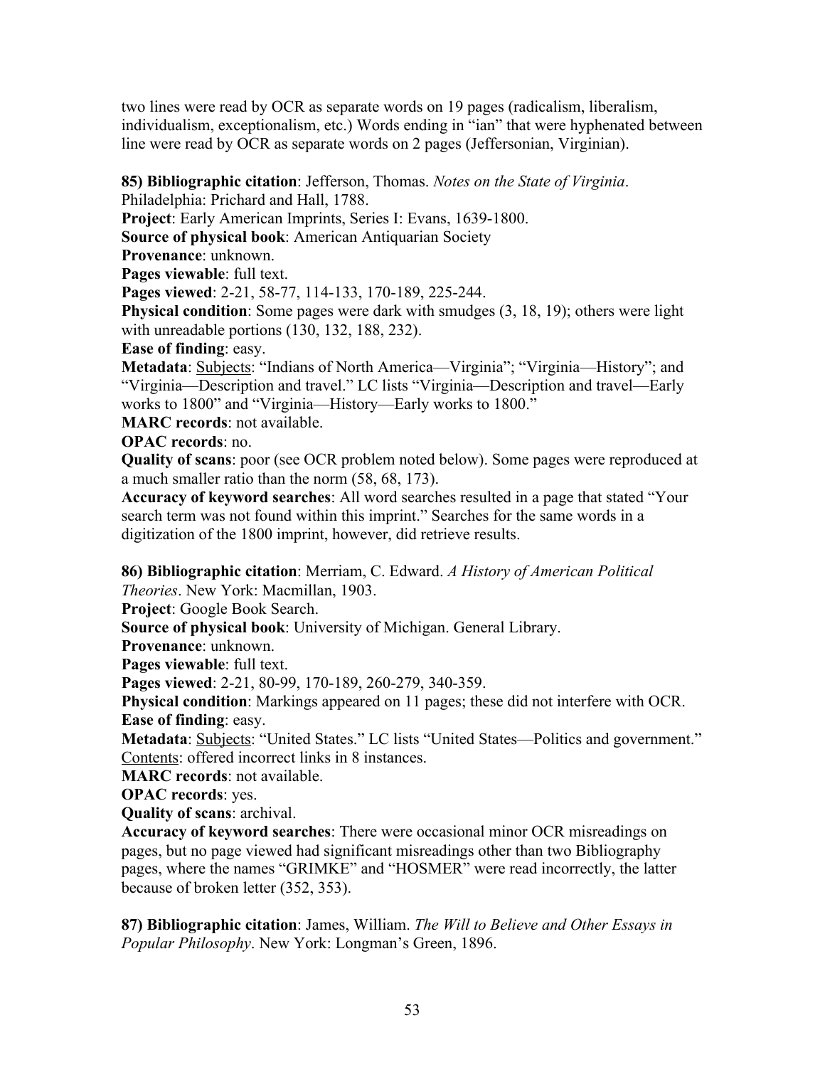two lines were read by OCR as separate words on 19 pages (radicalism, liberalism, individualism, exceptionalism, etc.) Words ending in "ian" that were hyphenated between line were read by OCR as separate words on 2 pages (Jeffersonian, Virginian).

**85) Bibliographic citation**: Jefferson, Thomas. *Notes on the State of Virginia*. Philadelphia: Prichard and Hall, 1788.
**Project**: Early American Imprints, Series I: Evans, 1639-1800.
**Source of physical book**: American Antiquarian Society
**Provenance**: unknown.
**Pages viewable**: full text.
**Pages viewed**: 2-21, 58-77, 114-133, 170-189, 225-244.
**Physical condition**: Some pages were dark with smudges (3, 18, 19); others were light with unreadable portions (130, 132, 188, 232).
**Ease of finding**: easy.
**Metadata**: Subjects: "Indians of North America—Virginia"; "Virginia—History"; and "Virginia—Description and travel." LC lists "Virginia—Description and travel—Early works to 1800" and "Virginia—History—Early works to 1800."
**MARC records**: not available.
**OPAC records**: no.
**Quality of scans**: poor (see OCR problem noted below). Some pages were reproduced at a much smaller ratio than the norm (58, 68, 173).
**Accuracy of keyword searches**: All word searches resulted in a page that stated "Your search term was not found within this imprint." Searches for the same words in a digitization of the 1800 imprint, however, did retrieve results.

**86) Bibliographic citation**: Merriam, C. Edward. *A History of American Political Theories*. New York: Macmillan, 1903.
**Project**: Google Book Search.
**Source of physical book**: University of Michigan. General Library.
**Provenance**: unknown.
**Pages viewable**: full text.
**Pages viewed**: 2-21, 80-99, 170-189, 260-279, 340-359.
**Physical condition**: Markings appeared on 11 pages; these did not interfere with OCR.
**Ease of finding**: easy.
**Metadata**: Subjects: "United States." LC lists "United States—Politics and government." Contents: offered incorrect links in 8 instances.
**MARC records**: not available.
**OPAC records**: yes.
**Quality of scans**: archival.
**Accuracy of keyword searches**: There were occasional minor OCR misreadings on pages, but no page viewed had significant misreadings other than two Bibliography pages, where the names "GRIMKE" and "HOSMER" were read incorrectly, the latter because of broken letter (352, 353).

**87) Bibliographic citation**: James, William. *The Will to Believe and Other Essays in Popular Philosophy*. New York: Longman's Green, 1896.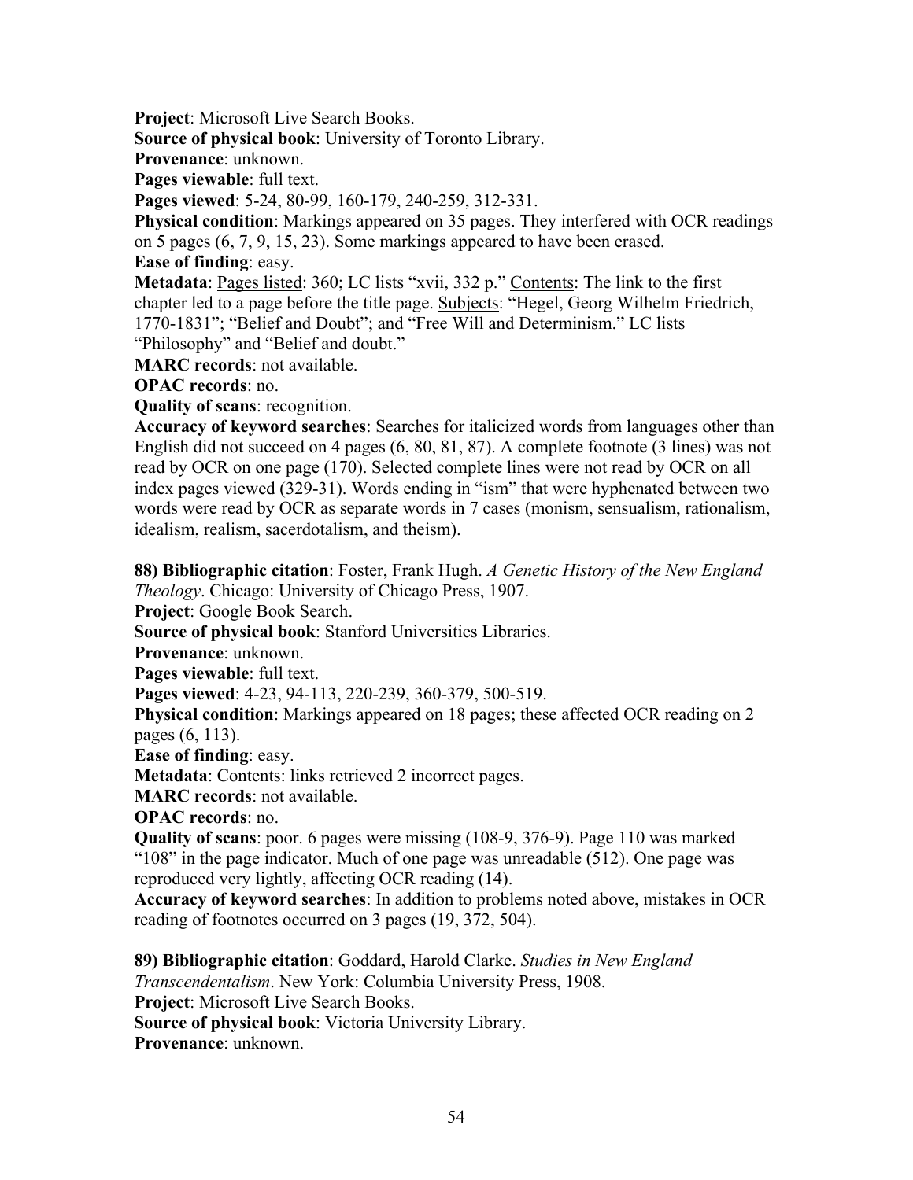**Project**: Microsoft Live Search Books.
**Source of physical book**: University of Toronto Library.
**Provenance**: unknown.
**Pages viewable**: full text.
**Pages viewed**: 5-24, 80-99, 160-179, 240-259, 312-331.
**Physical condition**: Markings appeared on 35 pages. They interfered with OCR readings on 5 pages (6, 7, 9, 15, 23). Some markings appeared to have been erased.
**Ease of finding**: easy.
**Metadata**: <u>Pages listed</u>: 360; LC lists "xvii, 332 p." <u>Contents</u>: The link to the first chapter led to a page before the title page. <u>Subjects</u>: "Hegel, Georg Wilhelm Friedrich, 1770-1831"; "Belief and Doubt"; and "Free Will and Determinism." LC lists "Philosophy" and "Belief and doubt."
**MARC records**: not available.
**OPAC records**: no.
**Quality of scans**: recognition.
**Accuracy of keyword searches**: Searches for italicized words from languages other than English did not succeed on 4 pages (6, 80, 81, 87). A complete footnote (3 lines) was not read by OCR on one page (170). Selected complete lines were not read by OCR on all index pages viewed (329-31). Words ending in "ism" that were hyphenated between two words were read by OCR as separate words in 7 cases (monism, sensualism, rationalism, idealism, realism, sacerdotalism, and theism).

**88) Bibliographic citation**: Foster, Frank Hugh. *A Genetic History of the New England Theology*. Chicago: University of Chicago Press, 1907.
**Project**: Google Book Search.
**Source of physical book**: Stanford Universities Libraries.
**Provenance**: unknown.
**Pages viewable**: full text.
**Pages viewed**: 4-23, 94-113, 220-239, 360-379, 500-519.
**Physical condition**: Markings appeared on 18 pages; these affected OCR reading on 2 pages (6, 113).
**Ease of finding**: easy.
**Metadata**: <u>Contents</u>: links retrieved 2 incorrect pages.
**MARC records**: not available.
**OPAC records**: no.
**Quality of scans**: poor. 6 pages were missing (108-9, 376-9). Page 110 was marked "108" in the page indicator. Much of one page was unreadable (512). One page was reproduced very lightly, affecting OCR reading (14).
**Accuracy of keyword searches**: In addition to problems noted above, mistakes in OCR reading of footnotes occurred on 3 pages (19, 372, 504).

**89) Bibliographic citation**: Goddard, Harold Clarke. *Studies in New England Transcendentalism*. New York: Columbia University Press, 1908.
**Project**: Microsoft Live Search Books.
**Source of physical book**: Victoria University Library.
**Provenance**: unknown.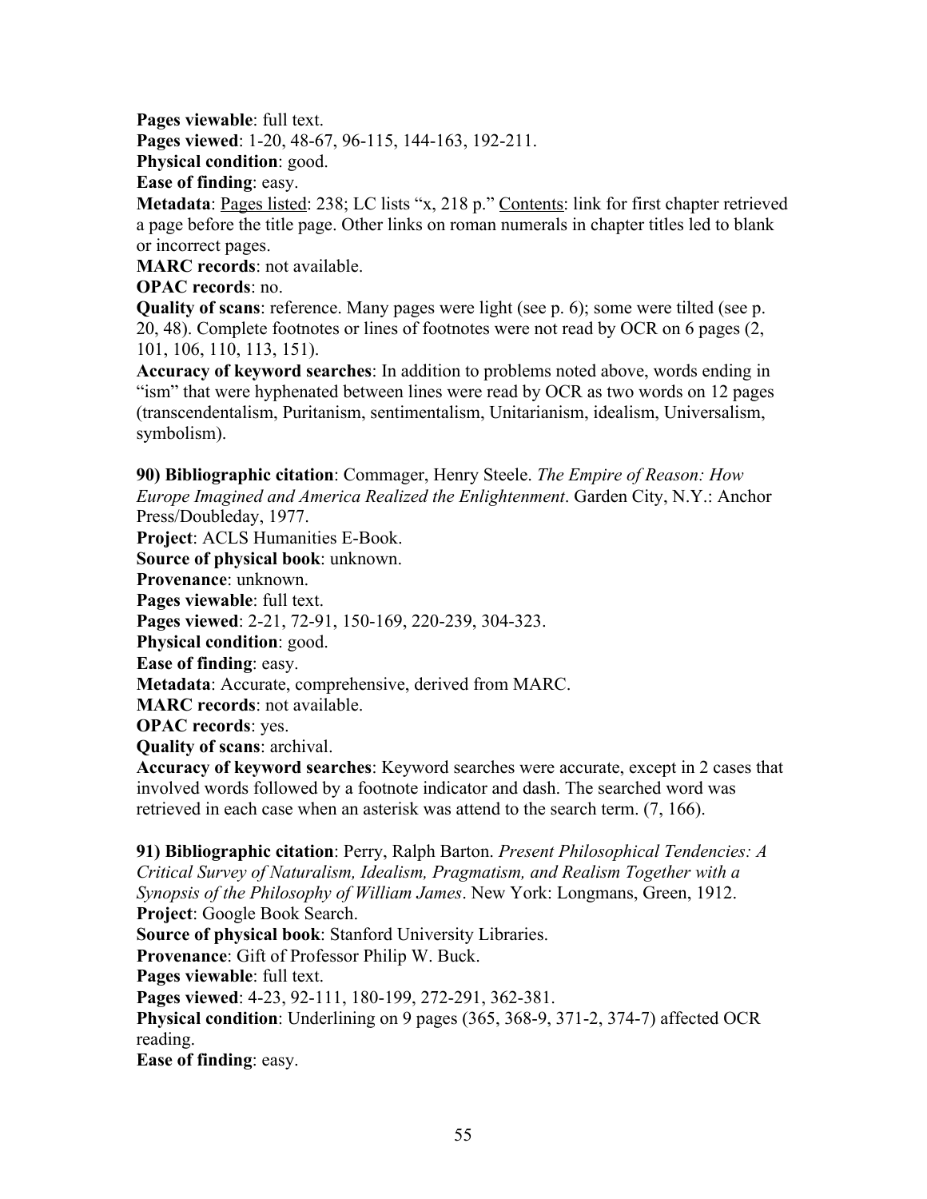**Pages viewable**: full text.
**Pages viewed**: 1-20, 48-67, 96-115, 144-163, 192-211.
**Physical condition**: good.
**Ease of finding**: easy.
**Metadata**: Pages listed: 238; LC lists "x, 218 p." Contents: link for first chapter retrieved a page before the title page. Other links on roman numerals in chapter titles led to blank or incorrect pages.
**MARC records**: not available.
**OPAC records**: no.
**Quality of scans**: reference. Many pages were light (see p. 6); some were tilted (see p. 20, 48). Complete footnotes or lines of footnotes were not read by OCR on 6 pages (2, 101, 106, 110, 113, 151).
**Accuracy of keyword searches**: In addition to problems noted above, words ending in "ism" that were hyphenated between lines were read by OCR as two words on 12 pages (transcendentalism, Puritanism, sentimentalism, Unitarianism, idealism, Universalism, symbolism).

**90) Bibliographic citation**: Commager, Henry Steele. *The Empire of Reason: How Europe Imagined and America Realized the Enlightenment*. Garden City, N.Y.: Anchor Press/Doubleday, 1977.
**Project**: ACLS Humanities E-Book.
**Source of physical book**: unknown.
**Provenance**: unknown.
**Pages viewable**: full text.
**Pages viewed**: 2-21, 72-91, 150-169, 220-239, 304-323.
**Physical condition**: good.
**Ease of finding**: easy.
**Metadata**: Accurate, comprehensive, derived from MARC.
**MARC records**: not available.
**OPAC records**: yes.
**Quality of scans**: archival.
**Accuracy of keyword searches**: Keyword searches were accurate, except in 2 cases that involved words followed by a footnote indicator and dash. The searched word was retrieved in each case when an asterisk was attend to the search term. (7, 166).

**91) Bibliographic citation**: Perry, Ralph Barton. *Present Philosophical Tendencies: A Critical Survey of Naturalism, Idealism, Pragmatism, and Realism Together with a Synopsis of the Philosophy of William James*. New York: Longmans, Green, 1912.
**Project**: Google Book Search.
**Source of physical book**: Stanford University Libraries.
**Provenance**: Gift of Professor Philip W. Buck.
**Pages viewable**: full text.
**Pages viewed**: 4-23, 92-111, 180-199, 272-291, 362-381.
**Physical condition**: Underlining on 9 pages (365, 368-9, 371-2, 374-7) affected OCR reading.
**Ease of finding**: easy.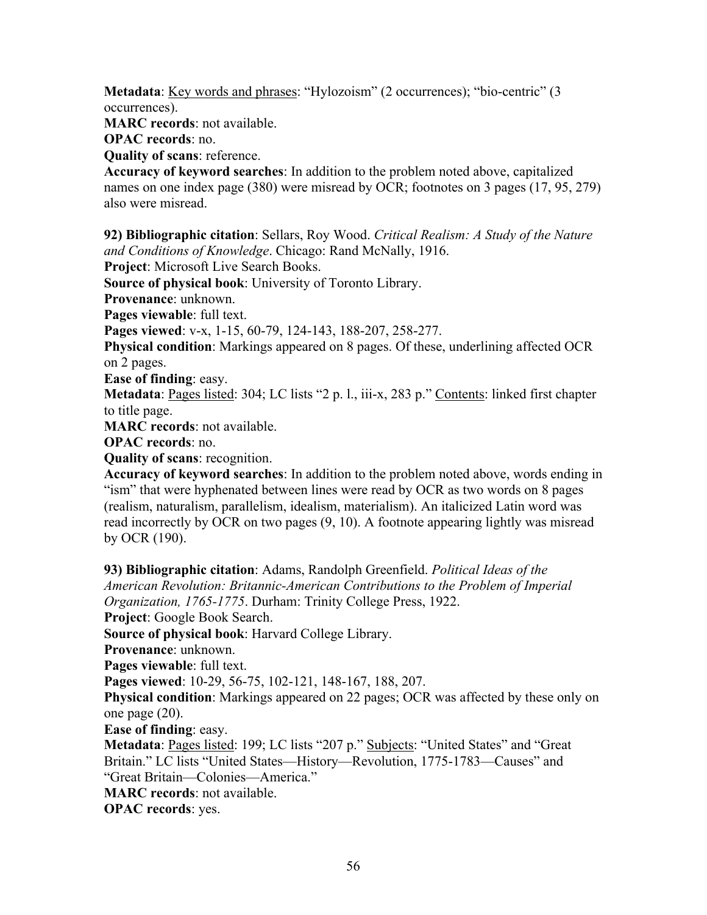**Metadata**: Key words and phrases: "Hylozoism" (2 occurrences); "bio-centric" (3 occurrences).

**MARC records**: not available.

**OPAC records**: no.

**Quality of scans**: reference.

**Accuracy of keyword searches**: In addition to the problem noted above, capitalized names on one index page (380) were misread by OCR; footnotes on 3 pages (17, 95, 279) also were misread.

**92) Bibliographic citation**: Sellars, Roy Wood. *Critical Realism: A Study of the Nature and Conditions of Knowledge*. Chicago: Rand McNally, 1916.

**Project**: Microsoft Live Search Books.

**Source of physical book**: University of Toronto Library.

**Provenance**: unknown.

**Pages viewable**: full text.

**Pages viewed**: v-x, 1-15, 60-79, 124-143, 188-207, 258-277.

**Physical condition**: Markings appeared on 8 pages. Of these, underlining affected OCR on 2 pages.

**Ease of finding**: easy.

**Metadata**: Pages listed: 304; LC lists "2 p. l., iii-x, 283 p." Contents: linked first chapter to title page.

**MARC records**: not available.

**OPAC records**: no.

**Quality of scans**: recognition.

**Accuracy of keyword searches**: In addition to the problem noted above, words ending in "ism" that were hyphenated between lines were read by OCR as two words on 8 pages (realism, naturalism, parallelism, idealism, materialism). An italicized Latin word was read incorrectly by OCR on two pages (9, 10). A footnote appearing lightly was misread by OCR (190).

**93) Bibliographic citation**: Adams, Randolph Greenfield. *Political Ideas of the American Revolution: Britannic-American Contributions to the Problem of Imperial Organization, 1765-1775*. Durham: Trinity College Press, 1922.

**Project**: Google Book Search.

**Source of physical book**: Harvard College Library.

**Provenance**: unknown.

**Pages viewable**: full text.

**Pages viewed**: 10-29, 56-75, 102-121, 148-167, 188, 207.

**Physical condition**: Markings appeared on 22 pages; OCR was affected by these only on one page (20).

**Ease of finding**: easy.

**Metadata**: Pages listed: 199; LC lists "207 p." Subjects: "United States" and "Great Britain." LC lists "United States—History—Revolution, 1775-1783—Causes" and "Great Britain—Colonies—America."

**MARC records**: not available.

**OPAC records**: yes.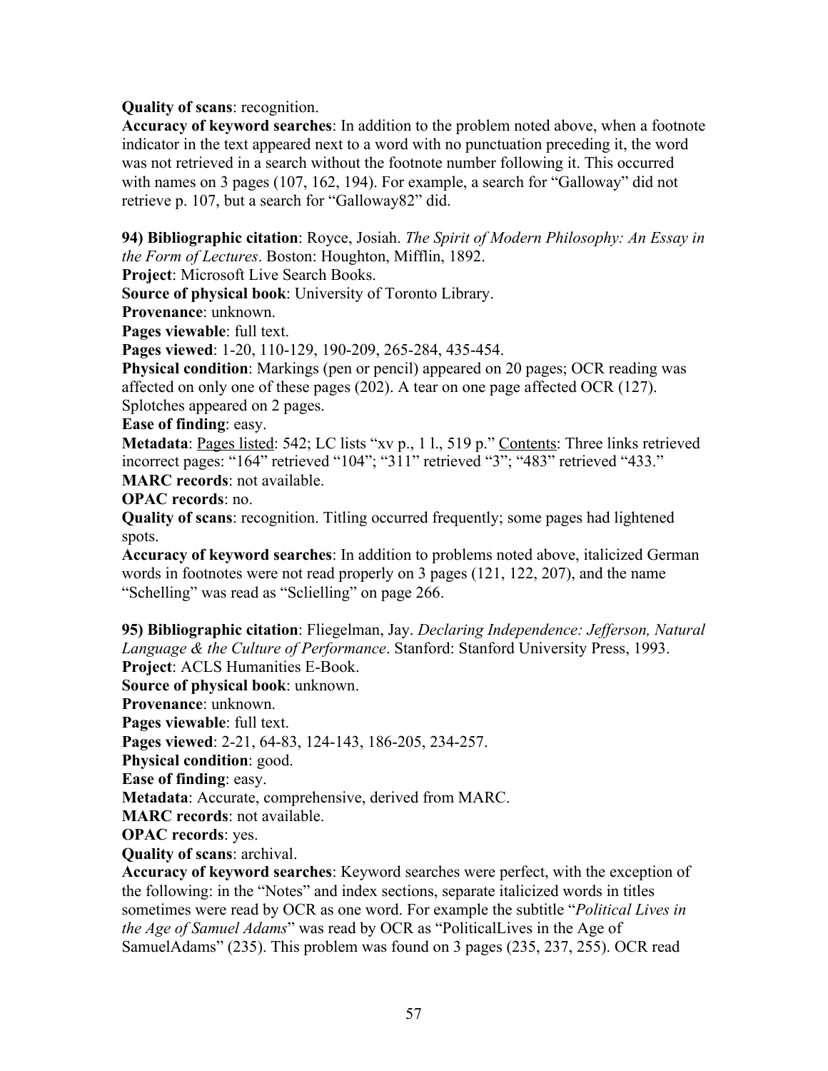**Quality of scans**: recognition.
**Accuracy of keyword searches**: In addition to the problem noted above, when a footnote indicator in the text appeared next to a word with no punctuation preceding it, the word was not retrieved in a search without the footnote number following it. This occurred with names on 3 pages (107, 162, 194). For example, a search for "Galloway" did not retrieve p. 107, but a search for "Galloway82" did.

**94) Bibliographic citation**: Royce, Josiah. *The Spirit of Modern Philosophy: An Essay in the Form of Lectures*. Boston: Houghton, Mifflin, 1892.
**Project**: Microsoft Live Search Books.
**Source of physical book**: University of Toronto Library.
**Provenance**: unknown.
**Pages viewable**: full text.
**Pages viewed**: 1-20, 110-129, 190-209, 265-284, 435-454.
**Physical condition**: Markings (pen or pencil) appeared on 20 pages; OCR reading was affected on only one of these pages (202). A tear on one page affected OCR (127). Splotches appeared on 2 pages.
**Ease of finding**: easy.
**Metadata**: Pages listed: 542; LC lists "xv p., 1 l., 519 p." Contents: Three links retrieved incorrect pages: "164" retrieved "104"; "311" retrieved "3"; "483" retrieved "433."
**MARC records**: not available.
**OPAC records**: no.
**Quality of scans**: recognition. Titling occurred frequently; some pages had lightened spots.
**Accuracy of keyword searches**: In addition to problems noted above, italicized German words in footnotes were not read properly on 3 pages (121, 122, 207), and the name "Schelling" was read as "Sclielling" on page 266.

**95) Bibliographic citation**: Fliegelman, Jay. *Declaring Independence: Jefferson, Natural Language & the Culture of Performance*. Stanford: Stanford University Press, 1993.
**Project**: ACLS Humanities E-Book.
**Source of physical book**: unknown.
**Provenance**: unknown.
**Pages viewable**: full text.
**Pages viewed**: 2-21, 64-83, 124-143, 186-205, 234-257.
**Physical condition**: good.
**Ease of finding**: easy.
**Metadata**: Accurate, comprehensive, derived from MARC.
**MARC records**: not available.
**OPAC records**: yes.
**Quality of scans**: archival.
**Accuracy of keyword searches**: Keyword searches were perfect, with the exception of the following: in the "Notes" and index sections, separate italicized words in titles sometimes were read by OCR as one word. For example the subtitle "*Political Lives in the Age of Samuel Adams*" was read by OCR as "PoliticalLives in the Age of SamuelAdams" (235). This problem was found on 3 pages (235, 237, 255). OCR read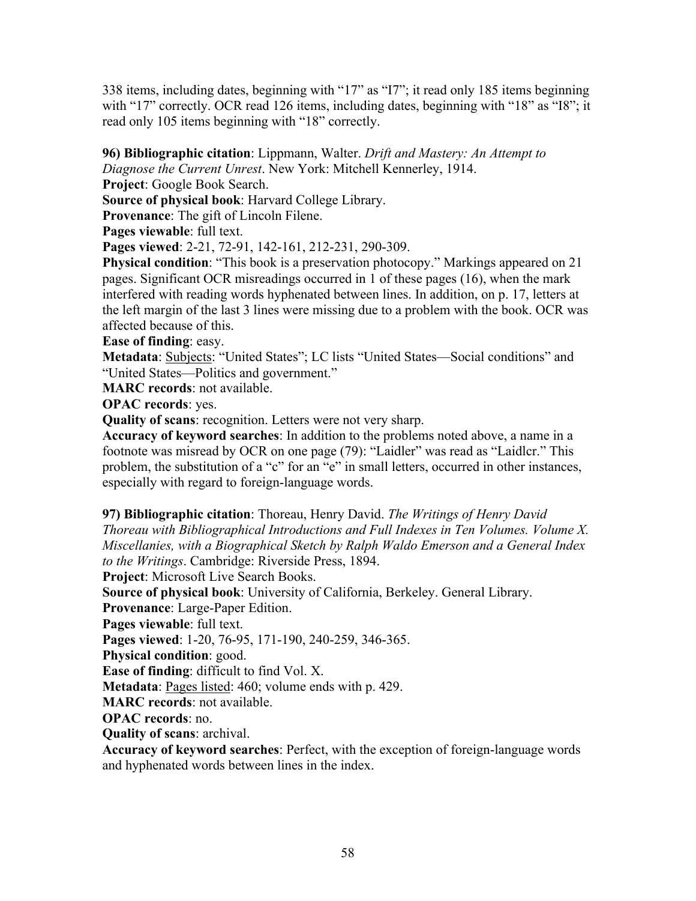338 items, including dates, beginning with "17" as "I7"; it read only 185 items beginning with "17" correctly. OCR read 126 items, including dates, beginning with "18" as "I8"; it read only 105 items beginning with "18" correctly.

**96) Bibliographic citation**: Lippmann, Walter. *Drift and Mastery: An Attempt to Diagnose the Current Unrest*. New York: Mitchell Kennerley, 1914.
**Project**: Google Book Search.
**Source of physical book**: Harvard College Library.
**Provenance**: The gift of Lincoln Filene.
**Pages viewable**: full text.
**Pages viewed**: 2-21, 72-91, 142-161, 212-231, 290-309.
**Physical condition**: "This book is a preservation photocopy." Markings appeared on 21 pages. Significant OCR misreadings occurred in 1 of these pages (16), when the mark interfered with reading words hyphenated between lines. In addition, on p. 17, letters at the left margin of the last 3 lines were missing due to a problem with the book. OCR was affected because of this.
**Ease of finding**: easy.
**Metadata**: Subjects: "United States"; LC lists "United States—Social conditions" and "United States—Politics and government."
**MARC records**: not available.
**OPAC records**: yes.
**Quality of scans**: recognition. Letters were not very sharp.
**Accuracy of keyword searches**: In addition to the problems noted above, a name in a footnote was misread by OCR on one page (79): "Laidler" was read as "Laidlcr." This problem, the substitution of a "c" for an "e" in small letters, occurred in other instances, especially with regard to foreign-language words.

**97) Bibliographic citation**: Thoreau, Henry David. *The Writings of Henry David Thoreau with Bibliographical Introductions and Full Indexes in Ten Volumes. Volume X. Miscellanies, with a Biographical Sketch by Ralph Waldo Emerson and a General Index to the Writings*. Cambridge: Riverside Press, 1894.
**Project**: Microsoft Live Search Books.
**Source of physical book**: University of California, Berkeley. General Library.
**Provenance**: Large-Paper Edition.
**Pages viewable**: full text.
**Pages viewed**: 1-20, 76-95, 171-190, 240-259, 346-365.
**Physical condition**: good.
**Ease of finding**: difficult to find Vol. X.
**Metadata**: Pages listed: 460; volume ends with p. 429.
**MARC records**: not available.
**OPAC records**: no.
**Quality of scans**: archival.
**Accuracy of keyword searches**: Perfect, with the exception of foreign-language words and hyphenated words between lines in the index.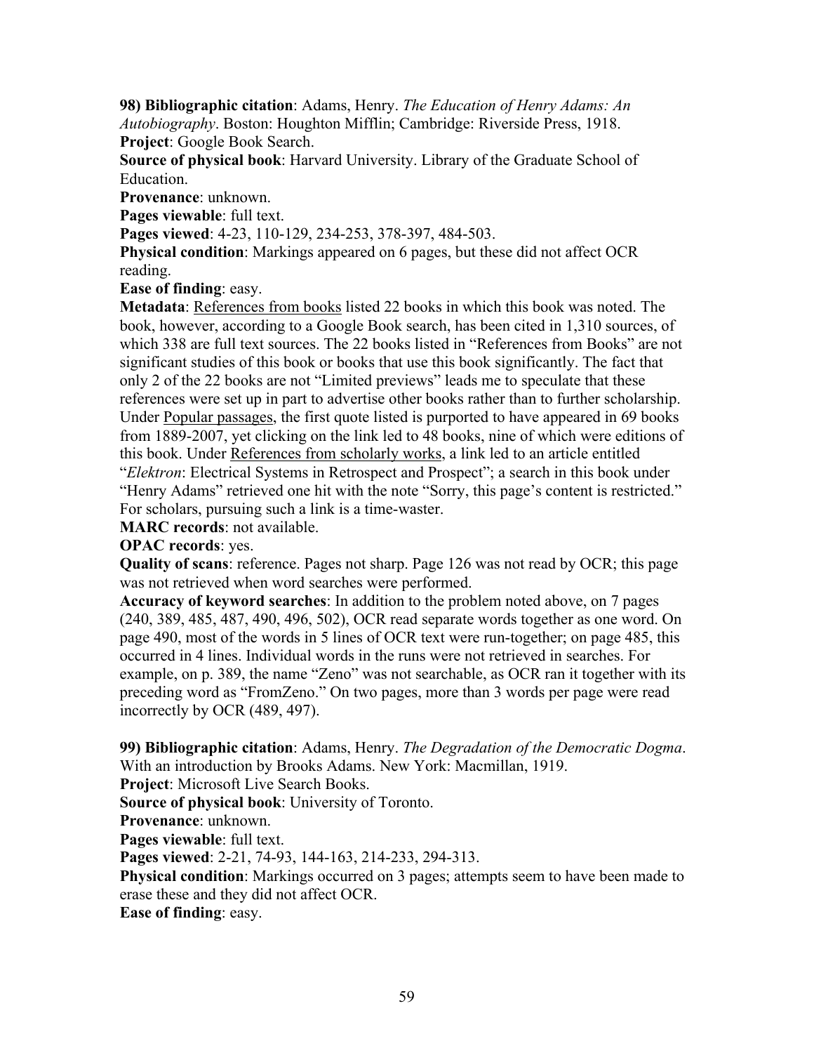**98) Bibliographic citation**: Adams, Henry. *The Education of Henry Adams: An Autobiography*. Boston: Houghton Mifflin; Cambridge: Riverside Press, 1918.
**Project**: Google Book Search.
**Source of physical book**: Harvard University. Library of the Graduate School of Education.
**Provenance**: unknown.
**Pages viewable**: full text.
**Pages viewed**: 4-23, 110-129, 234-253, 378-397, 484-503.
**Physical condition**: Markings appeared on 6 pages, but these did not affect OCR reading.
**Ease of finding**: easy.
**Metadata**: <u>References from books</u> listed 22 books in which this book was noted. The book, however, according to a Google Book search, has been cited in 1,310 sources, of which 338 are full text sources. The 22 books listed in "References from Books" are not significant studies of this book or books that use this book significantly. The fact that only 2 of the 22 books are not "Limited previews" leads me to speculate that these references were set up in part to advertise other books rather than to further scholarship. Under <u>Popular passages</u>, the first quote listed is purported to have appeared in 69 books from 1889-2007, yet clicking on the link led to 48 books, nine of which were editions of this book. Under <u>References from scholarly works</u>, a link led to an article entitled "*Elektron*: Electrical Systems in Retrospect and Prospect"; a search in this book under "Henry Adams" retrieved one hit with the note "Sorry, this page's content is restricted." For scholars, pursuing such a link is a time-waster.
**MARC records**: not available.
**OPAC records**: yes.
**Quality of scans**: reference. Pages not sharp. Page 126 was not read by OCR; this page was not retrieved when word searches were performed.
**Accuracy of keyword searches**: In addition to the problem noted above, on 7 pages (240, 389, 485, 487, 490, 496, 502), OCR read separate words together as one word. On page 490, most of the words in 5 lines of OCR text were run-together; on page 485, this occurred in 4 lines. Individual words in the runs were not retrieved in searches. For example, on p. 389, the name "Zeno" was not searchable, as OCR ran it together with its preceding word as "FromZeno." On two pages, more than 3 words per page were read incorrectly by OCR (489, 497).

**99) Bibliographic citation**: Adams, Henry. *The Degradation of the Democratic Dogma*. With an introduction by Brooks Adams. New York: Macmillan, 1919.
**Project**: Microsoft Live Search Books.
**Source of physical book**: University of Toronto.
**Provenance**: unknown.
**Pages viewable**: full text.
**Pages viewed**: 2-21, 74-93, 144-163, 214-233, 294-313.
**Physical condition**: Markings occurred on 3 pages; attempts seem to have been made to erase these and they did not affect OCR.
**Ease of finding**: easy.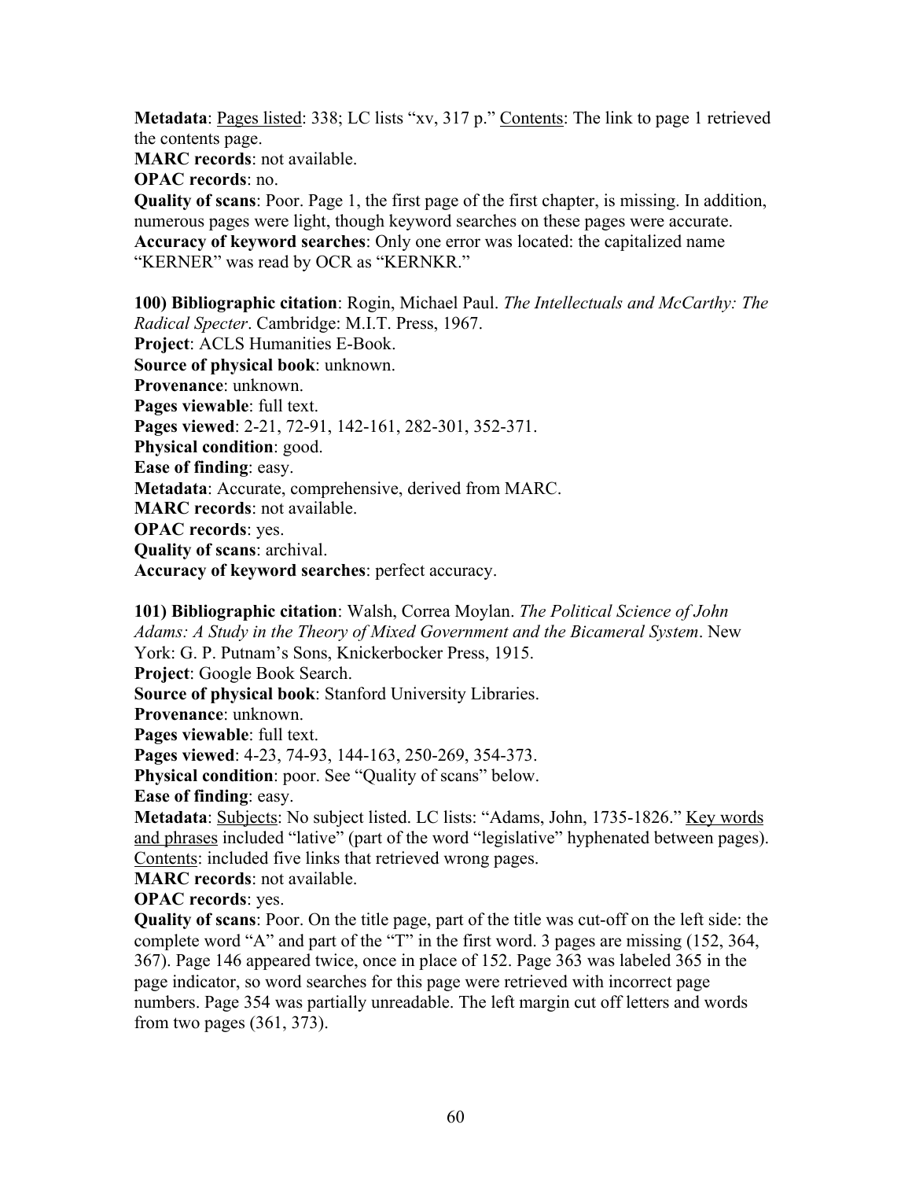**Metadata**: Pages listed: 338; LC lists "xv, 317 p." Contents: The link to page 1 retrieved the contents page.
**MARC records**: not available.
**OPAC records**: no.
**Quality of scans**: Poor. Page 1, the first page of the first chapter, is missing. In addition, numerous pages were light, though keyword searches on these pages were accurate.
**Accuracy of keyword searches**: Only one error was located: the capitalized name "KERNER" was read by OCR as "KERNKR."

**100) Bibliographic citation**: Rogin, Michael Paul. *The Intellectuals and McCarthy: The Radical Specter*. Cambridge: M.I.T. Press, 1967.
**Project**: ACLS Humanities E-Book.
**Source of physical book**: unknown.
**Provenance**: unknown.
**Pages viewable**: full text.
**Pages viewed**: 2-21, 72-91, 142-161, 282-301, 352-371.
**Physical condition**: good.
**Ease of finding**: easy.
**Metadata**: Accurate, comprehensive, derived from MARC.
**MARC records**: not available.
**OPAC records**: yes.
**Quality of scans**: archival.
**Accuracy of keyword searches**: perfect accuracy.

**101) Bibliographic citation**: Walsh, Correa Moylan. *The Political Science of John Adams: A Study in the Theory of Mixed Government and the Bicameral System*. New York: G. P. Putnam's Sons, Knickerbocker Press, 1915.
**Project**: Google Book Search.
**Source of physical book**: Stanford University Libraries.
**Provenance**: unknown.
**Pages viewable**: full text.
**Pages viewed**: 4-23, 74-93, 144-163, 250-269, 354-373.
**Physical condition**: poor. See "Quality of scans" below.
**Ease of finding**: easy.
**Metadata**: Subjects: No subject listed. LC lists: "Adams, John, 1735-1826." Key words and phrases included "lative" (part of the word "legislative" hyphenated between pages). Contents: included five links that retrieved wrong pages.
**MARC records**: not available.
**OPAC records**: yes.
**Quality of scans**: Poor. On the title page, part of the title was cut-off on the left side: the complete word "A" and part of the "T" in the first word. 3 pages are missing (152, 364, 367). Page 146 appeared twice, once in place of 152. Page 363 was labeled 365 in the page indicator, so word searches for this page were retrieved with incorrect page numbers. Page 354 was partially unreadable. The left margin cut off letters and words from two pages (361, 373).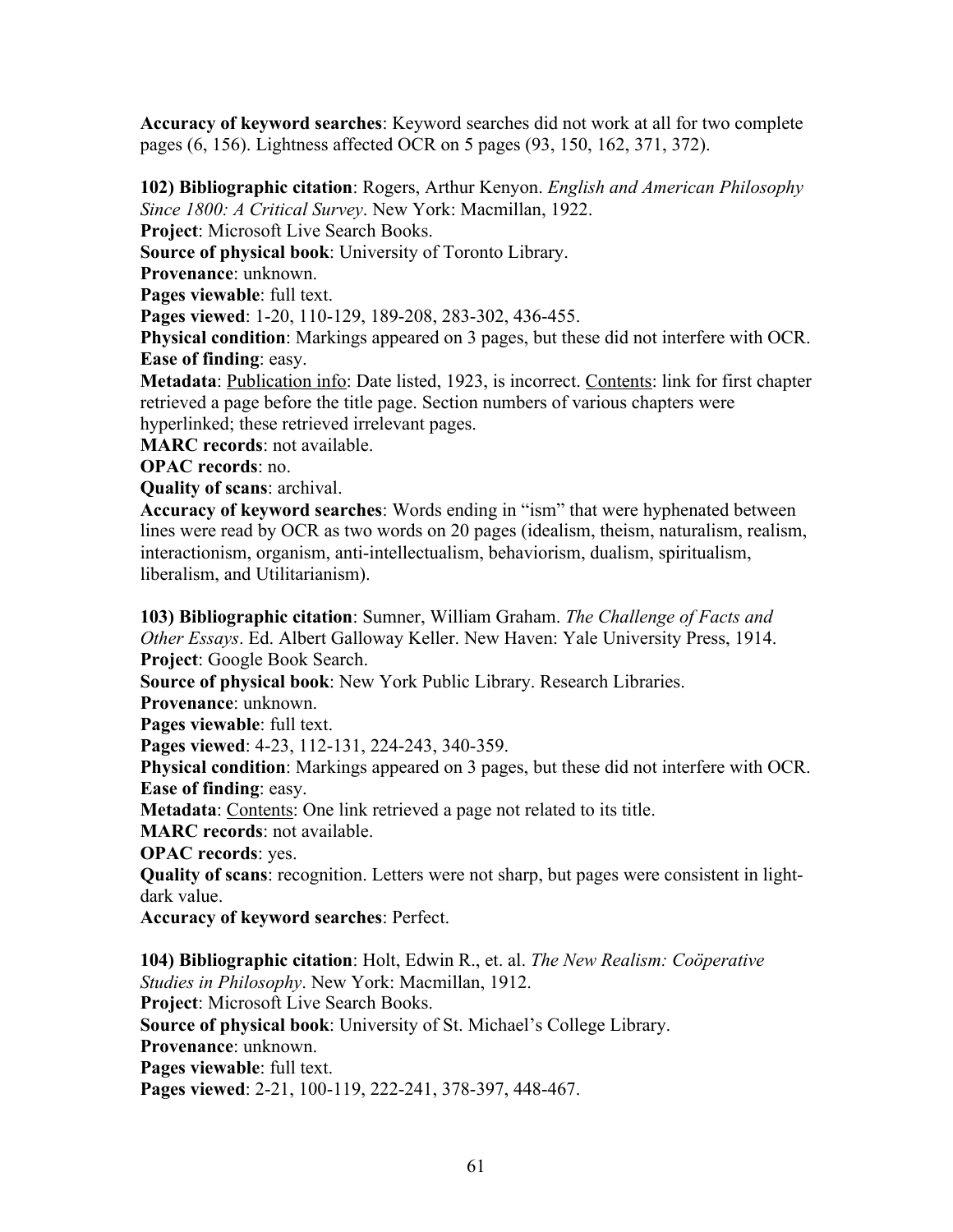**Accuracy of keyword searches**: Keyword searches did not work at all for two complete pages (6, 156). Lightness affected OCR on 5 pages (93, 150, 162, 371, 372).

**102) Bibliographic citation**: Rogers, Arthur Kenyon. *English and American Philosophy Since 1800: A Critical Survey*. New York: Macmillan, 1922.
**Project**: Microsoft Live Search Books.
**Source of physical book**: University of Toronto Library.
**Provenance**: unknown.
**Pages viewable**: full text.
**Pages viewed**: 1-20, 110-129, 189-208, 283-302, 436-455.
**Physical condition**: Markings appeared on 3 pages, but these did not interfere with OCR.
**Ease of finding**: easy.
**Metadata**: Publication info: Date listed, 1923, is incorrect. Contents: link for first chapter retrieved a page before the title page. Section numbers of various chapters were hyperlinked; these retrieved irrelevant pages.
**MARC records**: not available.
**OPAC records**: no.
**Quality of scans**: archival.
**Accuracy of keyword searches**: Words ending in "ism" that were hyphenated between lines were read by OCR as two words on 20 pages (idealism, theism, naturalism, realism, interactionism, organism, anti-intellectualism, behaviorism, dualism, spiritualism, liberalism, and Utilitarianism).

**103) Bibliographic citation**: Sumner, William Graham. *The Challenge of Facts and Other Essays*. Ed. Albert Galloway Keller. New Haven: Yale University Press, 1914.
**Project**: Google Book Search.
**Source of physical book**: New York Public Library. Research Libraries.
**Provenance**: unknown.
**Pages viewable**: full text.
**Pages viewed**: 4-23, 112-131, 224-243, 340-359.
**Physical condition**: Markings appeared on 3 pages, but these did not interfere with OCR.
**Ease of finding**: easy.
**Metadata**: Contents: One link retrieved a page not related to its title.
**MARC records**: not available.
**OPAC records**: yes.
**Quality of scans**: recognition. Letters were not sharp, but pages were consistent in light-dark value.
**Accuracy of keyword searches**: Perfect.

**104) Bibliographic citation**: Holt, Edwin R., et. al. *The New Realism: Coöperative Studies in Philosophy*. New York: Macmillan, 1912.
**Project**: Microsoft Live Search Books.
**Source of physical book**: University of St. Michael's College Library.
**Provenance**: unknown.
**Pages viewable**: full text.
**Pages viewed**: 2-21, 100-119, 222-241, 378-397, 448-467.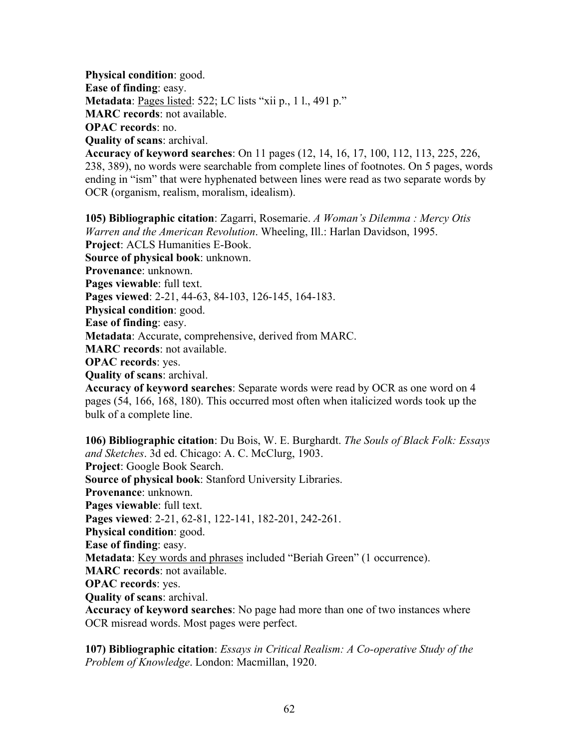**Physical condition**: good.
**Ease of finding**: easy.
**Metadata**: Pages listed: 522; LC lists "xii p., 1 l., 491 p."
**MARC records**: not available.
**OPAC records**: no.
**Quality of scans**: archival.
**Accuracy of keyword searches**: On 11 pages (12, 14, 16, 17, 100, 112, 113, 225, 226, 238, 389), no words were searchable from complete lines of footnotes. On 5 pages, words ending in "ism" that were hyphenated between lines were read as two separate words by OCR (organism, realism, moralism, idealism).

**105) Bibliographic citation**: Zagarri, Rosemarie. *A Woman's Dilemma : Mercy Otis Warren and the American Revolution*. Wheeling, Ill.: Harlan Davidson, 1995.
**Project**: ACLS Humanities E-Book.
**Source of physical book**: unknown.
**Provenance**: unknown.
**Pages viewable**: full text.
**Pages viewed**: 2-21, 44-63, 84-103, 126-145, 164-183.
**Physical condition**: good.
**Ease of finding**: easy.
**Metadata**: Accurate, comprehensive, derived from MARC.
**MARC records**: not available.
**OPAC records**: yes.
**Quality of scans**: archival.
**Accuracy of keyword searches**: Separate words were read by OCR as one word on 4 pages (54, 166, 168, 180). This occurred most often when italicized words took up the bulk of a complete line.

**106) Bibliographic citation**: Du Bois, W. E. Burghardt. *The Souls of Black Folk: Essays and Sketches*. 3d ed. Chicago: A. C. McClurg, 1903.
**Project**: Google Book Search.
**Source of physical book**: Stanford University Libraries.
**Provenance**: unknown.
**Pages viewable**: full text.
**Pages viewed**: 2-21, 62-81, 122-141, 182-201, 242-261.
**Physical condition**: good.
**Ease of finding**: easy.
**Metadata**: Key words and phrases included "Beriah Green" (1 occurrence).
**MARC records**: not available.
**OPAC records**: yes.
**Quality of scans**: archival.
**Accuracy of keyword searches**: No page had more than one of two instances where OCR misread words. Most pages were perfect.

**107) Bibliographic citation**: *Essays in Critical Realism: A Co-operative Study of the Problem of Knowledge*. London: Macmillan, 1920.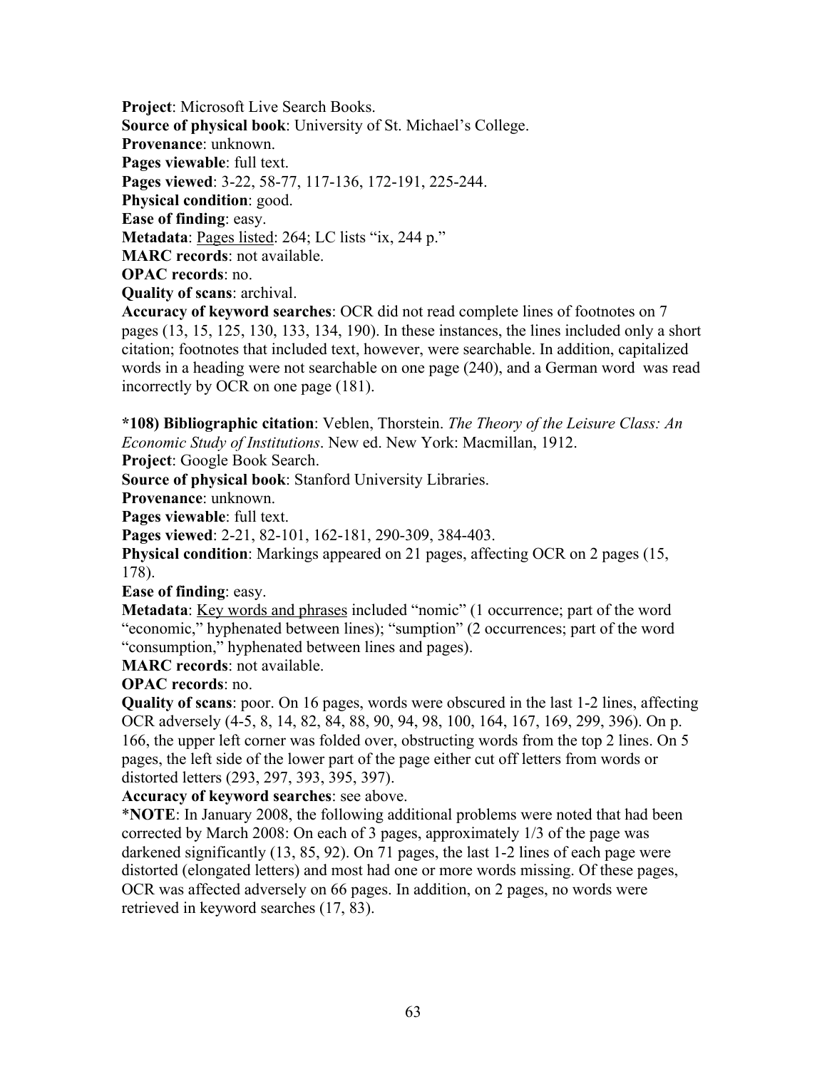**Project**: Microsoft Live Search Books.

**Source of physical book**: University of St. Michael's College.

**Provenance**: unknown.

**Pages viewable**: full text.

**Pages viewed**: 3-22, 58-77, 117-136, 172-191, 225-244.

**Physical condition**: good.

**Ease of finding**: easy.

**Metadata**: Pages listed: 264; LC lists "ix, 244 p."

**MARC records**: not available.

**OPAC records**: no.

**Quality of scans**: archival.

**Accuracy of keyword searches**: OCR did not read complete lines of footnotes on 7 pages (13, 15, 125, 130, 133, 134, 190). In these instances, the lines included only a short citation; footnotes that included text, however, were searchable. In addition, capitalized words in a heading were not searchable on one page (240), and a German word was read incorrectly by OCR on one page (181).

**\*108) Bibliographic citation**: Veblen, Thorstein. *The Theory of the Leisure Class: An Economic Study of Institutions*. New ed. New York: Macmillan, 1912.

**Project**: Google Book Search.

**Source of physical book**: Stanford University Libraries.

**Provenance**: unknown.

**Pages viewable**: full text.

**Pages viewed**: 2-21, 82-101, 162-181, 290-309, 384-403.

**Physical condition**: Markings appeared on 21 pages, affecting OCR on 2 pages (15, 178).

**Ease of finding**: easy.

**Metadata**: Key words and phrases included "nomic" (1 occurrence; part of the word "economic," hyphenated between lines); "sumption" (2 occurrences; part of the word "consumption," hyphenated between lines and pages).

**MARC records**: not available.

**OPAC records**: no.

**Quality of scans**: poor. On 16 pages, words were obscured in the last 1-2 lines, affecting OCR adversely (4-5, 8, 14, 82, 84, 88, 90, 94, 98, 100, 164, 167, 169, 299, 396). On p. 166, the upper left corner was folded over, obstructing words from the top 2 lines. On 5 pages, the left side of the lower part of the page either cut off letters from words or distorted letters (293, 297, 393, 395, 397).

**Accuracy of keyword searches**: see above.

\***NOTE**: In January 2008, the following additional problems were noted that had been corrected by March 2008: On each of 3 pages, approximately 1/3 of the page was darkened significantly (13, 85, 92). On 71 pages, the last 1-2 lines of each page were distorted (elongated letters) and most had one or more words missing. Of these pages, OCR was affected adversely on 66 pages. In addition, on 2 pages, no words were retrieved in keyword searches (17, 83).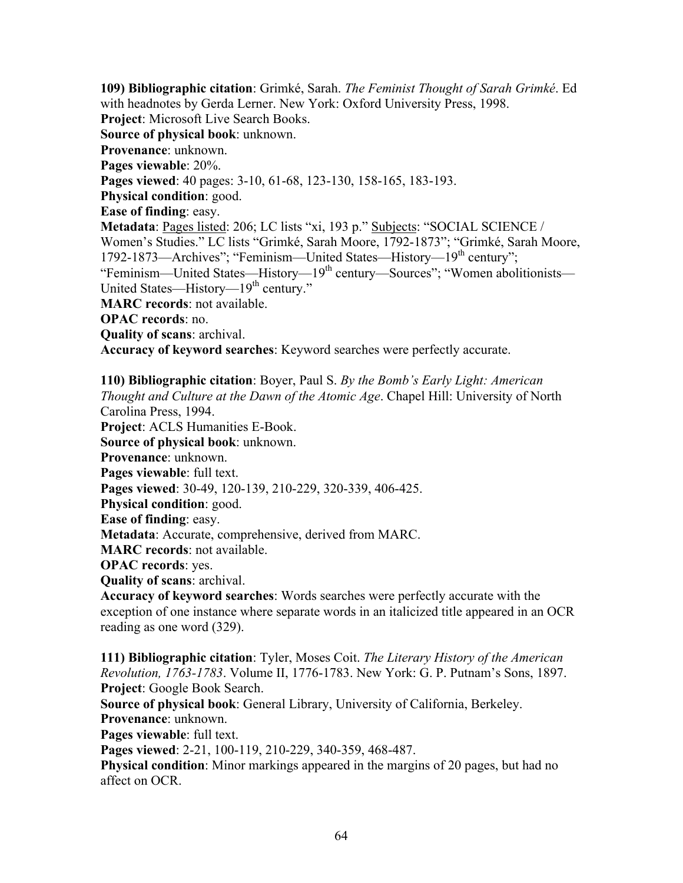**109) Bibliographic citation**: Grimké, Sarah. *The Feminist Thought of Sarah Grimké*. Ed with headnotes by Gerda Lerner. New York: Oxford University Press, 1998.
**Project**: Microsoft Live Search Books.
**Source of physical book**: unknown.
**Provenance**: unknown.
**Pages viewable**: 20%.
**Pages viewed**: 40 pages: 3-10, 61-68, 123-130, 158-165, 183-193.
**Physical condition**: good.
**Ease of finding**: easy.
**Metadata**: Pages listed: 206; LC lists "xi, 193 p." Subjects: "SOCIAL SCIENCE / Women's Studies." LC lists "Grimké, Sarah Moore, 1792-1873"; "Grimké, Sarah Moore, 1792-1873—Archives"; "Feminism—United States—History—19th century"; "Feminism—United States—History—19th century—Sources"; "Women abolitionists—United States—History—19th century."
**MARC records**: not available.
**OPAC records**: no.
**Quality of scans**: archival.
**Accuracy of keyword searches**: Keyword searches were perfectly accurate.

**110) Bibliographic citation**: Boyer, Paul S. *By the Bomb's Early Light: American Thought and Culture at the Dawn of the Atomic Age*. Chapel Hill: University of North Carolina Press, 1994.
**Project**: ACLS Humanities E-Book.
**Source of physical book**: unknown.
**Provenance**: unknown.
**Pages viewable**: full text.
**Pages viewed**: 30-49, 120-139, 210-229, 320-339, 406-425.
**Physical condition**: good.
**Ease of finding**: easy.
**Metadata**: Accurate, comprehensive, derived from MARC.
**MARC records**: not available.
**OPAC records**: yes.
**Quality of scans**: archival.
**Accuracy of keyword searches**: Words searches were perfectly accurate with the exception of one instance where separate words in an italicized title appeared in an OCR reading as one word (329).

**111) Bibliographic citation**: Tyler, Moses Coit. *The Literary History of the American Revolution, 1763-1783*. Volume II, 1776-1783. New York: G. P. Putnam's Sons, 1897.
**Project**: Google Book Search.
**Source of physical book**: General Library, University of California, Berkeley.
**Provenance**: unknown.
**Pages viewable**: full text.
**Pages viewed**: 2-21, 100-119, 210-229, 340-359, 468-487.
**Physical condition**: Minor markings appeared in the margins of 20 pages, but had no affect on OCR.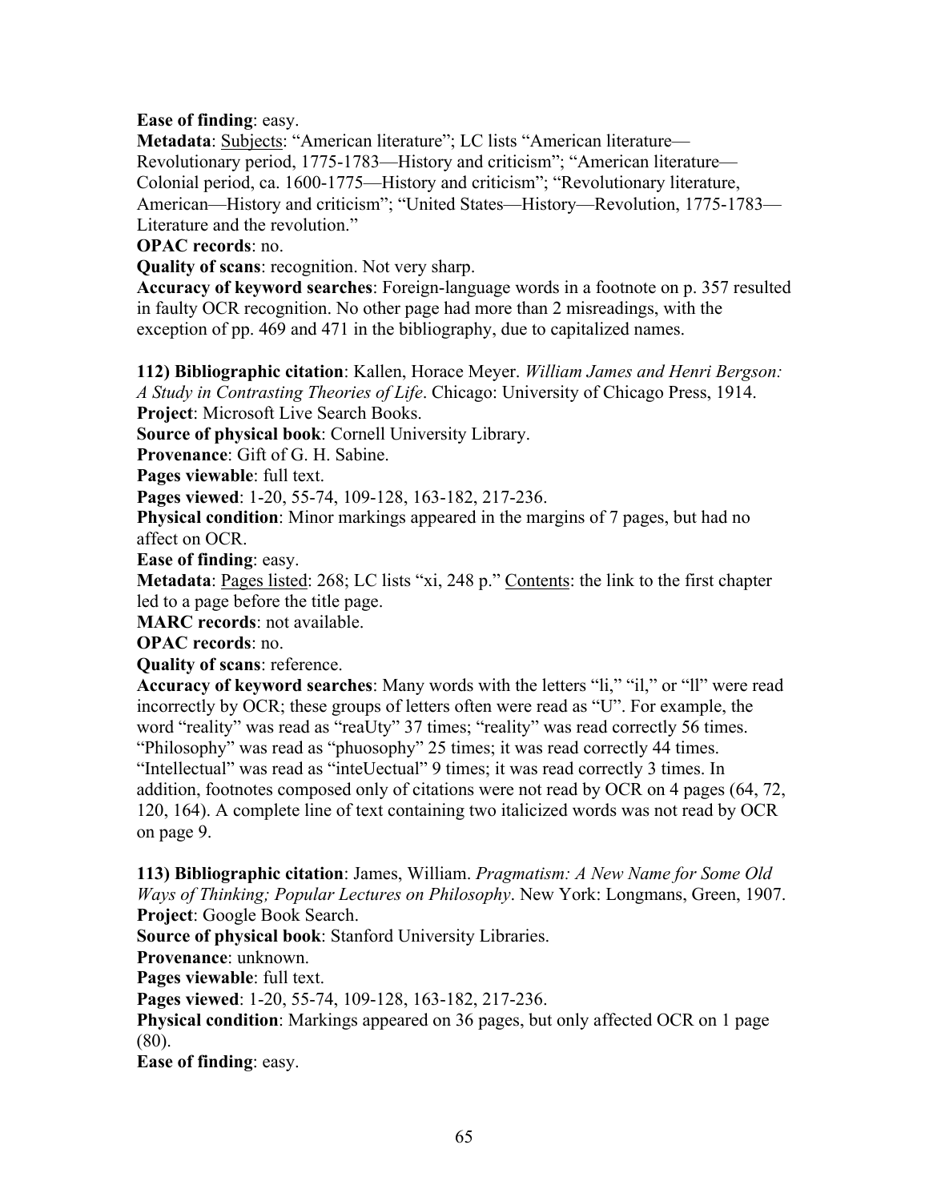**Ease of finding**: easy.

**Metadata**: Subjects: "American literature"; LC lists "American literature—Revolutionary period, 1775-1783—History and criticism"; "American literature—Colonial period, ca. 1600-1775—History and criticism"; "Revolutionary literature, American—History and criticism"; "United States—History—Revolution, 1775-1783—Literature and the revolution."

**OPAC records**: no.

**Quality of scans**: recognition. Not very sharp.

**Accuracy of keyword searches**: Foreign-language words in a footnote on p. 357 resulted in faulty OCR recognition. No other page had more than 2 misreadings, with the exception of pp. 469 and 471 in the bibliography, due to capitalized names.

**112) Bibliographic citation**: Kallen, Horace Meyer. *William James and Henri Bergson: A Study in Contrasting Theories of Life*. Chicago: University of Chicago Press, 1914.

**Project**: Microsoft Live Search Books.

**Source of physical book**: Cornell University Library.

**Provenance**: Gift of G. H. Sabine.

**Pages viewable**: full text.

**Pages viewed**: 1-20, 55-74, 109-128, 163-182, 217-236.

**Physical condition**: Minor markings appeared in the margins of 7 pages, but had no affect on OCR.

**Ease of finding**: easy.

**Metadata**: Pages listed: 268; LC lists "xi, 248 p." Contents: the link to the first chapter led to a page before the title page.

**MARC records**: not available.

**OPAC records**: no.

**Quality of scans**: reference.

**Accuracy of keyword searches**: Many words with the letters "li," "il," or "ll" were read incorrectly by OCR; these groups of letters often were read as "U". For example, the word "reality" was read as "reaUty" 37 times; "reality" was read correctly 56 times. "Philosophy" was read as "phuosophy" 25 times; it was read correctly 44 times. "Intellectual" was read as "inteUectual" 9 times; it was read correctly 3 times. In addition, footnotes composed only of citations were not read by OCR on 4 pages (64, 72, 120, 164). A complete line of text containing two italicized words was not read by OCR on page 9.

**113) Bibliographic citation**: James, William. *Pragmatism: A New Name for Some Old Ways of Thinking; Popular Lectures on Philosophy*. New York: Longmans, Green, 1907.

**Project**: Google Book Search.

**Source of physical book**: Stanford University Libraries.

**Provenance**: unknown.

**Pages viewable**: full text.

**Pages viewed**: 1-20, 55-74, 109-128, 163-182, 217-236.

**Physical condition**: Markings appeared on 36 pages, but only affected OCR on 1 page (80).

**Ease of finding**: easy.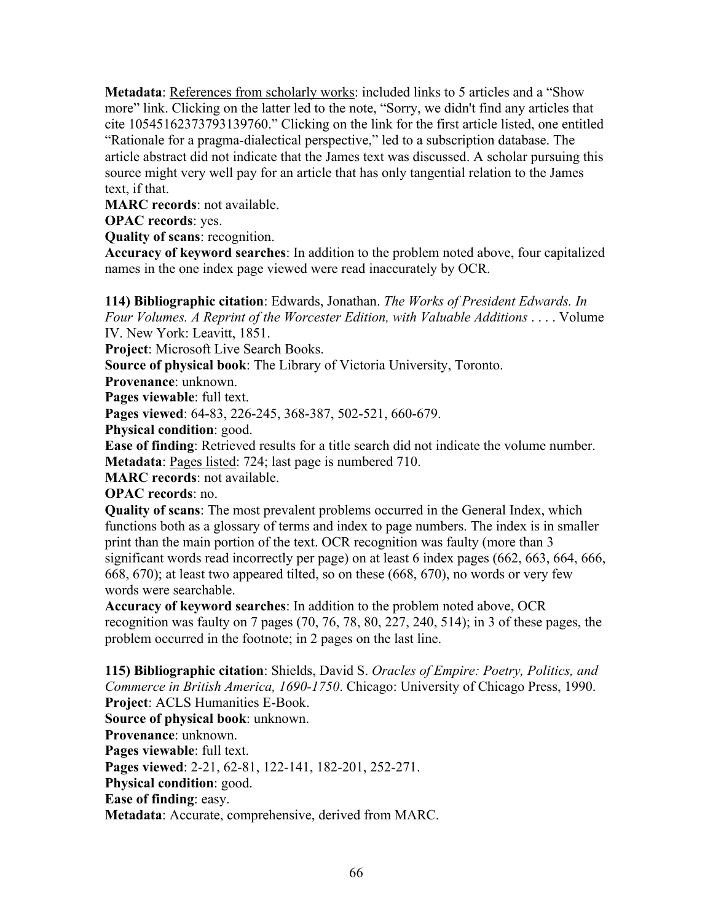**Metadata**: References from scholarly works: included links to 5 articles and a "Show more" link. Clicking on the latter led to the note, "Sorry, we didn't find any articles that cite 10545162373793139760." Clicking on the link for the first article listed, one entitled "Rationale for a pragma-dialectical perspective," led to a subscription database. The article abstract did not indicate that the James text was discussed. A scholar pursuing this source might very well pay for an article that has only tangential relation to the James text, if that.
**MARC records**: not available.
**OPAC records**: yes.
**Quality of scans**: recognition.
**Accuracy of keyword searches**: In addition to the problem noted above, four capitalized names in the one index page viewed were read inaccurately by OCR.

**114) Bibliographic citation**: Edwards, Jonathan. *The Works of President Edwards. In Four Volumes. A Reprint of the Worcester Edition, with Valuable Additions* . . . . Volume IV. New York: Leavitt, 1851.
**Project**: Microsoft Live Search Books.
**Source of physical book**: The Library of Victoria University, Toronto.
**Provenance**: unknown.
**Pages viewable**: full text.
**Pages viewed**: 64-83, 226-245, 368-387, 502-521, 660-679.
**Physical condition**: good.
**Ease of finding**: Retrieved results for a title search did not indicate the volume number.
**Metadata**: Pages listed: 724; last page is numbered 710.
**MARC records**: not available.
**OPAC records**: no.
**Quality of scans**: The most prevalent problems occurred in the General Index, which functions both as a glossary of terms and index to page numbers. The index is in smaller print than the main portion of the text. OCR recognition was faulty (more than 3 significant words read incorrectly per page) on at least 6 index pages (662, 663, 664, 666, 668, 670); at least two appeared tilted, so on these (668, 670), no words or very few words were searchable.
**Accuracy of keyword searches**: In addition to the problem noted above, OCR recognition was faulty on 7 pages (70, 76, 78, 80, 227, 240, 514); in 3 of these pages, the problem occurred in the footnote; in 2 pages on the last line.

**115) Bibliographic citation**: Shields, David S. *Oracles of Empire: Poetry, Politics, and Commerce in British America, 1690-1750*. Chicago: University of Chicago Press, 1990.
**Project**: ACLS Humanities E-Book.
**Source of physical book**: unknown.
**Provenance**: unknown.
**Pages viewable**: full text.
**Pages viewed**: 2-21, 62-81, 122-141, 182-201, 252-271.
**Physical condition**: good.
**Ease of finding**: easy.
**Metadata**: Accurate, comprehensive, derived from MARC.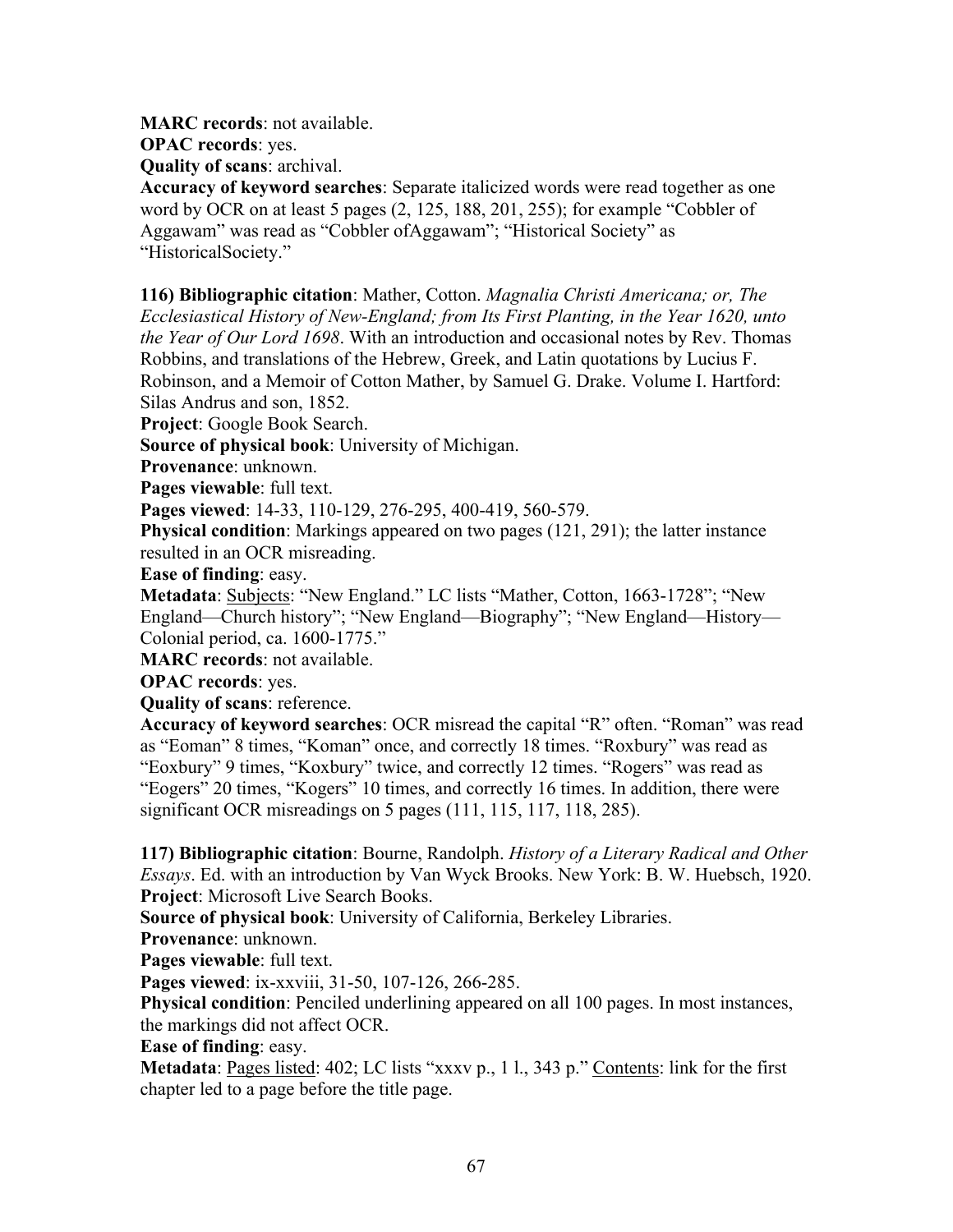**MARC records**: not available.
**OPAC records**: yes.
**Quality of scans**: archival.
**Accuracy of keyword searches**: Separate italicized words were read together as one word by OCR on at least 5 pages (2, 125, 188, 201, 255); for example "Cobbler of Aggawam" was read as "Cobbler ofAggawam"; "Historical Society" as "HistoricalSociety."

**116) Bibliographic citation**: Mather, Cotton. *Magnalia Christi Americana; or, The Ecclesiastical History of New-England; from Its First Planting, in the Year 1620, unto the Year of Our Lord 1698*. With an introduction and occasional notes by Rev. Thomas Robbins, and translations of the Hebrew, Greek, and Latin quotations by Lucius F. Robinson, and a Memoir of Cotton Mather, by Samuel G. Drake. Volume I. Hartford: Silas Andrus and son, 1852.
**Project**: Google Book Search.
**Source of physical book**: University of Michigan.
**Provenance**: unknown.
**Pages viewable**: full text.
**Pages viewed**: 14-33, 110-129, 276-295, 400-419, 560-579.
**Physical condition**: Markings appeared on two pages (121, 291); the latter instance resulted in an OCR misreading.
**Ease of finding**: easy.
**Metadata**: <u>Subjects</u>: "New England." LC lists "Mather, Cotton, 1663-1728"; "New England—Church history"; "New England—Biography"; "New England—History—Colonial period, ca. 1600-1775."
**MARC records**: not available.
**OPAC records**: yes.
**Quality of scans**: reference.
**Accuracy of keyword searches**: OCR misread the capital "R" often. "Roman" was read as "Eoman" 8 times, "Koman" once, and correctly 18 times. "Roxbury" was read as "Eoxbury" 9 times, "Koxbury" twice, and correctly 12 times. "Rogers" was read as "Eogers" 20 times, "Kogers" 10 times, and correctly 16 times. In addition, there were significant OCR misreadings on 5 pages (111, 115, 117, 118, 285).

**117) Bibliographic citation**: Bourne, Randolph. *History of a Literary Radical and Other Essays*. Ed. with an introduction by Van Wyck Brooks. New York: B. W. Huebsch, 1920.
**Project**: Microsoft Live Search Books.
**Source of physical book**: University of California, Berkeley Libraries.
**Provenance**: unknown.
**Pages viewable**: full text.
**Pages viewed**: ix-xxviii, 31-50, 107-126, 266-285.
**Physical condition**: Penciled underlining appeared on all 100 pages. In most instances, the markings did not affect OCR.
**Ease of finding**: easy.
**Metadata**: <u>Pages listed</u>: 402; LC lists "xxxv p., 1 l., 343 p." <u>Contents</u>: link for the first chapter led to a page before the title page.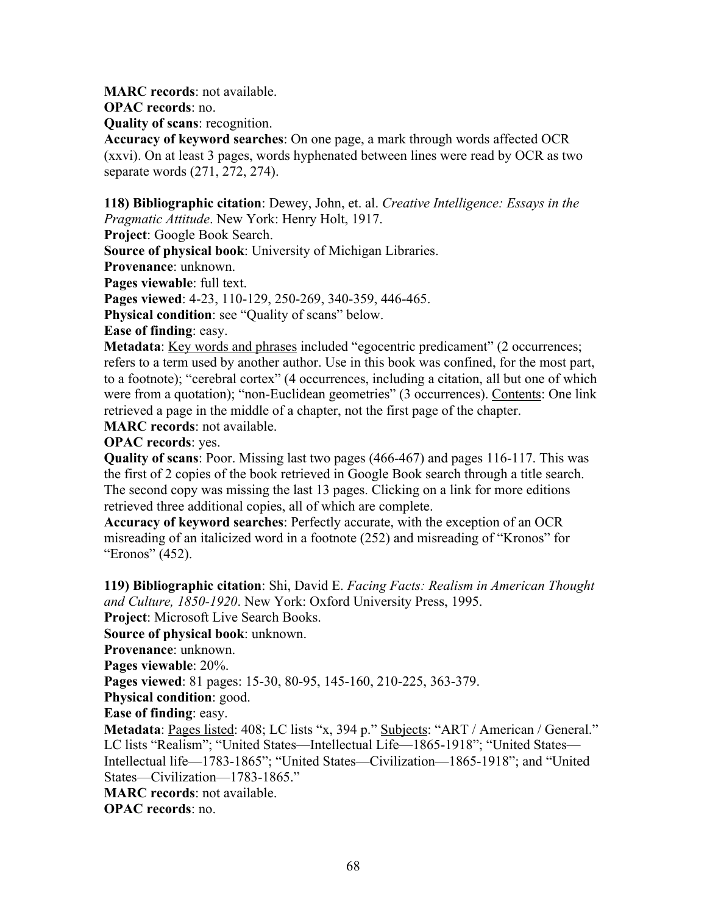**MARC records**: not available.
**OPAC records**: no.
**Quality of scans**: recognition.
**Accuracy of keyword searches**: On one page, a mark through words affected OCR (xxvi). On at least 3 pages, words hyphenated between lines were read by OCR as two separate words (271, 272, 274).

**118) Bibliographic citation**: Dewey, John, et. al. *Creative Intelligence: Essays in the Pragmatic Attitude*. New York: Henry Holt, 1917.
**Project**: Google Book Search.
**Source of physical book**: University of Michigan Libraries.
**Provenance**: unknown.
**Pages viewable**: full text.
**Pages viewed**: 4-23, 110-129, 250-269, 340-359, 446-465.
**Physical condition**: see "Quality of scans" below.
**Ease of finding**: easy.
**Metadata**: Key words and phrases included "egocentric predicament" (2 occurrences; refers to a term used by another author. Use in this book was confined, for the most part, to a footnote); "cerebral cortex" (4 occurrences, including a citation, all but one of which were from a quotation); "non-Euclidean geometries" (3 occurrences). Contents: One link retrieved a page in the middle of a chapter, not the first page of the chapter.
**MARC records**: not available.
**OPAC records**: yes.
**Quality of scans**: Poor. Missing last two pages (466-467) and pages 116-117. This was the first of 2 copies of the book retrieved in Google Book search through a title search. The second copy was missing the last 13 pages. Clicking on a link for more editions retrieved three additional copies, all of which are complete.
**Accuracy of keyword searches**: Perfectly accurate, with the exception of an OCR misreading of an italicized word in a footnote (252) and misreading of "Kronos" for "Eronos" (452).

**119) Bibliographic citation**: Shi, David E. *Facing Facts: Realism in American Thought and Culture, 1850-1920*. New York: Oxford University Press, 1995.
**Project**: Microsoft Live Search Books.
**Source of physical book**: unknown.
**Provenance**: unknown.
**Pages viewable**: 20%.
**Pages viewed**: 81 pages: 15-30, 80-95, 145-160, 210-225, 363-379.
**Physical condition**: good.
**Ease of finding**: easy.
**Metadata**: Pages listed: 408; LC lists "x, 394 p." Subjects: "ART / American / General." LC lists "Realism"; "United States—Intellectual Life—1865-1918"; "United States—Intellectual life—1783-1865"; "United States—Civilization—1865-1918"; and "United States—Civilization—1783-1865."
**MARC records**: not available.
**OPAC records**: no.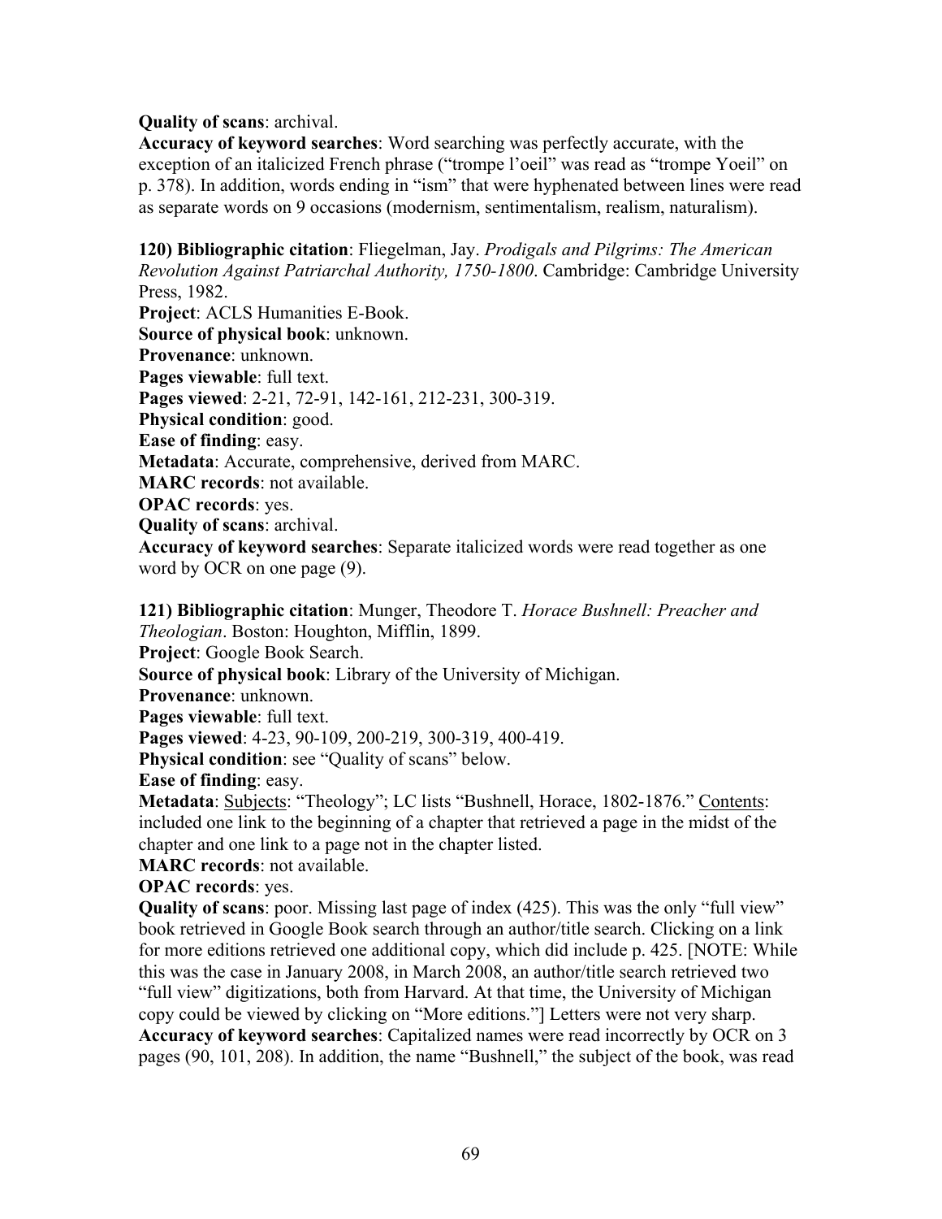**Quality of scans**: archival.
**Accuracy of keyword searches**: Word searching was perfectly accurate, with the exception of an italicized French phrase ("trompe l'oeil" was read as "trompe Yoeil" on p. 378). In addition, words ending in "ism" that were hyphenated between lines were read as separate words on 9 occasions (modernism, sentimentalism, realism, naturalism).

**120) Bibliographic citation**: Fliegelman, Jay. *Prodigals and Pilgrims: The American Revolution Against Patriarchal Authority, 1750-1800*. Cambridge: Cambridge University Press, 1982.
**Project**: ACLS Humanities E-Book.
**Source of physical book**: unknown.
**Provenance**: unknown.
**Pages viewable**: full text.
**Pages viewed**: 2-21, 72-91, 142-161, 212-231, 300-319.
**Physical condition**: good.
**Ease of finding**: easy.
**Metadata**: Accurate, comprehensive, derived from MARC.
**MARC records**: not available.
**OPAC records**: yes.
**Quality of scans**: archival.
**Accuracy of keyword searches**: Separate italicized words were read together as one word by OCR on one page (9).

**121) Bibliographic citation**: Munger, Theodore T. *Horace Bushnell: Preacher and Theologian*. Boston: Houghton, Mifflin, 1899.
**Project**: Google Book Search.
**Source of physical book**: Library of the University of Michigan.
**Provenance**: unknown.
**Pages viewable**: full text.
**Pages viewed**: 4-23, 90-109, 200-219, 300-319, 400-419.
**Physical condition**: see "Quality of scans" below.
**Ease of finding**: easy.
**Metadata**: Subjects: "Theology"; LC lists "Bushnell, Horace, 1802-1876." Contents: included one link to the beginning of a chapter that retrieved a page in the midst of the chapter and one link to a page not in the chapter listed.
**MARC records**: not available.
**OPAC records**: yes.
**Quality of scans**: poor. Missing last page of index (425). This was the only "full view" book retrieved in Google Book search through an author/title search. Clicking on a link for more editions retrieved one additional copy, which did include p. 425. [NOTE: While this was the case in January 2008, in March 2008, an author/title search retrieved two "full view" digitizations, both from Harvard. At that time, the University of Michigan copy could be viewed by clicking on "More editions."] Letters were not very sharp.
**Accuracy of keyword searches**: Capitalized names were read incorrectly by OCR on 3 pages (90, 101, 208). In addition, the name "Bushnell," the subject of the book, was read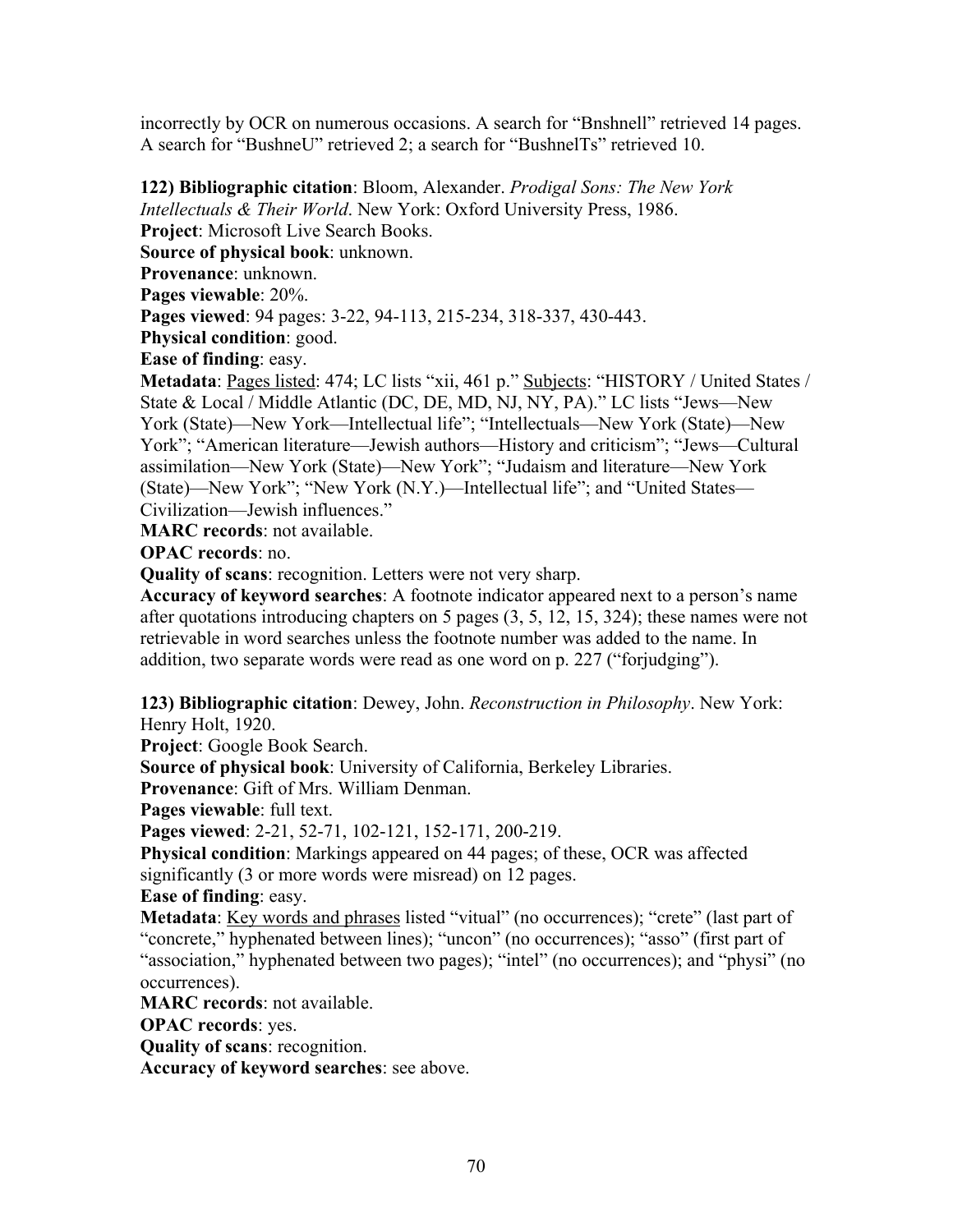incorrectly by OCR on numerous occasions. A search for "Bnshnell" retrieved 14 pages. A search for "BushneU" retrieved 2; a search for "BushnelTs" retrieved 10.

**122) Bibliographic citation**: Bloom, Alexander. *Prodigal Sons: The New York Intellectuals & Their World*. New York: Oxford University Press, 1986.
**Project**: Microsoft Live Search Books.
**Source of physical book**: unknown.
**Provenance**: unknown.
**Pages viewable**: 20%.
**Pages viewed**: 94 pages: 3-22, 94-113, 215-234, 318-337, 430-443.
**Physical condition**: good.
**Ease of finding**: easy.
**Metadata**: Pages listed: 474; LC lists "xii, 461 p." Subjects: "HISTORY / United States / State & Local / Middle Atlantic (DC, DE, MD, NJ, NY, PA)." LC lists "Jews—New York (State)—New York—Intellectual life"; "Intellectuals—New York (State)—New York"; "American literature—Jewish authors—History and criticism"; "Jews—Cultural assimilation—New York (State)—New York"; "Judaism and literature—New York (State)—New York"; "New York (N.Y.)—Intellectual life"; and "United States—Civilization—Jewish influences."
**MARC records**: not available.
**OPAC records**: no.
**Quality of scans**: recognition. Letters were not very sharp.
**Accuracy of keyword searches**: A footnote indicator appeared next to a person's name after quotations introducing chapters on 5 pages (3, 5, 12, 15, 324); these names were not retrievable in word searches unless the footnote number was added to the name. In addition, two separate words were read as one word on p. 227 ("forjudging").

**123) Bibliographic citation**: Dewey, John. *Reconstruction in Philosophy*. New York: Henry Holt, 1920.
**Project**: Google Book Search.
**Source of physical book**: University of California, Berkeley Libraries.
**Provenance**: Gift of Mrs. William Denman.
**Pages viewable**: full text.
**Pages viewed**: 2-21, 52-71, 102-121, 152-171, 200-219.
**Physical condition**: Markings appeared on 44 pages; of these, OCR was affected significantly (3 or more words were misread) on 12 pages.
**Ease of finding**: easy.
**Metadata**: Key words and phrases listed "vitual" (no occurrences); "crete" (last part of "concrete," hyphenated between lines); "uncon" (no occurrences); "asso" (first part of "association," hyphenated between two pages); "intel" (no occurrences); and "physi" (no occurrences).
**MARC records**: not available.
**OPAC records**: yes.
**Quality of scans**: recognition.
**Accuracy of keyword searches**: see above.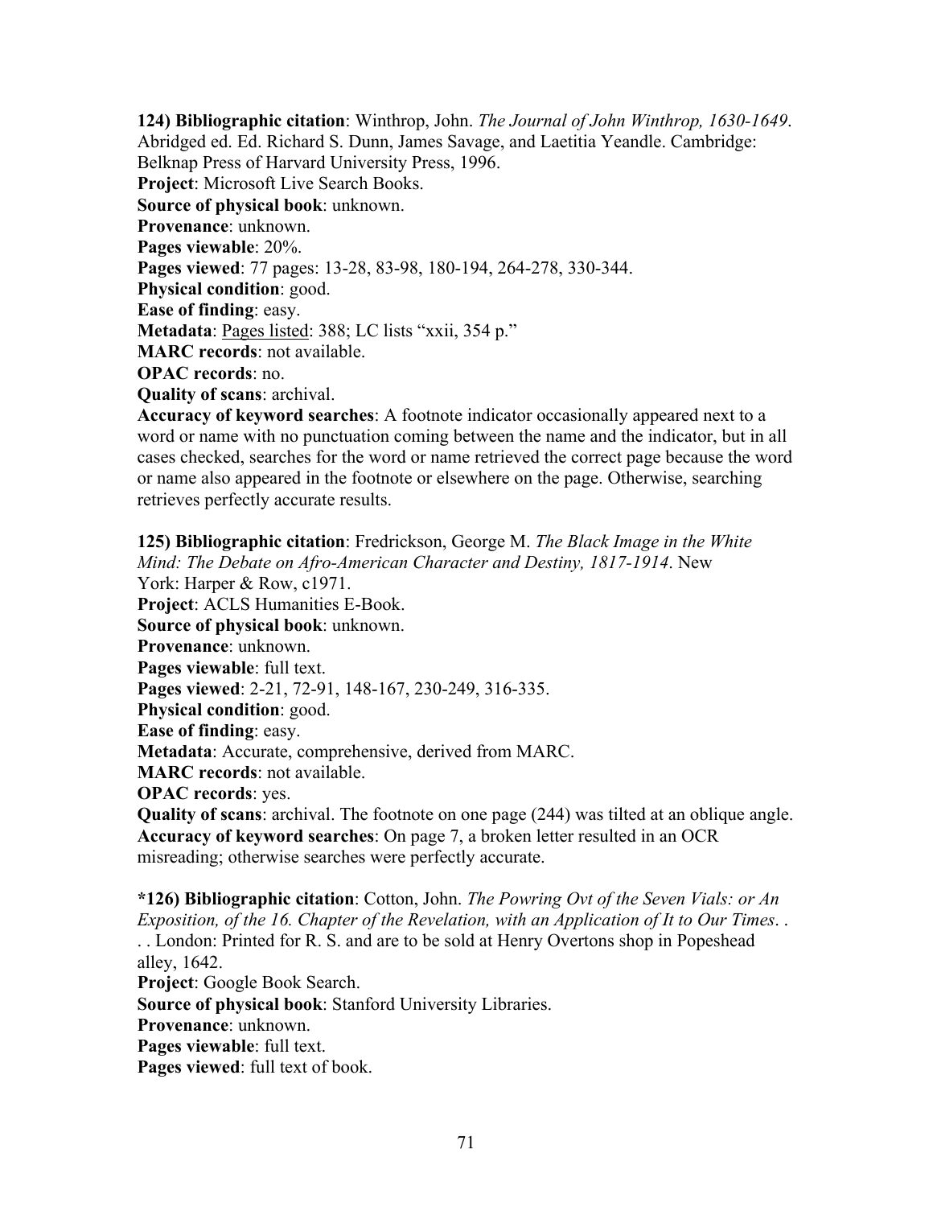**124) Bibliographic citation**: Winthrop, John. *The Journal of John Winthrop, 1630-1649*. Abridged ed. Ed. Richard S. Dunn, James Savage, and Laetitia Yeandle. Cambridge: Belknap Press of Harvard University Press, 1996.
**Project**: Microsoft Live Search Books.
**Source of physical book**: unknown.
**Provenance**: unknown.
**Pages viewable**: 20%.
**Pages viewed**: 77 pages: 13-28, 83-98, 180-194, 264-278, 330-344.
**Physical condition**: good.
**Ease of finding**: easy.
**Metadata**: <u>Pages listed</u>: 388; LC lists "xxii, 354 p."
**MARC records**: not available.
**OPAC records**: no.
**Quality of scans**: archival.
**Accuracy of keyword searches**: A footnote indicator occasionally appeared next to a word or name with no punctuation coming between the name and the indicator, but in all cases checked, searches for the word or name retrieved the correct page because the word or name also appeared in the footnote or elsewhere on the page. Otherwise, searching retrieves perfectly accurate results.

**125) Bibliographic citation**: Fredrickson, George M. *The Black Image in the White Mind: The Debate on Afro-American Character and Destiny, 1817-1914*. New York: Harper & Row, c1971.
**Project**: ACLS Humanities E-Book.
**Source of physical book**: unknown.
**Provenance**: unknown.
**Pages viewable**: full text.
**Pages viewed**: 2-21, 72-91, 148-167, 230-249, 316-335.
**Physical condition**: good.
**Ease of finding**: easy.
**Metadata**: Accurate, comprehensive, derived from MARC.
**MARC records**: not available.
**OPAC records**: yes.
**Quality of scans**: archival. The footnote on one page (244) was tilted at an oblique angle.
**Accuracy of keyword searches**: On page 7, a broken letter resulted in an OCR misreading; otherwise searches were perfectly accurate.

**\*126) Bibliographic citation**: Cotton, John. *The Powring Ovt of the Seven Vials: or An Exposition, of the 16. Chapter of the Revelation, with an Application of It to Our Times*. . . . London: Printed for R. S. and are to be sold at Henry Overtons shop in Popeshead alley, 1642.
**Project**: Google Book Search.
**Source of physical book**: Stanford University Libraries.
**Provenance**: unknown.
**Pages viewable**: full text.
**Pages viewed**: full text of book.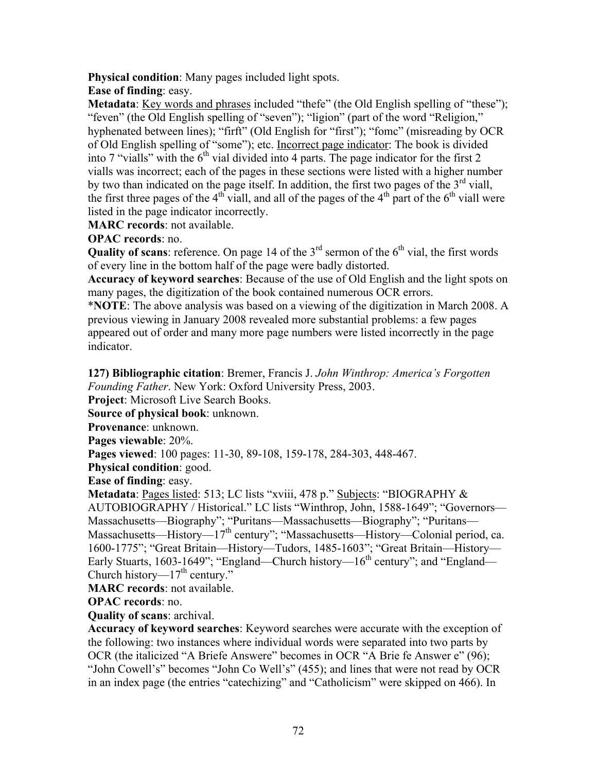**Physical condition**: Many pages included light spots.

**Ease of finding**: easy.

**Metadata**: Key words and phrases included "thefe" (the Old English spelling of "these"); "feven" (the Old English spelling of "seven"); "ligion" (part of the word "Religion," hyphenated between lines); "firft" (Old English for "first"); "fomc" (misreading by OCR of Old English spelling of "some"); etc. Incorrect page indicator: The book is divided into 7 "vialls" with the 6th vial divided into 4 parts. The page indicator for the first 2 vialls was incorrect; each of the pages in these sections were listed with a higher number by two than indicated on the page itself. In addition, the first two pages of the 3rd viall, the first three pages of the 4th viall, and all of the pages of the 4th part of the 6th viall were listed in the page indicator incorrectly.

**MARC records**: not available.

**OPAC records**: no.

**Quality of scans**: reference. On page 14 of the 3rd sermon of the 6th vial, the first words of every line in the bottom half of the page were badly distorted.

**Accuracy of keyword searches**: Because of the use of Old English and the light spots on many pages, the digitization of the book contained numerous OCR errors.

\***NOTE**: The above analysis was based on a viewing of the digitization in March 2008. A previous viewing in January 2008 revealed more substantial problems: a few pages appeared out of order and many more page numbers were listed incorrectly in the page indicator.

**127) Bibliographic citation**: Bremer, Francis J. *John Winthrop: America's Forgotten Founding Father*. New York: Oxford University Press, 2003.

**Project**: Microsoft Live Search Books.

**Source of physical book**: unknown.

**Provenance**: unknown.

**Pages viewable**: 20%.

**Pages viewed**: 100 pages: 11-30, 89-108, 159-178, 284-303, 448-467.

**Physical condition**: good.

**Ease of finding**: easy.

**Metadata**: Pages listed: 513; LC lists "xviii, 478 p." Subjects: "BIOGRAPHY & AUTOBIOGRAPHY / Historical." LC lists "Winthrop, John, 1588-1649"; "Governors—Massachusetts—Biography"; "Puritans—Massachusetts—Biography"; "Puritans—Massachusetts—History—17th century"; "Massachusetts—History—Colonial period, ca. 1600-1775"; "Great Britain—History—Tudors, 1485-1603"; "Great Britain—History—Early Stuarts, 1603-1649"; "England—Church history—16th century"; and "England—Church history—17th century."

**MARC records**: not available.

**OPAC records**: no.

**Quality of scans**: archival.

**Accuracy of keyword searches**: Keyword searches were accurate with the exception of the following: two instances where individual words were separated into two parts by OCR (the italicized "A Briefe Answere" becomes in OCR "A Brie fe Answer e" (96); "John Cowell's" becomes "John Co Well's" (455); and lines that were not read by OCR in an index page (the entries "catechizing" and "Catholicism" were skipped on 466). In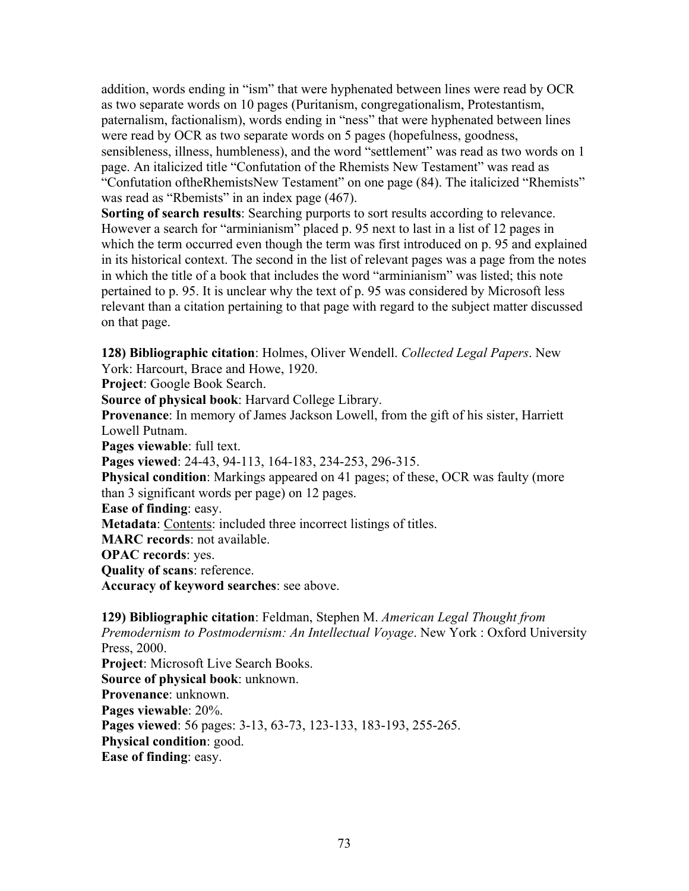addition, words ending in “ism” that were hyphenated between lines were read by OCR as two separate words on 10 pages (Puritanism, congregationalism, Protestantism, paternalism, factionalism), words ending in “ness” that were hyphenated between lines were read by OCR as two separate words on 5 pages (hopefulness, goodness, sensibleness, illness, humbleness), and the word “settlement” was read as two words on 1 page. An italicized title “Confutation of the Rhemists New Testament” was read as “Confutation oftheRhemistsNew Testament” on one page (84). The italicized “Rhemists” was read as “Rbemists” in an index page (467).
**Sorting of search results**: Searching purports to sort results according to relevance. However a search for “arminianism” placed p. 95 next to last in a list of 12 pages in which the term occurred even though the term was first introduced on p. 95 and explained in its historical context. The second in the list of relevant pages was a page from the notes in which the title of a book that includes the word “arminianism” was listed; this note pertained to p. 95. It is unclear why the text of p. 95 was considered by Microsoft less relevant than a citation pertaining to that page with regard to the subject matter discussed on that page.

**128) Bibliographic citation**: Holmes, Oliver Wendell. *Collected Legal Papers*. New York: Harcourt, Brace and Howe, 1920.
**Project**: Google Book Search.
**Source of physical book**: Harvard College Library.
**Provenance**: In memory of James Jackson Lowell, from the gift of his sister, Harriett Lowell Putnam.
**Pages viewable**: full text.
**Pages viewed**: 24-43, 94-113, 164-183, 234-253, 296-315.
**Physical condition**: Markings appeared on 41 pages; of these, OCR was faulty (more than 3 significant words per page) on 12 pages.
**Ease of finding**: easy.
**Metadata**: Contents: included three incorrect listings of titles.
**MARC records**: not available.
**OPAC records**: yes.
**Quality of scans**: reference.
**Accuracy of keyword searches**: see above.

**129) Bibliographic citation**: Feldman, Stephen M. *American Legal Thought from Premodernism to Postmodernism: An Intellectual Voyage*. New York : Oxford University Press, 2000.
**Project**: Microsoft Live Search Books.
**Source of physical book**: unknown.
**Provenance**: unknown.
**Pages viewable**: 20%.
**Pages viewed**: 56 pages: 3-13, 63-73, 123-133, 183-193, 255-265.
**Physical condition**: good.
**Ease of finding**: easy.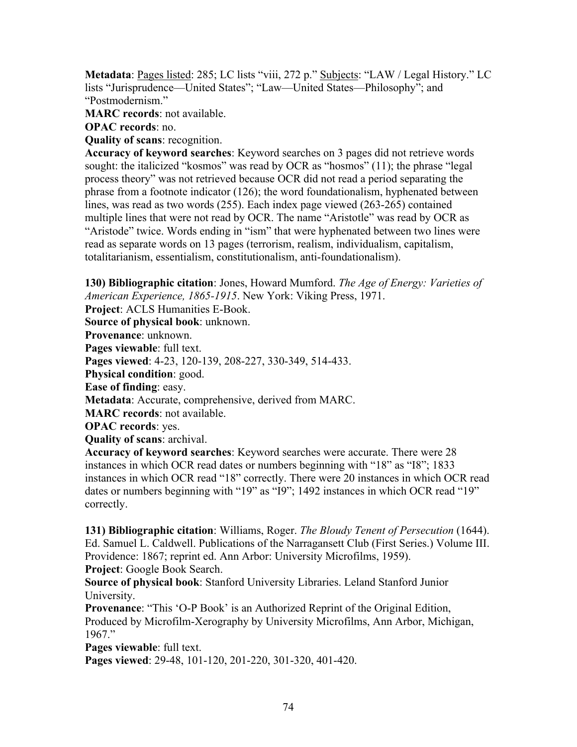**Metadata**: Pages listed: 285; LC lists "viii, 272 p." Subjects: "LAW / Legal History." LC lists "Jurisprudence—United States"; "Law—United States—Philosophy"; and "Postmodernism."

**MARC records**: not available.

**OPAC records**: no.

**Quality of scans**: recognition.

**Accuracy of keyword searches**: Keyword searches on 3 pages did not retrieve words sought: the italicized "kosmos" was read by OCR as "hosmos" (11); the phrase "legal process theory" was not retrieved because OCR did not read a period separating the phrase from a footnote indicator (126); the word foundationalism, hyphenated between lines, was read as two words (255). Each index page viewed (263-265) contained multiple lines that were not read by OCR. The name "Aristotle" was read by OCR as "Aristode" twice. Words ending in "ism" that were hyphenated between two lines were read as separate words on 13 pages (terrorism, realism, individualism, capitalism, totalitarianism, essentialism, constitutionalism, anti-foundationalism).

**130) Bibliographic citation**: Jones, Howard Mumford. *The Age of Energy: Varieties of American Experience, 1865-1915*. New York: Viking Press, 1971.

**Project**: ACLS Humanities E-Book.

**Source of physical book**: unknown.

**Provenance**: unknown.

**Pages viewable**: full text.

**Pages viewed**: 4-23, 120-139, 208-227, 330-349, 514-433.

**Physical condition**: good.

**Ease of finding**: easy.

**Metadata**: Accurate, comprehensive, derived from MARC.

**MARC records**: not available.

**OPAC records**: yes.

**Quality of scans**: archival.

**Accuracy of keyword searches**: Keyword searches were accurate. There were 28 instances in which OCR read dates or numbers beginning with "18" as "I8"; 1833 instances in which OCR read "18" correctly. There were 20 instances in which OCR read dates or numbers beginning with "19" as "I9"; 1492 instances in which OCR read "19" correctly.

**131) Bibliographic citation**: Williams, Roger. *The Bloudy Tenent of Persecution* (1644). Ed. Samuel L. Caldwell. Publications of the Narragansett Club (First Series.) Volume III. Providence: 1867; reprint ed. Ann Arbor: University Microfilms, 1959).

**Project**: Google Book Search.

**Source of physical book**: Stanford University Libraries. Leland Stanford Junior University.

**Provenance**: "This 'O-P Book' is an Authorized Reprint of the Original Edition, Produced by Microfilm-Xerography by University Microfilms, Ann Arbor, Michigan, 1967."

**Pages viewable**: full text.

**Pages viewed**: 29-48, 101-120, 201-220, 301-320, 401-420.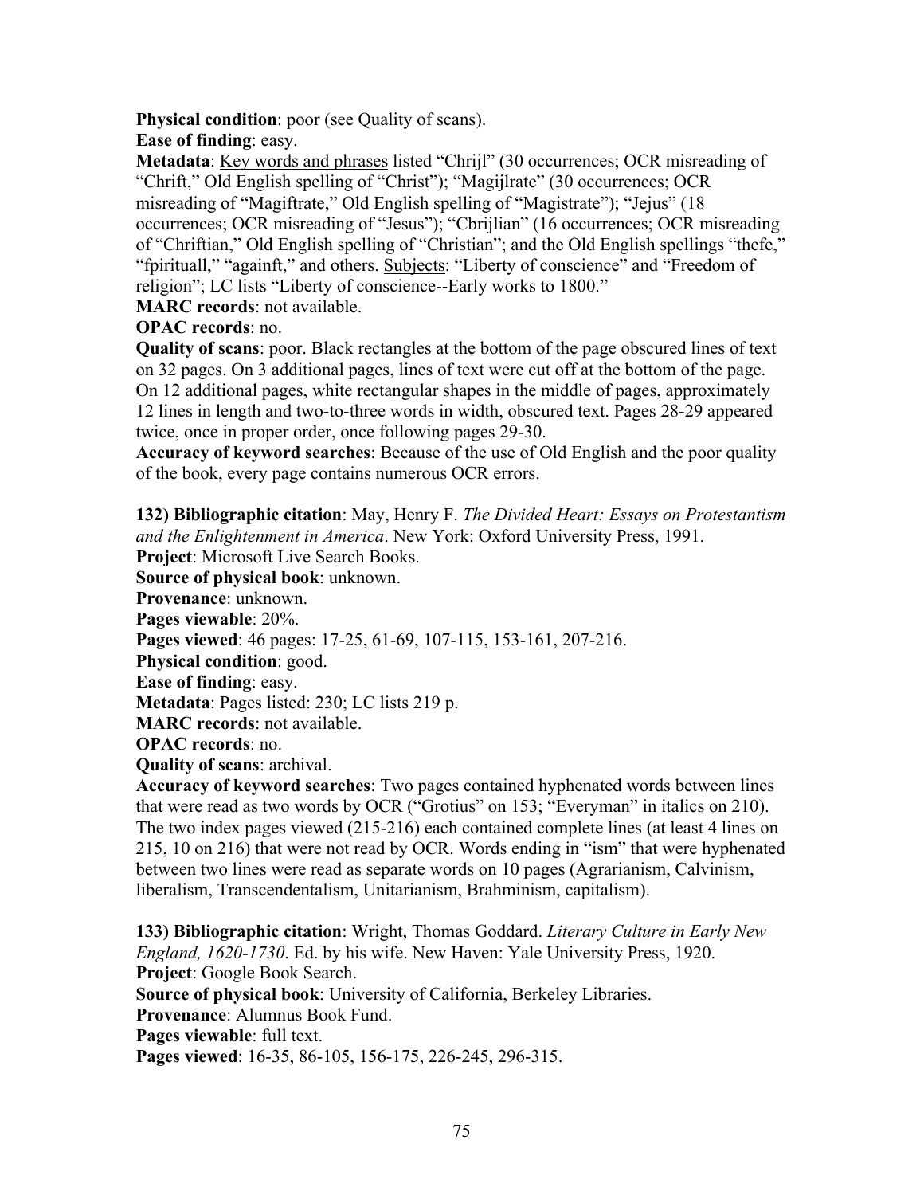**Physical condition**: poor (see Quality of scans).
**Ease of finding**: easy.
**Metadata**: Key words and phrases listed "Chrijl" (30 occurrences; OCR misreading of "Chrift," Old English spelling of "Christ"); "Magijlrate" (30 occurrences; OCR misreading of "Magiftrate," Old English spelling of "Magistrate"); "Jejus" (18 occurrences; OCR misreading of "Jesus"); "Cbrijlian" (16 occurrences; OCR misreading of "Chriftian," Old English spelling of "Christian"; and the Old English spellings "thefe," "fpirituall," "againft," and others. Subjects: "Liberty of conscience" and "Freedom of religion"; LC lists "Liberty of conscience--Early works to 1800."
**MARC records**: not available.
**OPAC records**: no.
**Quality of scans**: poor. Black rectangles at the bottom of the page obscured lines of text on 32 pages. On 3 additional pages, lines of text were cut off at the bottom of the page. On 12 additional pages, white rectangular shapes in the middle of pages, approximately 12 lines in length and two-to-three words in width, obscured text. Pages 28-29 appeared twice, once in proper order, once following pages 29-30.
**Accuracy of keyword searches**: Because of the use of Old English and the poor quality of the book, every page contains numerous OCR errors.

**132) Bibliographic citation**: May, Henry F. *The Divided Heart: Essays on Protestantism and the Enlightenment in America*. New York: Oxford University Press, 1991.
**Project**: Microsoft Live Search Books.
**Source of physical book**: unknown.
**Provenance**: unknown.
**Pages viewable**: 20%.
**Pages viewed**: 46 pages: 17-25, 61-69, 107-115, 153-161, 207-216.
**Physical condition**: good.
**Ease of finding**: easy.
**Metadata**: Pages listed: 230; LC lists 219 p.
**MARC records**: not available.
**OPAC records**: no.
**Quality of scans**: archival.
**Accuracy of keyword searches**: Two pages contained hyphenated words between lines that were read as two words by OCR ("Grotius" on 153; "Everyman" in italics on 210). The two index pages viewed (215-216) each contained complete lines (at least 4 lines on 215, 10 on 216) that were not read by OCR. Words ending in "ism" that were hyphenated between two lines were read as separate words on 10 pages (Agrarianism, Calvinism, liberalism, Transcendentalism, Unitarianism, Brahminism, capitalism).

**133) Bibliographic citation**: Wright, Thomas Goddard. *Literary Culture in Early New England, 1620-1730*. Ed. by his wife. New Haven: Yale University Press, 1920.
**Project**: Google Book Search.
**Source of physical book**: University of California, Berkeley Libraries.
**Provenance**: Alumnus Book Fund.
**Pages viewable**: full text.
**Pages viewed**: 16-35, 86-105, 156-175, 226-245, 296-315.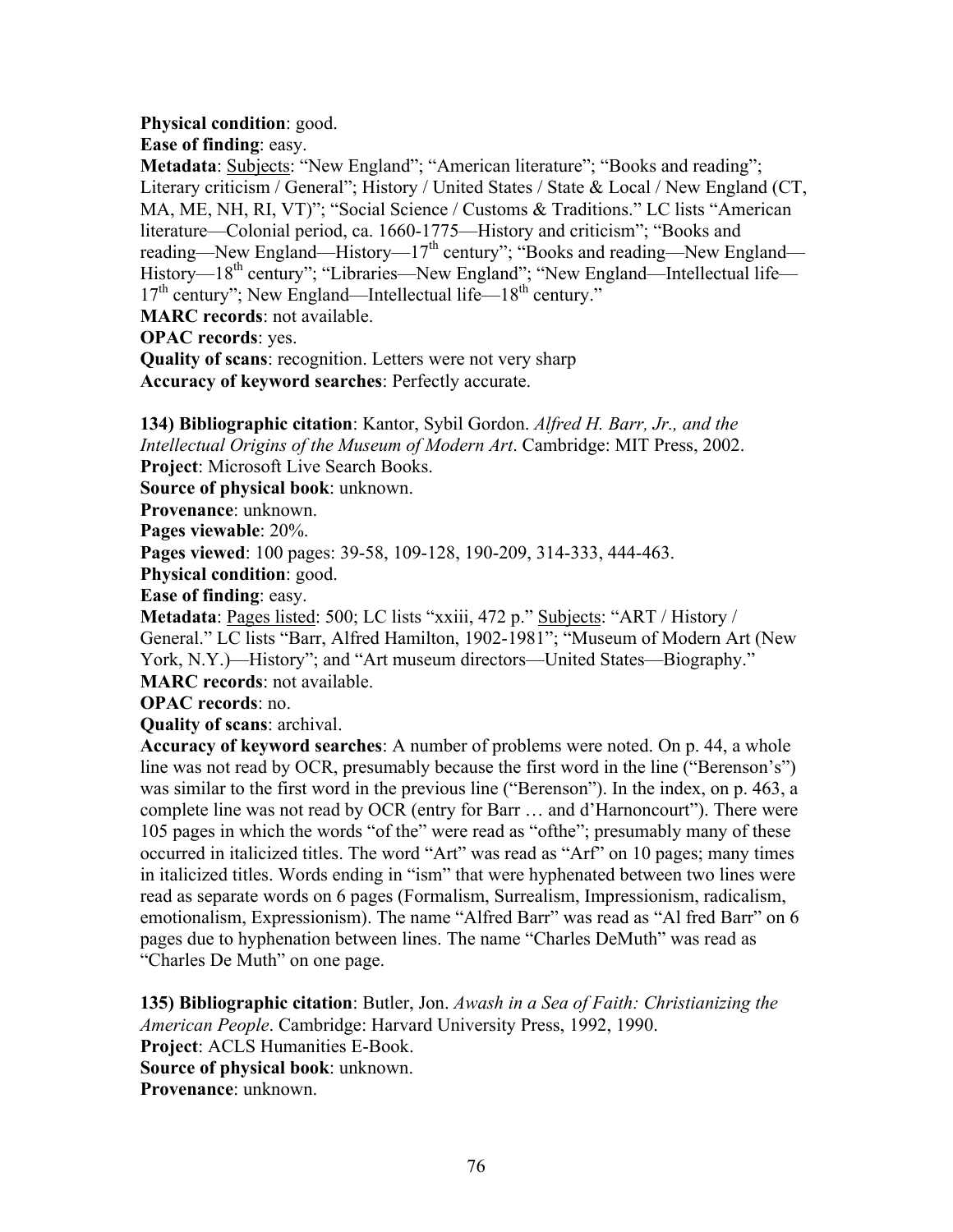**Physical condition**: good.
**Ease of finding**: easy.
**Metadata**: <u>Subjects</u>: "New England"; "American literature"; "Books and reading"; Literary criticism / General"; History / United States / State & Local / New England (CT, MA, ME, NH, RI, VT)"; "Social Science / Customs & Traditions." LC lists "American literature—Colonial period, ca. 1660-1775—History and criticism"; "Books and reading—New England—History—17th century"; "Books and reading—New England—History—18th century"; "Libraries—New England"; "New England—Intellectual life—17th century"; New England—Intellectual life—18th century."
**MARC records**: not available.
**OPAC records**: yes.
**Quality of scans**: recognition. Letters were not very sharp
**Accuracy of keyword searches**: Perfectly accurate.

**134) Bibliographic citation**: Kantor, Sybil Gordon. *Alfred H. Barr, Jr., and the Intellectual Origins of the Museum of Modern Art*. Cambridge: MIT Press, 2002.
**Project**: Microsoft Live Search Books.
**Source of physical book**: unknown.
**Provenance**: unknown.
**Pages viewable**: 20%.
**Pages viewed**: 100 pages: 39-58, 109-128, 190-209, 314-333, 444-463.
**Physical condition**: good.
**Ease of finding**: easy.
**Metadata**: <u>Pages listed</u>: 500; LC lists "xxiii, 472 p." <u>Subjects</u>: "ART / History / General." LC lists "Barr, Alfred Hamilton, 1902-1981"; "Museum of Modern Art (New York, N.Y.)—History"; and "Art museum directors—United States—Biography."
**MARC records**: not available.
**OPAC records**: no.
**Quality of scans**: archival.
**Accuracy of keyword searches**: A number of problems were noted. On p. 44, a whole line was not read by OCR, presumably because the first word in the line ("Berenson's") was similar to the first word in the previous line ("Berenson"). In the index, on p. 463, a complete line was not read by OCR (entry for Barr … and d'Harnoncourt"). There were 105 pages in which the words "of the" were read as "ofthe"; presumably many of these occurred in italicized titles. The word "Art" was read as "Arf" on 10 pages; many times in italicized titles. Words ending in "ism" that were hyphenated between two lines were read as separate words on 6 pages (Formalism, Surrealism, Impressionism, radicalism, emotionalism, Expressionism). The name "Alfred Barr" was read as "Al fred Barr" on 6 pages due to hyphenation between lines. The name "Charles DeMuth" was read as "Charles De Muth" on one page.

**135) Bibliographic citation**: Butler, Jon. *Awash in a Sea of Faith: Christianizing the American People*. Cambridge: Harvard University Press, 1992, 1990.
**Project**: ACLS Humanities E-Book.
**Source of physical book**: unknown.
**Provenance**: unknown.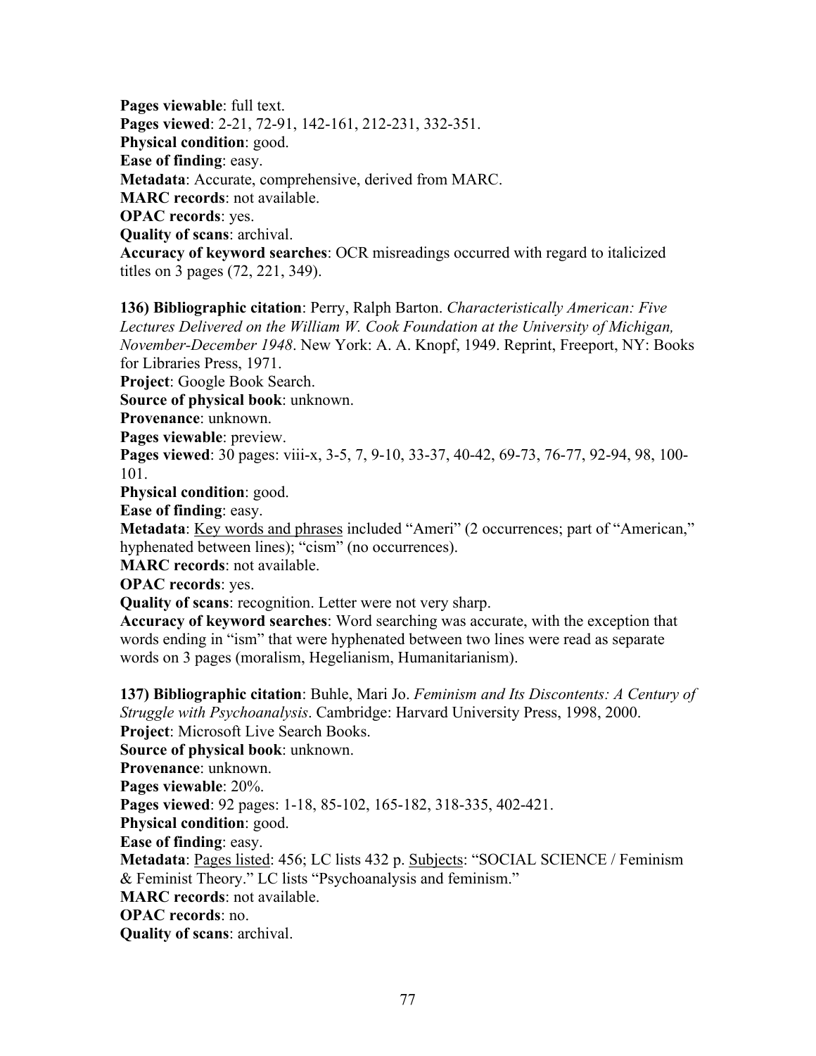**Pages viewable**: full text.
**Pages viewed**: 2-21, 72-91, 142-161, 212-231, 332-351.
**Physical condition**: good.
**Ease of finding**: easy.
**Metadata**: Accurate, comprehensive, derived from MARC.
**MARC records**: not available.
**OPAC records**: yes.
**Quality of scans**: archival.
**Accuracy of keyword searches**: OCR misreadings occurred with regard to italicized titles on 3 pages (72, 221, 349).

**136) Bibliographic citation**: Perry, Ralph Barton. *Characteristically American: Five Lectures Delivered on the William W. Cook Foundation at the University of Michigan, November-December 1948*. New York: A. A. Knopf, 1949. Reprint, Freeport, NY: Books for Libraries Press, 1971.
**Project**: Google Book Search.
**Source of physical book**: unknown.
**Provenance**: unknown.
**Pages viewable**: preview.
**Pages viewed**: 30 pages: viii-x, 3-5, 7, 9-10, 33-37, 40-42, 69-73, 76-77, 92-94, 98, 100-101.
**Physical condition**: good.
**Ease of finding**: easy.
**Metadata**: <u>Key words and phrases</u> included "Ameri" (2 occurrences; part of "American," hyphenated between lines); "cism" (no occurrences).
**MARC records**: not available.
**OPAC records**: yes.
**Quality of scans**: recognition. Letter were not very sharp.
**Accuracy of keyword searches**: Word searching was accurate, with the exception that words ending in "ism" that were hyphenated between two lines were read as separate words on 3 pages (moralism, Hegelianism, Humanitarianism).

**137) Bibliographic citation**: Buhle, Mari Jo. *Feminism and Its Discontents: A Century of Struggle with Psychoanalysis*. Cambridge: Harvard University Press, 1998, 2000.
**Project**: Microsoft Live Search Books.
**Source of physical book**: unknown.
**Provenance**: unknown.
**Pages viewable**: 20%.
**Pages viewed**: 92 pages: 1-18, 85-102, 165-182, 318-335, 402-421.
**Physical condition**: good.
**Ease of finding**: easy.
**Metadata**: <u>Pages listed</u>: 456; LC lists 432 p. <u>Subjects</u>: "SOCIAL SCIENCE / Feminism & Feminist Theory." LC lists "Psychoanalysis and feminism."
**MARC records**: not available.
**OPAC records**: no.
**Quality of scans**: archival.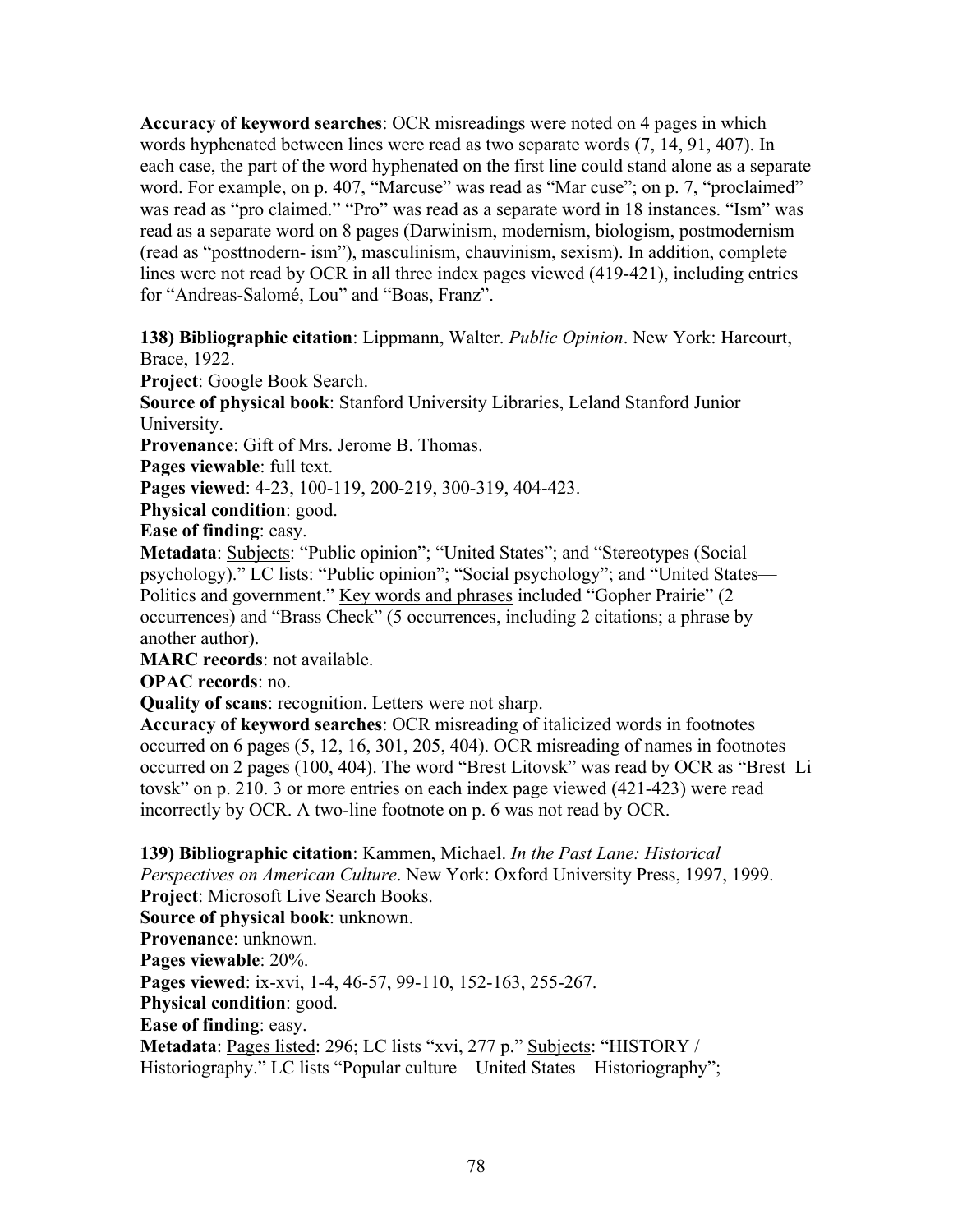**Accuracy of keyword searches**: OCR misreadings were noted on 4 pages in which words hyphenated between lines were read as two separate words (7, 14, 91, 407). In each case, the part of the word hyphenated on the first line could stand alone as a separate word. For example, on p. 407, "Marcuse" was read as "Mar cuse"; on p. 7, "proclaimed" was read as "pro claimed." "Pro" was read as a separate word in 18 instances. "Ism" was read as a separate word on 8 pages (Darwinism, modernism, biologism, postmodernism (read as "posttnodern- ism"), masculinism, chauvinism, sexism). In addition, complete lines were not read by OCR in all three index pages viewed (419-421), including entries for "Andreas-Salomé, Lou" and "Boas, Franz".

**138) Bibliographic citation**: Lippmann, Walter. *Public Opinion*. New York: Harcourt, Brace, 1922.
**Project**: Google Book Search.
**Source of physical book**: Stanford University Libraries, Leland Stanford Junior University.
**Provenance**: Gift of Mrs. Jerome B. Thomas.
**Pages viewable**: full text.
**Pages viewed**: 4-23, 100-119, 200-219, 300-319, 404-423.
**Physical condition**: good.
**Ease of finding**: easy.
**Metadata**: <u>Subjects</u>: "Public opinion"; "United States"; and "Stereotypes (Social psychology)." LC lists: "Public opinion"; "Social psychology"; and "United States—Politics and government." <u>Key words and phrases</u> included "Gopher Prairie" (2 occurrences) and "Brass Check" (5 occurrences, including 2 citations; a phrase by another author).
**MARC records**: not available.
**OPAC records**: no.
**Quality of scans**: recognition. Letters were not sharp.
**Accuracy of keyword searches**: OCR misreading of italicized words in footnotes occurred on 6 pages (5, 12, 16, 301, 205, 404). OCR misreading of names in footnotes occurred on 2 pages (100, 404). The word "Brest Litovsk" was read by OCR as "Brest Li tovsk" on p. 210. 3 or more entries on each index page viewed (421-423) were read incorrectly by OCR. A two-line footnote on p. 6 was not read by OCR.

**139) Bibliographic citation**: Kammen, Michael. *In the Past Lane: Historical Perspectives on American Culture*. New York: Oxford University Press, 1997, 1999.
**Project**: Microsoft Live Search Books.
**Source of physical book**: unknown.
**Provenance**: unknown.
**Pages viewable**: 20%.
**Pages viewed**: ix-xvi, 1-4, 46-57, 99-110, 152-163, 255-267.
**Physical condition**: good.
**Ease of finding**: easy.
**Metadata**: <u>Pages listed</u>: 296; LC lists "xvi, 277 p." <u>Subjects</u>: "HISTORY / Historiography." LC lists "Popular culture—United States—Historiography";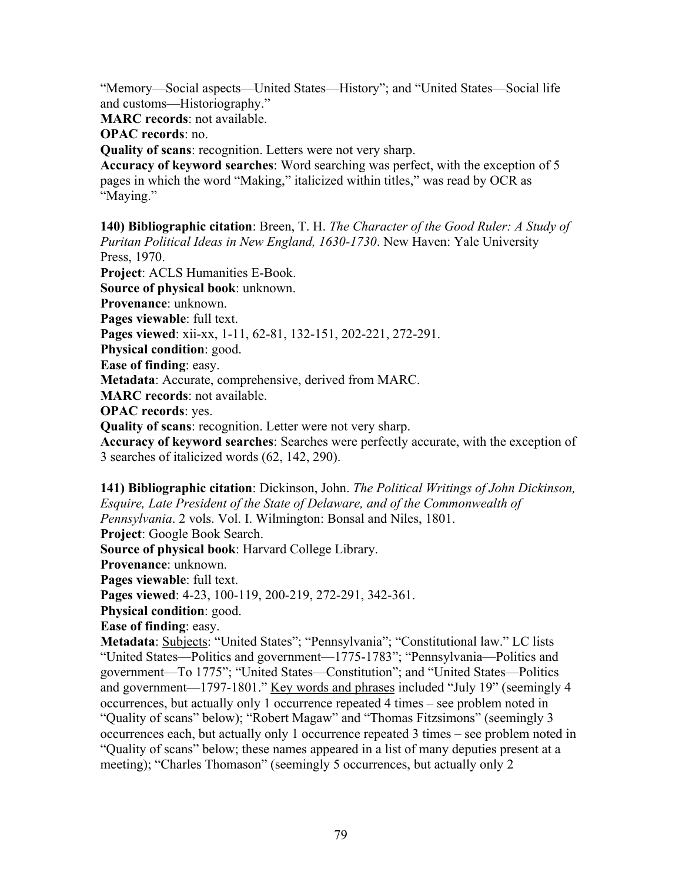"Memory—Social aspects—United States—History"; and "United States—Social life and customs—Historiography."

**MARC records**: not available.

**OPAC records**: no.

**Quality of scans**: recognition. Letters were not very sharp.

**Accuracy of keyword searches**: Word searching was perfect, with the exception of 5 pages in which the word "Making," italicized within titles," was read by OCR as "Maying."

**140) Bibliographic citation**: Breen, T. H. *The Character of the Good Ruler: A Study of Puritan Political Ideas in New England, 1630-1730*. New Haven: Yale University Press, 1970.

**Project**: ACLS Humanities E-Book.

**Source of physical book**: unknown.

**Provenance**: unknown.

**Pages viewable**: full text.

**Pages viewed**: xii-xx, 1-11, 62-81, 132-151, 202-221, 272-291.

**Physical condition**: good.

**Ease of finding**: easy.

**Metadata**: Accurate, comprehensive, derived from MARC.

**MARC records**: not available.

**OPAC records**: yes.

**Quality of scans**: recognition. Letter were not very sharp.

**Accuracy of keyword searches**: Searches were perfectly accurate, with the exception of 3 searches of italicized words (62, 142, 290).

**141) Bibliographic citation**: Dickinson, John. *The Political Writings of John Dickinson, Esquire, Late President of the State of Delaware, and of the Commonwealth of Pennsylvania*. 2 vols. Vol. I. Wilmington: Bonsal and Niles, 1801.

**Project**: Google Book Search.

**Source of physical book**: Harvard College Library.

**Provenance**: unknown.

**Pages viewable**: full text.

**Pages viewed**: 4-23, 100-119, 200-219, 272-291, 342-361.

**Physical condition**: good.

**Ease of finding**: easy.

**Metadata**: Subjects: "United States"; "Pennsylvania"; "Constitutional law." LC lists "United States—Politics and government—1775-1783"; "Pennsylvania—Politics and government—To 1775"; "United States—Constitution"; and "United States—Politics and government—1797-1801." Key words and phrases included "July 19" (seemingly 4 occurrences, but actually only 1 occurrence repeated 4 times – see problem noted in "Quality of scans" below); "Robert Magaw" and "Thomas Fitzsimons" (seemingly 3 occurrences each, but actually only 1 occurrence repeated 3 times – see problem noted in "Quality of scans" below; these names appeared in a list of many deputies present at a meeting); "Charles Thomason" (seemingly 5 occurrences, but actually only 2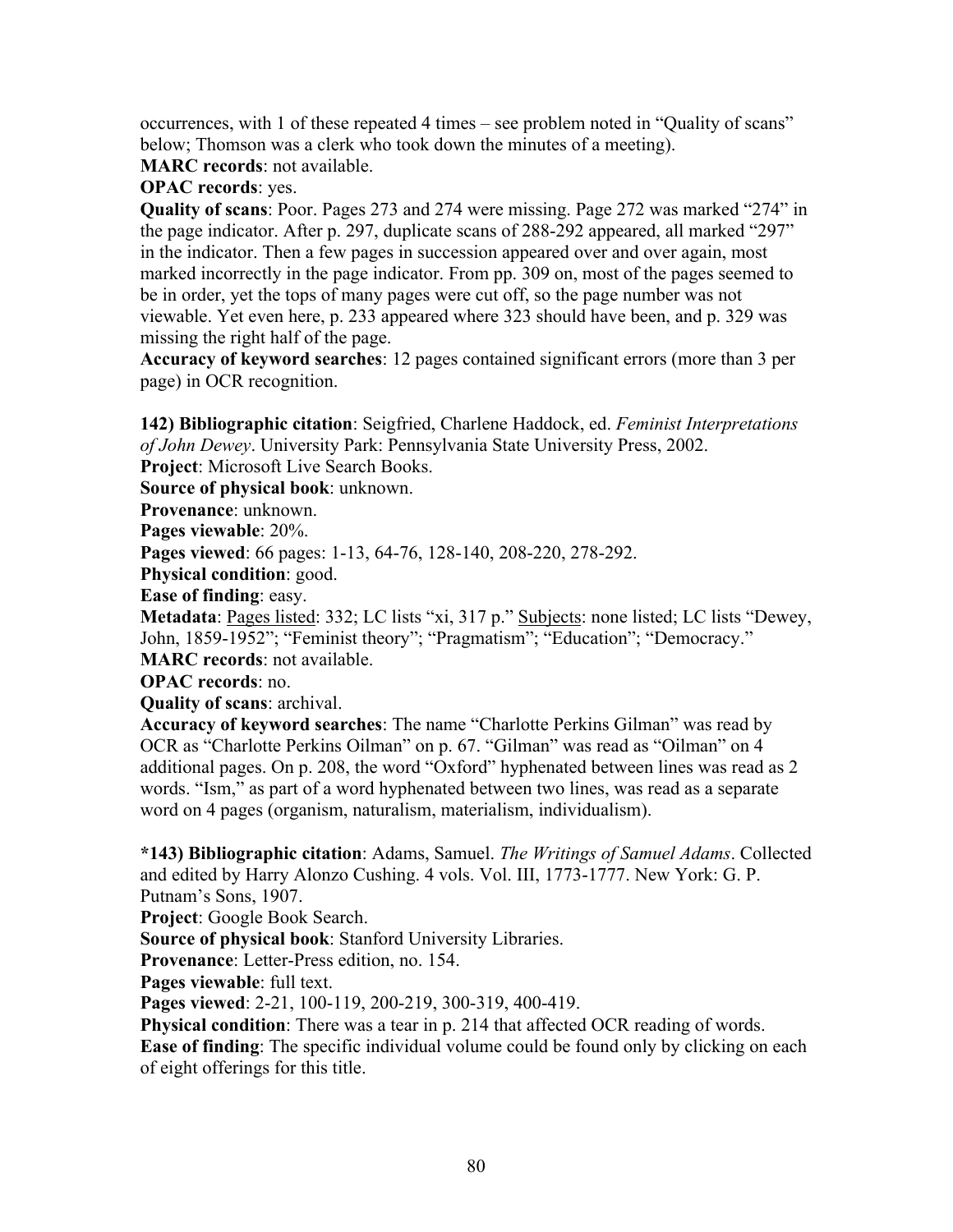occurrences, with 1 of these repeated 4 times – see problem noted in "Quality of scans" below; Thomson was a clerk who took down the minutes of a meeting).

**MARC records**: not available.

**OPAC records**: yes.

**Quality of scans**: Poor. Pages 273 and 274 were missing. Page 272 was marked "274" in the page indicator. After p. 297, duplicate scans of 288-292 appeared, all marked "297" in the indicator. Then a few pages in succession appeared over and over again, most marked incorrectly in the page indicator. From pp. 309 on, most of the pages seemed to be in order, yet the tops of many pages were cut off, so the page number was not viewable. Yet even here, p. 233 appeared where 323 should have been, and p. 329 was missing the right half of the page.

**Accuracy of keyword searches**: 12 pages contained significant errors (more than 3 per page) in OCR recognition.

**142) Bibliographic citation**: Seigfried, Charlene Haddock, ed. *Feminist Interpretations of John Dewey*. University Park: Pennsylvania State University Press, 2002.

**Project**: Microsoft Live Search Books.

**Source of physical book**: unknown.

**Provenance**: unknown.

**Pages viewable**: 20%.

**Pages viewed**: 66 pages: 1-13, 64-76, 128-140, 208-220, 278-292.

**Physical condition**: good.

**Ease of finding**: easy.

**Metadata**: Pages listed: 332; LC lists "xi, 317 p." Subjects: none listed; LC lists "Dewey, John, 1859-1952"; "Feminist theory"; "Pragmatism"; "Education"; "Democracy."

**MARC records**: not available.

**OPAC records**: no.

**Quality of scans**: archival.

**Accuracy of keyword searches**: The name "Charlotte Perkins Gilman" was read by OCR as "Charlotte Perkins Oilman" on p. 67. "Gilman" was read as "Oilman" on 4 additional pages. On p. 208, the word "Oxford" hyphenated between lines was read as 2 words. "Ism," as part of a word hyphenated between two lines, was read as a separate word on 4 pages (organism, naturalism, materialism, individualism).

***143) Bibliographic citation**: Adams, Samuel. *The Writings of Samuel Adams*. Collected and edited by Harry Alonzo Cushing. 4 vols. Vol. III, 1773-1777. New York: G. P. Putnam's Sons, 1907.

**Project**: Google Book Search.

**Source of physical book**: Stanford University Libraries.

**Provenance**: Letter-Press edition, no. 154.

**Pages viewable**: full text.

**Pages viewed**: 2-21, 100-119, 200-219, 300-319, 400-419.

**Physical condition**: There was a tear in p. 214 that affected OCR reading of words.

**Ease of finding**: The specific individual volume could be found only by clicking on each of eight offerings for this title.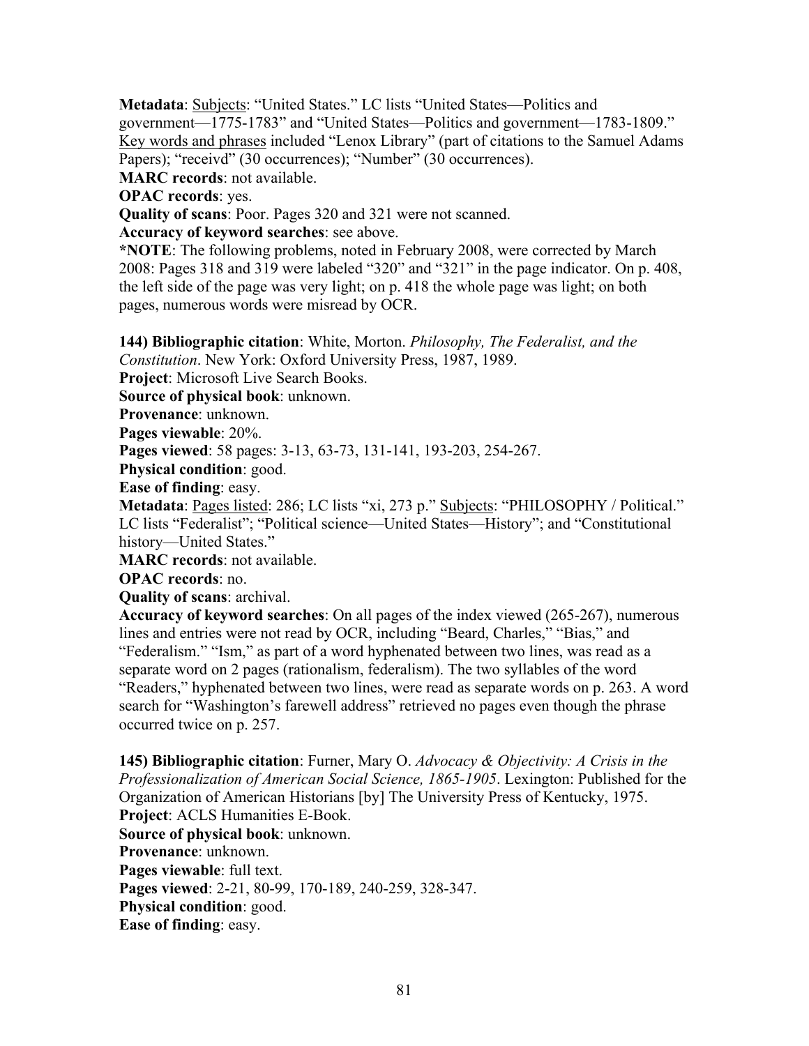**Metadata**: Subjects: "United States." LC lists "United States—Politics and government—1775-1783" and "United States—Politics and government—1783-1809." Key words and phrases included "Lenox Library" (part of citations to the Samuel Adams Papers); "receivd" (30 occurrences); "Number" (30 occurrences).
**MARC records**: not available.
**OPAC records**: yes.
**Quality of scans**: Poor. Pages 320 and 321 were not scanned.
**Accuracy of keyword searches**: see above.
***NOTE**: The following problems, noted in February 2008, were corrected by March 2008: Pages 318 and 319 were labeled "320" and "321" in the page indicator. On p. 408, the left side of the page was very light; on p. 418 the whole page was light; on both pages, numerous words were misread by OCR.

**144) Bibliographic citation**: White, Morton. *Philosophy, The Federalist, and the Constitution*. New York: Oxford University Press, 1987, 1989.
**Project**: Microsoft Live Search Books.
**Source of physical book**: unknown.
**Provenance**: unknown.
**Pages viewable**: 20%.
**Pages viewed**: 58 pages: 3-13, 63-73, 131-141, 193-203, 254-267.
**Physical condition**: good.
**Ease of finding**: easy.
**Metadata**: Pages listed: 286; LC lists "xi, 273 p." Subjects: "PHILOSOPHY / Political." LC lists "Federalist"; "Political science—United States—History"; and "Constitutional history—United States."
**MARC records**: not available.
**OPAC records**: no.
**Quality of scans**: archival.
**Accuracy of keyword searches**: On all pages of the index viewed (265-267), numerous lines and entries were not read by OCR, including "Beard, Charles," "Bias," and "Federalism." "Ism," as part of a word hyphenated between two lines, was read as a separate word on 2 pages (rationalism, federalism). The two syllables of the word "Readers," hyphenated between two lines, were read as separate words on p. 263. A word search for "Washington's farewell address" retrieved no pages even though the phrase occurred twice on p. 257.

**145) Bibliographic citation**: Furner, Mary O. *Advocacy & Objectivity: A Crisis in the Professionalization of American Social Science, 1865-1905*. Lexington: Published for the Organization of American Historians [by] The University Press of Kentucky, 1975.
**Project**: ACLS Humanities E-Book.
**Source of physical book**: unknown.
**Provenance**: unknown.
**Pages viewable**: full text.
**Pages viewed**: 2-21, 80-99, 170-189, 240-259, 328-347.
**Physical condition**: good.
**Ease of finding**: easy.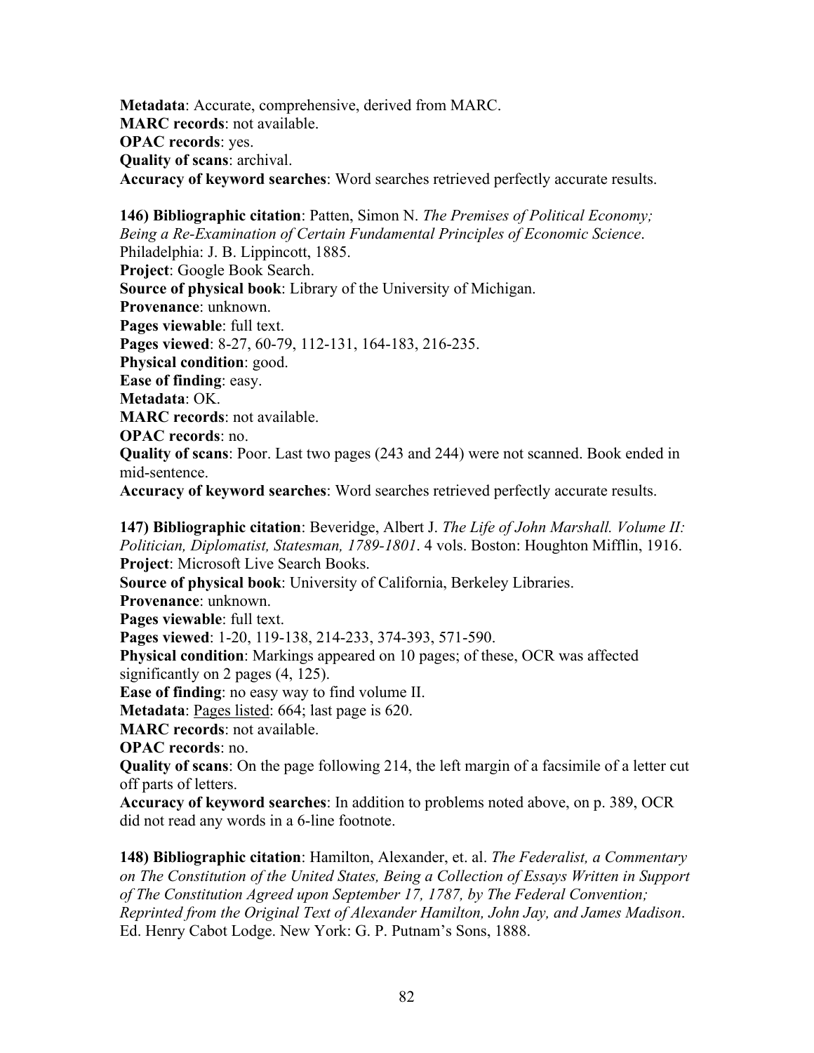**Metadata**: Accurate, comprehensive, derived from MARC.
**MARC records**: not available.
**OPAC records**: yes.
**Quality of scans**: archival.
**Accuracy of keyword searches**: Word searches retrieved perfectly accurate results.

**146) Bibliographic citation**: Patten, Simon N. *The Premises of Political Economy; Being a Re-Examination of Certain Fundamental Principles of Economic Science*. Philadelphia: J. B. Lippincott, 1885.
**Project**: Google Book Search.
**Source of physical book**: Library of the University of Michigan.
**Provenance**: unknown.
**Pages viewable**: full text.
**Pages viewed**: 8-27, 60-79, 112-131, 164-183, 216-235.
**Physical condition**: good.
**Ease of finding**: easy.
**Metadata**: OK.
**MARC records**: not available.
**OPAC records**: no.
**Quality of scans**: Poor. Last two pages (243 and 244) were not scanned. Book ended in mid-sentence.
**Accuracy of keyword searches**: Word searches retrieved perfectly accurate results.

**147) Bibliographic citation**: Beveridge, Albert J. *The Life of John Marshall. Volume II: Politician, Diplomatist, Statesman, 1789-1801*. 4 vols. Boston: Houghton Mifflin, 1916.
**Project**: Microsoft Live Search Books.
**Source of physical book**: University of California, Berkeley Libraries.
**Provenance**: unknown.
**Pages viewable**: full text.
**Pages viewed**: 1-20, 119-138, 214-233, 374-393, 571-590.
**Physical condition**: Markings appeared on 10 pages; of these, OCR was affected significantly on 2 pages (4, 125).
**Ease of finding**: no easy way to find volume II.
**Metadata**: <u>Pages listed</u>: 664; last page is 620.
**MARC records**: not available.
**OPAC records**: no.
**Quality of scans**: On the page following 214, the left margin of a facsimile of a letter cut off parts of letters.
**Accuracy of keyword searches**: In addition to problems noted above, on p. 389, OCR did not read any words in a 6-line footnote.

**148) Bibliographic citation**: Hamilton, Alexander, et. al. *The Federalist, a Commentary on The Constitution of the United States, Being a Collection of Essays Written in Support of The Constitution Agreed upon September 17, 1787, by The Federal Convention; Reprinted from the Original Text of Alexander Hamilton, John Jay, and James Madison*. Ed. Henry Cabot Lodge. New York: G. P. Putnam's Sons, 1888.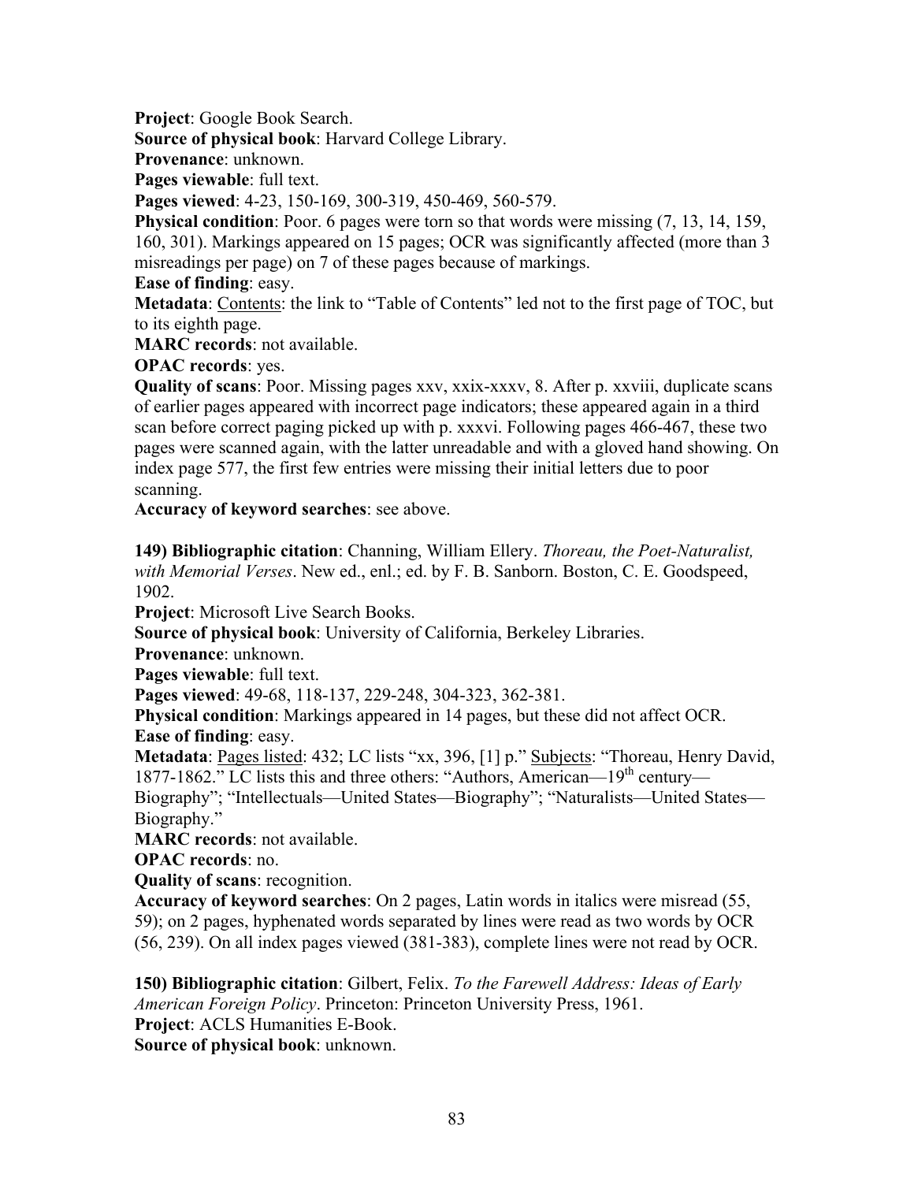**Project**: Google Book Search.  
**Source of physical book**: Harvard College Library.  
**Provenance**: unknown.  
**Pages viewable**: full text.  
**Pages viewed**: 4-23, 150-169, 300-319, 450-469, 560-579.  
**Physical condition**: Poor. 6 pages were torn so that words were missing (7, 13, 14, 159, 160, 301). Markings appeared on 15 pages; OCR was significantly affected (more than 3 misreadings per page) on 7 of these pages because of markings.  
**Ease of finding**: easy.  
**Metadata**: Contents: the link to "Table of Contents" led not to the first page of TOC, but to its eighth page.  
**MARC records**: not available.  
**OPAC records**: yes.  
**Quality of scans**: Poor. Missing pages xxv, xxix-xxxv, 8. After p. xxviii, duplicate scans of earlier pages appeared with incorrect page indicators; these appeared again in a third scan before correct paging picked up with p. xxxvi. Following pages 466-467, these two pages were scanned again, with the latter unreadable and with a gloved hand showing. On index page 577, the first few entries were missing their initial letters due to poor scanning.  
**Accuracy of keyword searches**: see above.

**149) Bibliographic citation**: Channing, William Ellery. *Thoreau, the Poet-Naturalist, with Memorial Verses*. New ed., enl.; ed. by F. B. Sanborn. Boston, C. E. Goodspeed, 1902.  
**Project**: Microsoft Live Search Books.  
**Source of physical book**: University of California, Berkeley Libraries.  
**Provenance**: unknown.  
**Pages viewable**: full text.  
**Pages viewed**: 49-68, 118-137, 229-248, 304-323, 362-381.  
**Physical condition**: Markings appeared in 14 pages, but these did not affect OCR.  
**Ease of finding**: easy.  
**Metadata**: Pages listed: 432; LC lists "xx, 396, [1] p." Subjects: "Thoreau, Henry David, 1877-1862." LC lists this and three others: "Authors, American—19th century—Biography"; "Intellectuals—United States—Biography"; "Naturalists—United States—Biography."  
**MARC records**: not available.  
**OPAC records**: no.  
**Quality of scans**: recognition.  
**Accuracy of keyword searches**: On 2 pages, Latin words in italics were misread (55, 59); on 2 pages, hyphenated words separated by lines were read as two words by OCR (56, 239). On all index pages viewed (381-383), complete lines were not read by OCR.

**150) Bibliographic citation**: Gilbert, Felix. *To the Farewell Address: Ideas of Early American Foreign Policy*. Princeton: Princeton University Press, 1961.  
**Project**: ACLS Humanities E-Book.  
**Source of physical book**: unknown.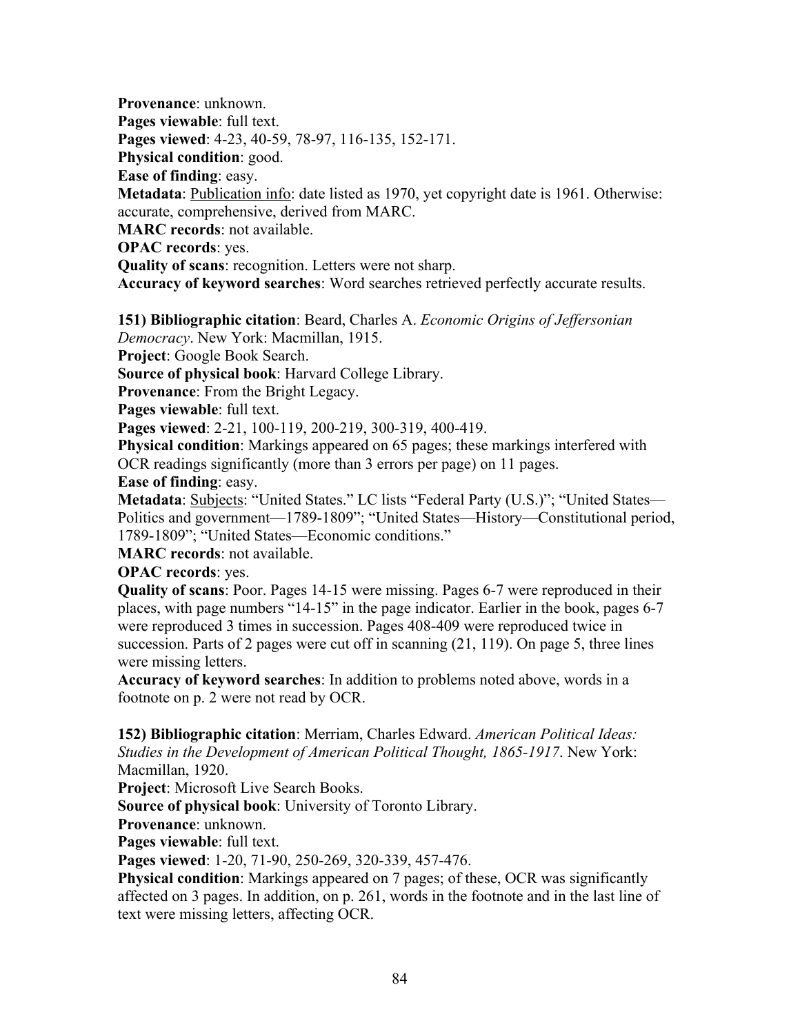**Provenance**: unknown.
**Pages viewable**: full text.
**Pages viewed**: 4-23, 40-59, 78-97, 116-135, 152-171.
**Physical condition**: good.
**Ease of finding**: easy.
**Metadata**: Publication info: date listed as 1970, yet copyright date is 1961. Otherwise: accurate, comprehensive, derived from MARC.
**MARC records**: not available.
**OPAC records**: yes.
**Quality of scans**: recognition. Letters were not sharp.
**Accuracy of keyword searches**: Word searches retrieved perfectly accurate results.

**151) Bibliographic citation**: Beard, Charles A. *Economic Origins of Jeffersonian Democracy*. New York: Macmillan, 1915.
**Project**: Google Book Search.
**Source of physical book**: Harvard College Library.
**Provenance**: From the Bright Legacy.
**Pages viewable**: full text.
**Pages viewed**: 2-21, 100-119, 200-219, 300-319, 400-419.
**Physical condition**: Markings appeared on 65 pages; these markings interfered with OCR readings significantly (more than 3 errors per page) on 11 pages.
**Ease of finding**: easy.
**Metadata**: Subjects: "United States." LC lists "Federal Party (U.S.)"; "United States—Politics and government—1789-1809"; "United States—History—Constitutional period, 1789-1809"; "United States—Economic conditions."
**MARC records**: not available.
**OPAC records**: yes.
**Quality of scans**: Poor. Pages 14-15 were missing. Pages 6-7 were reproduced in their places, with page numbers "14-15" in the page indicator. Earlier in the book, pages 6-7 were reproduced 3 times in succession. Pages 408-409 were reproduced twice in succession. Parts of 2 pages were cut off in scanning (21, 119). On page 5, three lines were missing letters.
**Accuracy of keyword searches**: In addition to problems noted above, words in a footnote on p. 2 were not read by OCR.

**152) Bibliographic citation**: Merriam, Charles Edward. *American Political Ideas: Studies in the Development of American Political Thought, 1865-1917*. New York: Macmillan, 1920.
**Project**: Microsoft Live Search Books.
**Source of physical book**: University of Toronto Library.
**Provenance**: unknown.
**Pages viewable**: full text.
**Pages viewed**: 1-20, 71-90, 250-269, 320-339, 457-476.
**Physical condition**: Markings appeared on 7 pages; of these, OCR was significantly affected on 3 pages. In addition, on p. 261, words in the footnote and in the last line of text were missing letters, affecting OCR.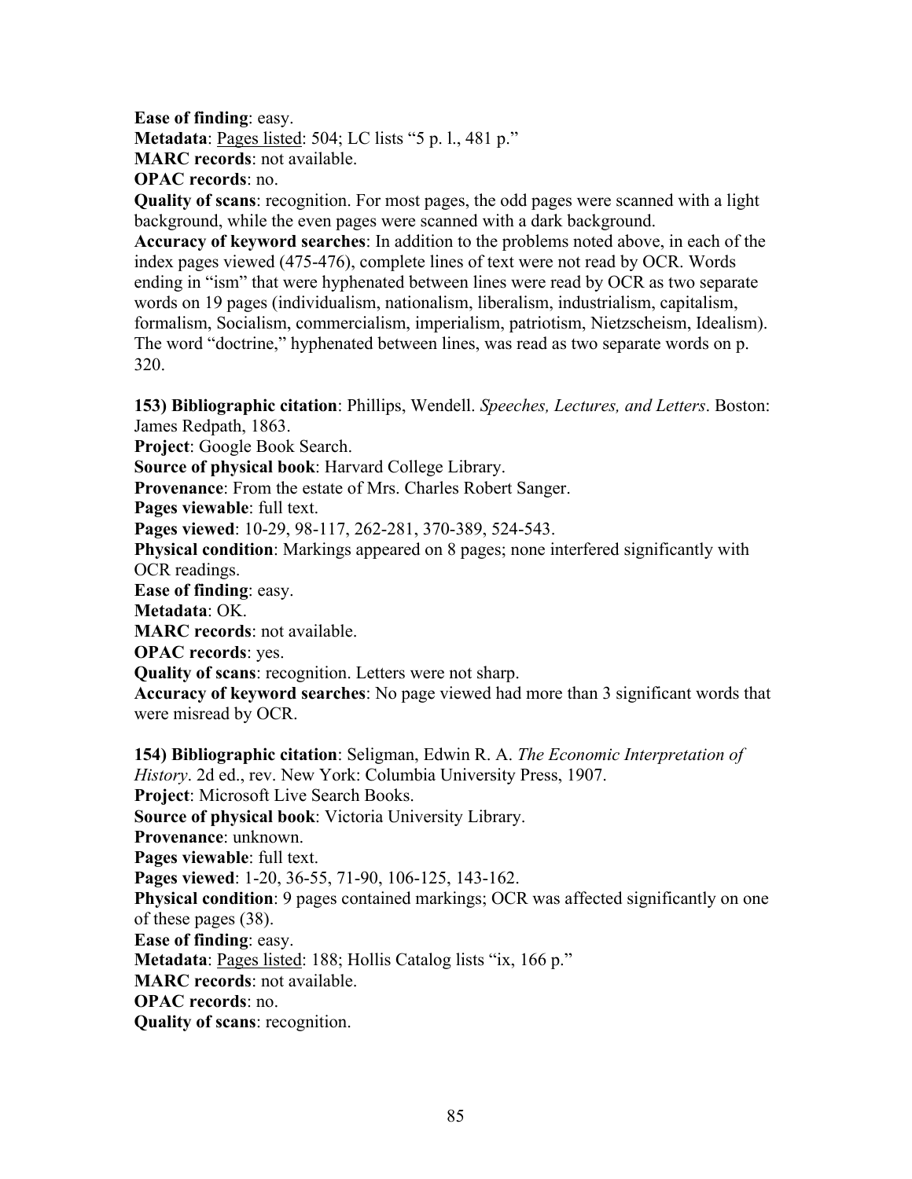**Ease of finding**: easy.
**Metadata**: Pages listed: 504; LC lists "5 p. l., 481 p."
**MARC records**: not available.
**OPAC records**: no.
**Quality of scans**: recognition. For most pages, the odd pages were scanned with a light background, while the even pages were scanned with a dark background.
**Accuracy of keyword searches**: In addition to the problems noted above, in each of the index pages viewed (475-476), complete lines of text were not read by OCR. Words ending in "ism" that were hyphenated between lines were read by OCR as two separate words on 19 pages (individualism, nationalism, liberalism, industrialism, capitalism, formalism, Socialism, commercialism, imperialism, patriotism, Nietzscheism, Idealism). The word "doctrine," hyphenated between lines, was read as two separate words on p. 320.

**153) Bibliographic citation**: Phillips, Wendell. *Speeches, Lectures, and Letters*. Boston: James Redpath, 1863.
**Project**: Google Book Search.
**Source of physical book**: Harvard College Library.
**Provenance**: From the estate of Mrs. Charles Robert Sanger.
**Pages viewable**: full text.
**Pages viewed**: 10-29, 98-117, 262-281, 370-389, 524-543.
**Physical condition**: Markings appeared on 8 pages; none interfered significantly with OCR readings.
**Ease of finding**: easy.
**Metadata**: OK.
**MARC records**: not available.
**OPAC records**: yes.
**Quality of scans**: recognition. Letters were not sharp.
**Accuracy of keyword searches**: No page viewed had more than 3 significant words that were misread by OCR.

**154) Bibliographic citation**: Seligman, Edwin R. A. *The Economic Interpretation of History*. 2d ed., rev. New York: Columbia University Press, 1907.
**Project**: Microsoft Live Search Books.
**Source of physical book**: Victoria University Library.
**Provenance**: unknown.
**Pages viewable**: full text.
**Pages viewed**: 1-20, 36-55, 71-90, 106-125, 143-162.
**Physical condition**: 9 pages contained markings; OCR was affected significantly on one of these pages (38).
**Ease of finding**: easy.
**Metadata**: Pages listed: 188; Hollis Catalog lists "ix, 166 p."
**MARC records**: not available.
**OPAC records**: no.
**Quality of scans**: recognition.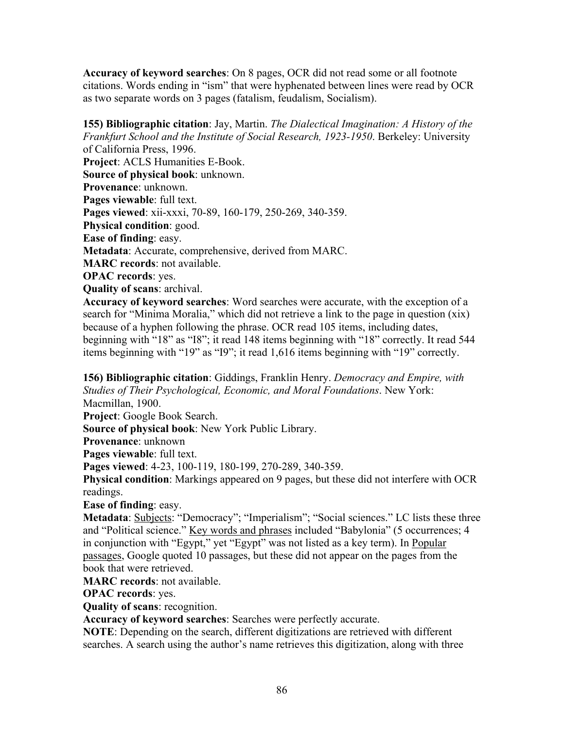**Accuracy of keyword searches**: On 8 pages, OCR did not read some or all footnote citations. Words ending in "ism" that were hyphenated between lines were read by OCR as two separate words on 3 pages (fatalism, feudalism, Socialism).

**155) Bibliographic citation**: Jay, Martin. *The Dialectical Imagination: A History of the Frankfurt School and the Institute of Social Research, 1923-1950*. Berkeley: University of California Press, 1996.
**Project**: ACLS Humanities E-Book.
**Source of physical book**: unknown.
**Provenance**: unknown.
**Pages viewable**: full text.
**Pages viewed**: xii-xxxi, 70-89, 160-179, 250-269, 340-359.
**Physical condition**: good.
**Ease of finding**: easy.
**Metadata**: Accurate, comprehensive, derived from MARC.
**MARC records**: not available.
**OPAC records**: yes.
**Quality of scans**: archival.
**Accuracy of keyword searches**: Word searches were accurate, with the exception of a search for "Minima Moralia," which did not retrieve a link to the page in question (xix) because of a hyphen following the phrase. OCR read 105 items, including dates, beginning with "18" as "I8"; it read 148 items beginning with "18" correctly. It read 544 items beginning with "19" as "I9"; it read 1,616 items beginning with "19" correctly.

**156) Bibliographic citation**: Giddings, Franklin Henry. *Democracy and Empire, with Studies of Their Psychological, Economic, and Moral Foundations*. New York: Macmillan, 1900.
**Project**: Google Book Search.
**Source of physical book**: New York Public Library.
**Provenance**: unknown
**Pages viewable**: full text.
**Pages viewed**: 4-23, 100-119, 180-199, 270-289, 340-359.
**Physical condition**: Markings appeared on 9 pages, but these did not interfere with OCR readings.
**Ease of finding**: easy.
**Metadata**: Subjects: "Democracy"; "Imperialism"; "Social sciences." LC lists these three and "Political science." Key words and phrases included "Babylonia" (5 occurrences; 4 in conjunction with "Egypt," yet "Egypt" was not listed as a key term). In Popular passages, Google quoted 10 passages, but these did not appear on the pages from the book that were retrieved.
**MARC records**: not available.
**OPAC records**: yes.
**Quality of scans**: recognition.
**Accuracy of keyword searches**: Searches were perfectly accurate.
**NOTE**: Depending on the search, different digitizations are retrieved with different searches. A search using the author's name retrieves this digitization, along with three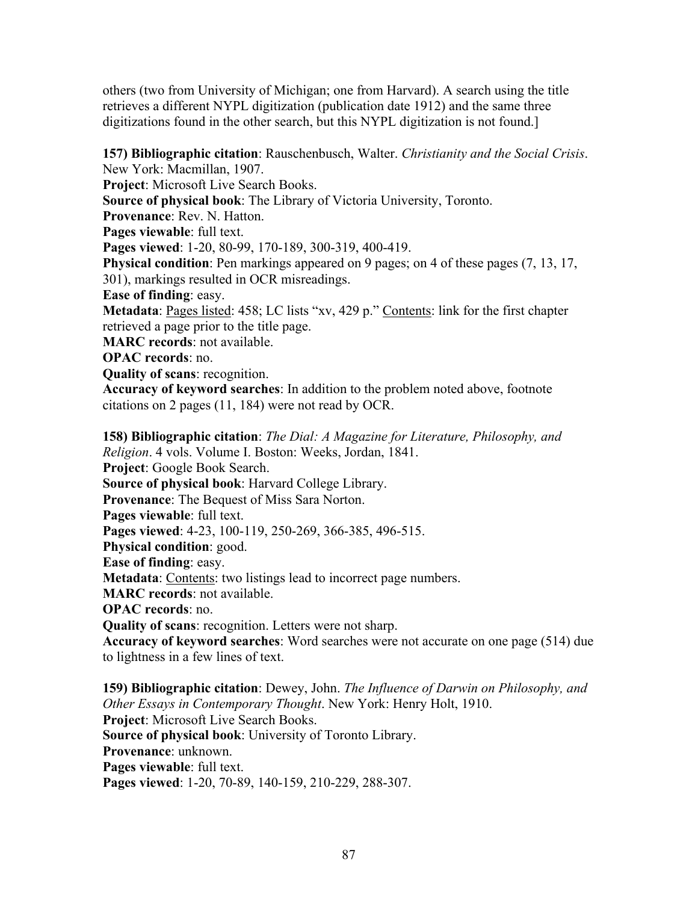others (two from University of Michigan; one from Harvard). A search using the title retrieves a different NYPL digitization (publication date 1912) and the same three digitizations found in the other search, but this NYPL digitization is not found.]

**157) Bibliographic citation**: Rauschenbusch, Walter. *Christianity and the Social Crisis*. New York: Macmillan, 1907.
**Project**: Microsoft Live Search Books.
**Source of physical book**: The Library of Victoria University, Toronto.
**Provenance**: Rev. N. Hatton.
**Pages viewable**: full text.
**Pages viewed**: 1-20, 80-99, 170-189, 300-319, 400-419.
**Physical condition**: Pen markings appeared on 9 pages; on 4 of these pages (7, 13, 17, 301), markings resulted in OCR misreadings.
**Ease of finding**: easy.
**Metadata**: Pages listed: 458; LC lists "xv, 429 p." Contents: link for the first chapter retrieved a page prior to the title page.
**MARC records**: not available.
**OPAC records**: no.
**Quality of scans**: recognition.
**Accuracy of keyword searches**: In addition to the problem noted above, footnote citations on 2 pages (11, 184) were not read by OCR.

**158) Bibliographic citation**: *The Dial: A Magazine for Literature, Philosophy, and Religion*. 4 vols. Volume I. Boston: Weeks, Jordan, 1841.
**Project**: Google Book Search.
**Source of physical book**: Harvard College Library.
**Provenance**: The Bequest of Miss Sara Norton.
**Pages viewable**: full text.
**Pages viewed**: 4-23, 100-119, 250-269, 366-385, 496-515.
**Physical condition**: good.
**Ease of finding**: easy.
**Metadata**: Contents: two listings lead to incorrect page numbers.
**MARC records**: not available.
**OPAC records**: no.
**Quality of scans**: recognition. Letters were not sharp.
**Accuracy of keyword searches**: Word searches were not accurate on one page (514) due to lightness in a few lines of text.

**159) Bibliographic citation**: Dewey, John. *The Influence of Darwin on Philosophy, and Other Essays in Contemporary Thought*. New York: Henry Holt, 1910.
**Project**: Microsoft Live Search Books.
**Source of physical book**: University of Toronto Library.
**Provenance**: unknown.
**Pages viewable**: full text.
**Pages viewed**: 1-20, 70-89, 140-159, 210-229, 288-307.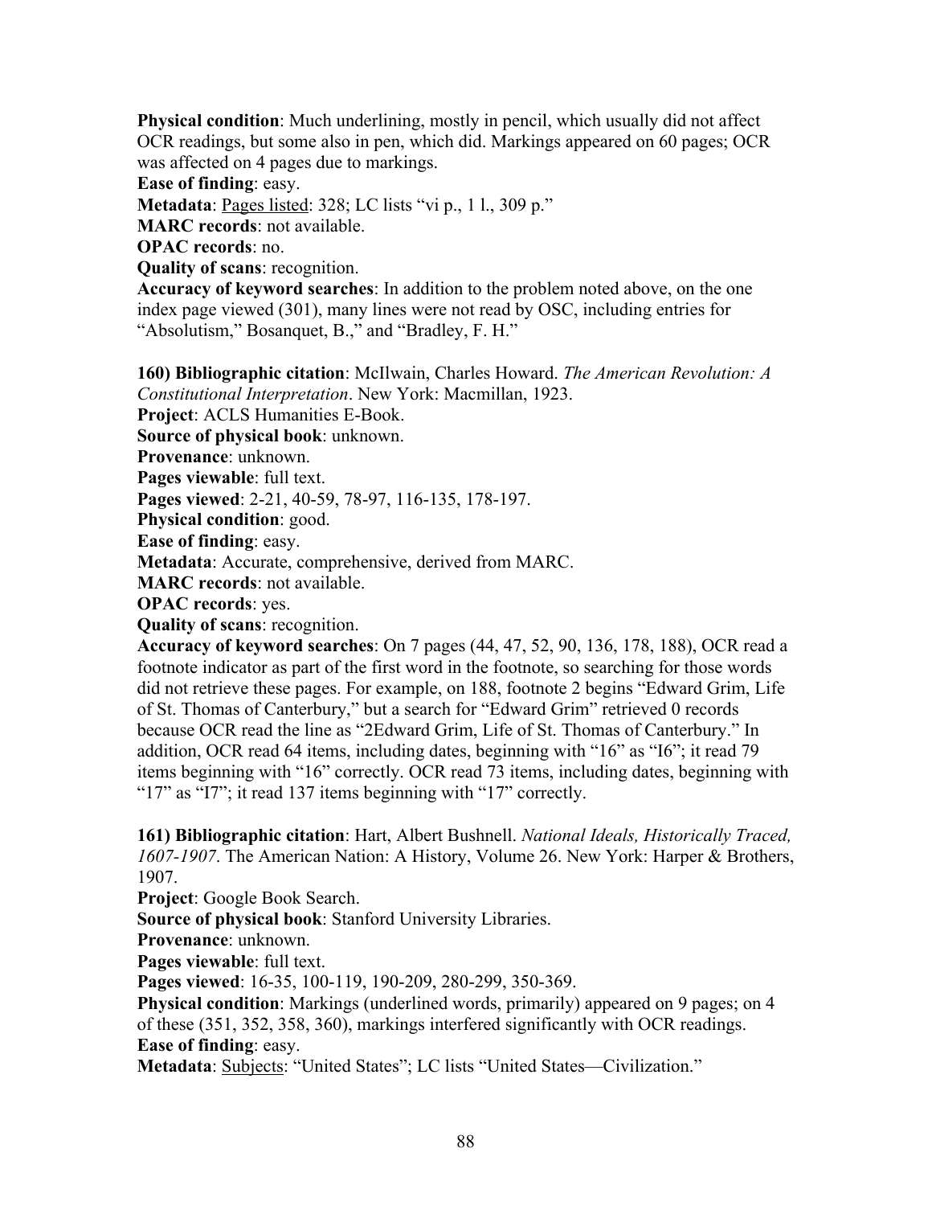**Physical condition**: Much underlining, mostly in pencil, which usually did not affect OCR readings, but some also in pen, which did. Markings appeared on 60 pages; OCR was affected on 4 pages due to markings.
**Ease of finding**: easy.
**Metadata**: Pages listed: 328; LC lists "vi p., 1 l., 309 p."
**MARC records**: not available.
**OPAC records**: no.
**Quality of scans**: recognition.
**Accuracy of keyword searches**: In addition to the problem noted above, on the one index page viewed (301), many lines were not read by OSC, including entries for "Absolutism," Bosanquet, B.," and "Bradley, F. H."

**160) Bibliographic citation**: McIlwain, Charles Howard. *The American Revolution: A Constitutional Interpretation*. New York: Macmillan, 1923.
**Project**: ACLS Humanities E-Book.
**Source of physical book**: unknown.
**Provenance**: unknown.
**Pages viewable**: full text.
**Pages viewed**: 2-21, 40-59, 78-97, 116-135, 178-197.
**Physical condition**: good.
**Ease of finding**: easy.
**Metadata**: Accurate, comprehensive, derived from MARC.
**MARC records**: not available.
**OPAC records**: yes.
**Quality of scans**: recognition.
**Accuracy of keyword searches**: On 7 pages (44, 47, 52, 90, 136, 178, 188), OCR read a footnote indicator as part of the first word in the footnote, so searching for those words did not retrieve these pages. For example, on 188, footnote 2 begins "Edward Grim, Life of St. Thomas of Canterbury," but a search for "Edward Grim" retrieved 0 records because OCR read the line as "2Edward Grim, Life of St. Thomas of Canterbury." In addition, OCR read 64 items, including dates, beginning with "16" as "I6"; it read 79 items beginning with "16" correctly. OCR read 73 items, including dates, beginning with "17" as "I7"; it read 137 items beginning with "17" correctly.

**161) Bibliographic citation**: Hart, Albert Bushnell. *National Ideals, Historically Traced, 1607-1907*. The American Nation: A History, Volume 26. New York: Harper & Brothers, 1907.
**Project**: Google Book Search.
**Source of physical book**: Stanford University Libraries.
**Provenance**: unknown.
**Pages viewable**: full text.
**Pages viewed**: 16-35, 100-119, 190-209, 280-299, 350-369.
**Physical condition**: Markings (underlined words, primarily) appeared on 9 pages; on 4 of these (351, 352, 358, 360), markings interfered significantly with OCR readings.
**Ease of finding**: easy.
**Metadata**: Subjects: "United States"; LC lists "United States—Civilization."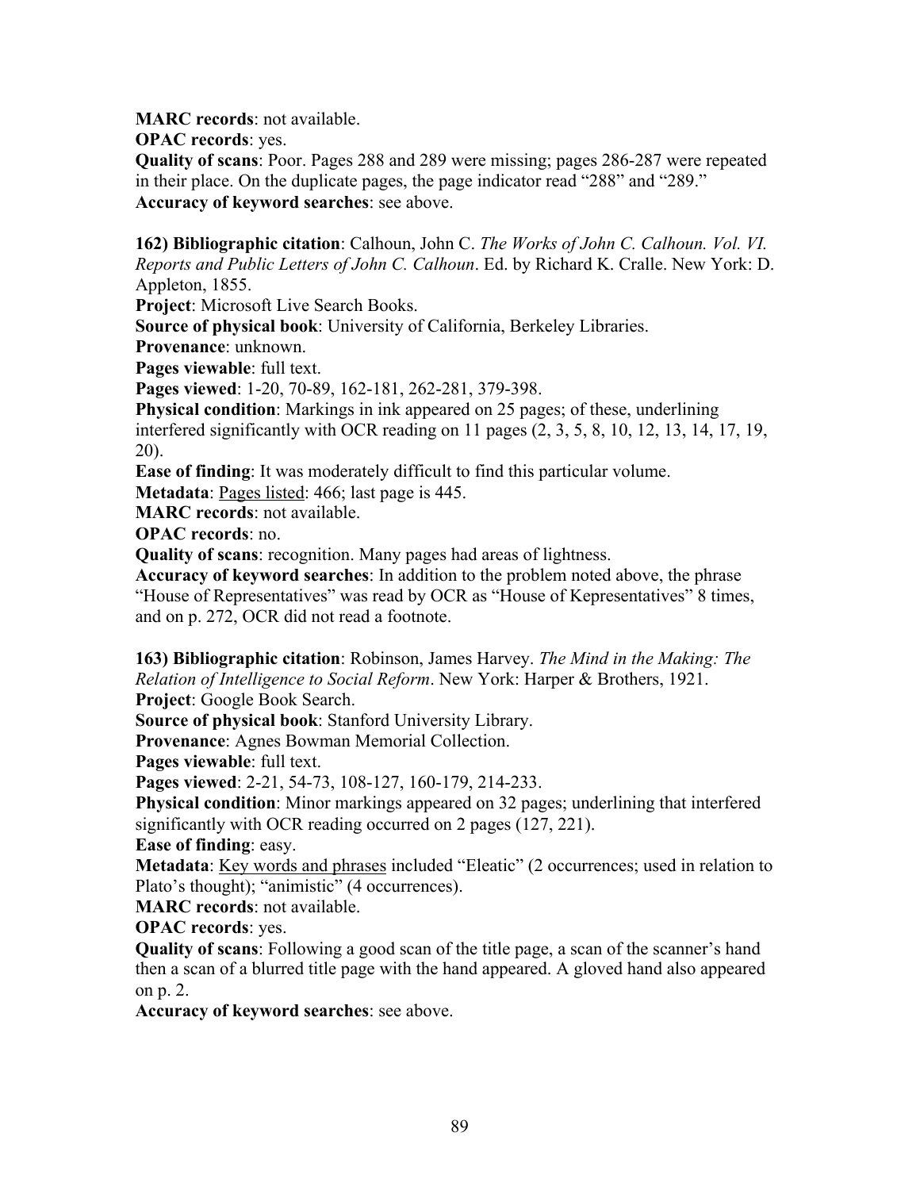**MARC records**: not available.
**OPAC records**: yes.
**Quality of scans**: Poor. Pages 288 and 289 were missing; pages 286-287 were repeated in their place. On the duplicate pages, the page indicator read "288" and "289."
**Accuracy of keyword searches**: see above.

**162) Bibliographic citation**: Calhoun, John C. *The Works of John C. Calhoun. Vol. VI. Reports and Public Letters of John C. Calhoun*. Ed. by Richard K. Cralle. New York: D. Appleton, 1855.
**Project**: Microsoft Live Search Books.
**Source of physical book**: University of California, Berkeley Libraries.
**Provenance**: unknown.
**Pages viewable**: full text.
**Pages viewed**: 1-20, 70-89, 162-181, 262-281, 379-398.
**Physical condition**: Markings in ink appeared on 25 pages; of these, underlining interfered significantly with OCR reading on 11 pages (2, 3, 5, 8, 10, 12, 13, 14, 17, 19, 20).
**Ease of finding**: It was moderately difficult to find this particular volume.
**Metadata**: <u>Pages listed</u>: 466; last page is 445.
**MARC records**: not available.
**OPAC records**: no.
**Quality of scans**: recognition. Many pages had areas of lightness.
**Accuracy of keyword searches**: In addition to the problem noted above, the phrase "House of Representatives" was read by OCR as "House of Kepresentatives" 8 times, and on p. 272, OCR did not read a footnote.

**163) Bibliographic citation**: Robinson, James Harvey. *The Mind in the Making: The Relation of Intelligence to Social Reform*. New York: Harper & Brothers, 1921.
**Project**: Google Book Search.
**Source of physical book**: Stanford University Library.
**Provenance**: Agnes Bowman Memorial Collection.
**Pages viewable**: full text.
**Pages viewed**: 2-21, 54-73, 108-127, 160-179, 214-233.
**Physical condition**: Minor markings appeared on 32 pages; underlining that interfered significantly with OCR reading occurred on 2 pages (127, 221).
**Ease of finding**: easy.
**Metadata**: <u>Key words and phrases</u> included "Eleatic" (2 occurrences; used in relation to Plato's thought); "animistic" (4 occurrences).
**MARC records**: not available.
**OPAC records**: yes.
**Quality of scans**: Following a good scan of the title page, a scan of the scanner's hand then a scan of a blurred title page with the hand appeared. A gloved hand also appeared on p. 2.
**Accuracy of keyword searches**: see above.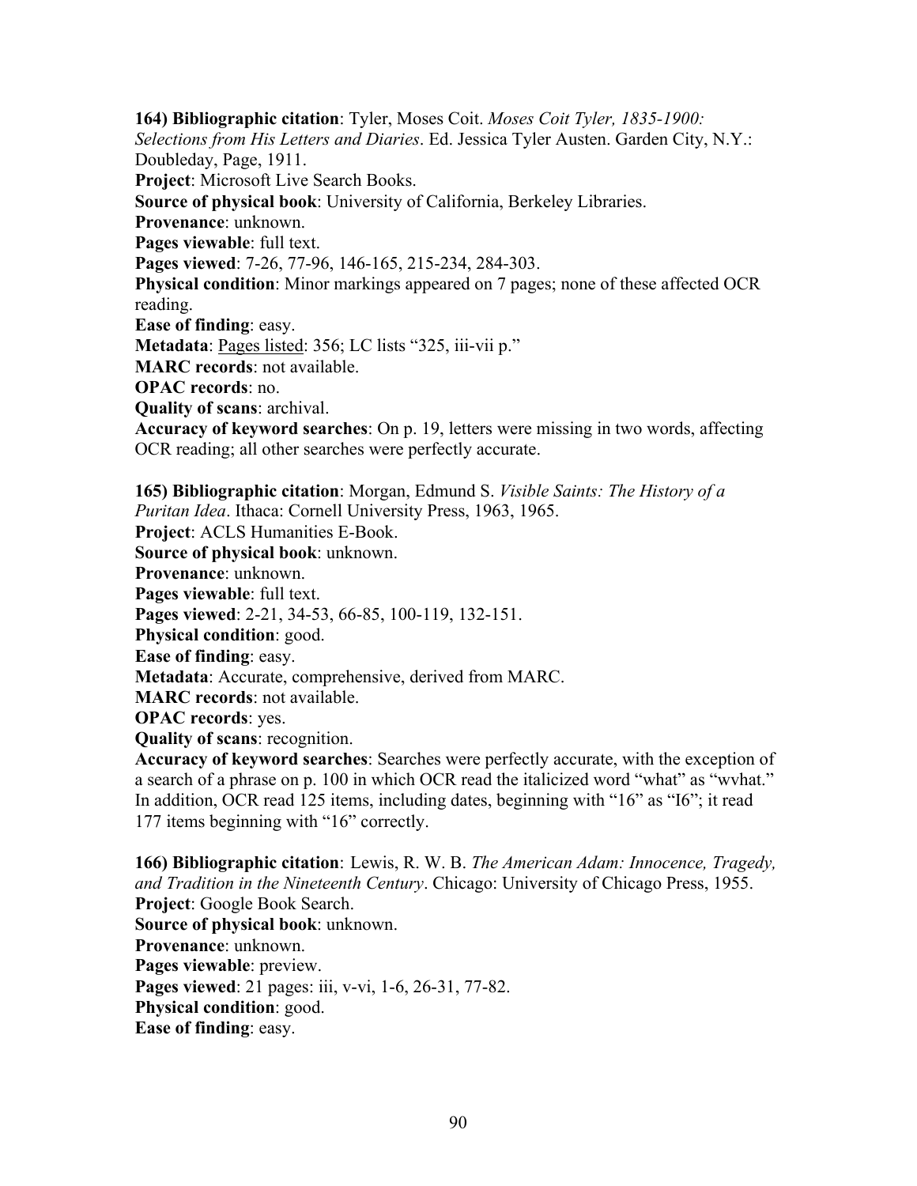**164) Bibliographic citation**: Tyler, Moses Coit. *Moses Coit Tyler, 1835-1900: Selections from His Letters and Diaries*. Ed. Jessica Tyler Austen. Garden City, N.Y.: Doubleday, Page, 1911.
**Project**: Microsoft Live Search Books.
**Source of physical book**: University of California, Berkeley Libraries.
**Provenance**: unknown.
**Pages viewable**: full text.
**Pages viewed**: 7-26, 77-96, 146-165, 215-234, 284-303.
**Physical condition**: Minor markings appeared on 7 pages; none of these affected OCR reading.
**Ease of finding**: easy.
**Metadata**: Pages listed: 356; LC lists "325, iii-vii p."
**MARC records**: not available.
**OPAC records**: no.
**Quality of scans**: archival.
**Accuracy of keyword searches**: On p. 19, letters were missing in two words, affecting OCR reading; all other searches were perfectly accurate.

**165) Bibliographic citation**: Morgan, Edmund S. *Visible Saints: The History of a Puritan Idea*. Ithaca: Cornell University Press, 1963, 1965.
**Project**: ACLS Humanities E-Book.
**Source of physical book**: unknown.
**Provenance**: unknown.
**Pages viewable**: full text.
**Pages viewed**: 2-21, 34-53, 66-85, 100-119, 132-151.
**Physical condition**: good.
**Ease of finding**: easy.
**Metadata**: Accurate, comprehensive, derived from MARC.
**MARC records**: not available.
**OPAC records**: yes.
**Quality of scans**: recognition.
**Accuracy of keyword searches**: Searches were perfectly accurate, with the exception of a search of a phrase on p. 100 in which OCR read the italicized word "what" as "wvhat." In addition, OCR read 125 items, including dates, beginning with "16" as "I6"; it read 177 items beginning with "16" correctly.

**166) Bibliographic citation**: Lewis, R. W. B. *The American Adam: Innocence, Tragedy, and Tradition in the Nineteenth Century*. Chicago: University of Chicago Press, 1955.
**Project**: Google Book Search.
**Source of physical book**: unknown.
**Provenance**: unknown.
**Pages viewable**: preview.
**Pages viewed**: 21 pages: iii, v-vi, 1-6, 26-31, 77-82.
**Physical condition**: good.
**Ease of finding**: easy.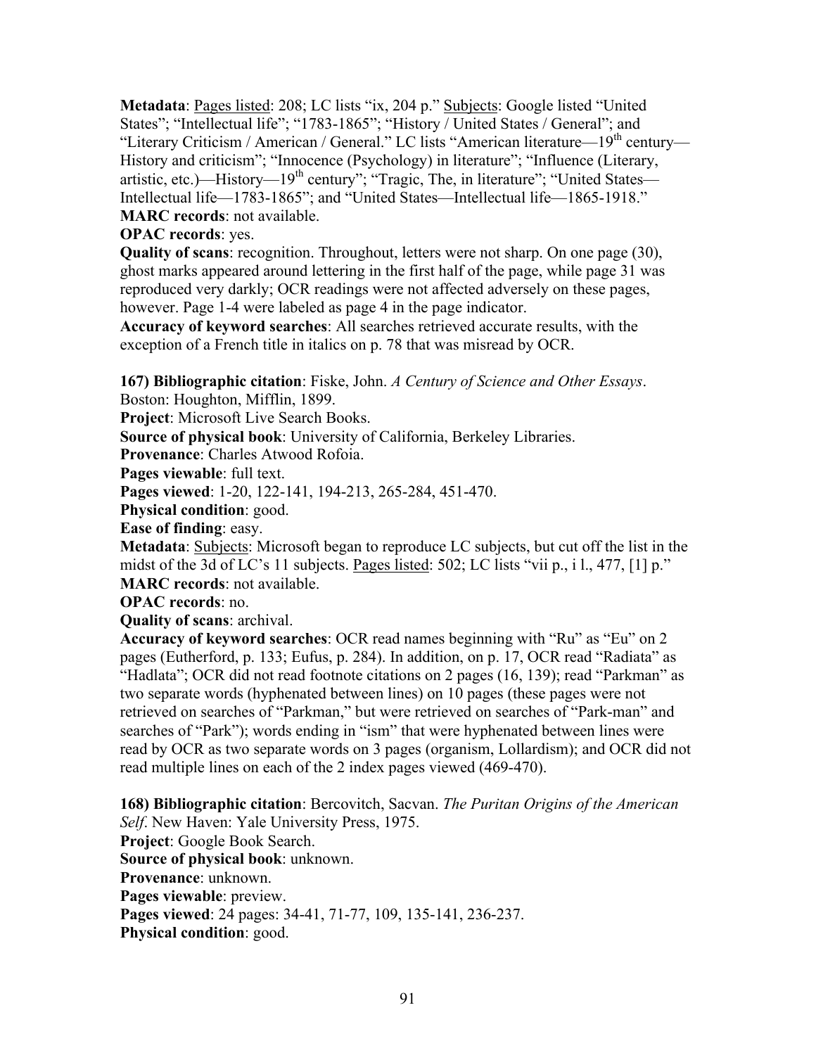**Metadata**: Pages listed: 208; LC lists "ix, 204 p." Subjects: Google listed "United States"; "Intellectual life"; "1783-1865"; "History / United States / General"; and "Literary Criticism / American / General." LC lists "American literature—19th century—History and criticism"; "Innocence (Psychology) in literature"; "Influence (Literary, artistic, etc.)—History—19th century"; "Tragic, The, in literature"; "United States—Intellectual life—1783-1865"; and "United States—Intellectual life—1865-1918."

**MARC records**: not available.

**OPAC records**: yes.

**Quality of scans**: recognition. Throughout, letters were not sharp. On one page (30), ghost marks appeared around lettering in the first half of the page, while page 31 was reproduced very darkly; OCR readings were not affected adversely on these pages, however. Page 1-4 were labeled as page 4 in the page indicator.

**Accuracy of keyword searches**: All searches retrieved accurate results, with the exception of a French title in italics on p. 78 that was misread by OCR.

**167) Bibliographic citation**: Fiske, John. *A Century of Science and Other Essays*. Boston: Houghton, Mifflin, 1899.

**Project**: Microsoft Live Search Books.

**Source of physical book**: University of California, Berkeley Libraries.

**Provenance**: Charles Atwood Rofoia.

**Pages viewable**: full text.

**Pages viewed**: 1-20, 122-141, 194-213, 265-284, 451-470.

**Physical condition**: good.

**Ease of finding**: easy.

**Metadata**: Subjects: Microsoft began to reproduce LC subjects, but cut off the list in the midst of the 3d of LC's 11 subjects. Pages listed: 502; LC lists "vii p., i l., 477, [1] p."

**MARC records**: not available.

**OPAC records**: no.

**Quality of scans**: archival.

**Accuracy of keyword searches**: OCR read names beginning with "Ru" as "Eu" on 2 pages (Eutherford, p. 133; Eufus, p. 284). In addition, on p. 17, OCR read "Radiata" as "Hadlata"; OCR did not read footnote citations on 2 pages (16, 139); read "Parkman" as two separate words (hyphenated between lines) on 10 pages (these pages were not retrieved on searches of "Parkman," but were retrieved on searches of "Park-man" and searches of "Park"); words ending in "ism" that were hyphenated between lines were read by OCR as two separate words on 3 pages (organism, Lollardism); and OCR did not read multiple lines on each of the 2 index pages viewed (469-470).

**168) Bibliographic citation**: Bercovitch, Sacvan. *The Puritan Origins of the American Self*. New Haven: Yale University Press, 1975.

**Project**: Google Book Search.

**Source of physical book**: unknown.

**Provenance**: unknown.

**Pages viewable**: preview.

**Pages viewed**: 24 pages: 34-41, 71-77, 109, 135-141, 236-237.

**Physical condition**: good.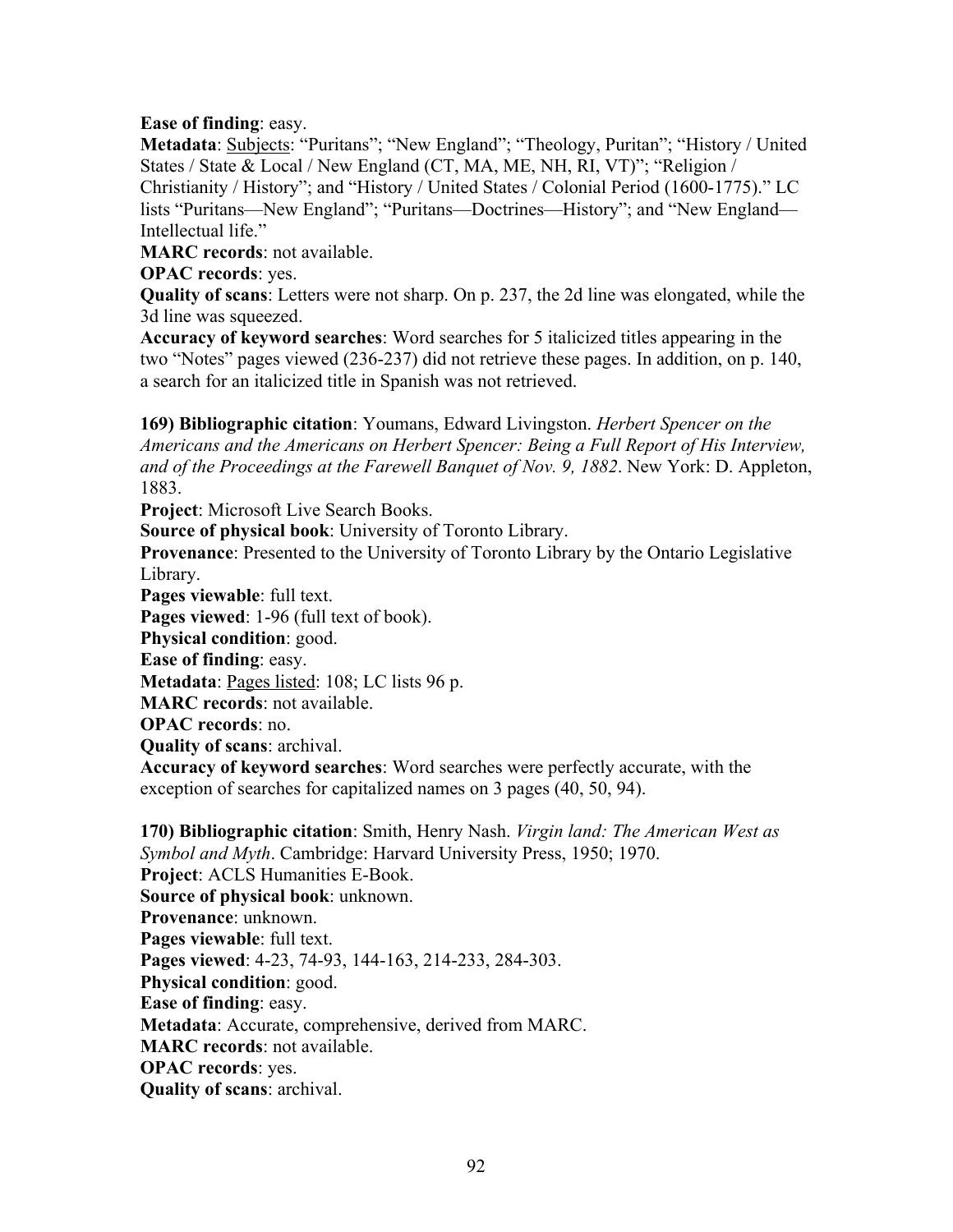**Ease of finding**: easy.
**Metadata**: Subjects: "Puritans"; "New England"; "Theology, Puritan"; "History / United States / State & Local / New England (CT, MA, ME, NH, RI, VT)"; "Religion / Christianity / History"; and "History / United States / Colonial Period (1600-1775)." LC lists "Puritans—New England"; "Puritans—Doctrines—History"; and "New England—Intellectual life."
**MARC records**: not available.
**OPAC records**: yes.
**Quality of scans**: Letters were not sharp. On p. 237, the 2d line was elongated, while the 3d line was squeezed.
**Accuracy of keyword searches**: Word searches for 5 italicized titles appearing in the two "Notes" pages viewed (236-237) did not retrieve these pages. In addition, on p. 140, a search for an italicized title in Spanish was not retrieved.

**169) Bibliographic citation**: Youmans, Edward Livingston. *Herbert Spencer on the Americans and the Americans on Herbert Spencer: Being a Full Report of His Interview, and of the Proceedings at the Farewell Banquet of Nov. 9, 1882*. New York: D. Appleton, 1883.
**Project**: Microsoft Live Search Books.
**Source of physical book**: University of Toronto Library.
**Provenance**: Presented to the University of Toronto Library by the Ontario Legislative Library.
**Pages viewable**: full text.
**Pages viewed**: 1-96 (full text of book).
**Physical condition**: good.
**Ease of finding**: easy.
**Metadata**: Pages listed: 108; LC lists 96 p.
**MARC records**: not available.
**OPAC records**: no.
**Quality of scans**: archival.
**Accuracy of keyword searches**: Word searches were perfectly accurate, with the exception of searches for capitalized names on 3 pages (40, 50, 94).

**170) Bibliographic citation**: Smith, Henry Nash. *Virgin land: The American West as Symbol and Myth*. Cambridge: Harvard University Press, 1950; 1970.
**Project**: ACLS Humanities E-Book.
**Source of physical book**: unknown.
**Provenance**: unknown.
**Pages viewable**: full text.
**Pages viewed**: 4-23, 74-93, 144-163, 214-233, 284-303.
**Physical condition**: good.
**Ease of finding**: easy.
**Metadata**: Accurate, comprehensive, derived from MARC.
**MARC records**: not available.
**OPAC records**: yes.
**Quality of scans**: archival.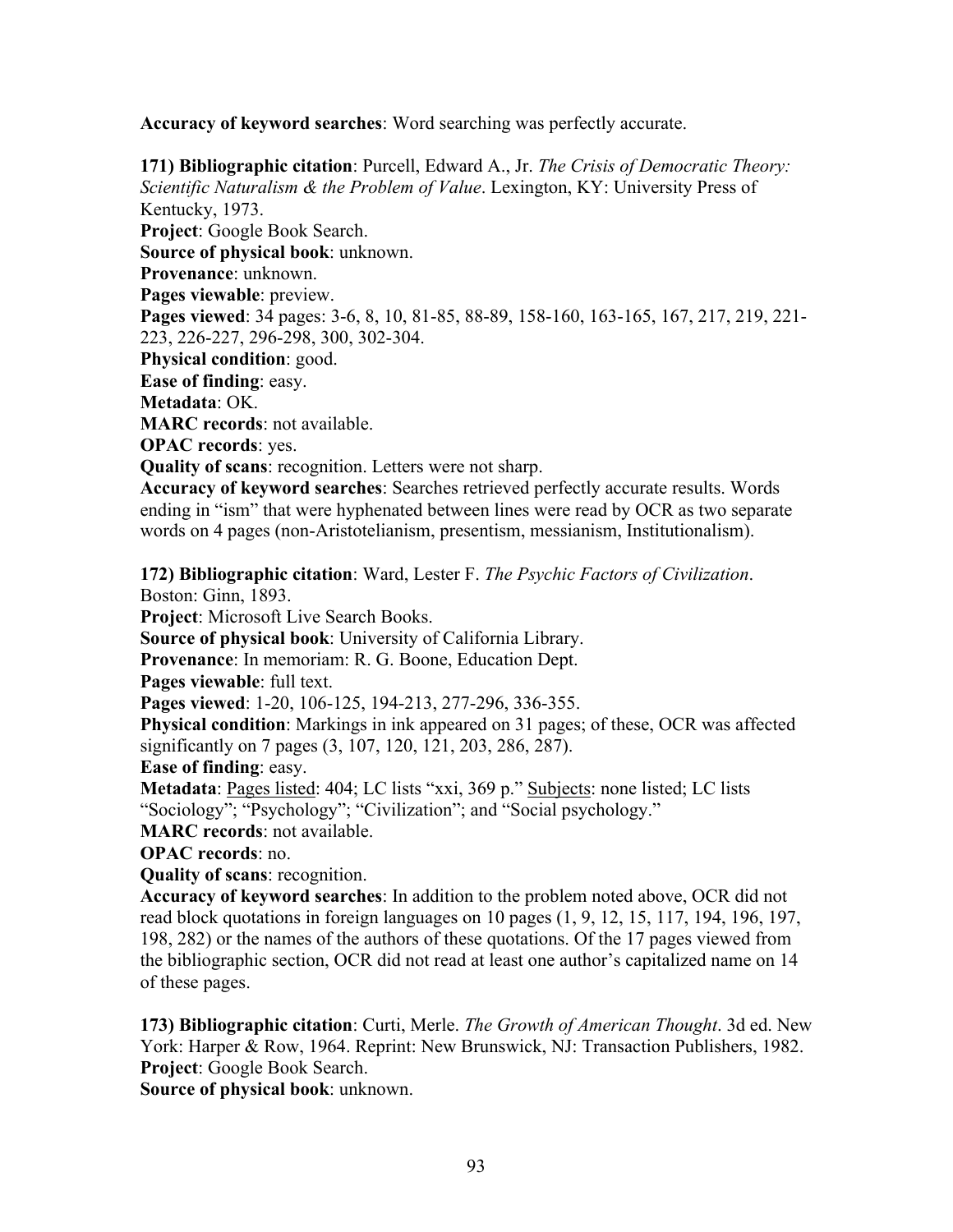**Accuracy of keyword searches**: Word searching was perfectly accurate.

**171) Bibliographic citation**: Purcell, Edward A., Jr. *The Crisis of Democratic Theory: Scientific Naturalism & the Problem of Value*. Lexington, KY: University Press of Kentucky, 1973.
**Project**: Google Book Search.
**Source of physical book**: unknown.
**Provenance**: unknown.
**Pages viewable**: preview.
**Pages viewed**: 34 pages: 3-6, 8, 10, 81-85, 88-89, 158-160, 163-165, 167, 217, 219, 221-223, 226-227, 296-298, 300, 302-304.
**Physical condition**: good.
**Ease of finding**: easy.
**Metadata**: OK.
**MARC records**: not available.
**OPAC records**: yes.
**Quality of scans**: recognition. Letters were not sharp.
**Accuracy of keyword searches**: Searches retrieved perfectly accurate results. Words ending in "ism" that were hyphenated between lines were read by OCR as two separate words on 4 pages (non-Aristotelianism, presentism, messianism, Institutionalism).

**172) Bibliographic citation**: Ward, Lester F. *The Psychic Factors of Civilization*. Boston: Ginn, 1893.
**Project**: Microsoft Live Search Books.
**Source of physical book**: University of California Library.
**Provenance**: In memoriam: R. G. Boone, Education Dept.
**Pages viewable**: full text.
**Pages viewed**: 1-20, 106-125, 194-213, 277-296, 336-355.
**Physical condition**: Markings in ink appeared on 31 pages; of these, OCR was affected significantly on 7 pages (3, 107, 120, 121, 203, 286, 287).
**Ease of finding**: easy.
**Metadata**: Pages listed: 404; LC lists "xxi, 369 p." Subjects: none listed; LC lists "Sociology"; "Psychology"; "Civilization"; and "Social psychology."
**MARC records**: not available.
**OPAC records**: no.
**Quality of scans**: recognition.
**Accuracy of keyword searches**: In addition to the problem noted above, OCR did not read block quotations in foreign languages on 10 pages (1, 9, 12, 15, 117, 194, 196, 197, 198, 282) or the names of the authors of these quotations. Of the 17 pages viewed from the bibliographic section, OCR did not read at least one author's capitalized name on 14 of these pages.

**173) Bibliographic citation**: Curti, Merle. *The Growth of American Thought*. 3d ed. New York: Harper & Row, 1964. Reprint: New Brunswick, NJ: Transaction Publishers, 1982.
**Project**: Google Book Search.
**Source of physical book**: unknown.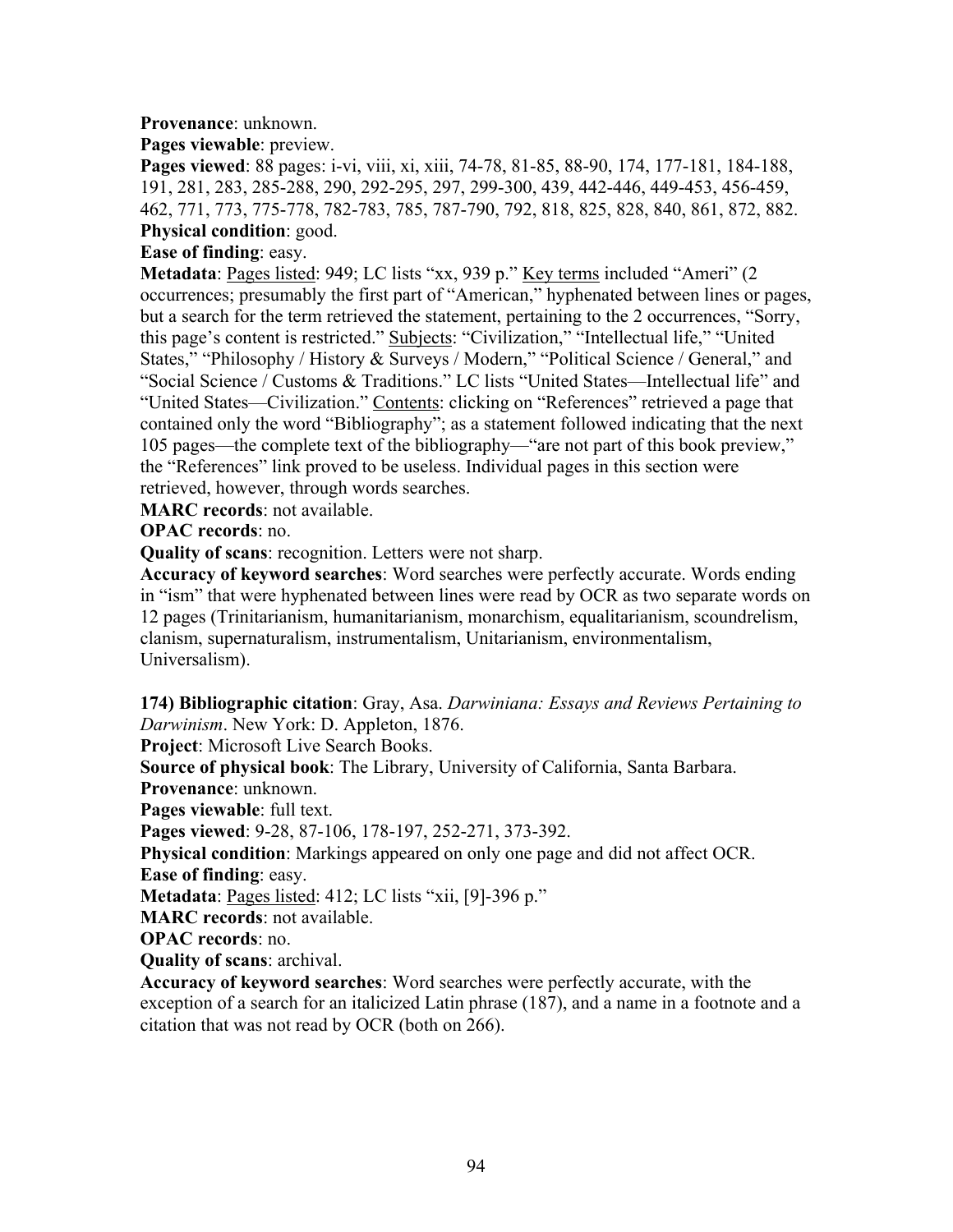**Provenance**: unknown.
**Pages viewable**: preview.
**Pages viewed**: 88 pages: i-vi, viii, xi, xiii, 74-78, 81-85, 88-90, 174, 177-181, 184-188, 191, 281, 283, 285-288, 290, 292-295, 297, 299-300, 439, 442-446, 449-453, 456-459, 462, 771, 773, 775-778, 782-783, 785, 787-790, 792, 818, 825, 828, 840, 861, 872, 882.
**Physical condition**: good.
**Ease of finding**: easy.
**Metadata**: Pages listed: 949; LC lists "xx, 939 p." Key terms included "Ameri" (2 occurrences; presumably the first part of "American," hyphenated between lines or pages, but a search for the term retrieved the statement, pertaining to the 2 occurrences, "Sorry, this page's content is restricted." Subjects: "Civilization," "Intellectual life," "United States," "Philosophy / History & Surveys / Modern," "Political Science / General," and "Social Science / Customs & Traditions." LC lists "United States—Intellectual life" and "United States—Civilization." Contents: clicking on "References" retrieved a page that contained only the word "Bibliography"; as a statement followed indicating that the next 105 pages—the complete text of the bibliography—"are not part of this book preview," the "References" link proved to be useless. Individual pages in this section were retrieved, however, through words searches.
**MARC records**: not available.
**OPAC records**: no.
**Quality of scans**: recognition. Letters were not sharp.
**Accuracy of keyword searches**: Word searches were perfectly accurate. Words ending in "ism" that were hyphenated between lines were read by OCR as two separate words on 12 pages (Trinitarianism, humanitarianism, monarchism, equalitarianism, scoundrelism, clanism, supernaturalism, instrumentalism, Unitarianism, environmentalism, Universalism).

**174) Bibliographic citation**: Gray, Asa. *Darwiniana: Essays and Reviews Pertaining to Darwinism*. New York: D. Appleton, 1876.
**Project**: Microsoft Live Search Books.
**Source of physical book**: The Library, University of California, Santa Barbara.
**Provenance**: unknown.
**Pages viewable**: full text.
**Pages viewed**: 9-28, 87-106, 178-197, 252-271, 373-392.
**Physical condition**: Markings appeared on only one page and did not affect OCR.
**Ease of finding**: easy.
**Metadata**: Pages listed: 412; LC lists "xii, [9]-396 p."
**MARC records**: not available.
**OPAC records**: no.
**Quality of scans**: archival.
**Accuracy of keyword searches**: Word searches were perfectly accurate, with the exception of a search for an italicized Latin phrase (187), and a name in a footnote and a citation that was not read by OCR (both on 266).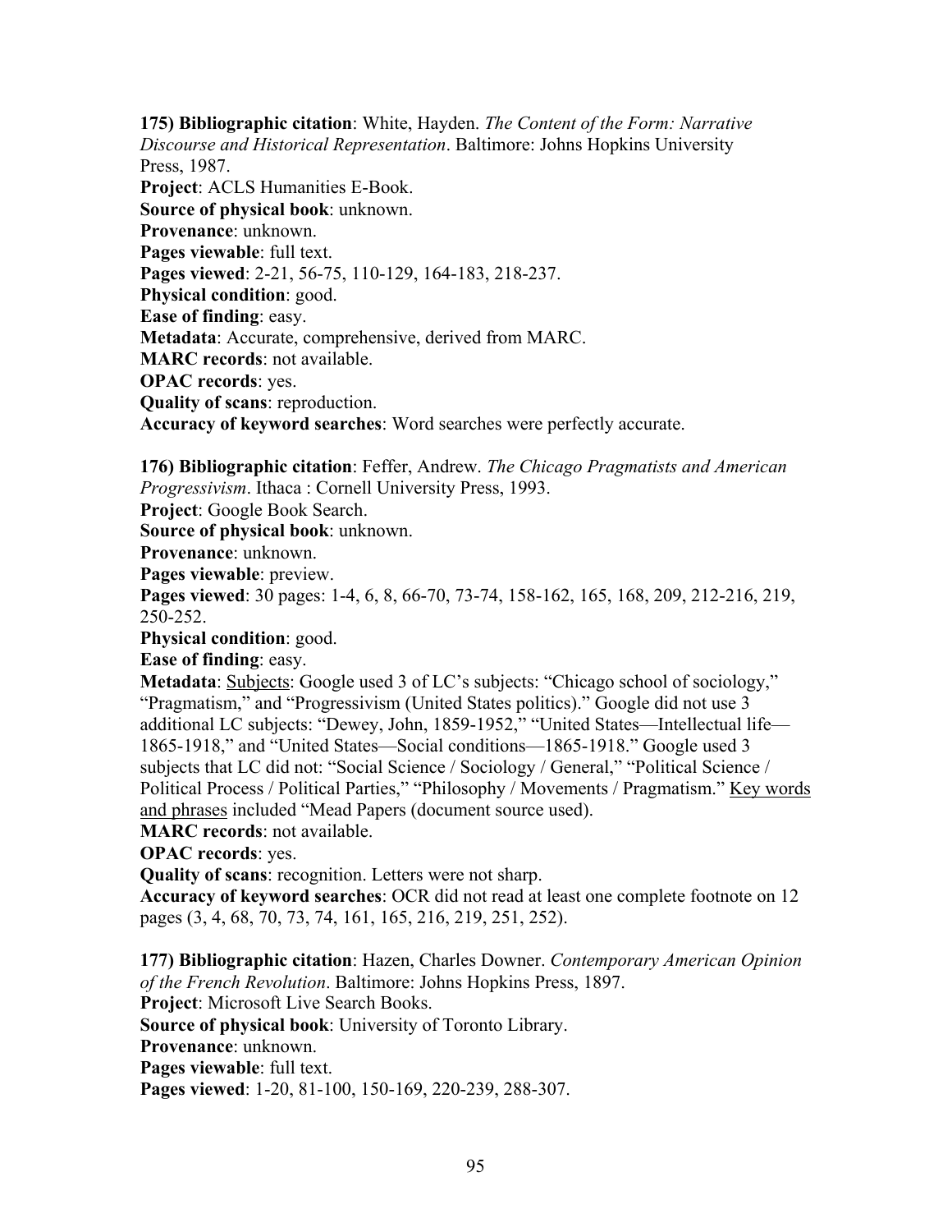**175) Bibliographic citation**: White, Hayden. *The Content of the Form: Narrative Discourse and Historical Representation*. Baltimore: Johns Hopkins University Press, 1987.
**Project**: ACLS Humanities E-Book.
**Source of physical book**: unknown.
**Provenance**: unknown.
**Pages viewable**: full text.
**Pages viewed**: 2-21, 56-75, 110-129, 164-183, 218-237.
**Physical condition**: good.
**Ease of finding**: easy.
**Metadata**: Accurate, comprehensive, derived from MARC.
**MARC records**: not available.
**OPAC records**: yes.
**Quality of scans**: reproduction.
**Accuracy of keyword searches**: Word searches were perfectly accurate.

**176) Bibliographic citation**: Feffer, Andrew. *The Chicago Pragmatists and American Progressivism*. Ithaca : Cornell University Press, 1993.
**Project**: Google Book Search.
**Source of physical book**: unknown.
**Provenance**: unknown.
**Pages viewable**: preview.
**Pages viewed**: 30 pages: 1-4, 6, 8, 66-70, 73-74, 158-162, 165, 168, 209, 212-216, 219, 250-252.
**Physical condition**: good.
**Ease of finding**: easy.
**Metadata**: Subjects: Google used 3 of LC's subjects: "Chicago school of sociology," "Pragmatism," and "Progressivism (United States politics)." Google did not use 3 additional LC subjects: "Dewey, John, 1859-1952," "United States—Intellectual life—1865-1918," and "United States—Social conditions—1865-1918." Google used 3 subjects that LC did not: "Social Science / Sociology / General," "Political Science / Political Process / Political Parties," "Philosophy / Movements / Pragmatism." Key words and phrases included "Mead Papers (document source used).
**MARC records**: not available.
**OPAC records**: yes.
**Quality of scans**: recognition. Letters were not sharp.
**Accuracy of keyword searches**: OCR did not read at least one complete footnote on 12 pages (3, 4, 68, 70, 73, 74, 161, 165, 216, 219, 251, 252).

**177) Bibliographic citation**: Hazen, Charles Downer. *Contemporary American Opinion of the French Revolution*. Baltimore: Johns Hopkins Press, 1897.
**Project**: Microsoft Live Search Books.
**Source of physical book**: University of Toronto Library.
**Provenance**: unknown.
**Pages viewable**: full text.
**Pages viewed**: 1-20, 81-100, 150-169, 220-239, 288-307.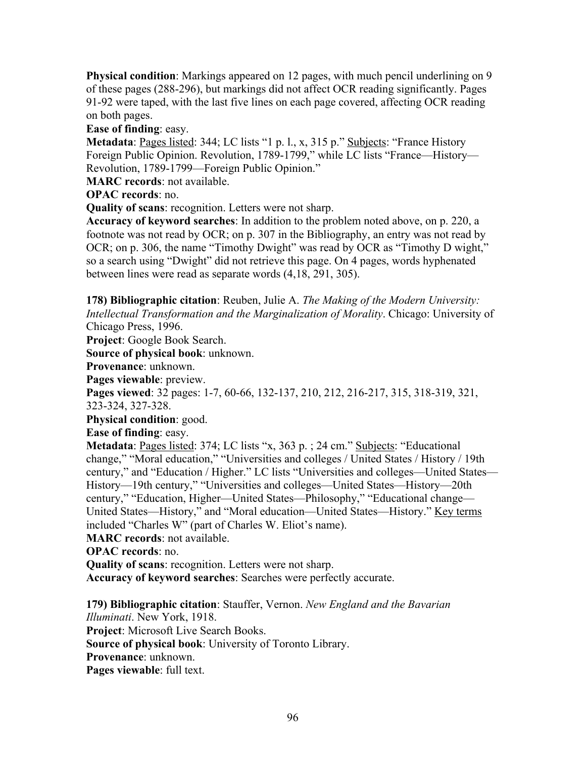**Physical condition**: Markings appeared on 12 pages, with much pencil underlining on 9 of these pages (288-296), but markings did not affect OCR reading significantly. Pages 91-92 were taped, with the last five lines on each page covered, affecting OCR reading on both pages.
**Ease of finding**: easy.
**Metadata**: <u>Pages listed</u>: 344; LC lists "1 p. l., x, 315 p." <u>Subjects</u>: "France History Foreign Public Opinion. Revolution, 1789-1799," while LC lists "France—History—Revolution, 1789-1799—Foreign Public Opinion."
**MARC records**: not available.
**OPAC records**: no.
**Quality of scans**: recognition. Letters were not sharp.
**Accuracy of keyword searches**: In addition to the problem noted above, on p. 220, a footnote was not read by OCR; on p. 307 in the Bibliography, an entry was not read by OCR; on p. 306, the name "Timothy Dwight" was read by OCR as "Timothy D wight," so a search using "Dwight" did not retrieve this page. On 4 pages, words hyphenated between lines were read as separate words (4,18, 291, 305).

**178) Bibliographic citation**: Reuben, Julie A. *The Making of the Modern University: Intellectual Transformation and the Marginalization of Morality*. Chicago: University of Chicago Press, 1996.
**Project**: Google Book Search.
**Source of physical book**: unknown.
**Provenance**: unknown.
**Pages viewable**: preview.
**Pages viewed**: 32 pages: 1-7, 60-66, 132-137, 210, 212, 216-217, 315, 318-319, 321, 323-324, 327-328.
**Physical condition**: good.
**Ease of finding**: easy.
**Metadata**: <u>Pages listed</u>: 374; LC lists "x, 363 p. ; 24 cm." <u>Subjects</u>: "Educational change," "Moral education," "Universities and colleges / United States / History / 19th century," and "Education / Higher." LC lists "Universities and colleges—United States—History—19th century," "Universities and colleges—United States—History—20th century," "Education, Higher—United States—Philosophy," "Educational change—United States—History," and "Moral education—United States—History." <u>Key terms</u> included "Charles W" (part of Charles W. Eliot's name).
**MARC records**: not available.
**OPAC records**: no.
**Quality of scans**: recognition. Letters were not sharp.
**Accuracy of keyword searches**: Searches were perfectly accurate.

**179) Bibliographic citation**: Stauffer, Vernon. *New England and the Bavarian Illuminati*. New York, 1918.
**Project**: Microsoft Live Search Books.
**Source of physical book**: University of Toronto Library.
**Provenance**: unknown.
**Pages viewable**: full text.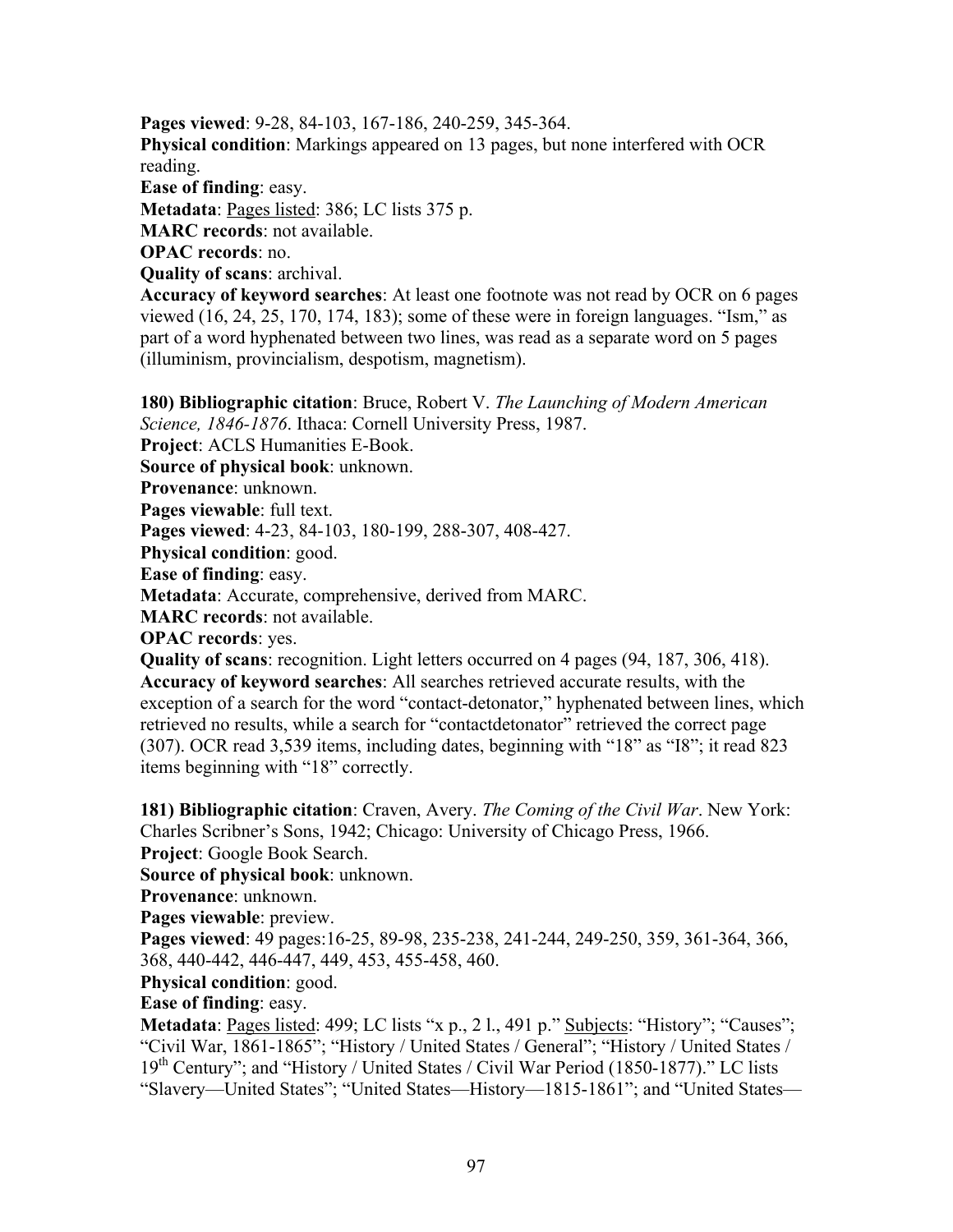**Pages viewed**: 9-28, 84-103, 167-186, 240-259, 345-364.
**Physical condition**: Markings appeared on 13 pages, but none interfered with OCR reading.
**Ease of finding**: easy.
**Metadata**: Pages listed: 386; LC lists 375 p.
**MARC records**: not available.
**OPAC records**: no.
**Quality of scans**: archival.
**Accuracy of keyword searches**: At least one footnote was not read by OCR on 6 pages viewed (16, 24, 25, 170, 174, 183); some of these were in foreign languages. "Ism," as part of a word hyphenated between two lines, was read as a separate word on 5 pages (illuminism, provincialism, despotism, magnetism).

**180) Bibliographic citation**: Bruce, Robert V. *The Launching of Modern American Science, 1846-1876*. Ithaca: Cornell University Press, 1987.
**Project**: ACLS Humanities E-Book.
**Source of physical book**: unknown.
**Provenance**: unknown.
**Pages viewable**: full text.
**Pages viewed**: 4-23, 84-103, 180-199, 288-307, 408-427.
**Physical condition**: good.
**Ease of finding**: easy.
**Metadata**: Accurate, comprehensive, derived from MARC.
**MARC records**: not available.
**OPAC records**: yes.
**Quality of scans**: recognition. Light letters occurred on 4 pages (94, 187, 306, 418).
**Accuracy of keyword searches**: All searches retrieved accurate results, with the exception of a search for the word "contact-detonator," hyphenated between lines, which retrieved no results, while a search for "contactdetonator" retrieved the correct page (307). OCR read 3,539 items, including dates, beginning with "18" as "I8"; it read 823 items beginning with "18" correctly.

**181) Bibliographic citation**: Craven, Avery. *The Coming of the Civil War*. New York: Charles Scribner's Sons, 1942; Chicago: University of Chicago Press, 1966.
**Project**: Google Book Search.
**Source of physical book**: unknown.
**Provenance**: unknown.
**Pages viewable**: preview.
**Pages viewed**: 49 pages:16-25, 89-98, 235-238, 241-244, 249-250, 359, 361-364, 366, 368, 440-442, 446-447, 449, 453, 455-458, 460.
**Physical condition**: good.
**Ease of finding**: easy.
**Metadata**: Pages listed: 499; LC lists "x p., 2 l., 491 p." Subjects: "History"; "Causes"; "Civil War, 1861-1865"; "History / United States / General"; "History / United States / 19th Century"; and "History / United States / Civil War Period (1850-1877)." LC lists "Slavery—United States"; "United States—History—1815-1861"; and "United States—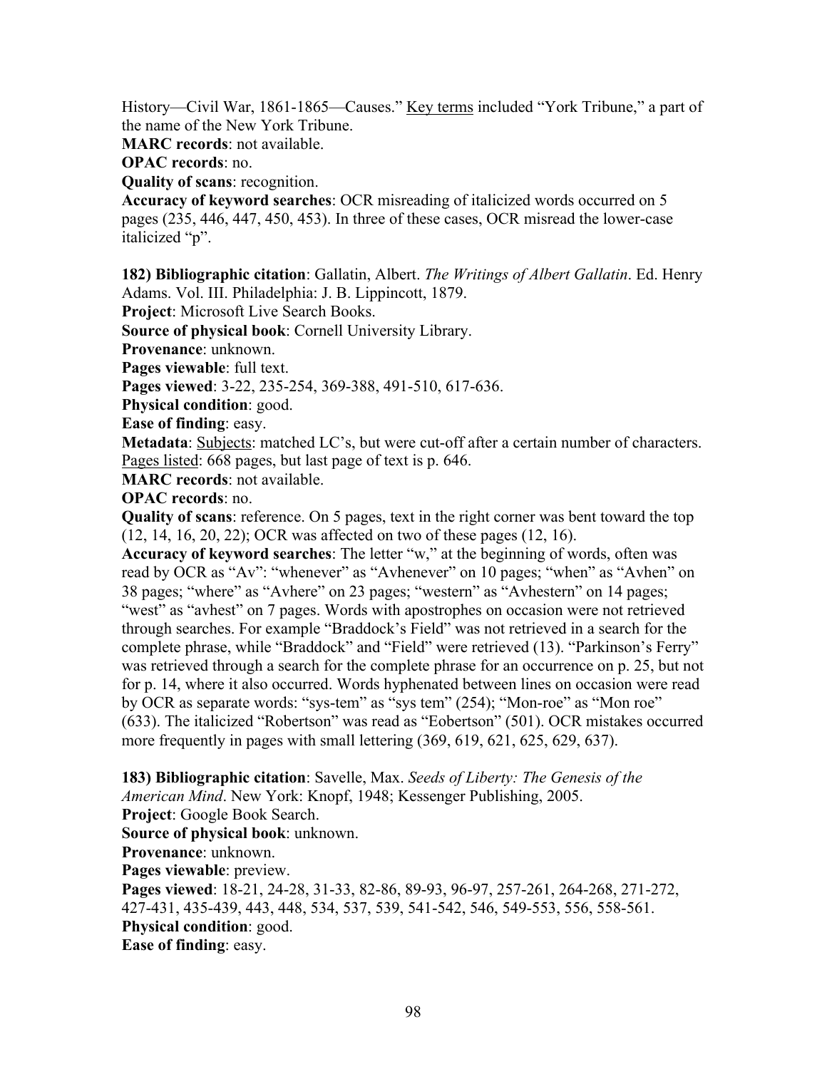History—Civil War, 1861-1865—Causes." Key terms included "York Tribune," a part of the name of the New York Tribune.

**MARC records**: not available.

**OPAC records**: no.

**Quality of scans**: recognition.

**Accuracy of keyword searches**: OCR misreading of italicized words occurred on 5 pages (235, 446, 447, 450, 453). In three of these cases, OCR misread the lower-case italicized "p".

**182) Bibliographic citation**: Gallatin, Albert. *The Writings of Albert Gallatin*. Ed. Henry Adams. Vol. III. Philadelphia: J. B. Lippincott, 1879.

**Project**: Microsoft Live Search Books.

**Source of physical book**: Cornell University Library.

**Provenance**: unknown.

**Pages viewable**: full text.

**Pages viewed**: 3-22, 235-254, 369-388, 491-510, 617-636.

**Physical condition**: good.

**Ease of finding**: easy.

**Metadata**: Subjects: matched LC's, but were cut-off after a certain number of characters. Pages listed: 668 pages, but last page of text is p. 646.

**MARC records**: not available.

**OPAC records**: no.

**Quality of scans**: reference. On 5 pages, text in the right corner was bent toward the top (12, 14, 16, 20, 22); OCR was affected on two of these pages (12, 16).

**Accuracy of keyword searches**: The letter "w," at the beginning of words, often was read by OCR as "Av": "whenever" as "Avhenever" on 10 pages; "when" as "Avhen" on 38 pages; "where" as "Avhere" on 23 pages; "western" as "Avhestern" on 14 pages; "west" as "avhest" on 7 pages. Words with apostrophes on occasion were not retrieved through searches. For example "Braddock's Field" was not retrieved in a search for the complete phrase, while "Braddock" and "Field" were retrieved (13). "Parkinson's Ferry" was retrieved through a search for the complete phrase for an occurrence on p. 25, but not for p. 14, where it also occurred. Words hyphenated between lines on occasion were read by OCR as separate words: "sys-tem" as "sys tem" (254); "Mon-roe" as "Mon roe" (633). The italicized "Robertson" was read as "Eobertson" (501). OCR mistakes occurred more frequently in pages with small lettering (369, 619, 621, 625, 629, 637).

**183) Bibliographic citation**: Savelle, Max. *Seeds of Liberty: The Genesis of the American Mind*. New York: Knopf, 1948; Kessenger Publishing, 2005.

**Project**: Google Book Search.

**Source of physical book**: unknown.

**Provenance**: unknown.

**Pages viewable**: preview.

**Pages viewed**: 18-21, 24-28, 31-33, 82-86, 89-93, 96-97, 257-261, 264-268, 271-272, 427-431, 435-439, 443, 448, 534, 537, 539, 541-542, 546, 549-553, 556, 558-561.

**Physical condition**: good.

**Ease of finding**: easy.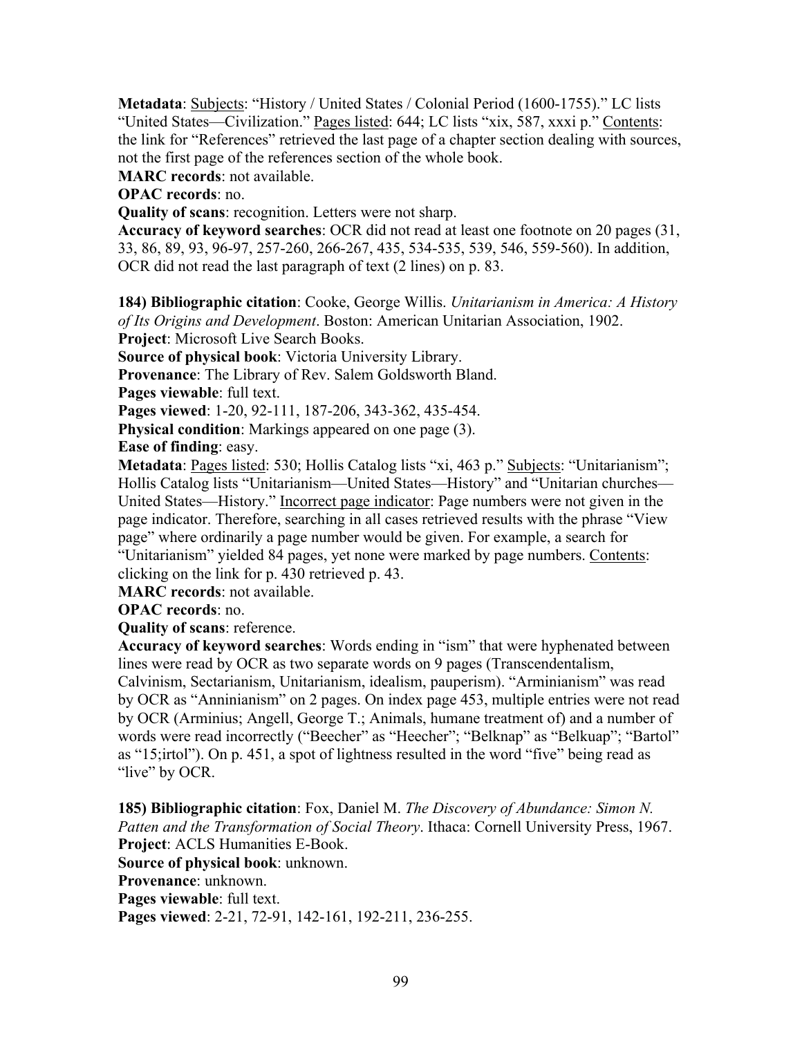**Metadata**: Subjects: "History / United States / Colonial Period (1600-1755)." LC lists "United States—Civilization." Pages listed: 644; LC lists "xix, 587, xxxi p." Contents: the link for "References" retrieved the last page of a chapter section dealing with sources, not the first page of the references section of the whole book.
**MARC records**: not available.
**OPAC records**: no.
**Quality of scans**: recognition. Letters were not sharp.
**Accuracy of keyword searches**: OCR did not read at least one footnote on 20 pages (31, 33, 86, 89, 93, 96-97, 257-260, 266-267, 435, 534-535, 539, 546, 559-560). In addition, OCR did not read the last paragraph of text (2 lines) on p. 83.

**184) Bibliographic citation**: Cooke, George Willis. *Unitarianism in America: A History of Its Origins and Development*. Boston: American Unitarian Association, 1902.
**Project**: Microsoft Live Search Books.
**Source of physical book**: Victoria University Library.
**Provenance**: The Library of Rev. Salem Goldsworth Bland.
**Pages viewable**: full text.
**Pages viewed**: 1-20, 92-111, 187-206, 343-362, 435-454.
**Physical condition**: Markings appeared on one page (3).
**Ease of finding**: easy.
**Metadata**: Pages listed: 530; Hollis Catalog lists "xi, 463 p." Subjects: "Unitarianism"; Hollis Catalog lists "Unitarianism—United States—History" and "Unitarian churches—United States—History." Incorrect page indicator: Page numbers were not given in the page indicator. Therefore, searching in all cases retrieved results with the phrase "View page" where ordinarily a page number would be given. For example, a search for "Unitarianism" yielded 84 pages, yet none were marked by page numbers. Contents: clicking on the link for p. 430 retrieved p. 43.
**MARC records**: not available.
**OPAC records**: no.
**Quality of scans**: reference.
**Accuracy of keyword searches**: Words ending in "ism" that were hyphenated between lines were read by OCR as two separate words on 9 pages (Transcendentalism, Calvinism, Sectarianism, Unitarianism, idealism, pauperism). "Arminianism" was read by OCR as "Anninianism" on 2 pages. On index page 453, multiple entries were not read by OCR (Arminius; Angell, George T.; Animals, humane treatment of) and a number of words were read incorrectly ("Beecher" as "Heecher"; "Belknap" as "Belkuap"; "Bartol" as "15;irtol"). On p. 451, a spot of lightness resulted in the word "five" being read as "live" by OCR.

**185) Bibliographic citation**: Fox, Daniel M. *The Discovery of Abundance: Simon N. Patten and the Transformation of Social Theory*. Ithaca: Cornell University Press, 1967.
**Project**: ACLS Humanities E-Book.
**Source of physical book**: unknown.
**Provenance**: unknown.
**Pages viewable**: full text.
**Pages viewed**: 2-21, 72-91, 142-161, 192-211, 236-255.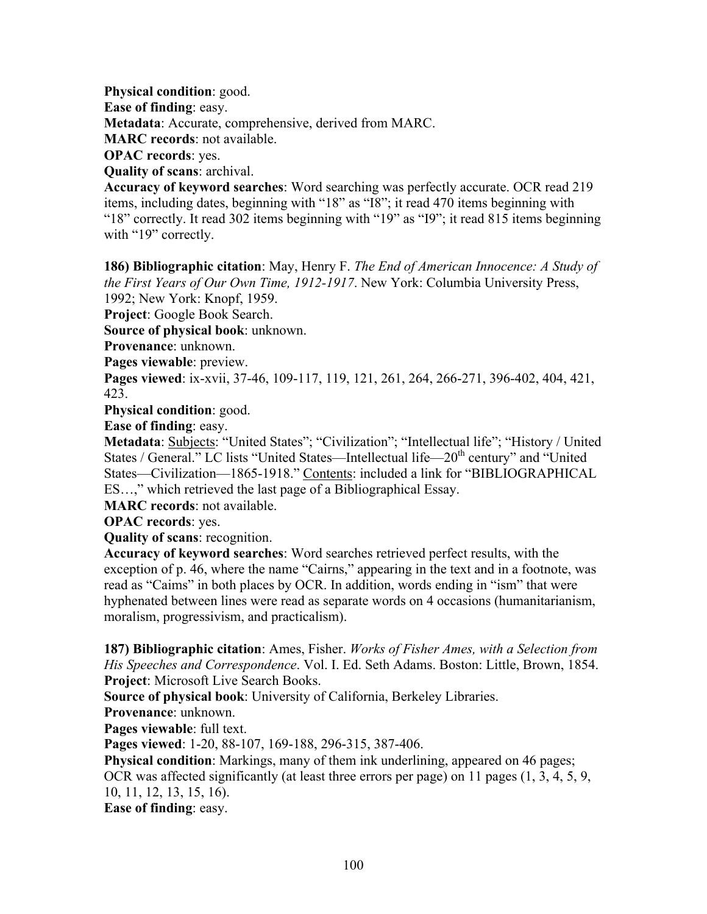**Physical condition**: good.
**Ease of finding**: easy.
**Metadata**: Accurate, comprehensive, derived from MARC.
**MARC records**: not available.
**OPAC records**: yes.
**Quality of scans**: archival.
**Accuracy of keyword searches**: Word searching was perfectly accurate. OCR read 219 items, including dates, beginning with "18" as "I8"; it read 470 items beginning with "18" correctly. It read 302 items beginning with "19" as "I9"; it read 815 items beginning with "19" correctly.

**186) Bibliographic citation**: May, Henry F. *The End of American Innocence: A Study of the First Years of Our Own Time, 1912-1917*. New York: Columbia University Press, 1992; New York: Knopf, 1959.
**Project**: Google Book Search.
**Source of physical book**: unknown.
**Provenance**: unknown.
**Pages viewable**: preview.
**Pages viewed**: ix-xvii, 37-46, 109-117, 119, 121, 261, 264, 266-271, 396-402, 404, 421, 423.
**Physical condition**: good.
**Ease of finding**: easy.
**Metadata**: Subjects: "United States"; "Civilization"; "Intellectual life"; "History / United States / General." LC lists "United States—Intellectual life—20th century" and "United States—Civilization—1865-1918." Contents: included a link for "BIBLIOGRAPHICAL ES…," which retrieved the last page of a Bibliographical Essay.
**MARC records**: not available.
**OPAC records**: yes.
**Quality of scans**: recognition.
**Accuracy of keyword searches**: Word searches retrieved perfect results, with the exception of p. 46, where the name "Cairns," appearing in the text and in a footnote, was read as "Caims" in both places by OCR. In addition, words ending in "ism" that were hyphenated between lines were read as separate words on 4 occasions (humanitarianism, moralism, progressivism, and practicalism).

**187) Bibliographic citation**: Ames, Fisher. *Works of Fisher Ames, with a Selection from His Speeches and Correspondence*. Vol. I. Ed. Seth Adams. Boston: Little, Brown, 1854.
**Project**: Microsoft Live Search Books.
**Source of physical book**: University of California, Berkeley Libraries.
**Provenance**: unknown.
**Pages viewable**: full text.
**Pages viewed**: 1-20, 88-107, 169-188, 296-315, 387-406.
**Physical condition**: Markings, many of them ink underlining, appeared on 46 pages; OCR was affected significantly (at least three errors per page) on 11 pages (1, 3, 4, 5, 9, 10, 11, 12, 13, 15, 16).
**Ease of finding**: easy.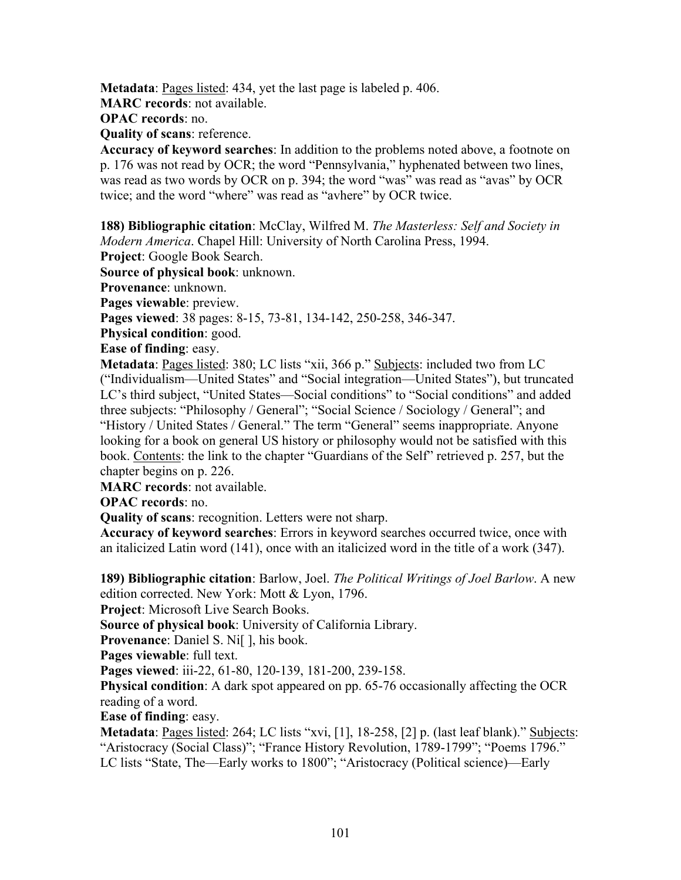**Metadata**: Pages listed: 434, yet the last page is labeled p. 406.
**MARC records**: not available.
**OPAC records**: no.
**Quality of scans**: reference.
**Accuracy of keyword searches**: In addition to the problems noted above, a footnote on p. 176 was not read by OCR; the word "Pennsylvania," hyphenated between two lines, was read as two words by OCR on p. 394; the word "was" was read as "avas" by OCR twice; and the word "where" was read as "avhere" by OCR twice.

**188) Bibliographic citation**: McClay, Wilfred M. *The Masterless: Self and Society in Modern America*. Chapel Hill: University of North Carolina Press, 1994.
**Project**: Google Book Search.
**Source of physical book**: unknown.
**Provenance**: unknown.
**Pages viewable**: preview.
**Pages viewed**: 38 pages: 8-15, 73-81, 134-142, 250-258, 346-347.
**Physical condition**: good.
**Ease of finding**: easy.
**Metadata**: Pages listed: 380; LC lists "xii, 366 p." Subjects: included two from LC ("Individualism—United States" and "Social integration—United States"), but truncated LC's third subject, "United States—Social conditions" to "Social conditions" and added three subjects: "Philosophy / General"; "Social Science / Sociology / General"; and "History / United States / General." The term "General" seems inappropriate. Anyone looking for a book on general US history or philosophy would not be satisfied with this book. Contents: the link to the chapter "Guardians of the Self" retrieved p. 257, but the chapter begins on p. 226.
**MARC records**: not available.
**OPAC records**: no.
**Quality of scans**: recognition. Letters were not sharp.
**Accuracy of keyword searches**: Errors in keyword searches occurred twice, once with an italicized Latin word (141), once with an italicized word in the title of a work (347).

**189) Bibliographic citation**: Barlow, Joel. *The Political Writings of Joel Barlow*. A new edition corrected. New York: Mott & Lyon, 1796.
**Project**: Microsoft Live Search Books.
**Source of physical book**: University of California Library.
**Provenance**: Daniel S. Ni[ ], his book.
**Pages viewable**: full text.
**Pages viewed**: iii-22, 61-80, 120-139, 181-200, 239-158.
**Physical condition**: A dark spot appeared on pp. 65-76 occasionally affecting the OCR reading of a word.
**Ease of finding**: easy.
**Metadata**: Pages listed: 264; LC lists "xvi, [1], 18-258, [2] p. (last leaf blank)." Subjects: "Aristocracy (Social Class)"; "France History Revolution, 1789-1799"; "Poems 1796." LC lists "State, The—Early works to 1800"; "Aristocracy (Political science)—Early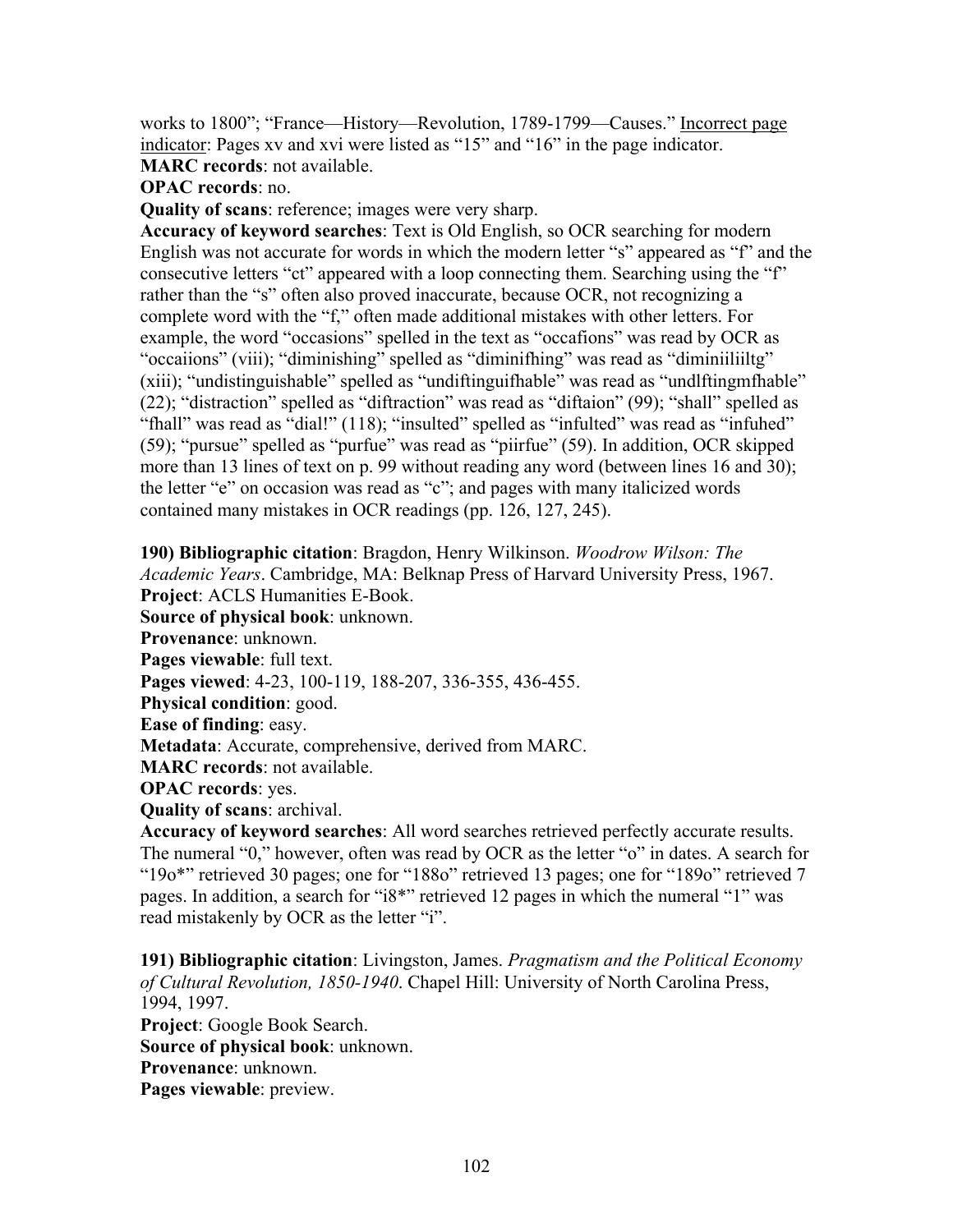works to 1800"; "France—History—Revolution, 1789-1799—Causes." Incorrect page indicator: Pages xv and xvi were listed as "15" and "16" in the page indicator.
**MARC records**: not available.
**OPAC records**: no.
**Quality of scans**: reference; images were very sharp.
**Accuracy of keyword searches**: Text is Old English, so OCR searching for modern English was not accurate for words in which the modern letter "s" appeared as "f" and the consecutive letters "ct" appeared with a loop connecting them. Searching using the "f" rather than the "s" often also proved inaccurate, because OCR, not recognizing a complete word with the "f," often made additional mistakes with other letters. For example, the word "occasions" spelled in the text as "occafions" was read by OCR as "occaiions" (viii); "diminishing" spelled as "diminifhing" was read as "diminiiliiltg" (xiii); "undistinguishable" spelled as "undiftinguifhable" was read as "undlftingmfhable" (22); "distraction" spelled as "diftraction" was read as "diftaion" (99); "shall" spelled as "fhall" was read as "dial!" (118); "insulted" spelled as "infulted" was read as "infuhed" (59); "pursue" spelled as "purfue" was read as "piirfue" (59). In addition, OCR skipped more than 13 lines of text on p. 99 without reading any word (between lines 16 and 30); the letter "e" on occasion was read as "c"; and pages with many italicized words contained many mistakes in OCR readings (pp. 126, 127, 245).

**190) Bibliographic citation**: Bragdon, Henry Wilkinson. *Woodrow Wilson: The Academic Years*. Cambridge, MA: Belknap Press of Harvard University Press, 1967.
**Project**: ACLS Humanities E-Book.
**Source of physical book**: unknown.
**Provenance**: unknown.
**Pages viewable**: full text.
**Pages viewed**: 4-23, 100-119, 188-207, 336-355, 436-455.
**Physical condition**: good.
**Ease of finding**: easy.
**Metadata**: Accurate, comprehensive, derived from MARC.
**MARC records**: not available.
**OPAC records**: yes.
**Quality of scans**: archival.
**Accuracy of keyword searches**: All word searches retrieved perfectly accurate results. The numeral "0," however, often was read by OCR as the letter "o" in dates. A search for "19o*" retrieved 30 pages; one for "188o" retrieved 13 pages; one for "189o" retrieved 7 pages. In addition, a search for "i8*" retrieved 12 pages in which the numeral "1" was read mistakenly by OCR as the letter "i".

**191) Bibliographic citation**: Livingston, James. *Pragmatism and the Political Economy of Cultural Revolution, 1850-1940*. Chapel Hill: University of North Carolina Press, 1994, 1997.
**Project**: Google Book Search.
**Source of physical book**: unknown.
**Provenance**: unknown.
**Pages viewable**: preview.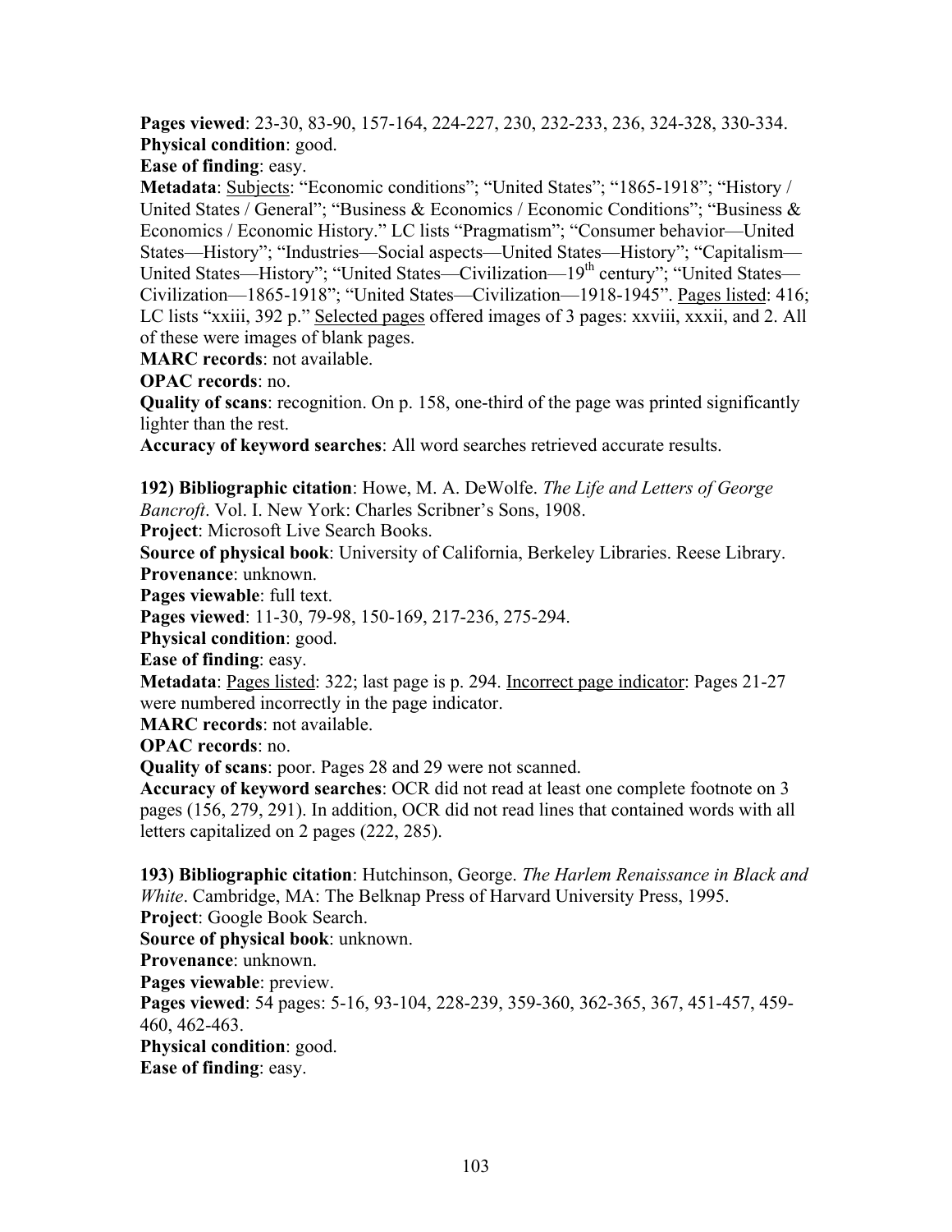**Pages viewed**: 23-30, 83-90, 157-164, 224-227, 230, 232-233, 236, 324-328, 330-334.
**Physical condition**: good.
**Ease of finding**: easy.
**Metadata**: Subjects: "Economic conditions"; "United States"; "1865-1918"; "History / United States / General"; "Business & Economics / Economic Conditions"; "Business & Economics / Economic History." LC lists "Pragmatism"; "Consumer behavior—United States—History"; "Industries—Social aspects—United States—History"; "Capitalism—United States—History"; "United States—Civilization—19th century"; "United States—Civilization—1865-1918"; "United States—Civilization—1918-1945". Pages listed: 416; LC lists "xxiii, 392 p." Selected pages offered images of 3 pages: xxviii, xxxii, and 2. All of these were images of blank pages.
**MARC records**: not available.
**OPAC records**: no.
**Quality of scans**: recognition. On p. 158, one-third of the page was printed significantly lighter than the rest.
**Accuracy of keyword searches**: All word searches retrieved accurate results.

**192) Bibliographic citation**: Howe, M. A. DeWolfe. *The Life and Letters of George Bancroft*. Vol. I. New York: Charles Scribner's Sons, 1908.
**Project**: Microsoft Live Search Books.
**Source of physical book**: University of California, Berkeley Libraries. Reese Library.
**Provenance**: unknown.
**Pages viewable**: full text.
**Pages viewed**: 11-30, 79-98, 150-169, 217-236, 275-294.
**Physical condition**: good.
**Ease of finding**: easy.
**Metadata**: Pages listed: 322; last page is p. 294. Incorrect page indicator: Pages 21-27 were numbered incorrectly in the page indicator.
**MARC records**: not available.
**OPAC records**: no.
**Quality of scans**: poor. Pages 28 and 29 were not scanned.
**Accuracy of keyword searches**: OCR did not read at least one complete footnote on 3 pages (156, 279, 291). In addition, OCR did not read lines that contained words with all letters capitalized on 2 pages (222, 285).

**193) Bibliographic citation**: Hutchinson, George. *The Harlem Renaissance in Black and White*. Cambridge, MA: The Belknap Press of Harvard University Press, 1995.
**Project**: Google Book Search.
**Source of physical book**: unknown.
**Provenance**: unknown.
**Pages viewable**: preview.
**Pages viewed**: 54 pages: 5-16, 93-104, 228-239, 359-360, 362-365, 367, 451-457, 459-460, 462-463.
**Physical condition**: good.
**Ease of finding**: easy.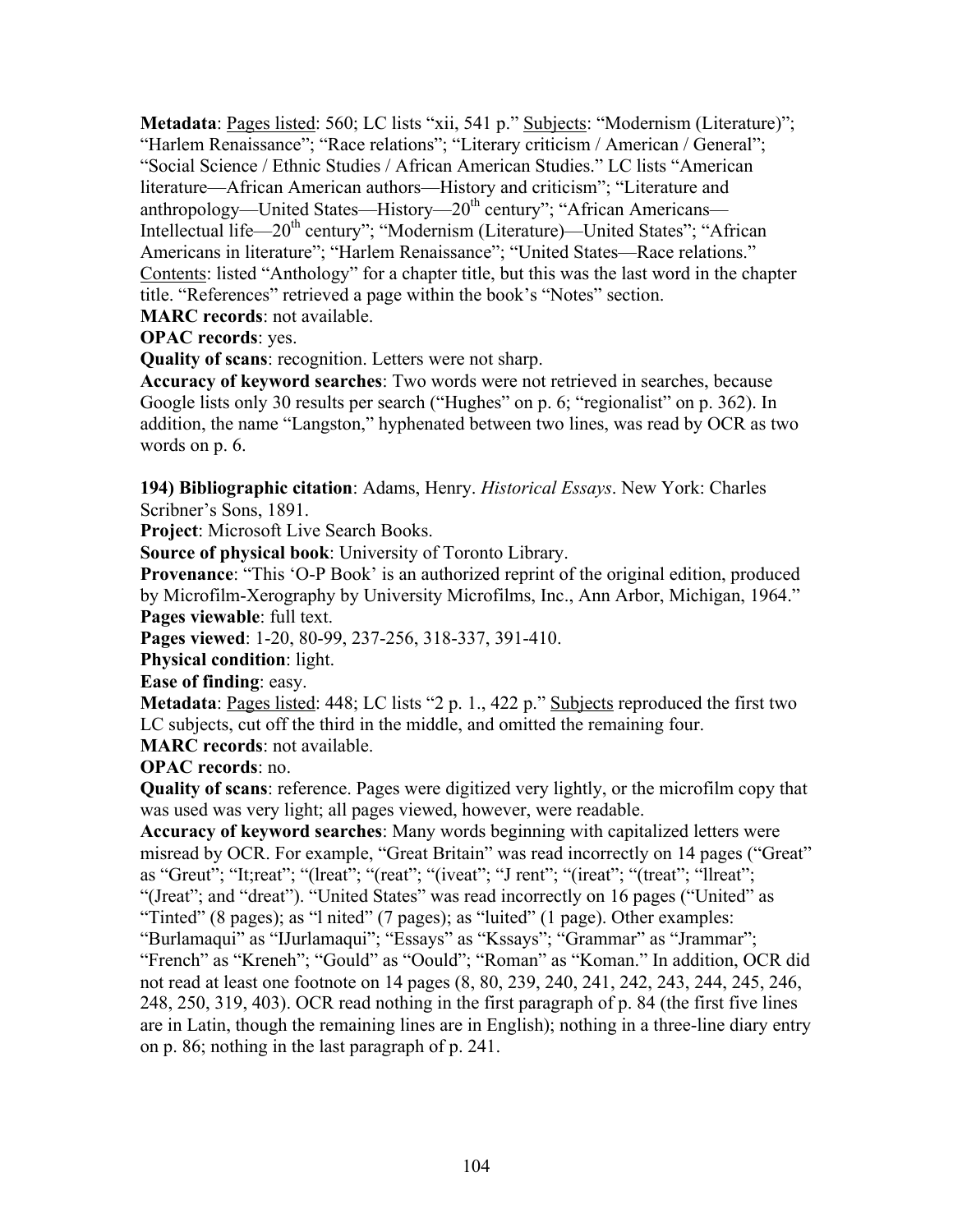**Metadata**: Pages listed: 560; LC lists "xii, 541 p." Subjects: "Modernism (Literature)"; "Harlem Renaissance"; "Race relations"; "Literary criticism / American / General"; "Social Science / Ethnic Studies / African American Studies." LC lists "American literature—African American authors—History and criticism"; "Literature and anthropology—United States—History—20th century"; "African Americans—Intellectual life—20th century"; "Modernism (Literature)—United States"; "African Americans in literature"; "Harlem Renaissance"; "United States—Race relations." Contents: listed "Anthology" for a chapter title, but this was the last word in the chapter title. "References" retrieved a page within the book's "Notes" section.

**MARC records**: not available.

**OPAC records**: yes.

**Quality of scans**: recognition. Letters were not sharp.

**Accuracy of keyword searches**: Two words were not retrieved in searches, because Google lists only 30 results per search ("Hughes" on p. 6; "regionalist" on p. 362). In addition, the name "Langston," hyphenated between two lines, was read by OCR as two words on p. 6.

**194) Bibliographic citation**: Adams, Henry. *Historical Essays*. New York: Charles Scribner's Sons, 1891.

**Project**: Microsoft Live Search Books.

**Source of physical book**: University of Toronto Library.

**Provenance**: "This 'O-P Book' is an authorized reprint of the original edition, produced by Microfilm-Xerography by University Microfilms, Inc., Ann Arbor, Michigan, 1964."

**Pages viewable**: full text.

**Pages viewed**: 1-20, 80-99, 237-256, 318-337, 391-410.

**Physical condition**: light.

**Ease of finding**: easy.

**Metadata**: Pages listed: 448; LC lists "2 p. 1., 422 p." Subjects reproduced the first two LC subjects, cut off the third in the middle, and omitted the remaining four.

**MARC records**: not available.

**OPAC records**: no.

**Quality of scans**: reference. Pages were digitized very lightly, or the microfilm copy that was used was very light; all pages viewed, however, were readable.

**Accuracy of keyword searches**: Many words beginning with capitalized letters were misread by OCR. For example, "Great Britain" was read incorrectly on 14 pages ("Great" as "Greut"; "It;reat"; "(lreat"; "(reat"; "(iveat"; "J rent"; "(ireat"; "(treat"; "llreat"; "(Jreat"; and "dreat"). "United States" was read incorrectly on 16 pages ("United" as "Tinted" (8 pages); as "l nited" (7 pages); as "luited" (1 page). Other examples: "Burlamaqui" as "IJurlamaqui"; "Essays" as "Kssays"; "Grammar" as "Jrammar"; "French" as "Kreneh"; "Gould" as "Oould"; "Roman" as "Koman." In addition, OCR did not read at least one footnote on 14 pages (8, 80, 239, 240, 241, 242, 243, 244, 245, 246, 248, 250, 319, 403). OCR read nothing in the first paragraph of p. 84 (the first five lines are in Latin, though the remaining lines are in English); nothing in a three-line diary entry on p. 86; nothing in the last paragraph of p. 241.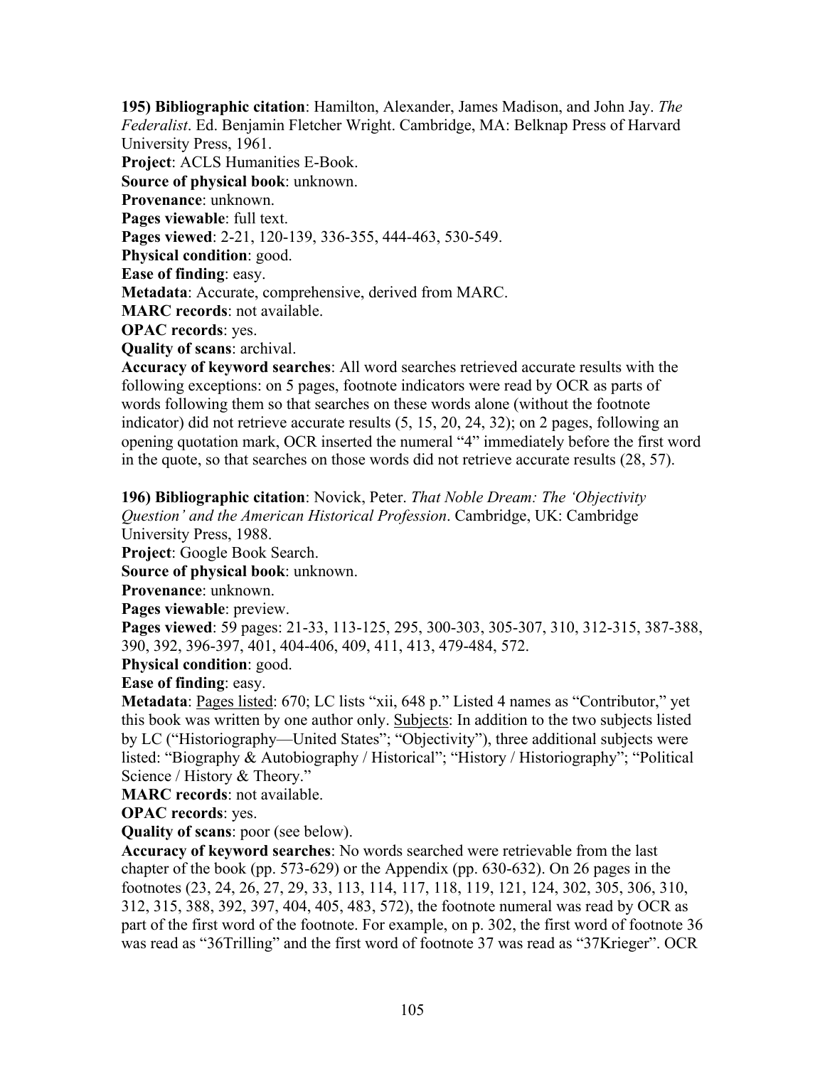**195) Bibliographic citation**: Hamilton, Alexander, James Madison, and John Jay. *The Federalist*. Ed. Benjamin Fletcher Wright. Cambridge, MA: Belknap Press of Harvard University Press, 1961.
**Project**: ACLS Humanities E-Book.
**Source of physical book**: unknown.
**Provenance**: unknown.
**Pages viewable**: full text.
**Pages viewed**: 2-21, 120-139, 336-355, 444-463, 530-549.
**Physical condition**: good.
**Ease of finding**: easy.
**Metadata**: Accurate, comprehensive, derived from MARC.
**MARC records**: not available.
**OPAC records**: yes.
**Quality of scans**: archival.
**Accuracy of keyword searches**: All word searches retrieved accurate results with the following exceptions: on 5 pages, footnote indicators were read by OCR as parts of words following them so that searches on these words alone (without the footnote indicator) did not retrieve accurate results (5, 15, 20, 24, 32); on 2 pages, following an opening quotation mark, OCR inserted the numeral "4" immediately before the first word in the quote, so that searches on those words did not retrieve accurate results (28, 57).

**196) Bibliographic citation**: Novick, Peter. *That Noble Dream: The 'Objectivity Question' and the American Historical Profession*. Cambridge, UK: Cambridge University Press, 1988.
**Project**: Google Book Search.
**Source of physical book**: unknown.
**Provenance**: unknown.
**Pages viewable**: preview.
**Pages viewed**: 59 pages: 21-33, 113-125, 295, 300-303, 305-307, 310, 312-315, 387-388, 390, 392, 396-397, 401, 404-406, 409, 411, 413, 479-484, 572.
**Physical condition**: good.
**Ease of finding**: easy.
**Metadata**: Pages listed: 670; LC lists "xii, 648 p." Listed 4 names as "Contributor," yet this book was written by one author only. Subjects: In addition to the two subjects listed by LC ("Historiography—United States"; "Objectivity"), three additional subjects were listed: "Biography & Autobiography / Historical"; "History / Historiography"; "Political Science / History & Theory."
**MARC records**: not available.
**OPAC records**: yes.
**Quality of scans**: poor (see below).
**Accuracy of keyword searches**: No words searched were retrievable from the last chapter of the book (pp. 573-629) or the Appendix (pp. 630-632). On 26 pages in the footnotes (23, 24, 26, 27, 29, 33, 113, 114, 117, 118, 119, 121, 124, 302, 305, 306, 310, 312, 315, 388, 392, 397, 404, 405, 483, 572), the footnote numeral was read by OCR as part of the first word of the footnote. For example, on p. 302, the first word of footnote 36 was read as "36Trilling" and the first word of footnote 37 was read as "37Krieger". OCR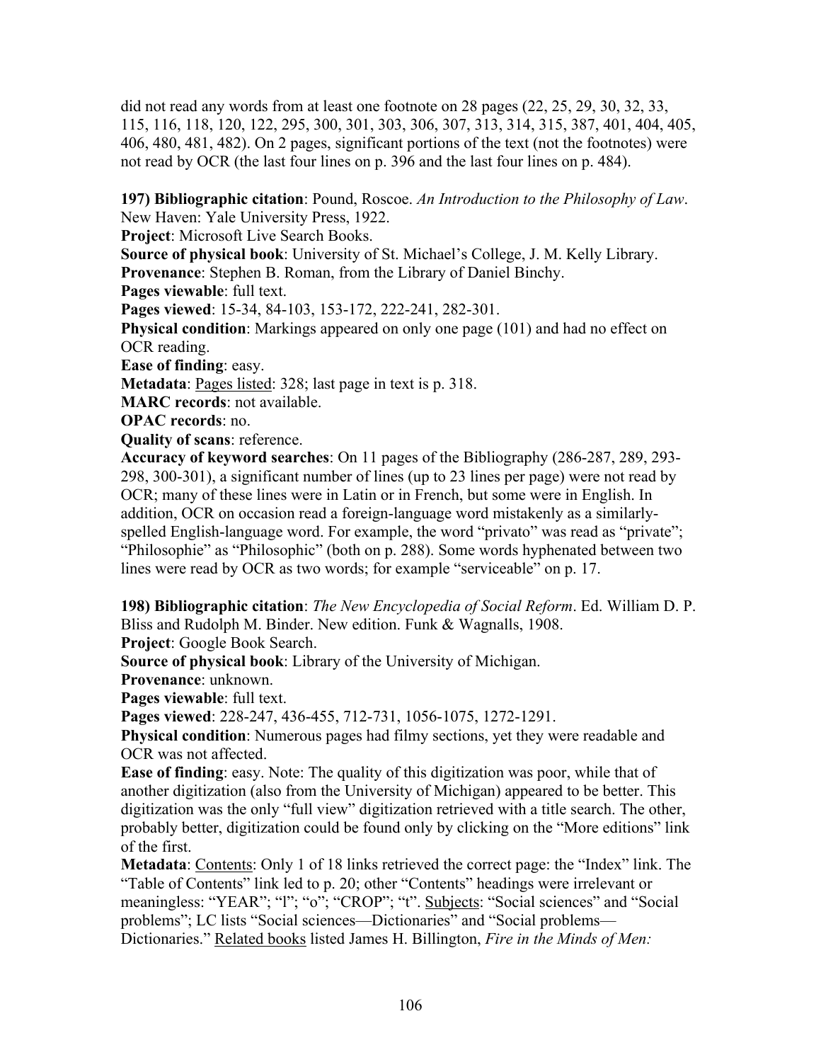did not read any words from at least one footnote on 28 pages (22, 25, 29, 30, 32, 33, 115, 116, 118, 120, 122, 295, 300, 301, 303, 306, 307, 313, 314, 315, 387, 401, 404, 405, 406, 480, 481, 482). On 2 pages, significant portions of the text (not the footnotes) were not read by OCR (the last four lines on p. 396 and the last four lines on p. 484).

**197) Bibliographic citation**: Pound, Roscoe. *An Introduction to the Philosophy of Law*. New Haven: Yale University Press, 1922.
**Project**: Microsoft Live Search Books.
**Source of physical book**: University of St. Michael's College, J. M. Kelly Library.
**Provenance**: Stephen B. Roman, from the Library of Daniel Binchy.
**Pages viewable**: full text.
**Pages viewed**: 15-34, 84-103, 153-172, 222-241, 282-301.
**Physical condition**: Markings appeared on only one page (101) and had no effect on OCR reading.
**Ease of finding**: easy.
**Metadata**: Pages listed: 328; last page in text is p. 318.
**MARC records**: not available.
**OPAC records**: no.
**Quality of scans**: reference.
**Accuracy of keyword searches**: On 11 pages of the Bibliography (286-287, 289, 293-298, 300-301), a significant number of lines (up to 23 lines per page) were not read by OCR; many of these lines were in Latin or in French, but some were in English. In addition, OCR on occasion read a foreign-language word mistakenly as a similarly-spelled English-language word. For example, the word "privato" was read as "private"; "Philosophie" as "Philosophic" (both on p. 288). Some words hyphenated between two lines were read by OCR as two words; for example "serviceable" on p. 17.

**198) Bibliographic citation**: *The New Encyclopedia of Social Reform*. Ed. William D. P. Bliss and Rudolph M. Binder. New edition. Funk & Wagnalls, 1908.
**Project**: Google Book Search.
**Source of physical book**: Library of the University of Michigan.
**Provenance**: unknown.
**Pages viewable**: full text.
**Pages viewed**: 228-247, 436-455, 712-731, 1056-1075, 1272-1291.
**Physical condition**: Numerous pages had filmy sections, yet they were readable and OCR was not affected.
**Ease of finding**: easy. Note: The quality of this digitization was poor, while that of another digitization (also from the University of Michigan) appeared to be better. This digitization was the only "full view" digitization retrieved with a title search. The other, probably better, digitization could be found only by clicking on the "More editions" link of the first.
**Metadata**: Contents: Only 1 of 18 links retrieved the correct page: the "Index" link. The "Table of Contents" link led to p. 20; other "Contents" headings were irrelevant or meaningless: "YEAR"; "l"; "o"; "CROP"; "t". Subjects: "Social sciences" and "Social problems"; LC lists "Social sciences—Dictionaries" and "Social problems—Dictionaries." Related books listed James H. Billington, *Fire in the Minds of Men:*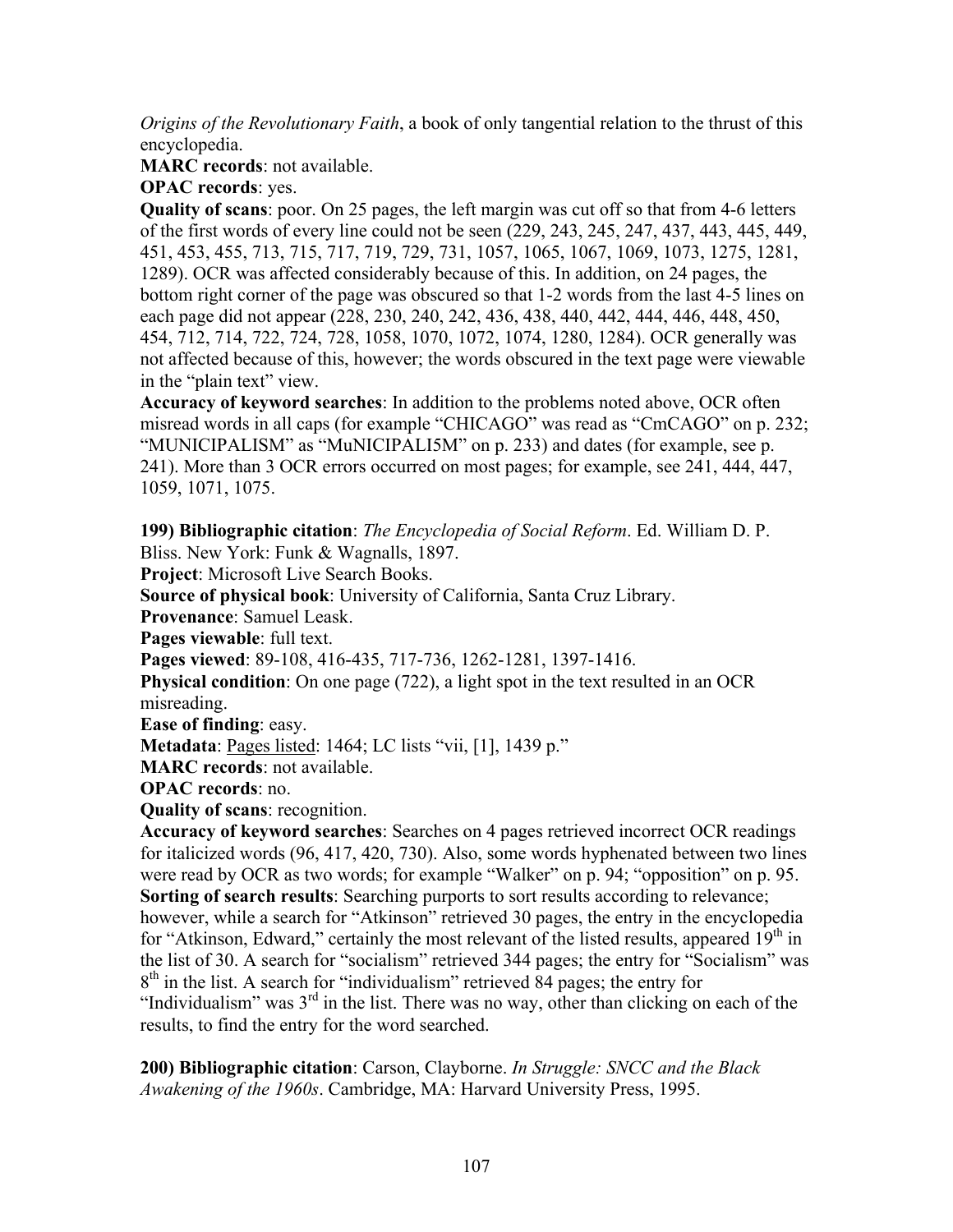*Origins of the Revolutionary Faith*, a book of only tangential relation to the thrust of this encyclopedia.

**MARC records**: not available.

**OPAC records**: yes.

**Quality of scans**: poor. On 25 pages, the left margin was cut off so that from 4-6 letters of the first words of every line could not be seen (229, 243, 245, 247, 437, 443, 445, 449, 451, 453, 455, 713, 715, 717, 719, 729, 731, 1057, 1065, 1067, 1069, 1073, 1275, 1281, 1289). OCR was affected considerably because of this. In addition, on 24 pages, the bottom right corner of the page was obscured so that 1-2 words from the last 4-5 lines on each page did not appear (228, 230, 240, 242, 436, 438, 440, 442, 444, 446, 448, 450, 454, 712, 714, 722, 724, 728, 1058, 1070, 1072, 1074, 1280, 1284). OCR generally was not affected because of this, however; the words obscured in the text page were viewable in the "plain text" view.

**Accuracy of keyword searches**: In addition to the problems noted above, OCR often misread words in all caps (for example "CHICAGO" was read as "CmCAGO" on p. 232; "MUNICIPALISM" as "MuNICIPALI5M" on p. 233) and dates (for example, see p. 241). More than 3 OCR errors occurred on most pages; for example, see 241, 444, 447, 1059, 1071, 1075.

**199) Bibliographic citation**: *The Encyclopedia of Social Reform*. Ed. William D. P. Bliss. New York: Funk & Wagnalls, 1897.

**Project**: Microsoft Live Search Books.

**Source of physical book**: University of California, Santa Cruz Library.

**Provenance**: Samuel Leask.

**Pages viewable**: full text.

**Pages viewed**: 89-108, 416-435, 717-736, 1262-1281, 1397-1416.

**Physical condition**: On one page (722), a light spot in the text resulted in an OCR misreading.

**Ease of finding**: easy.

**Metadata**: Pages listed: 1464; LC lists "vii, [1], 1439 p."

**MARC records**: not available.

**OPAC records**: no.

**Quality of scans**: recognition.

**Accuracy of keyword searches**: Searches on 4 pages retrieved incorrect OCR readings for italicized words (96, 417, 420, 730). Also, some words hyphenated between two lines were read by OCR as two words; for example "Walker" on p. 94; "opposition" on p. 95.

**Sorting of search results**: Searching purports to sort results according to relevance; however, while a search for "Atkinson" retrieved 30 pages, the entry in the encyclopedia for "Atkinson, Edward," certainly the most relevant of the listed results, appeared 19th in the list of 30. A search for "socialism" retrieved 344 pages; the entry for "Socialism" was 8th in the list. A search for "individualism" retrieved 84 pages; the entry for "Individualism" was 3rd in the list. There was no way, other than clicking on each of the results, to find the entry for the word searched.

**200) Bibliographic citation**: Carson, Clayborne. *In Struggle: SNCC and the Black Awakening of the 1960s*. Cambridge, MA: Harvard University Press, 1995.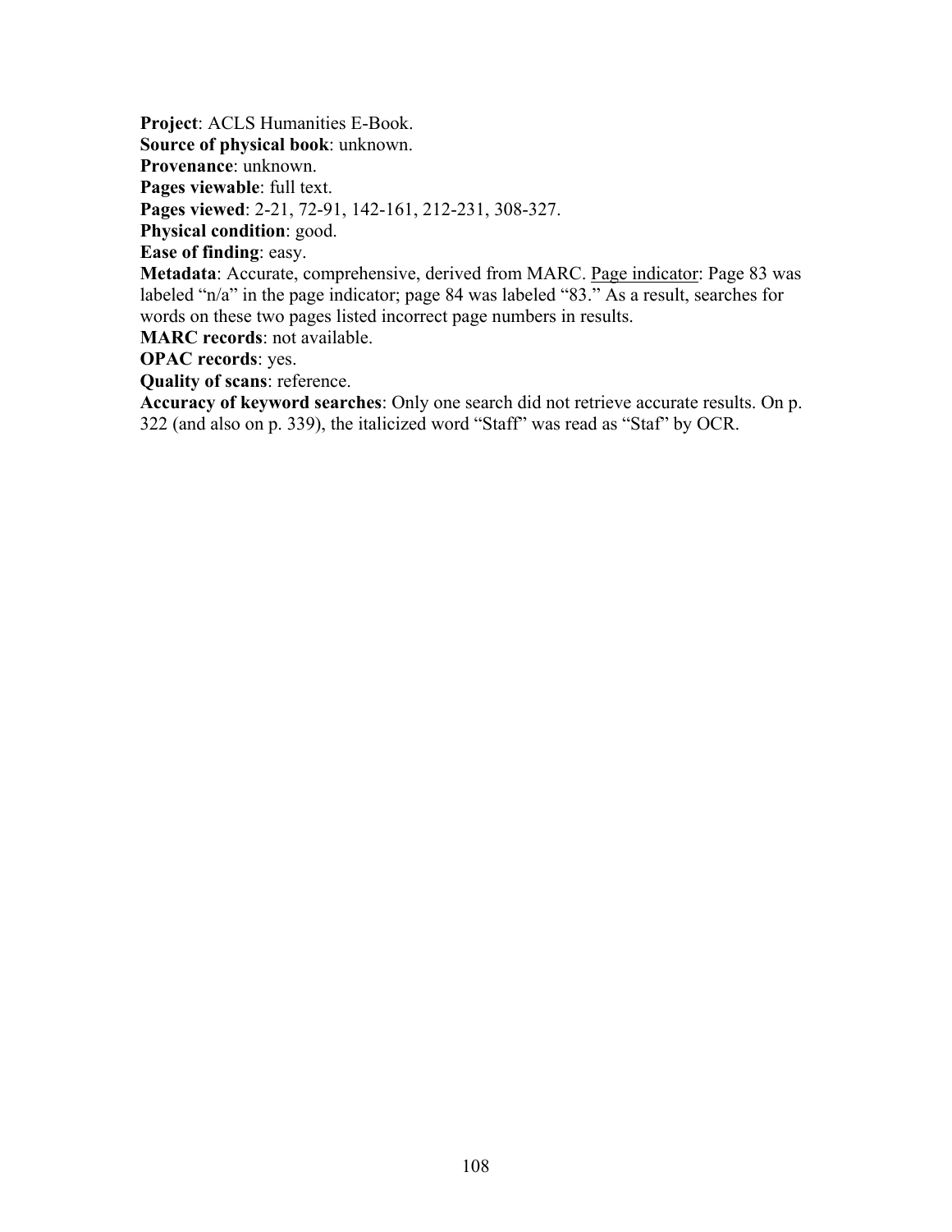**Project**: ACLS Humanities E-Book.
**Source of physical book**: unknown.
**Provenance**: unknown.
**Pages viewable**: full text.
**Pages viewed**: 2-21, 72-91, 142-161, 212-231, 308-327.
**Physical condition**: good.
**Ease of finding**: easy.
**Metadata**: Accurate, comprehensive, derived from MARC. <u>Page indicator</u>: Page 83 was labeled "n/a" in the page indicator; page 84 was labeled "83." As a result, searches for words on these two pages listed incorrect page numbers in results.
**MARC records**: not available.
**OPAC records**: yes.
**Quality of scans**: reference.
**Accuracy of keyword searches**: Only one search did not retrieve accurate results. On p. 322 (and also on p. 339), the italicized word "Staff" was read as "Staf" by OCR.